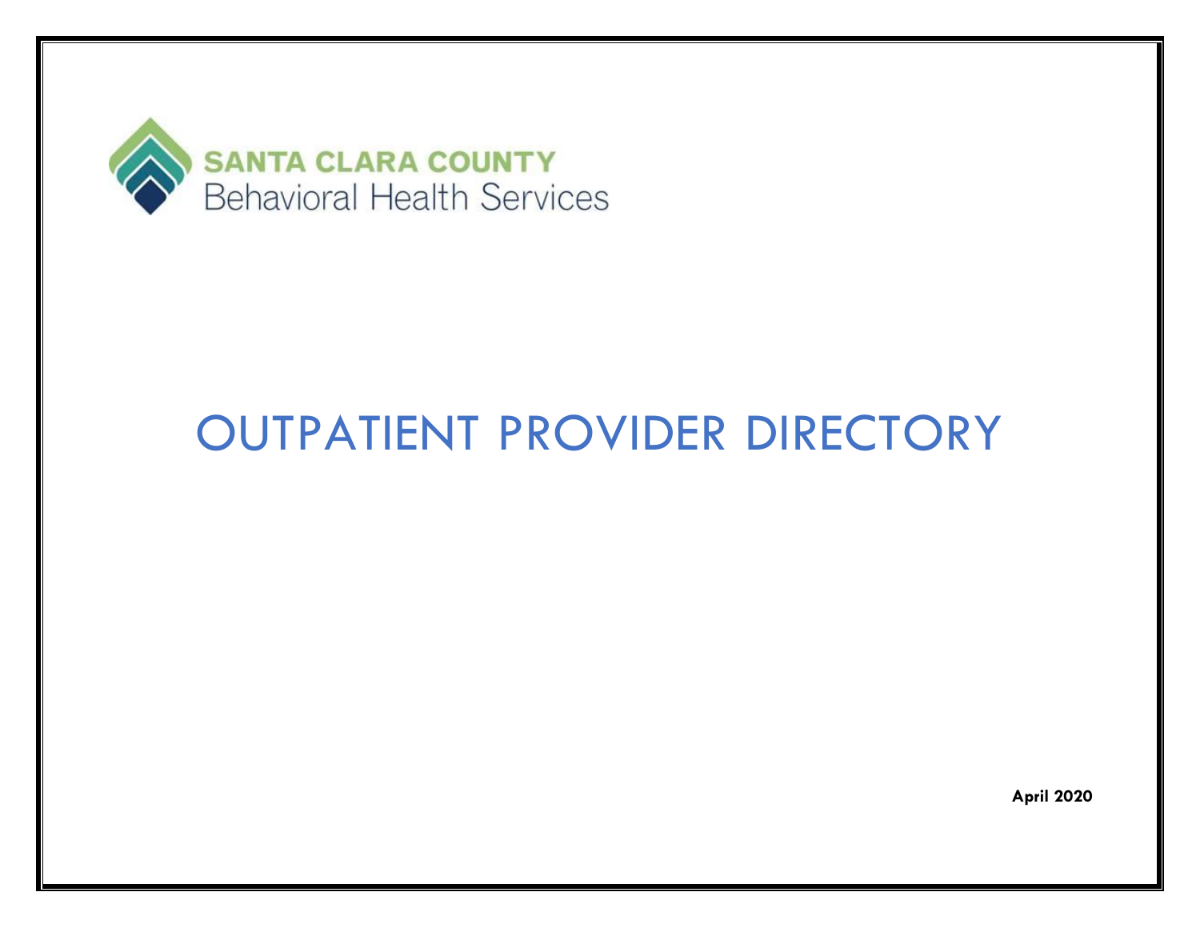SANTA CLARA COUNTY
Behavioral Health Services

# OUTPATIENT PROVIDER DIRECTORY

**April 2020**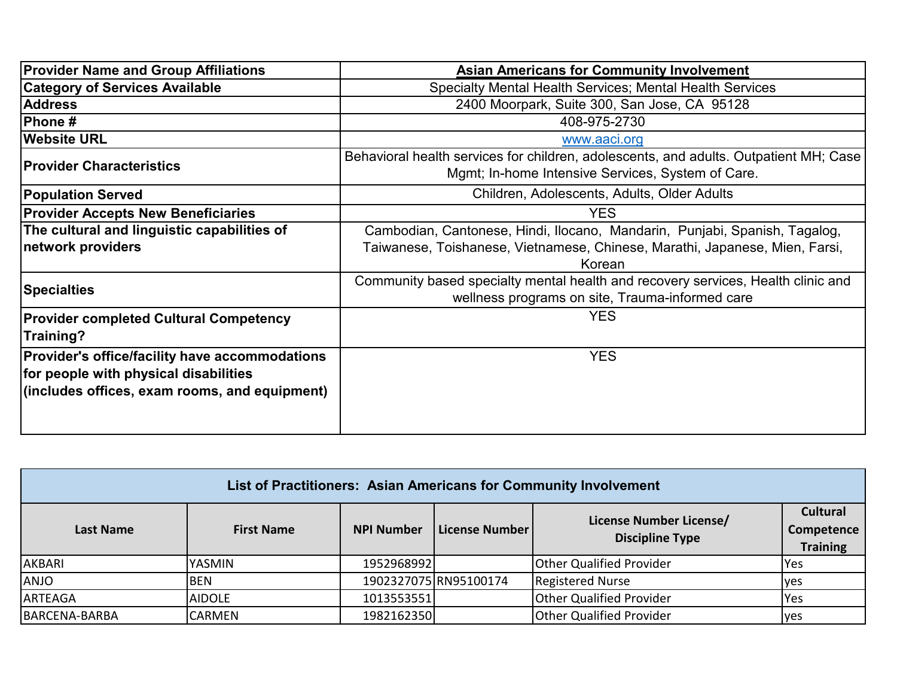| Provider Name and Group Affiliations | Asian Americans for Community Involvement |
|---|---|
| **Category of Services Available** | Specialty Mental Health Services; Mental Health Services |
| **Address** | 2400 Moorpark, Suite 300, San Jose, CA 95128 |
| **Phone #** | 408-975-2730 |
| **Website URL** | www.aaci.org |
| **Provider Characteristics** | Behavioral health services for children, adolescents, and adults. Outpatient MH; Case Mgmt; In-home Intensive Services, System of Care. |
| **Population Served** | Children, Adolescents, Adults, Older Adults |
| **Provider Accepts New Beneficiaries** | YES |
| **The cultural and linguistic capabilities of network providers** | Cambodian, Cantonese, Hindi, Ilocano, Mandarin, Punjabi, Spanish, Tagalog, Taiwanese, Toishanese, Vietnamese, Chinese, Marathi, Japanese, Mien, Farsi, Korean |
| **Specialties** | Community based specialty mental health and recovery services, Health clinic and wellness programs on site, Trauma-informed care |
| **Provider completed Cultural Competency Training?** | YES |
| **Provider's office/facility have accommodations for people with physical disabilities (includes offices, exam rooms, and equipment)** | YES |

**List of Practitioners: Asian Americans for Community Involvement**

| Last Name | First Name | NPI Number | License Number | License Number License/ Discipline Type | Cultural Competence Training |
|---|---|---|---|---|---|
| AKBARI | YASMIN | 1952968992 | | Other Qualified Provider | Yes |
| ANJO | BEN | 1902327075 | RN95100174 | Registered Nurse | yes |
| ARTEAGA | AIDOLE | 1013553551 | | Other Qualified Provider | Yes |
| BARCENA-BARBA | CARMEN | 1982162350 | | Other Qualified Provider | yes |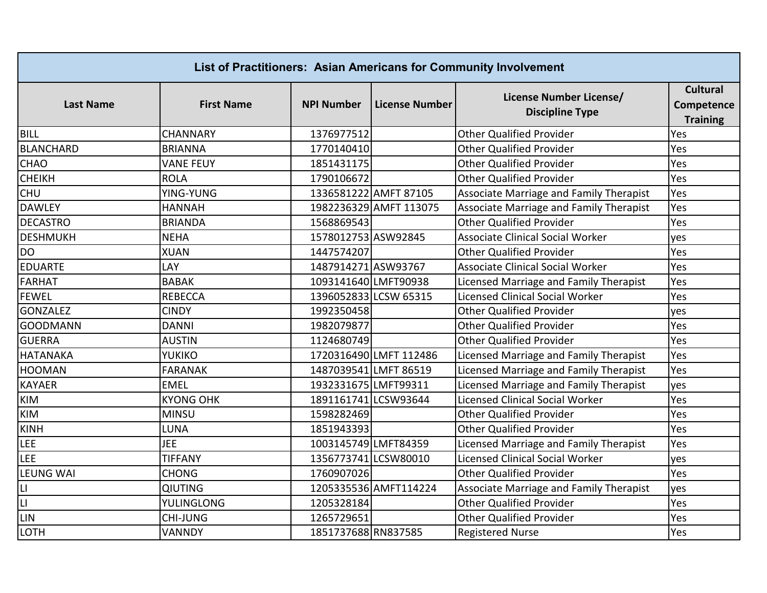| List of Practitioners: Asian Americans for Community Involvement | | | | | |
|---|---|---|---|---|---|
| **Last Name** | **First Name** | **NPI Number** | **License Number** | **License Number License/ Discipline Type** | **Cultural Competence Training** |
| BILL | CHANNARY | 1376977512 | | Other Qualified Provider | Yes |
| BLANCHARD | BRIANNA | 1770140410 | | Other Qualified Provider | Yes |
| CHAO | VANE FEUY | 1851431175 | | Other Qualified Provider | Yes |
| CHEIKH | ROLA | 1790106672 | | Other Qualified Provider | Yes |
| CHU | YING-YUNG | 1336581222 | AMFT 87105 | Associate Marriage and Family Therapist | Yes |
| DAWLEY | HANNAH | 1982236329 | AMFT 113075 | Associate Marriage and Family Therapist | Yes |
| DECASTRO | BRIANDA | 1568869543 | | Other Qualified Provider | Yes |
| DESHMUKH | NEHA | 1578012753 | ASW92845 | Associate Clinical Social Worker | yes |
| DO | XUAN | 1447574207 | | Other Qualified Provider | Yes |
| EDUARTE | LAY | 1487914271 | ASW93767 | Associate Clinical Social Worker | Yes |
| FARHAT | BABAK | 1093141640 | LMFT90938 | Licensed Marriage and Family Therapist | Yes |
| FEWEL | REBECCA | 1396052833 | LCSW 65315 | Licensed Clinical Social Worker | Yes |
| GONZALEZ | CINDY | 1992350458 | | Other Qualified Provider | yes |
| GOODMANN | DANNI | 1982079877 | | Other Qualified Provider | Yes |
| GUERRA | AUSTIN | 1124680749 | | Other Qualified Provider | Yes |
| HATANAKA | YUKIKO | 1720316490 | LMFT 112486 | Licensed Marriage and Family Therapist | Yes |
| HOOMAN | FARANAK | 1487039541 | LMFT 86519 | Licensed Marriage and Family Therapist | Yes |
| KAYAER | EMEL | 1932331675 | LMFT99311 | Licensed Marriage and Family Therapist | yes |
| KIM | KYONG OHK | 1891161741 | LCSW93644 | Licensed Clinical Social Worker | Yes |
| KIM | MINSU | 1598282469 | | Other Qualified Provider | Yes |
| KINH | LUNA | 1851943393 | | Other Qualified Provider | Yes |
| LEE | JEE | 1003145749 | LMFT84359 | Licensed Marriage and Family Therapist | Yes |
| LEE | TIFFANY | 1356773741 | LCSW80010 | Licensed Clinical Social Worker | yes |
| LEUNG WAI | CHONG | 1760907026 | | Other Qualified Provider | Yes |
| LI | QIUTING | 1205335536 | AMFT114224 | Associate Marriage and Family Therapist | yes |
| LI | YULINGLONG | 1205328184 | | Other Qualified Provider | Yes |
| LIN | CHI-JUNG | 1265729651 | | Other Qualified Provider | Yes |
| LOTH | VANNDY | 1851737688 | RN837585 | Registered Nurse | Yes |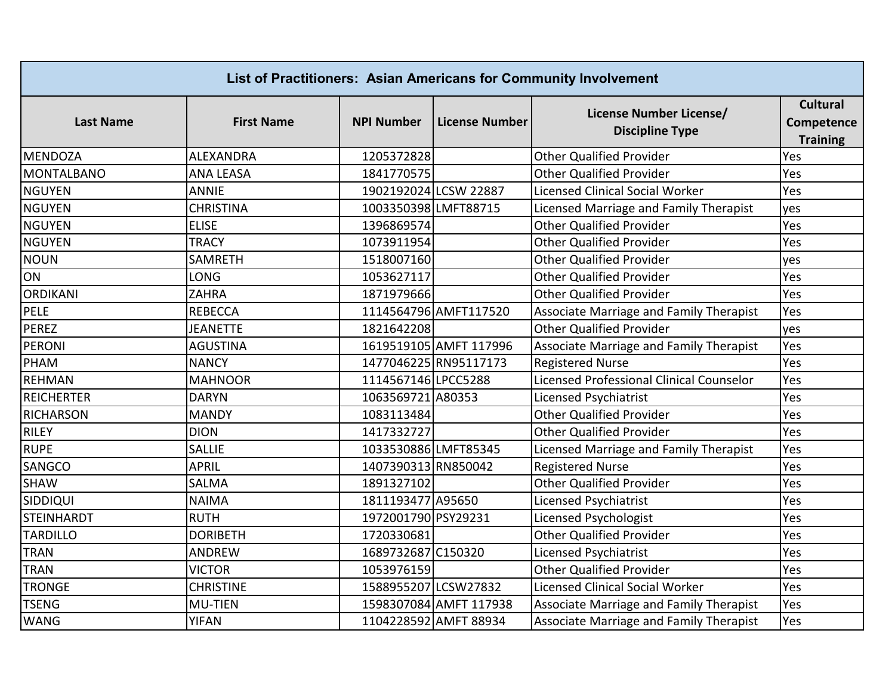| List of Practitioners: Asian Americans for Community Involvement | | | | | |
|---|---|---|---|---|---|
| **Last Name** | **First Name** | **NPI Number** | **License Number** | **License Number License/ Discipline Type** | **Cultural Competence Training** |
| MENDOZA | ALEXANDRA | 1205372828 | | Other Qualified Provider | Yes |
| MONTALBANO | ANA LEASA | 1841770575 | | Other Qualified Provider | Yes |
| NGUYEN | ANNIE | 1902192024 | LCSW 22887 | Licensed Clinical Social Worker | Yes |
| NGUYEN | CHRISTINA | 1003350398 | LMFT88715 | Licensed Marriage and Family Therapist | yes |
| NGUYEN | ELISE | 1396869574 | | Other Qualified Provider | Yes |
| NGUYEN | TRACY | 1073911954 | | Other Qualified Provider | Yes |
| NOUN | SAMRETH | 1518007160 | | Other Qualified Provider | yes |
| ON | LONG | 1053627117 | | Other Qualified Provider | Yes |
| ORDIKANI | ZAHRA | 1871979666 | | Other Qualified Provider | Yes |
| PELE | REBECCA | 1114564796 | AMFT117520 | Associate Marriage and Family Therapist | Yes |
| PEREZ | JEANETTE | 1821642208 | | Other Qualified Provider | yes |
| PERONI | AGUSTINA | 1619519105 | AMFT 117996 | Associate Marriage and Family Therapist | Yes |
| PHAM | NANCY | 1477046225 | RN95117173 | Registered Nurse | Yes |
| REHMAN | MAHNOOR | 1114567146 | LPCC5288 | Licensed Professional Clinical Counselor | Yes |
| REICHERTER | DARYN | 1063569721 | A80353 | Licensed Psychiatrist | Yes |
| RICHARSON | MANDY | 1083113484 | | Other Qualified Provider | Yes |
| RILEY | DION | 1417332727 | | Other Qualified Provider | Yes |
| RUPE | SALLIE | 1033530886 | LMFT85345 | Licensed Marriage and Family Therapist | Yes |
| SANGCO | APRIL | 1407390313 | RN850042 | Registered Nurse | Yes |
| SHAW | SALMA | 1891327102 | | Other Qualified Provider | Yes |
| SIDDIQUI | NAIMA | 1811193477 | A95650 | Licensed Psychiatrist | Yes |
| STEINHARDT | RUTH | 1972001790 | PSY29231 | Licensed Psychologist | Yes |
| TARDILLO | DORIBETH | 1720330681 | | Other Qualified Provider | Yes |
| TRAN | ANDREW | 1689732687 | C150320 | Licensed Psychiatrist | Yes |
| TRAN | VICTOR | 1053976159 | | Other Qualified Provider | Yes |
| TRONGE | CHRISTINE | 1588955207 | LCSW27832 | Licensed Clinical Social Worker | Yes |
| TSENG | MU-TIEN | 1598307084 | AMFT 117938 | Associate Marriage and Family Therapist | Yes |
| WANG | YIFAN | 1104228592 | AMFT 88934 | Associate Marriage and Family Therapist | Yes |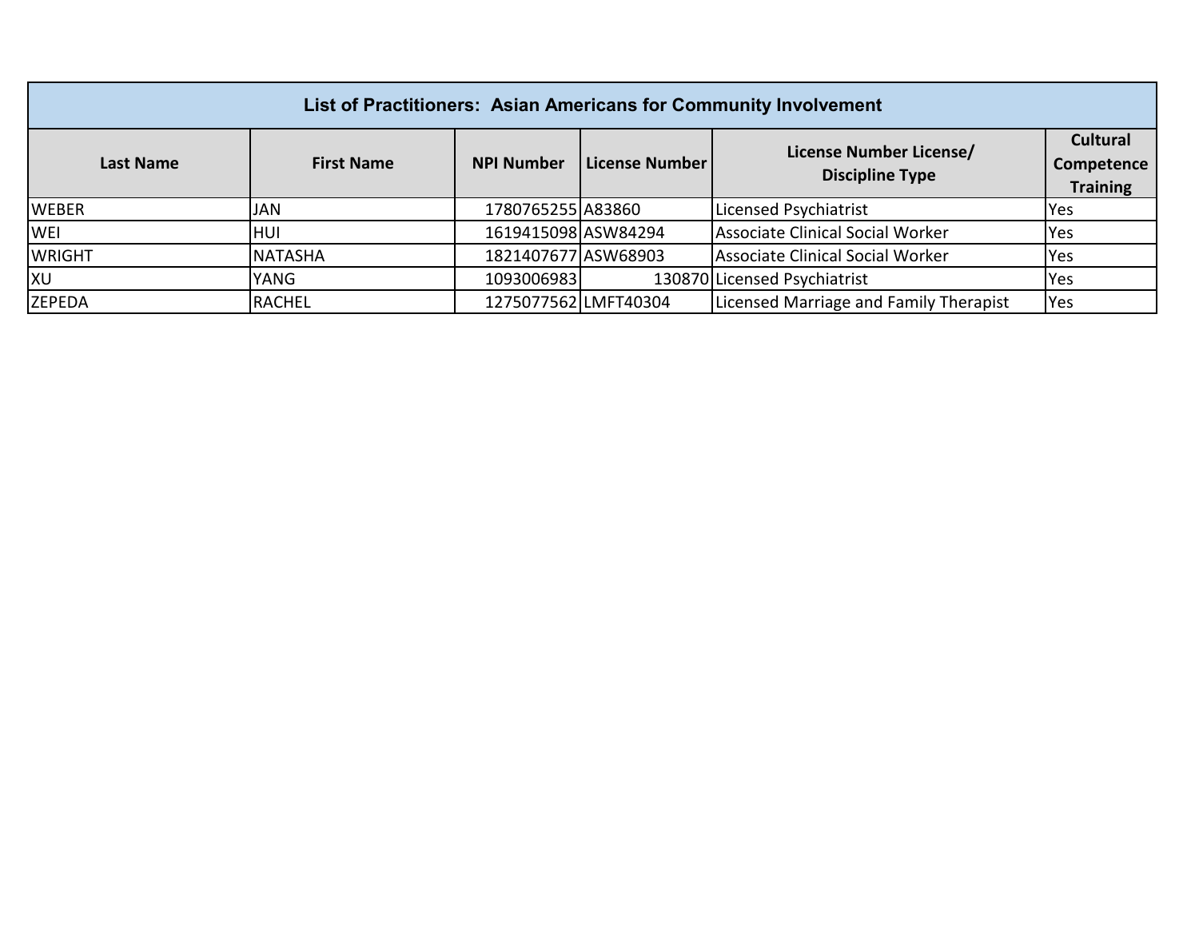| List of Practitioners: Asian Americans for Community Involvement | | | | | |
|---|---|---|---|---|---|
| **Last Name** | **First Name** | **NPI Number** | **License Number** | **License Number License/ Discipline Type** | **Cultural Competence Training** |
| WEBER | JAN | 1780765255 | A83860 | Licensed Psychiatrist | Yes |
| WEI | HUI | 1619415098 | ASW84294 | Associate Clinical Social Worker | Yes |
| WRIGHT | NATASHA | 1821407677 | ASW68903 | Associate Clinical Social Worker | Yes |
| XU | YANG | 1093006983 | 130870 | Licensed Psychiatrist | Yes |
| ZEPEDA | RACHEL | 1275077562 | LMFT40304 | Licensed Marriage and Family Therapist | Yes |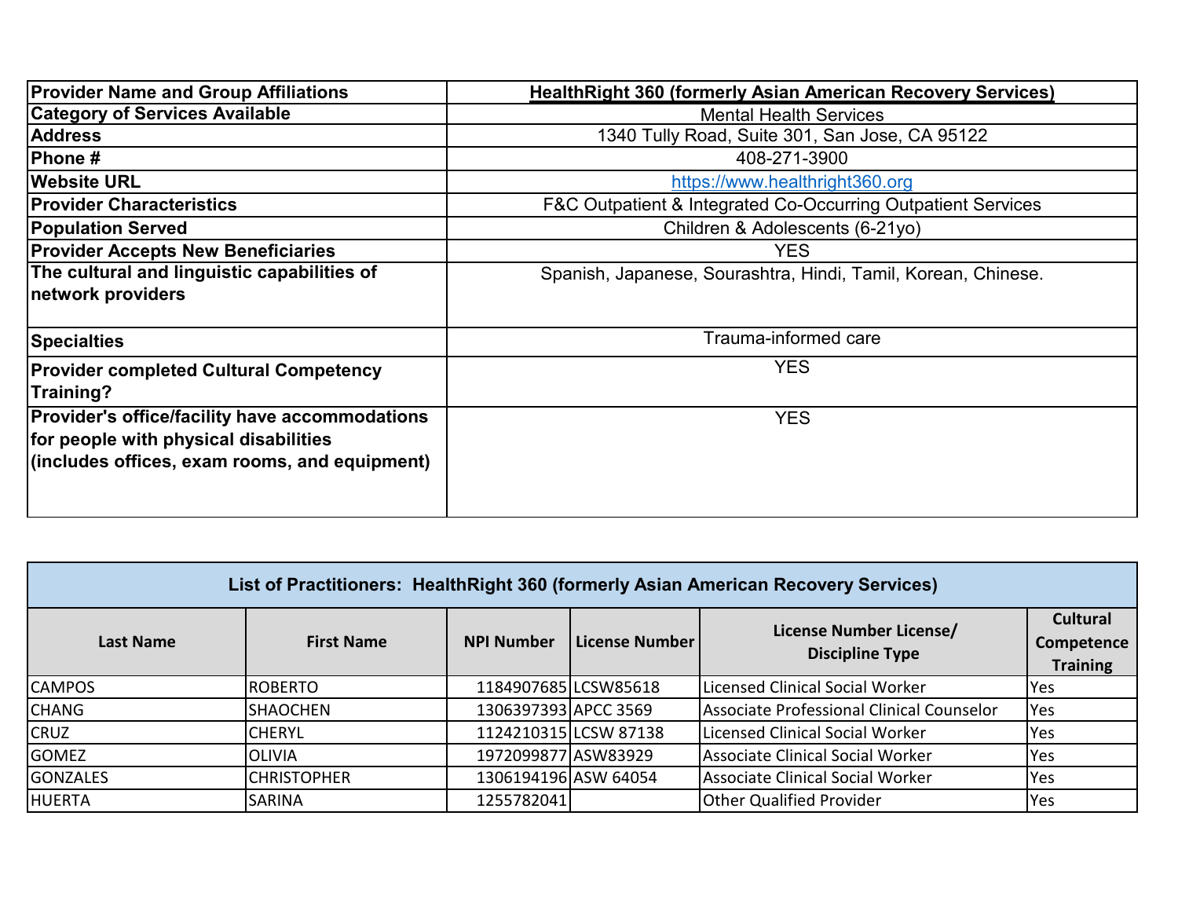| Provider Name and Group Affiliations | HealthRight 360 (formerly Asian American Recovery Services) |
|---|---|
| Category of Services Available | Mental Health Services |
| Address | 1340 Tully Road, Suite 301, San Jose, CA 95122 |
| Phone # | 408-271-3900 |
| Website URL | https://www.healthright360.org |
| Provider Characteristics | F&C Outpatient & Integrated Co-Occurring Outpatient Services |
| Population Served | Children & Adolescents (6-21yo) |
| Provider Accepts New Beneficiaries | YES |
| The cultural and linguistic capabilities of network providers | Spanish, Japanese, Sourashtra, Hindi, Tamil, Korean, Chinese. |
| Specialties | Trauma-informed care |
| Provider completed Cultural Competency Training? | YES |
| Provider's office/facility have accommodations for people with physical disabilities (includes offices, exam rooms, and equipment) | YES |

**List of Practitioners: HealthRight 360 (formerly Asian American Recovery Services)**

| Last Name | First Name | NPI Number | License Number | License Number License/ Discipline Type | Cultural Competence Training |
|---|---|---|---|---|---|
| CAMPOS | ROBERTO | 1184907685 | LCSW85618 | Licensed Clinical Social Worker | Yes |
| CHANG | SHAOCHEN | 1306397393 | APCC 3569 | Associate Professional Clinical Counselor | Yes |
| CRUZ | CHERYL | 1124210315 | LCSW 87138 | Licensed Clinical Social Worker | Yes |
| GOMEZ | OLIVIA | 1972099877 | ASW83929 | Associate Clinical Social Worker | Yes |
| GONZALES | CHRISTOPHER | 1306194196 | ASW 64054 | Associate Clinical Social Worker | Yes |
| HUERTA | SARINA | 1255782041 | | Other Qualified Provider | Yes |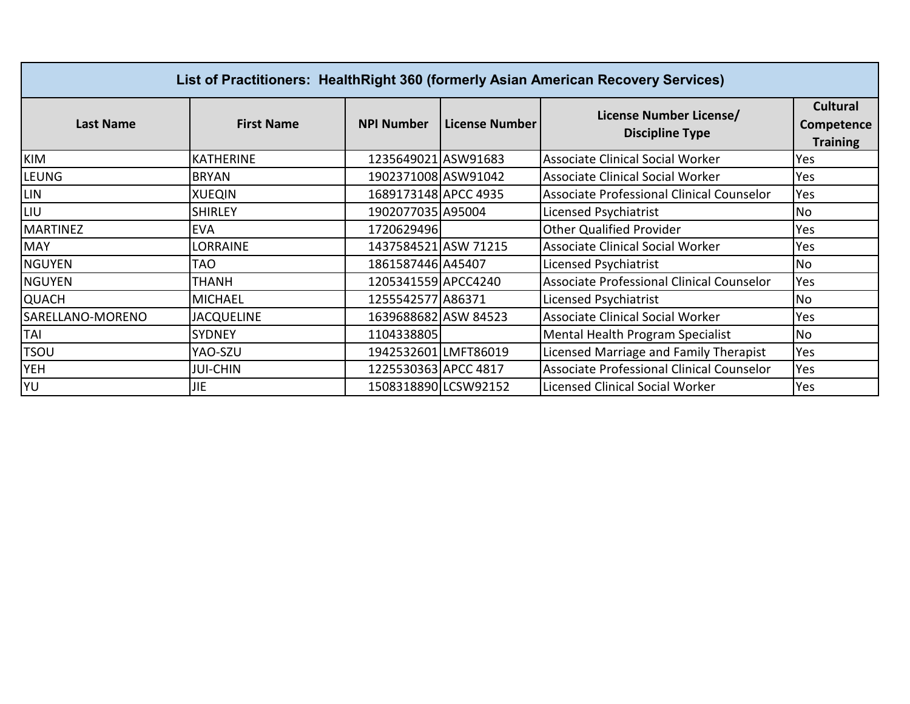| List of Practitioners: HealthRight 360 (formerly Asian American Recovery Services) | | | | | |
|---|---|---|---|---|---|
| **Last Name** | **First Name** | **NPI Number** | **License Number** | **License Number License/ Discipline Type** | **Cultural Competence Training** |
| KIM | KATHERINE | 1235649021 | ASW91683 | Associate Clinical Social Worker | Yes |
| LEUNG | BRYAN | 1902371008 | ASW91042 | Associate Clinical Social Worker | Yes |
| LIN | XUEQIN | 1689173148 | APCC 4935 | Associate Professional Clinical Counselor | Yes |
| LIU | SHIRLEY | 1902077035 | A95004 | Licensed Psychiatrist | No |
| MARTINEZ | EVA | 1720629496 | | Other Qualified Provider | Yes |
| MAY | LORRAINE | 1437584521 | ASW 71215 | Associate Clinical Social Worker | Yes |
| NGUYEN | TAO | 1861587446 | A45407 | Licensed Psychiatrist | No |
| NGUYEN | THANH | 1205341559 | APCC4240 | Associate Professional Clinical Counselor | Yes |
| QUACH | MICHAEL | 1255542577 | A86371 | Licensed Psychiatrist | No |
| SARELLANO-MORENO | JACQUELINE | 1639688682 | ASW 84523 | Associate Clinical Social Worker | Yes |
| TAI | SYDNEY | 1104338805 | | Mental Health Program Specialist | No |
| TSOU | YAO-SZU | 1942532601 | LMFT86019 | Licensed Marriage and Family Therapist | Yes |
| YEH | JUI-CHIN | 1225530363 | APCC 4817 | Associate Professional Clinical Counselor | Yes |
| YU | JIE | 1508318890 | LCSW92152 | Licensed Clinical Social Worker | Yes |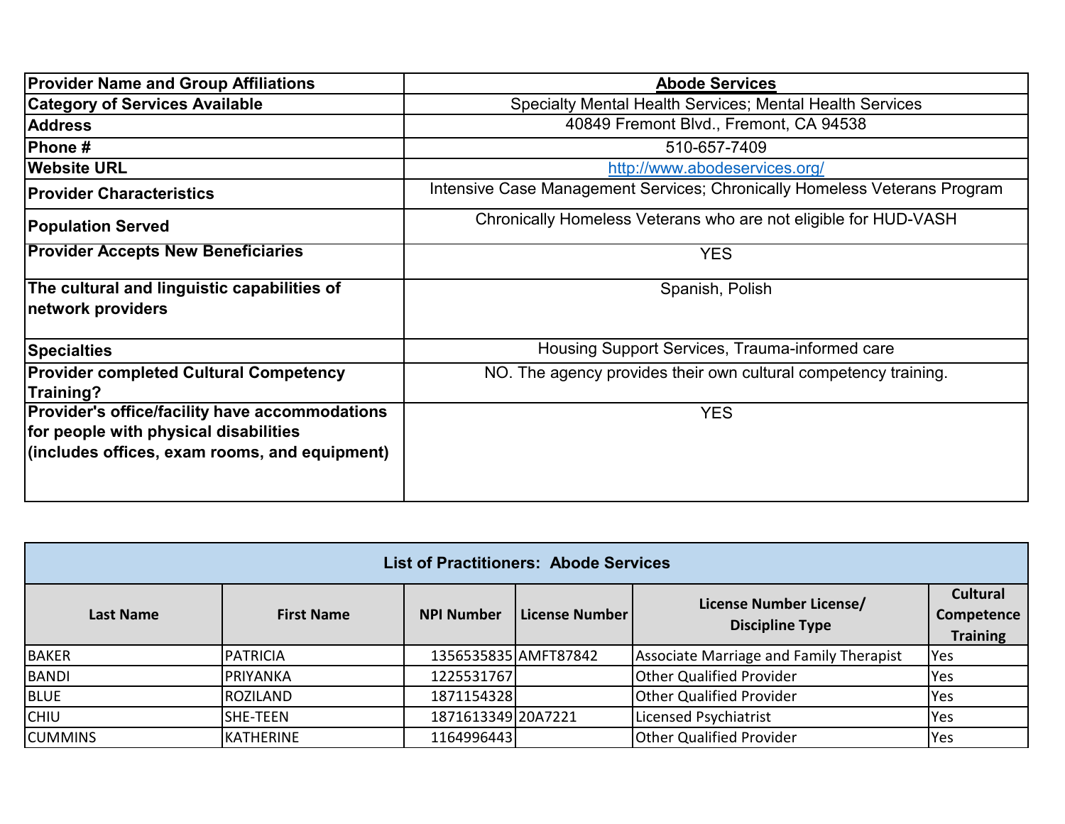| Provider Name and Group Affiliations | Abode Services |
|---|---|
| Category of Services Available | Specialty Mental Health Services; Mental Health Services |
| Address | 40849 Fremont Blvd., Fremont, CA 94538 |
| Phone # | 510-657-7409 |
| Website URL | http://www.abodeservices.org/ |
| Provider Characteristics | Intensive Case Management Services; Chronically Homeless Veterans Program |
| Population Served | Chronically Homeless Veterans who are not eligible for HUD-VASH |
| Provider Accepts New Beneficiaries | YES |
| The cultural and linguistic capabilities of network providers | Spanish, Polish |
| Specialties | Housing Support Services, Trauma-informed care |
| Provider completed Cultural Competency Training? | NO. The agency provides their own cultural competency training. |
| Provider's office/facility have accommodations for people with physical disabilities (includes offices, exam rooms, and equipment) | YES |

**List of Practitioners: Abode Services**

| Last Name | First Name | NPI Number | License Number | License Number License/ Discipline Type | Cultural Competence Training |
|---|---|---|---|---|---|
| BAKER | PATRICIA | 1356535835 | AMFT87842 | Associate Marriage and Family Therapist | Yes |
| BANDI | PRIYANKA | 1225531767 | | Other Qualified Provider | Yes |
| BLUE | ROZILAND | 1871154328 | | Other Qualified Provider | Yes |
| CHIU | SHE-TEEN | 1871613349 | 20A7221 | Licensed Psychiatrist | Yes |
| CUMMINS | KATHERINE | 1164996443 | | Other Qualified Provider | Yes |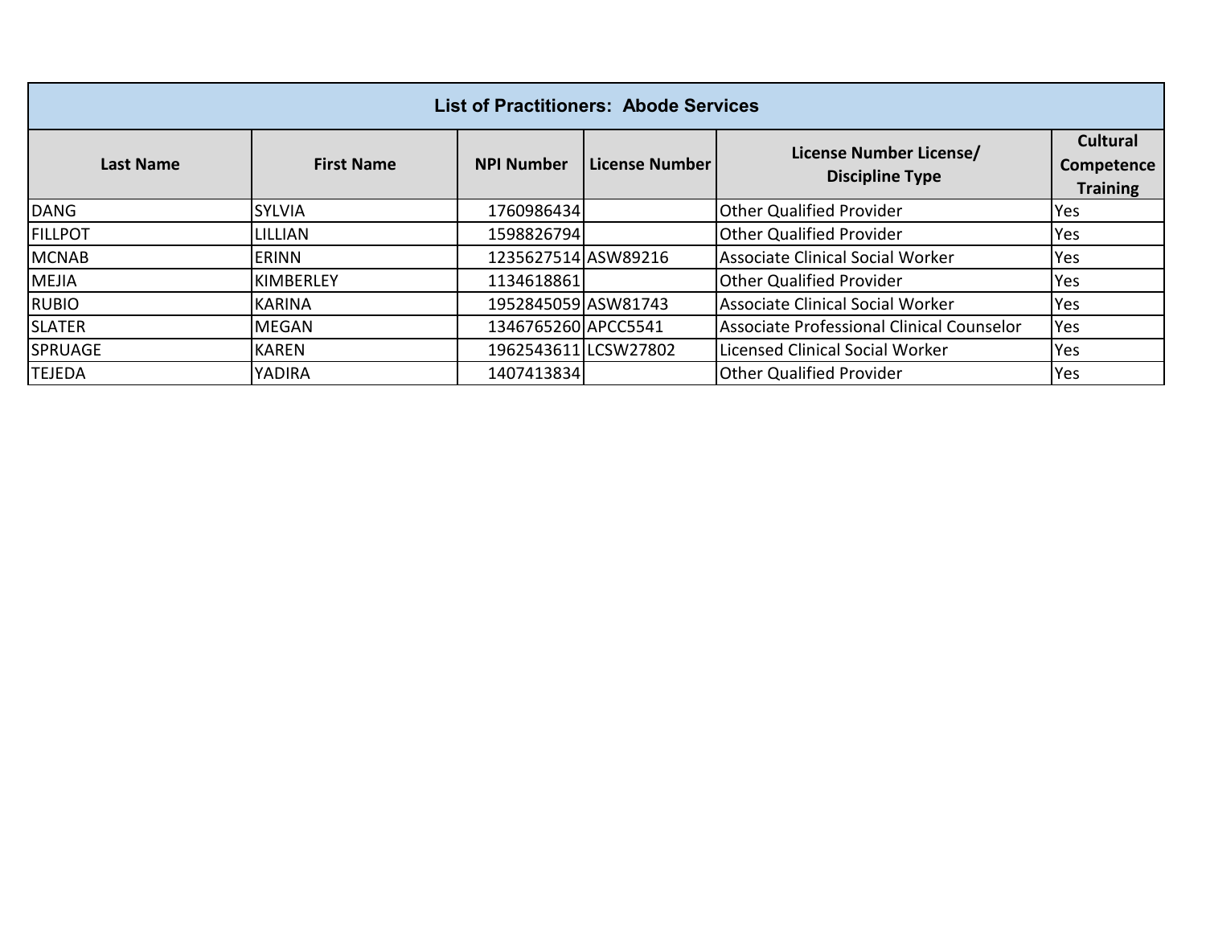| List of Practitioners: Abode Services | | | | | |
|---|---|---|---|---|---|
| **Last Name** | **First Name** | **NPI Number** | **License Number** | **License Number License/ Discipline Type** | **Cultural Competence Training** |
| DANG | SYLVIA | 1760986434 | | Other Qualified Provider | Yes |
| FILLPOT | LILLIAN | 1598826794 | | Other Qualified Provider | Yes |
| MCNAB | ERINN | 1235627514 | ASW89216 | Associate Clinical Social Worker | Yes |
| MEJIA | KIMBERLEY | 1134618861 | | Other Qualified Provider | Yes |
| RUBIO | KARINA | 1952845059 | ASW81743 | Associate Clinical Social Worker | Yes |
| SLATER | MEGAN | 1346765260 | APCC5541 | Associate Professional Clinical Counselor | Yes |
| SPRUAGE | KAREN | 1962543611 | LCSW27802 | Licensed Clinical Social Worker | Yes |
| TEJEDA | YADIRA | 1407413834 | | Other Qualified Provider | Yes |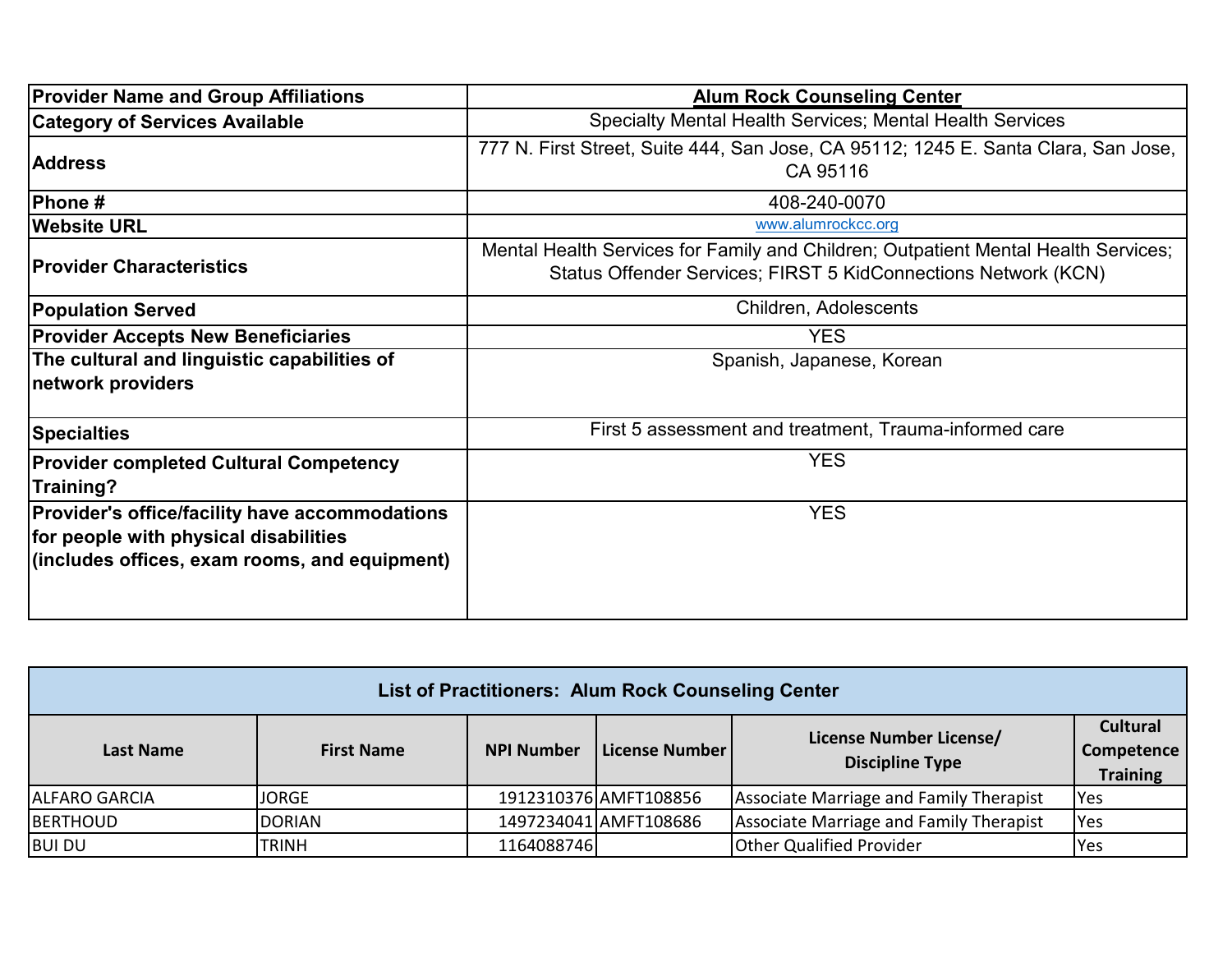| Provider Name and Group Affiliations | Alum Rock Counseling Center |
| --- | --- |
| Category of Services Available | Specialty Mental Health Services; Mental Health Services |
| Address | 777 N. First Street, Suite 444, San Jose, CA 95112; 1245 E. Santa Clara, San Jose, CA 95116 |
| Phone # | 408-240-0070 |
| Website URL | www.alumrockcc.org |
| Provider Characteristics | Mental Health Services for Family and Children; Outpatient Mental Health Services; Status Offender Services; FIRST 5 KidConnections Network (KCN) |
| Population Served | Children, Adolescents |
| Provider Accepts New Beneficiaries | YES |
| The cultural and linguistic capabilities of network providers | Spanish, Japanese, Korean |
| Specialties | First 5 assessment and treatment, Trauma-informed care |
| Provider completed Cultural Competency Training? | YES |
| Provider's office/facility have accommodations for people with physical disabilities (includes offices, exam rooms, and equipment) | YES |

**List of Practitioners: Alum Rock Counseling Center**

| Last Name | First Name | NPI Number | License Number | License Number License/ Discipline Type | Cultural Competence Training |
| --- | --- | --- | --- | --- | --- |
| ALFARO GARCIA | JORGE | 1912310376 | AMFT108856 | Associate Marriage and Family Therapist | Yes |
| BERTHOUD | DORIAN | 1497234041 | AMFT108686 | Associate Marriage and Family Therapist | Yes |
| BUI DU | TRINH | 1164088746 | | Other Qualified Provider | Yes |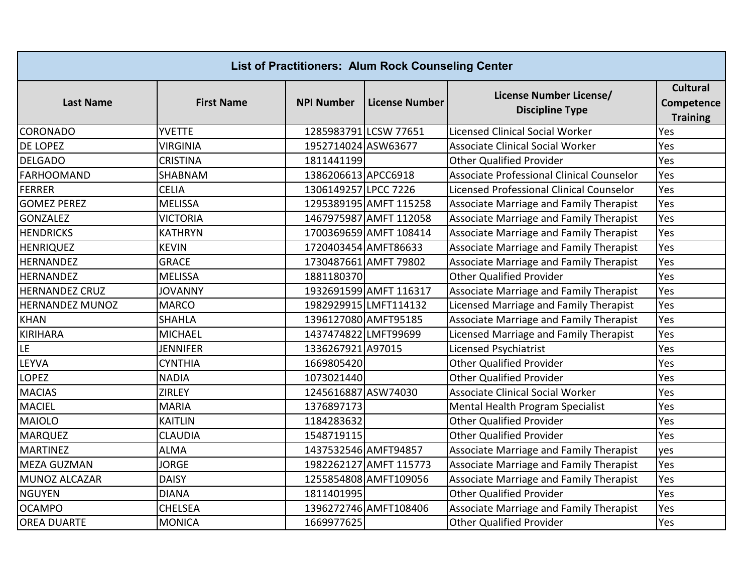| List of Practitioners: Alum Rock Counseling Center | | | | | |
|---|---|---|---|---|---|
| **Last Name** | **First Name** | **NPI Number** | **License Number** | **License Number License/ Discipline Type** | **Cultural Competence Training** |
| CORONADO | YVETTE | 1285983791 | LCSW 77651 | Licensed Clinical Social Worker | Yes |
| DE LOPEZ | VIRGINIA | 1952714024 | ASW63677 | Associate Clinical Social Worker | Yes |
| DELGADO | CRISTINA | 1811441199 | | Other Qualified Provider | Yes |
| FARHOOMAND | SHABNAM | 1386206613 | APCC6918 | Associate Professional Clinical Counselor | Yes |
| FERRER | CELIA | 1306149257 | LPCC 7226 | Licensed Professional Clinical Counselor | Yes |
| GOMEZ PEREZ | MELISSA | 1295389195 | AMFT 115258 | Associate Marriage and Family Therapist | Yes |
| GONZALEZ | VICTORIA | 1467975987 | AMFT 112058 | Associate Marriage and Family Therapist | Yes |
| HENDRICKS | KATHRYN | 1700369659 | AMFT 108414 | Associate Marriage and Family Therapist | Yes |
| HENRIQUEZ | KEVIN | 1720403454 | AMFT86633 | Associate Marriage and Family Therapist | Yes |
| HERNANDEZ | GRACE | 1730487661 | AMFT 79802 | Associate Marriage and Family Therapist | Yes |
| HERNANDEZ | MELISSA | 1881180370 | | Other Qualified Provider | Yes |
| HERNANDEZ CRUZ | JOVANNY | 1932691599 | AMFT 116317 | Associate Marriage and Family Therapist | Yes |
| HERNANDEZ MUNOZ | MARCO | 1982929915 | LMFT114132 | Licensed Marriage and Family Therapist | Yes |
| KHAN | SHAHLA | 1396127080 | AMFT95185 | Associate Marriage and Family Therapist | Yes |
| KIRIHARA | MICHAEL | 1437474822 | LMFT99699 | Licensed Marriage and Family Therapist | Yes |
| LE | JENNIFER | 1336267921 | A97015 | Licensed Psychiatrist | Yes |
| LEYVA | CYNTHIA | 1669805420 | | Other Qualified Provider | Yes |
| LOPEZ | NADIA | 1073021440 | | Other Qualified Provider | Yes |
| MACIAS | ZIRLEY | 1245616887 | ASW74030 | Associate Clinical Social Worker | Yes |
| MACIEL | MARIA | 1376897173 | | Mental Health Program Specialist | Yes |
| MAIOLO | KAITLIN | 1184283632 | | Other Qualified Provider | Yes |
| MARQUEZ | CLAUDIA | 1548719115 | | Other Qualified Provider | Yes |
| MARTINEZ | ALMA | 1437532546 | AMFT94857 | Associate Marriage and Family Therapist | yes |
| MEZA GUZMAN | JORGE | 1982262127 | AMFT 115773 | Associate Marriage and Family Therapist | Yes |
| MUNOZ ALCAZAR | DAISY | 1255854808 | AMFT109056 | Associate Marriage and Family Therapist | Yes |
| NGUYEN | DIANA | 1811401995 | | Other Qualified Provider | Yes |
| OCAMPO | CHELSEA | 1396272746 | AMFT108406 | Associate Marriage and Family Therapist | Yes |
| OREA DUARTE | MONICA | 1669977625 | | Other Qualified Provider | Yes |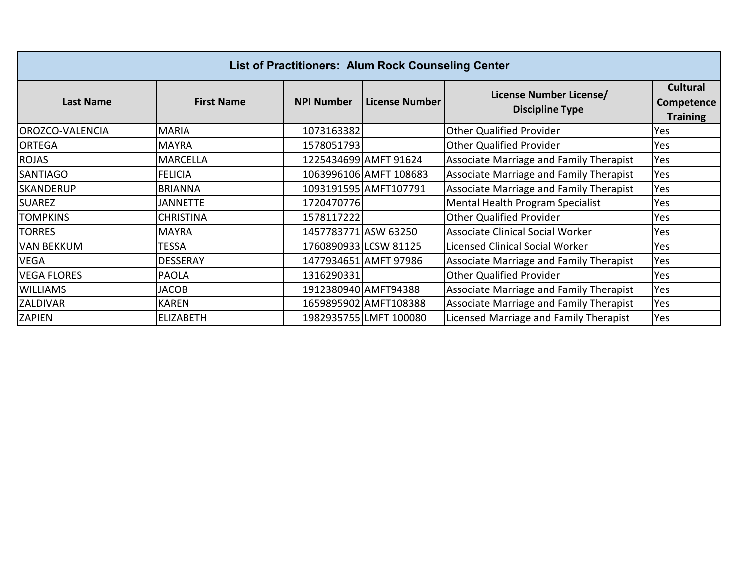| List of Practitioners: Alum Rock Counseling Center | | | | | |
|---|---|---|---|---|---|
| Last Name | First Name | NPI Number | License Number | License Number License/ Discipline Type | Cultural Competence Training |
| OROZCO-VALENCIA | MARIA | 1073163382 | | Other Qualified Provider | Yes |
| ORTEGA | MAYRA | 1578051793 | | Other Qualified Provider | Yes |
| ROJAS | MARCELLA | 1225434699 | AMFT 91624 | Associate Marriage and Family Therapist | Yes |
| SANTIAGO | FELICIA | 1063996106 | AMFT 108683 | Associate Marriage and Family Therapist | Yes |
| SKANDERUP | BRIANNA | 1093191595 | AMFT107791 | Associate Marriage and Family Therapist | Yes |
| SUAREZ | JANNETTE | 1720470776 | | Mental Health Program Specialist | Yes |
| TOMPKINS | CHRISTINA | 1578117222 | | Other Qualified Provider | Yes |
| TORRES | MAYRA | 1457783771 | ASW 63250 | Associate Clinical Social Worker | Yes |
| VAN BEKKUM | TESSA | 1760890933 | LCSW 81125 | Licensed Clinical Social Worker | Yes |
| VEGA | DESSERAY | 1477934651 | AMFT 97986 | Associate Marriage and Family Therapist | Yes |
| VEGA FLORES | PAOLA | 1316290331 | | Other Qualified Provider | Yes |
| WILLIAMS | JACOB | 1912380940 | AMFT94388 | Associate Marriage and Family Therapist | Yes |
| ZALDIVAR | KAREN | 1659895902 | AMFT108388 | Associate Marriage and Family Therapist | Yes |
| ZAPIEN | ELIZABETH | 1982935755 | LMFT 100080 | Licensed Marriage and Family Therapist | Yes |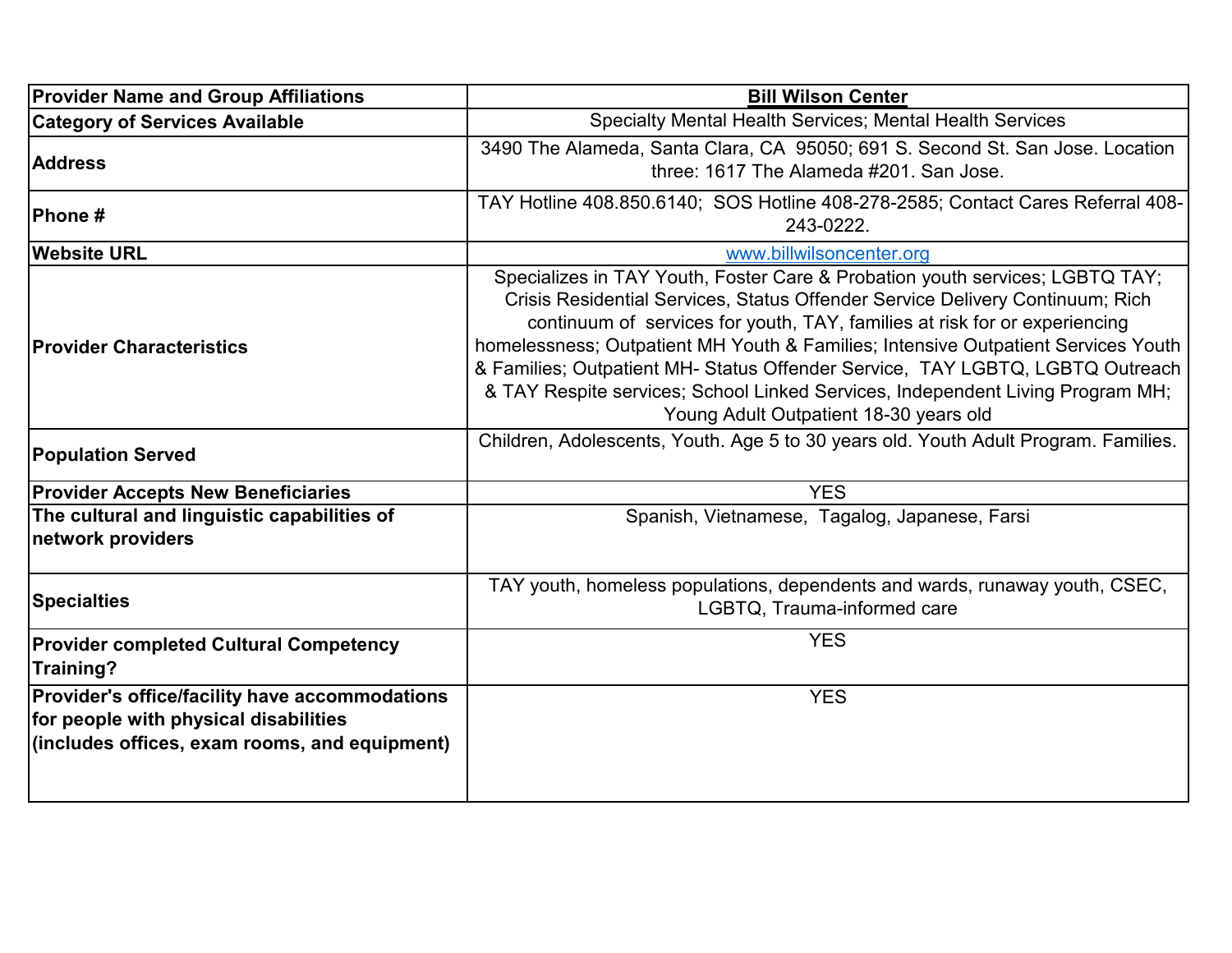| Provider Name and Group Affiliations | **Bill Wilson Center** |
|---|---|
| **Category of Services Available** | Specialty Mental Health Services; Mental Health Services |
| **Address** | 3490 The Alameda, Santa Clara, CA 95050; 691 S. Second St. San Jose. Location three: 1617 The Alameda #201. San Jose. |
| **Phone #** | TAY Hotline 408.850.6140; SOS Hotline 408-278-2585; Contact Cares Referral 408-243-0222. |
| **Website URL** | www.billwilsoncenter.org |
| **Provider Characteristics** | Specializes in TAY Youth, Foster Care & Probation youth services; LGBTQ TAY; Crisis Residential Services, Status Offender Service Delivery Continuum; Rich continuum of services for youth, TAY, families at risk for or experiencing homelessness; Outpatient MH Youth & Families; Intensive Outpatient Services Youth & Families; Outpatient MH- Status Offender Service, TAY LGBTQ, LGBTQ Outreach & TAY Respite services; School Linked Services, Independent Living Program MH; Young Adult Outpatient 18-30 years old |
| **Population Served** | Children, Adolescents, Youth. Age 5 to 30 years old. Youth Adult Program. Families. |
| **Provider Accepts New Beneficiaries** | YES |
| **The cultural and linguistic capabilities of network providers** | Spanish, Vietnamese, Tagalog, Japanese, Farsi |
| **Specialties** | TAY youth, homeless populations, dependents and wards, runaway youth, CSEC, LGBTQ, Trauma-informed care |
| **Provider completed Cultural Competency Training?** | YES |
| **Provider's office/facility have accommodations for people with physical disabilities (includes offices, exam rooms, and equipment)** | YES |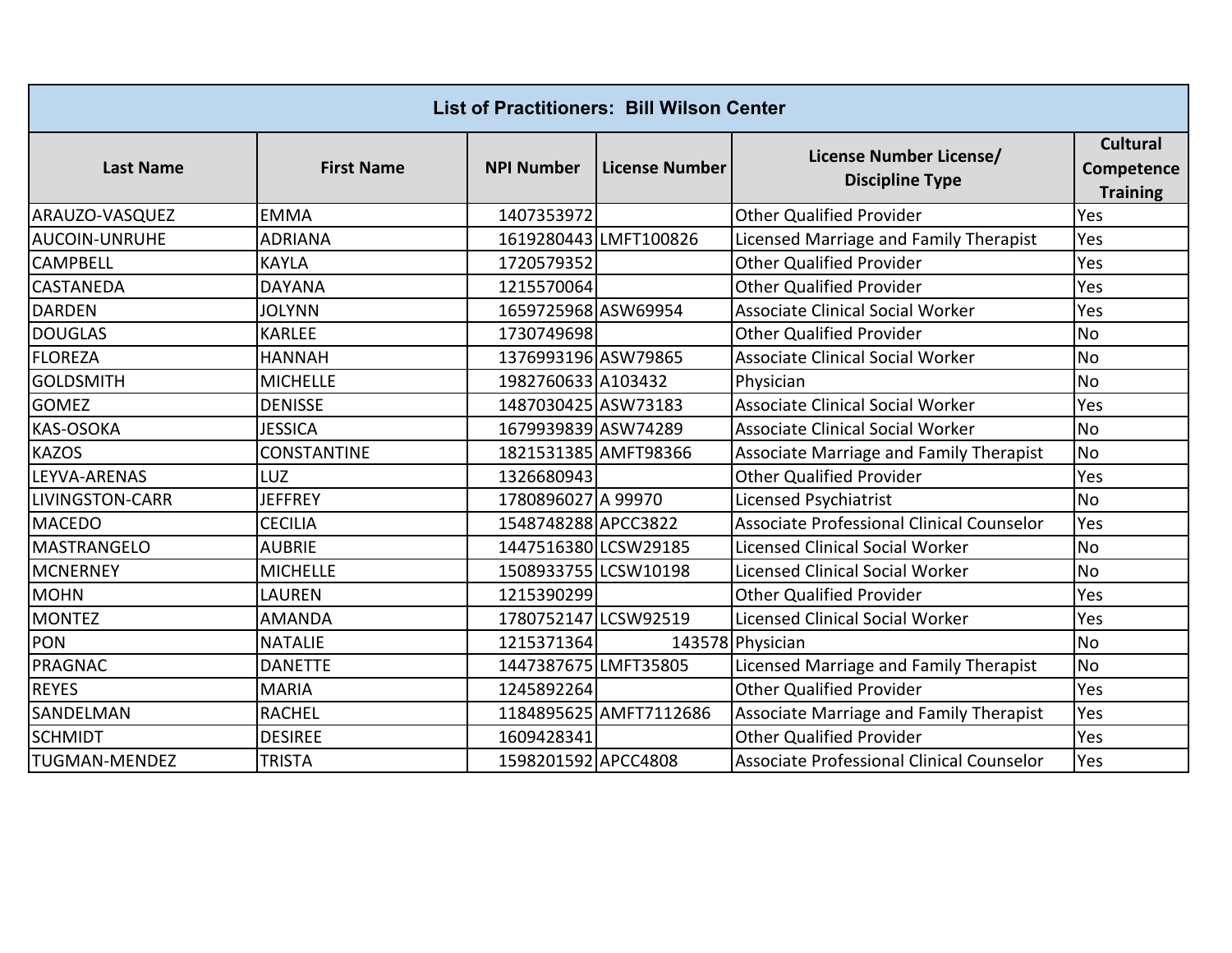## List of Practitioners: Bill Wilson Center

| Last Name | First Name | NPI Number | License Number | License Number License/ Discipline Type | Cultural Competence Training |
|---|---|---|---|---|---|
| ARAUZO-VASQUEZ | EMMA | 1407353972 | | Other Qualified Provider | Yes |
| AUCOIN-UNRUHE | ADRIANA | 1619280443 | LMFT100826 | Licensed Marriage and Family Therapist | Yes |
| CAMPBELL | KAYLA | 1720579352 | | Other Qualified Provider | Yes |
| CASTANEDA | DAYANA | 1215570064 | | Other Qualified Provider | Yes |
| DARDEN | JOLYNN | 1659725968 | ASW69954 | Associate Clinical Social Worker | Yes |
| DOUGLAS | KARLEE | 1730749698 | | Other Qualified Provider | No |
| FLOREZA | HANNAH | 1376993196 | ASW79865 | Associate Clinical Social Worker | No |
| GOLDSMITH | MICHELLE | 1982760633 | A103432 | Physician | No |
| GOMEZ | DENISSE | 1487030425 | ASW73183 | Associate Clinical Social Worker | Yes |
| KAS-OSOKA | JESSICA | 1679939839 | ASW74289 | Associate Clinical Social Worker | No |
| KAZOS | CONSTANTINE | 1821531385 | AMFT98366 | Associate Marriage and Family Therapist | No |
| LEYVA-ARENAS | LUZ | 1326680943 | | Other Qualified Provider | Yes |
| LIVINGSTON-CARR | JEFFREY | 1780896027 | A 99970 | Licensed Psychiatrist | No |
| MACEDO | CECILIA | 1548748288 | APCC3822 | Associate Professional Clinical Counselor | Yes |
| MASTRANGELO | AUBRIE | 1447516380 | LCSW29185 | Licensed Clinical Social Worker | No |
| MCNERNEY | MICHELLE | 1508933755 | LCSW10198 | Licensed Clinical Social Worker | No |
| MOHN | LAUREN | 1215390299 | | Other Qualified Provider | Yes |
| MONTEZ | AMANDA | 1780752147 | LCSW92519 | Licensed Clinical Social Worker | Yes |
| PON | NATALIE | 1215371364 | 143578 | Physician | No |
| PRAGNAC | DANETTE | 1447387675 | LMFT35805 | Licensed Marriage and Family Therapist | No |
| REYES | MARIA | 1245892264 | | Other Qualified Provider | Yes |
| SANDELMAN | RACHEL | 1184895625 | AMFT7112686 | Associate Marriage and Family Therapist | Yes |
| SCHMIDT | DESIREE | 1609428341 | | Other Qualified Provider | Yes |
| TUGMAN-MENDEZ | TRISTA | 1598201592 | APCC4808 | Associate Professional Clinical Counselor | Yes |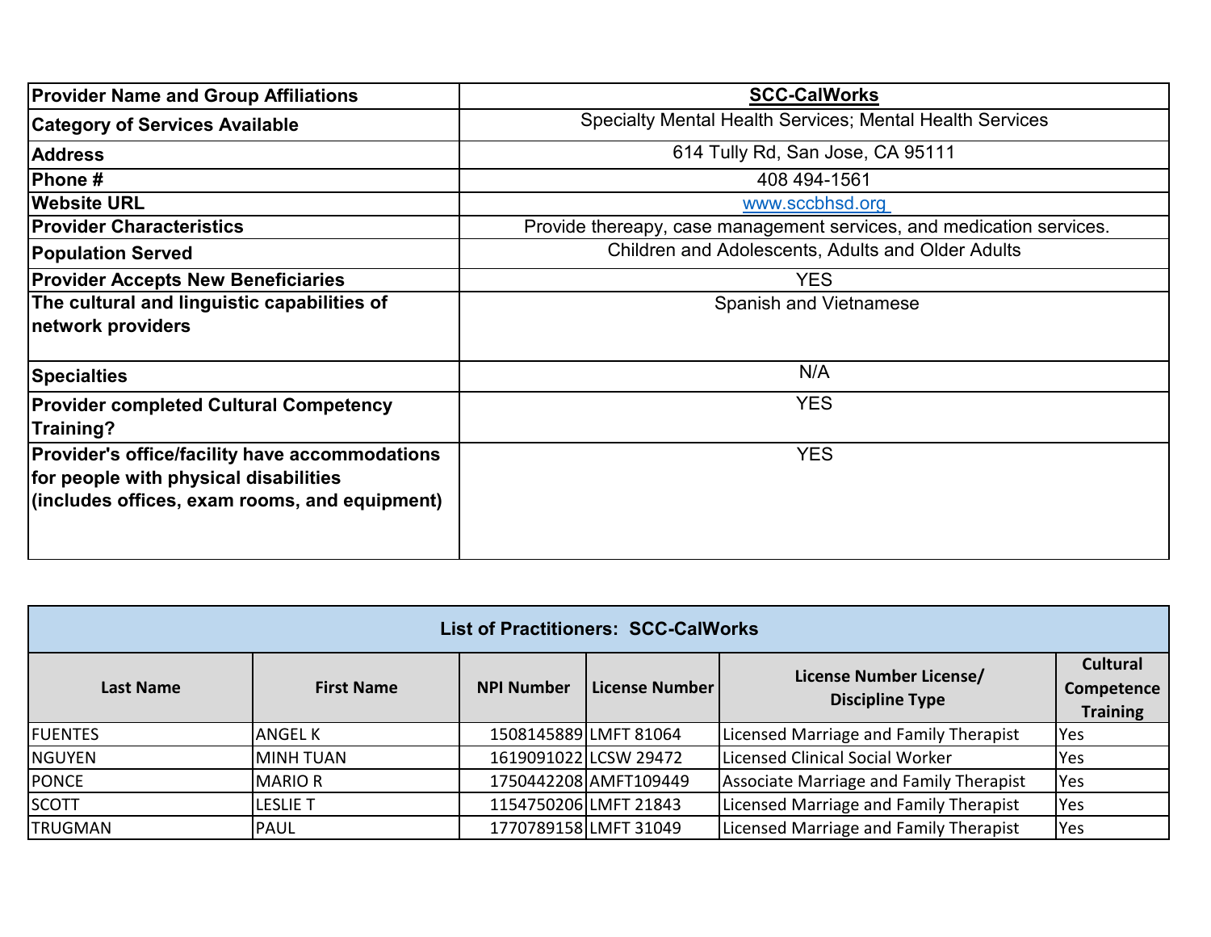| | |
|---|---|
| **Provider Name and Group Affiliations** | **SCC-CalWorks** |
| **Category of Services Available** | Specialty Mental Health Services; Mental Health Services |
| **Address** | 614 Tully Rd, San Jose, CA 95111 |
| **Phone #** | 408 494-1561 |
| **Website URL** | www.sccbhsd.org |
| **Provider Characteristics** | Provide thereapy, case management services, and medication services. |
| **Population Served** | Children and Adolescents, Adults and Older Adults |
| **Provider Accepts New Beneficiaries** | YES |
| **The cultural and linguistic capabilities of network providers** | Spanish and Vietnamese |
| **Specialties** | N/A |
| **Provider completed Cultural Competency Training?** | YES |
| **Provider's office/facility have accommodations for people with physical disabilities (includes offices, exam rooms, and equipment)** | YES |

**List of Practitioners: SCC-CalWorks**

| Last Name | First Name | NPI Number | License Number | License Number License/ Discipline Type | Cultural Competence Training |
|---|---|---|---|---|---|
| FUENTES | ANGEL K | 1508145889 | LMFT 81064 | Licensed Marriage and Family Therapist | Yes |
| NGUYEN | MINH TUAN | 1619091022 | LCSW 29472 | Licensed Clinical Social Worker | Yes |
| PONCE | MARIO R | 1750442208 | AMFT109449 | Associate Marriage and Family Therapist | Yes |
| SCOTT | LESLIE T | 1154750206 | LMFT 21843 | Licensed Marriage and Family Therapist | Yes |
| TRUGMAN | PAUL | 1770789158 | LMFT 31049 | Licensed Marriage and Family Therapist | Yes |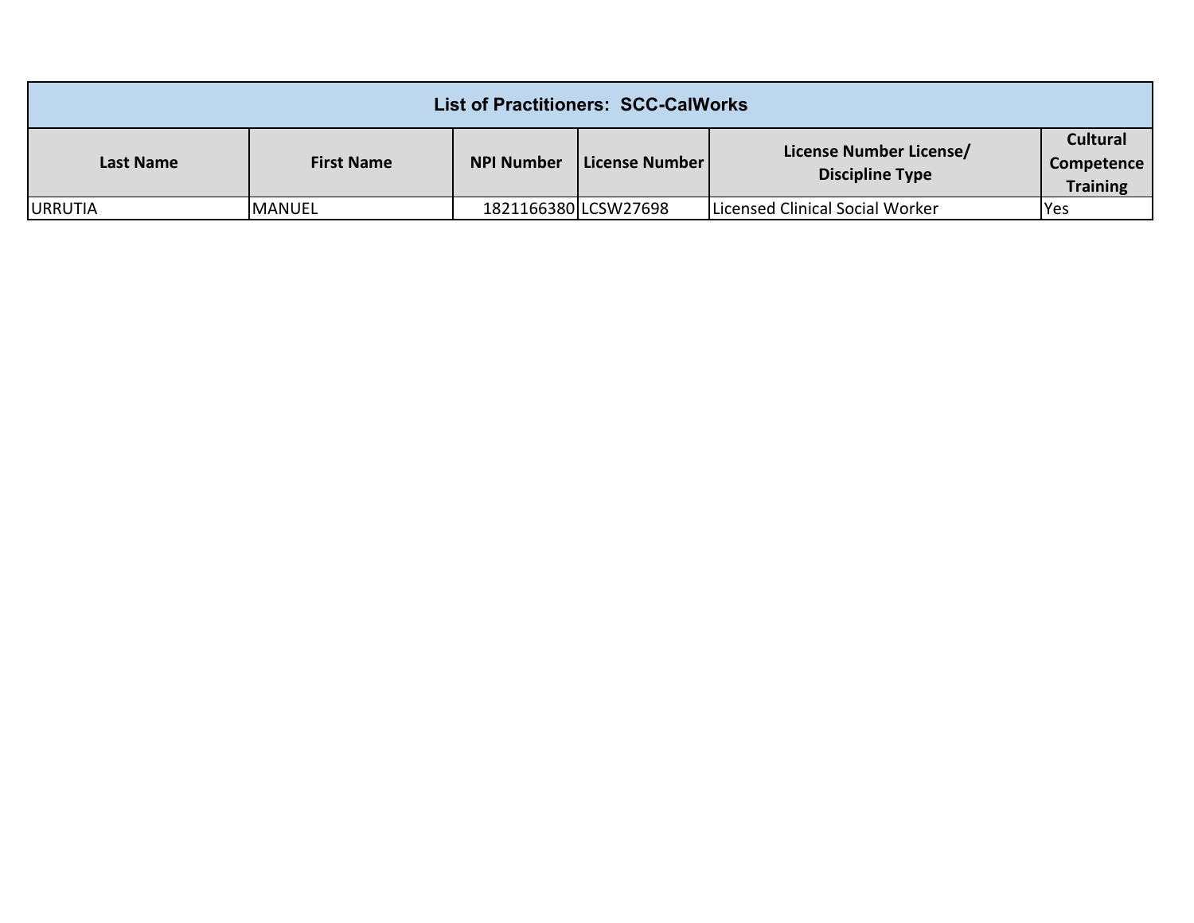| List of Practitioners: SCC-CalWorks | | | | | |
|---|---|---|---|---|---|
| **Last Name** | **First Name** | **NPI Number** | **License Number** | **License Number License/ Discipline Type** | **Cultural Competence Training** |
| URRUTIA | MANUEL | 1821166380 | LCSW27698 | Licensed Clinical Social Worker | Yes |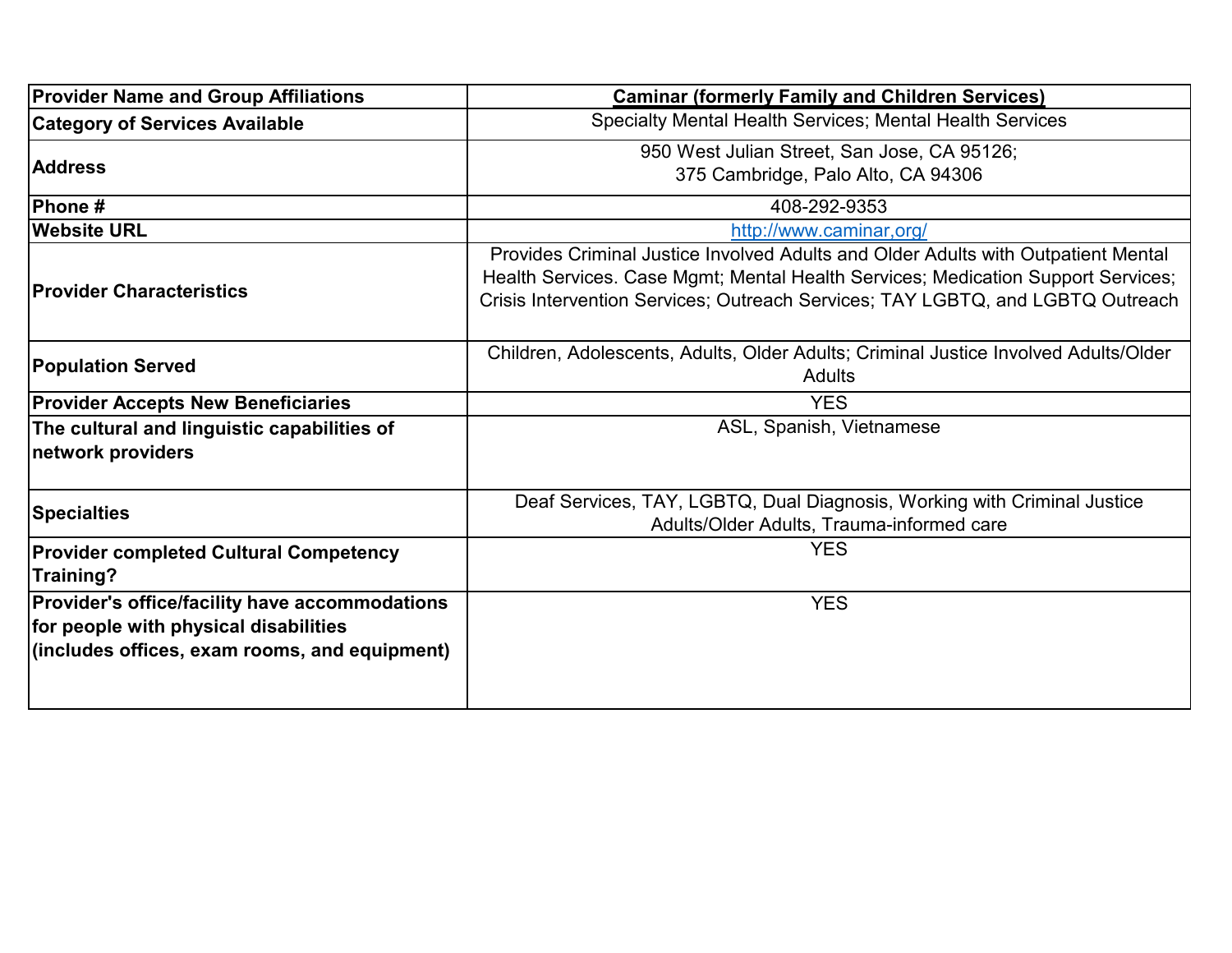| Provider Name and Group Affiliations | Caminar (formerly Family and Children Services) |
| --- | --- |
| Category of Services Available | Specialty Mental Health Services; Mental Health Services |
| Address | 950 West Julian Street, San Jose, CA 95126;<br>375 Cambridge, Palo Alto, CA 94306 |
| Phone # | 408-292-9353 |
| Website URL | http://www.caminar,org/ |
| Provider Characteristics | Provides Criminal Justice Involved Adults and Older Adults with Outpatient Mental Health Services. Case Mgmt; Mental Health Services; Medication Support Services; Crisis Intervention Services; Outreach Services; TAY LGBTQ, and LGBTQ Outreach |
| Population Served | Children, Adolescents, Adults, Older Adults; Criminal Justice Involved Adults/Older Adults |
| Provider Accepts New Beneficiaries | YES |
| The cultural and linguistic capabilities of network providers | ASL, Spanish, Vietnamese |
| Specialties | Deaf Services, TAY, LGBTQ, Dual Diagnosis, Working with Criminal Justice Adults/Older Adults, Trauma-informed care |
| Provider completed Cultural Competency Training? | YES |
| Provider's office/facility have accommodations for people with physical disabilities (includes offices, exam rooms, and equipment) | YES |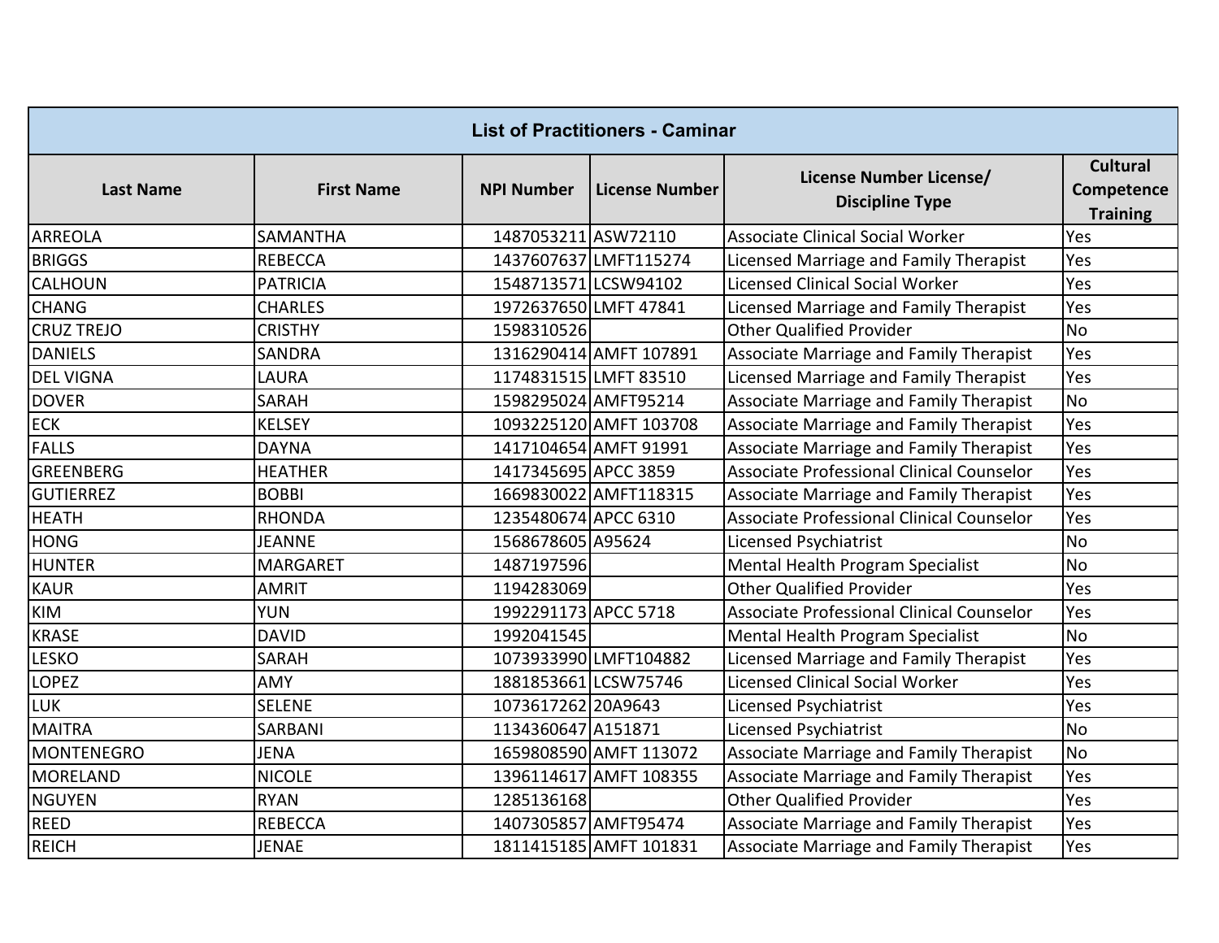| List of Practitioners - Caminar | | | | | |
|---|---|---|---|---|---|
| **Last Name** | **First Name** | **NPI Number** | **License Number** | **License Number License/ Discipline Type** | **Cultural Competence Training** |
| ARREOLA | SAMANTHA | 1487053211 | ASW72110 | Associate Clinical Social Worker | Yes |
| BRIGGS | REBECCA | 1437607637 | LMFT115274 | Licensed Marriage and Family Therapist | Yes |
| CALHOUN | PATRICIA | 1548713571 | LCSW94102 | Licensed Clinical Social Worker | Yes |
| CHANG | CHARLES | 1972637650 | LMFT 47841 | Licensed Marriage and Family Therapist | Yes |
| CRUZ TREJO | CRISTHY | 1598310526 | | Other Qualified Provider | No |
| DANIELS | SANDRA | 1316290414 | AMFT 107891 | Associate Marriage and Family Therapist | Yes |
| DEL VIGNA | LAURA | 1174831515 | LMFT 83510 | Licensed Marriage and Family Therapist | Yes |
| DOVER | SARAH | 1598295024 | AMFT95214 | Associate Marriage and Family Therapist | No |
| ECK | KELSEY | 1093225120 | AMFT 103708 | Associate Marriage and Family Therapist | Yes |
| FALLS | DAYNA | 1417104654 | AMFT 91991 | Associate Marriage and Family Therapist | Yes |
| GREENBERG | HEATHER | 1417345695 | APCC 3859 | Associate Professional Clinical Counselor | Yes |
| GUTIERREZ | BOBBI | 1669830022 | AMFT118315 | Associate Marriage and Family Therapist | Yes |
| HEATH | RHONDA | 1235480674 | APCC 6310 | Associate Professional Clinical Counselor | Yes |
| HONG | JEANNE | 1568678605 | A95624 | Licensed Psychiatrist | No |
| HUNTER | MARGARET | 1487197596 | | Mental Health Program Specialist | No |
| KAUR | AMRIT | 1194283069 | | Other Qualified Provider | Yes |
| KIM | YUN | 1992291173 | APCC 5718 | Associate Professional Clinical Counselor | Yes |
| KRASE | DAVID | 1992041545 | | Mental Health Program Specialist | No |
| LESKO | SARAH | 1073933990 | LMFT104882 | Licensed Marriage and Family Therapist | Yes |
| LOPEZ | AMY | 1881853661 | LCSW75746 | Licensed Clinical Social Worker | Yes |
| LUK | SELENE | 1073617262 | 20A9643 | Licensed Psychiatrist | Yes |
| MAITRA | SARBANI | 1134360647 | A151871 | Licensed Psychiatrist | No |
| MONTENEGRO | JENA | 1659808590 | AMFT 113072 | Associate Marriage and Family Therapist | No |
| MORELAND | NICOLE | 1396114617 | AMFT 108355 | Associate Marriage and Family Therapist | Yes |
| NGUYEN | RYAN | 1285136168 | | Other Qualified Provider | Yes |
| REED | REBECCA | 1407305857 | AMFT95474 | Associate Marriage and Family Therapist | Yes |
| REICH | JENAE | 1811415185 | AMFT 101831 | Associate Marriage and Family Therapist | Yes |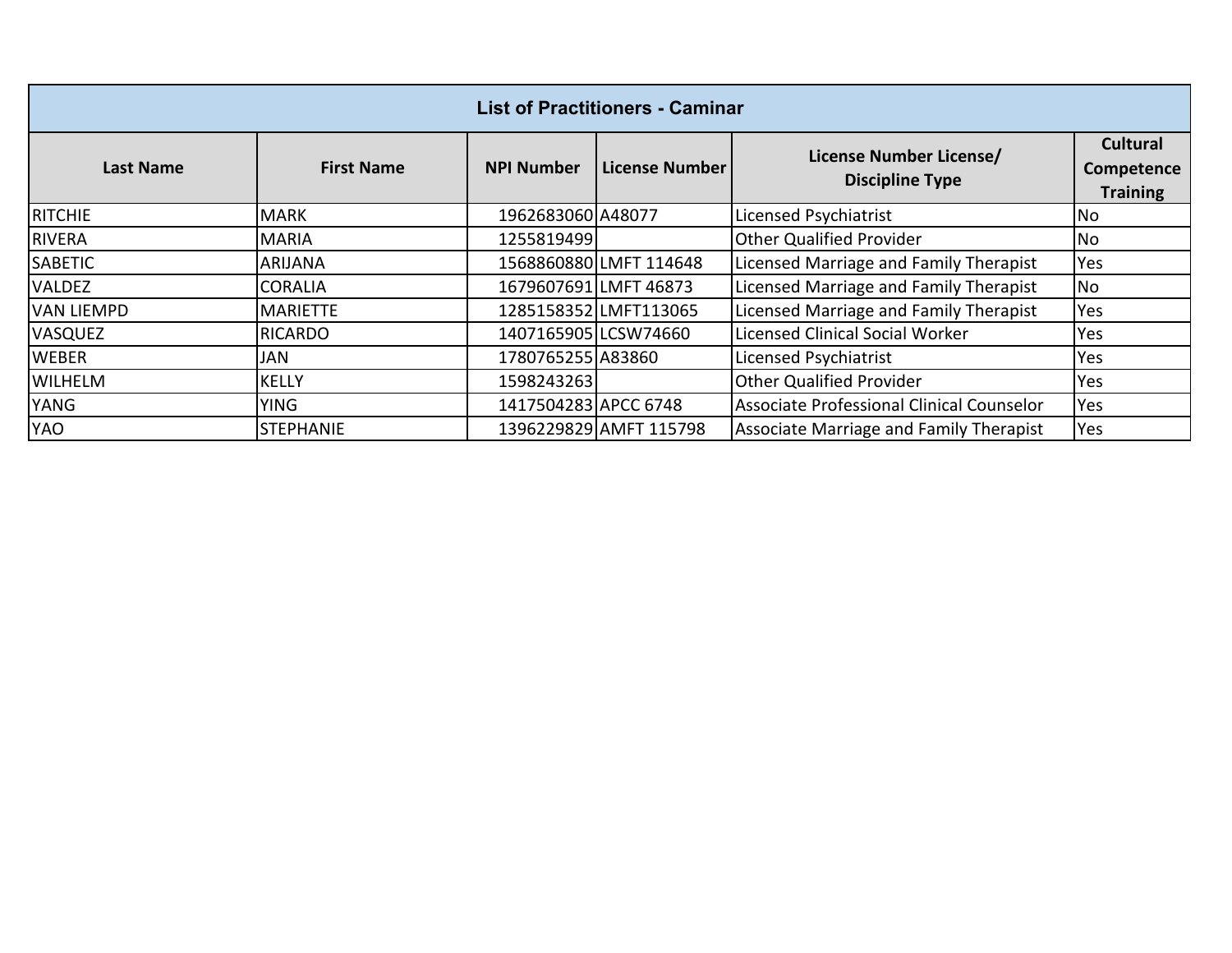## List of Practitioners - Caminar

| Last Name | First Name | NPI Number | License Number | License Number License/ Discipline Type | Cultural Competence Training |
|---|---|---|---|---|---|
| RITCHIE | MARK | 1962683060 | A48077 | Licensed Psychiatrist | No |
| RIVERA | MARIA | 1255819499 | | Other Qualified Provider | No |
| SABETIC | ARIJANA | 1568860880 | LMFT 114648 | Licensed Marriage and Family Therapist | Yes |
| VALDEZ | CORALIA | 1679607691 | LMFT 46873 | Licensed Marriage and Family Therapist | No |
| VAN LIEMPD | MARIETTE | 1285158352 | LMFT113065 | Licensed Marriage and Family Therapist | Yes |
| VASQUEZ | RICARDO | 1407165905 | LCSW74660 | Licensed Clinical Social Worker | Yes |
| WEBER | JAN | 1780765255 | A83860 | Licensed Psychiatrist | Yes |
| WILHELM | KELLY | 1598243263 | | Other Qualified Provider | Yes |
| YANG | YING | 1417504283 | APCC 6748 | Associate Professional Clinical Counselor | Yes |
| YAO | STEPHANIE | 1396229829 | AMFT 115798 | Associate Marriage and Family Therapist | Yes |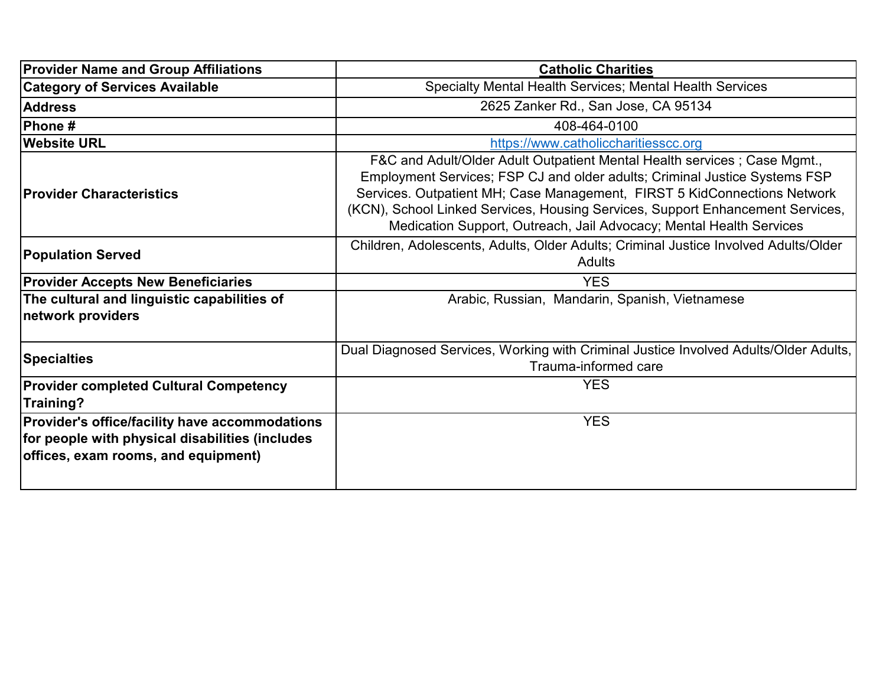| Provider Name and Group Affiliations | **Catholic Charities** |
| --- | --- |
| **Category of Services Available** | Specialty Mental Health Services; Mental Health Services |
| **Address** | 2625 Zanker Rd., San Jose, CA 95134 |
| **Phone #** | 408-464-0100 |
| **Website URL** | https://www.catholiccharitiesscc.org |
| **Provider Characteristics** | F&C and Adult/Older Adult Outpatient Mental Health services ; Case Mgmt., Employment Services; FSP CJ and older adults; Criminal Justice Systems FSP Services. Outpatient MH; Case Management, FIRST 5 KidConnections Network (KCN), School Linked Services, Housing Services, Support Enhancement Services, Medication Support, Outreach, Jail Advocacy; Mental Health Services |
| **Population Served** | Children, Adolescents, Adults, Older Adults; Criminal Justice Involved Adults/Older Adults |
| **Provider Accepts New Beneficiaries** | YES |
| **The cultural and linguistic capabilities of network providers** | Arabic, Russian, Mandarin, Spanish, Vietnamese |
| **Specialties** | Dual Diagnosed Services, Working with Criminal Justice Involved Adults/Older Adults, Trauma-informed care |
| **Provider completed Cultural Competency Training?** | YES |
| **Provider's office/facility have accommodations for people with physical disabilities (includes offices, exam rooms, and equipment)** | YES |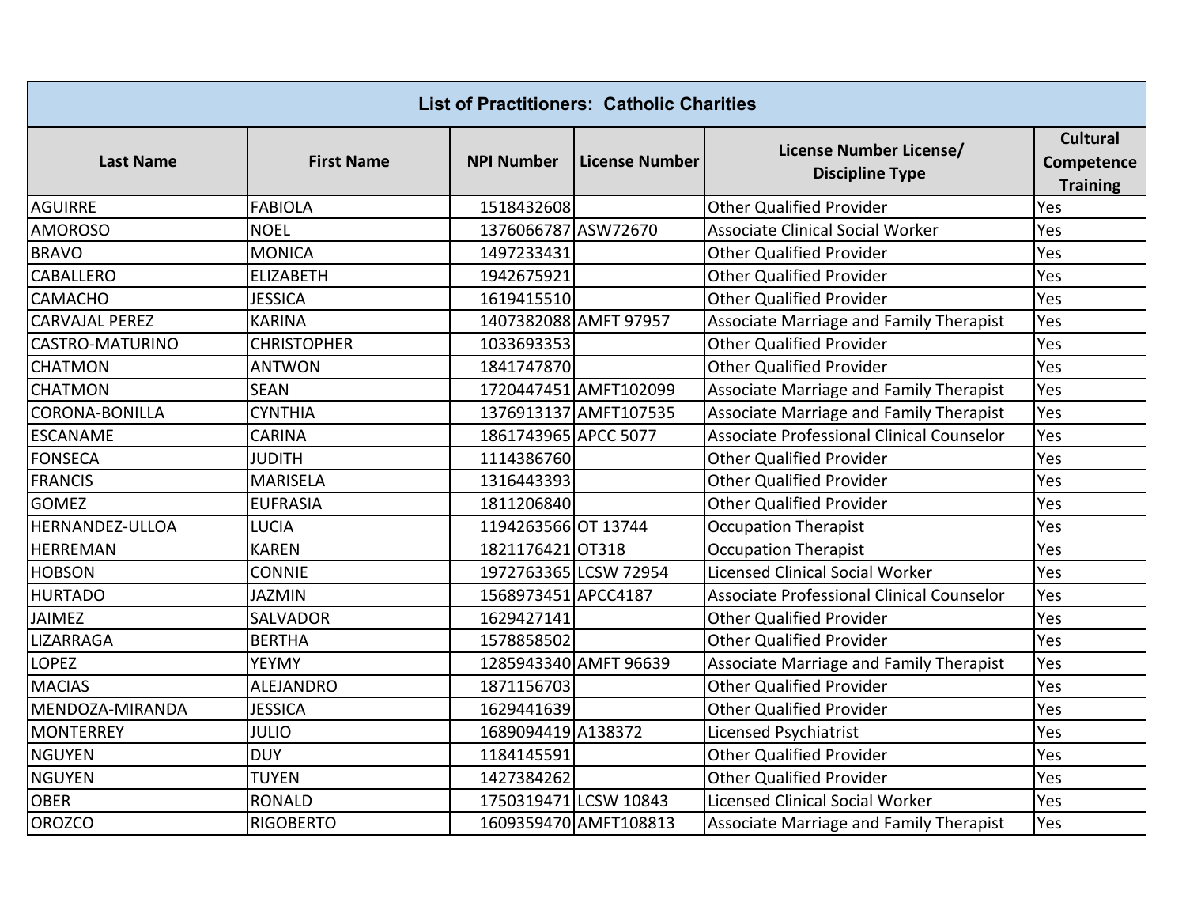| List of Practitioners: Catholic Charities | | | | | |
|---|---|---|---|---|---|
| **Last Name** | **First Name** | **NPI Number** | **License Number** | **License Number License/ Discipline Type** | **Cultural Competence Training** |
| AGUIRRE | FABIOLA | 1518432608 | | Other Qualified Provider | Yes |
| AMOROSO | NOEL | 1376066787 | ASW72670 | Associate Clinical Social Worker | Yes |
| BRAVO | MONICA | 1497233431 | | Other Qualified Provider | Yes |
| CABALLERO | ELIZABETH | 1942675921 | | Other Qualified Provider | Yes |
| CAMACHO | JESSICA | 1619415510 | | Other Qualified Provider | Yes |
| CARVAJAL PEREZ | KARINA | 1407382088 | AMFT 97957 | Associate Marriage and Family Therapist | Yes |
| CASTRO-MATURINO | CHRISTOPHER | 1033693353 | | Other Qualified Provider | Yes |
| CHATMON | ANTWON | 1841747870 | | Other Qualified Provider | Yes |
| CHATMON | SEAN | 1720447451 | AMFT102099 | Associate Marriage and Family Therapist | Yes |
| CORONA-BONILLA | CYNTHIA | 1376913137 | AMFT107535 | Associate Marriage and Family Therapist | Yes |
| ESCANAME | CARINA | 1861743965 | APCC 5077 | Associate Professional Clinical Counselor | Yes |
| FONSECA | JUDITH | 1114386760 | | Other Qualified Provider | Yes |
| FRANCIS | MARISELA | 1316443393 | | Other Qualified Provider | Yes |
| GOMEZ | EUFRASIA | 1811206840 | | Other Qualified Provider | Yes |
| HERNANDEZ-ULLOA | LUCIA | 1194263566 | OT 13744 | Occupation Therapist | Yes |
| HERREMAN | KAREN | 1821176421 | OT318 | Occupation Therapist | Yes |
| HOBSON | CONNIE | 1972763365 | LCSW 72954 | Licensed Clinical Social Worker | Yes |
| HURTADO | JAZMIN | 1568973451 | APCC4187 | Associate Professional Clinical Counselor | Yes |
| JAIMEZ | SALVADOR | 1629427141 | | Other Qualified Provider | Yes |
| LIZARRAGA | BERTHA | 1578858502 | | Other Qualified Provider | Yes |
| LOPEZ | YEYMY | 1285943340 | AMFT 96639 | Associate Marriage and Family Therapist | Yes |
| MACIAS | ALEJANDRO | 1871156703 | | Other Qualified Provider | Yes |
| MENDOZA-MIRANDA | JESSICA | 1629441639 | | Other Qualified Provider | Yes |
| MONTERREY | JULIO | 1689094419 | A138372 | Licensed Psychiatrist | Yes |
| NGUYEN | DUY | 1184145591 | | Other Qualified Provider | Yes |
| NGUYEN | TUYEN | 1427384262 | | Other Qualified Provider | Yes |
| OBER | RONALD | 1750319471 | LCSW 10843 | Licensed Clinical Social Worker | Yes |
| OROZCO | RIGOBERTO | 1609359470 | AMFT108813 | Associate Marriage and Family Therapist | Yes |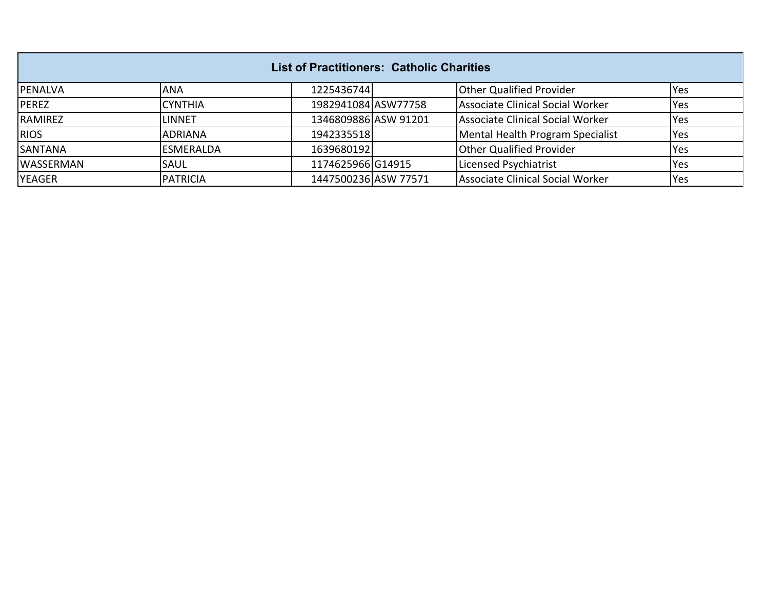| List of Practitioners: Catholic Charities | | | | | |
|---|---|---|---|---|---|
| PENALVA | ANA | 1225436744 | | Other Qualified Provider | Yes |
| PEREZ | CYNTHIA | 1982941084 | ASW77758 | Associate Clinical Social Worker | Yes |
| RAMIREZ | LINNET | 1346809886 | ASW 91201 | Associate Clinical Social Worker | Yes |
| RIOS | ADRIANA | 1942335518 | | Mental Health Program Specialist | Yes |
| SANTANA | ESMERALDA | 1639680192 | | Other Qualified Provider | Yes |
| WASSERMAN | SAUL | 1174625966 | G14915 | Licensed Psychiatrist | Yes |
| YEAGER | PATRICIA | 1447500236 | ASW 77571 | Associate Clinical Social Worker | Yes |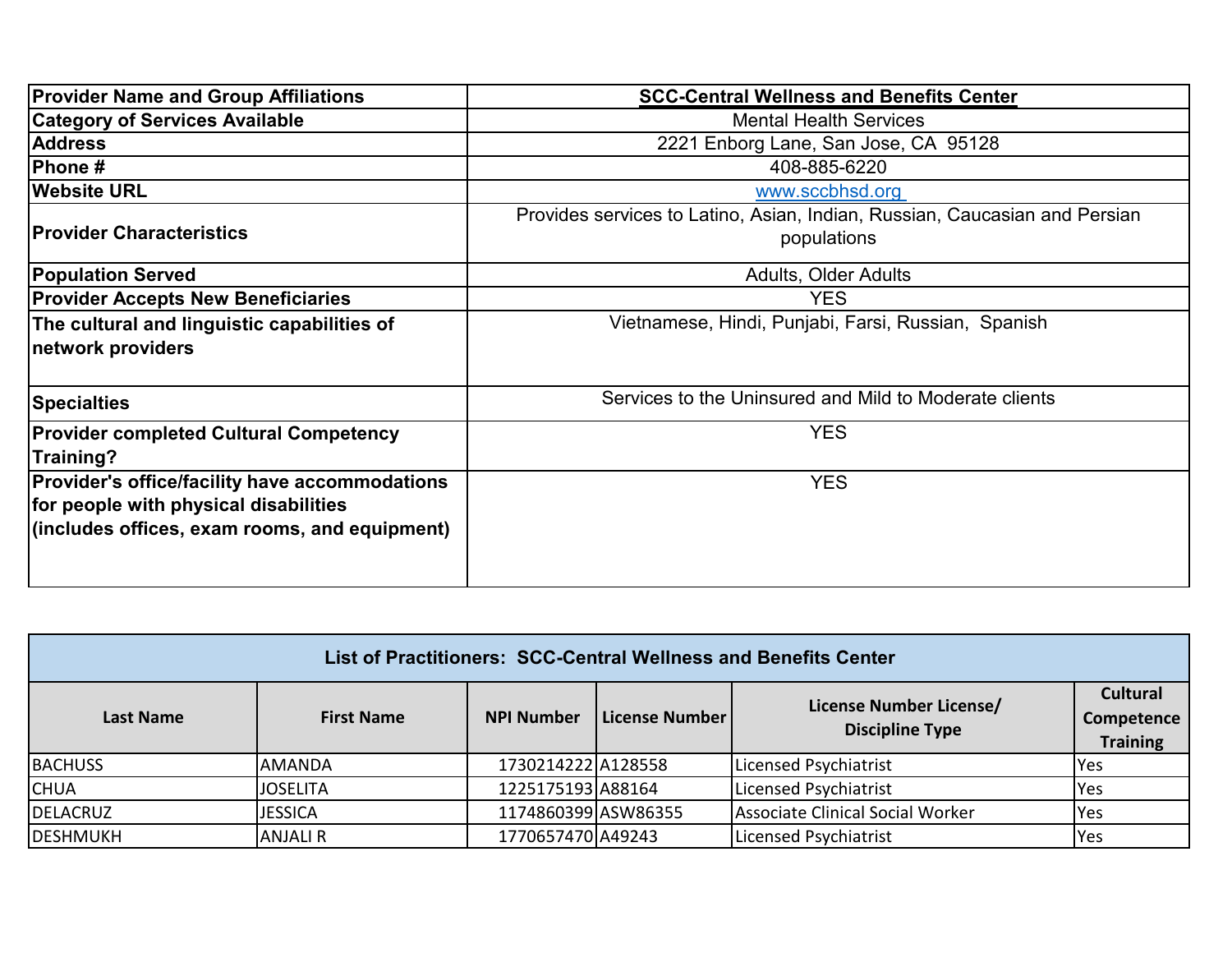| | |
|---|---|
| **Provider Name and Group Affiliations** | **SCC-Central Wellness and Benefits Center** |
| **Category of Services Available** | Mental Health Services |
| **Address** | 2221 Enborg Lane, San Jose, CA 95128 |
| **Phone #** | 408-885-6220 |
| **Website URL** | www.sccbhsd.org |
| **Provider Characteristics** | Provides services to Latino, Asian, Indian, Russian, Caucasian and Persian populations |
| **Population Served** | Adults, Older Adults |
| **Provider Accepts New Beneficiaries** | YES |
| **The cultural and linguistic capabilities of network providers** | Vietnamese, Hindi, Punjabi, Farsi, Russian, Spanish |
| **Specialties** | Services to the Uninsured and Mild to Moderate clients |
| **Provider completed Cultural Competency Training?** | YES |
| **Provider's office/facility have accommodations for people with physical disabilities (includes offices, exam rooms, and equipment)** | YES |

**List of Practitioners: SCC-Central Wellness and Benefits Center**

| Last Name | First Name | NPI Number | License Number | License Number License/ Discipline Type | Cultural Competence Training |
|---|---|---|---|---|---|
| BACHUSS | AMANDA | 1730214222 | A128558 | Licensed Psychiatrist | Yes |
| CHUA | JOSELITA | 1225175193 | A88164 | Licensed Psychiatrist | Yes |
| DELACRUZ | JESSICA | 1174860399 | ASW86355 | Associate Clinical Social Worker | Yes |
| DESHMUKH | ANJALI R | 1770657470 | A49243 | Licensed Psychiatrist | Yes |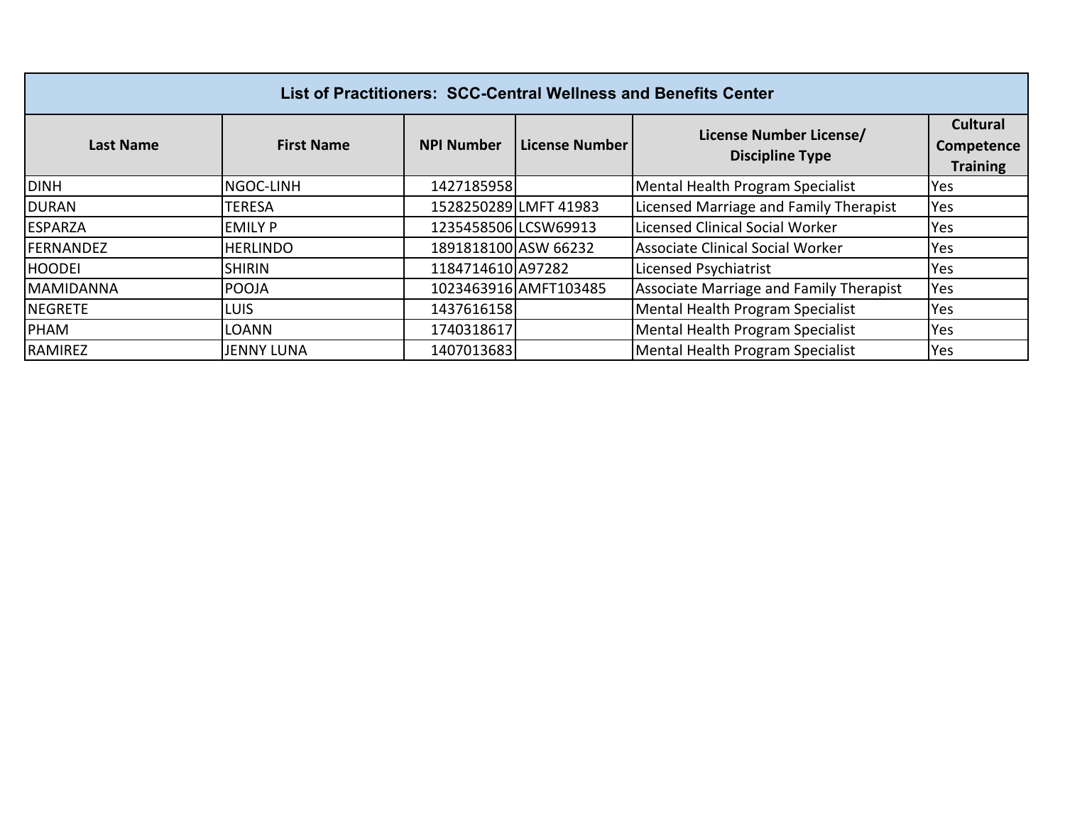| List of Practitioners: SCC-Central Wellness and Benefits Center | | | | | |
|---|---|---|---|---|---|
| **Last Name** | **First Name** | **NPI Number** | **License Number** | **License Number License/ Discipline Type** | **Cultural Competence Training** |
| DINH | NGOC-LINH | 1427185958 | | Mental Health Program Specialist | Yes |
| DURAN | TERESA | 1528250289 | LMFT 41983 | Licensed Marriage and Family Therapist | Yes |
| ESPARZA | EMILY P | 1235458506 | LCSW69913 | Licensed Clinical Social Worker | Yes |
| FERNANDEZ | HERLINDO | 1891818100 | ASW 66232 | Associate Clinical Social Worker | Yes |
| HOODEI | SHIRIN | 1184714610 | A97282 | Licensed Psychiatrist | Yes |
| MAMIDANNA | POOJA | 1023463916 | AMFT103485 | Associate Marriage and Family Therapist | Yes |
| NEGRETE | LUIS | 1437616158 | | Mental Health Program Specialist | Yes |
| PHAM | LOANN | 1740318617 | | Mental Health Program Specialist | Yes |
| RAMIREZ | JENNY LUNA | 1407013683 | | Mental Health Program Specialist | Yes |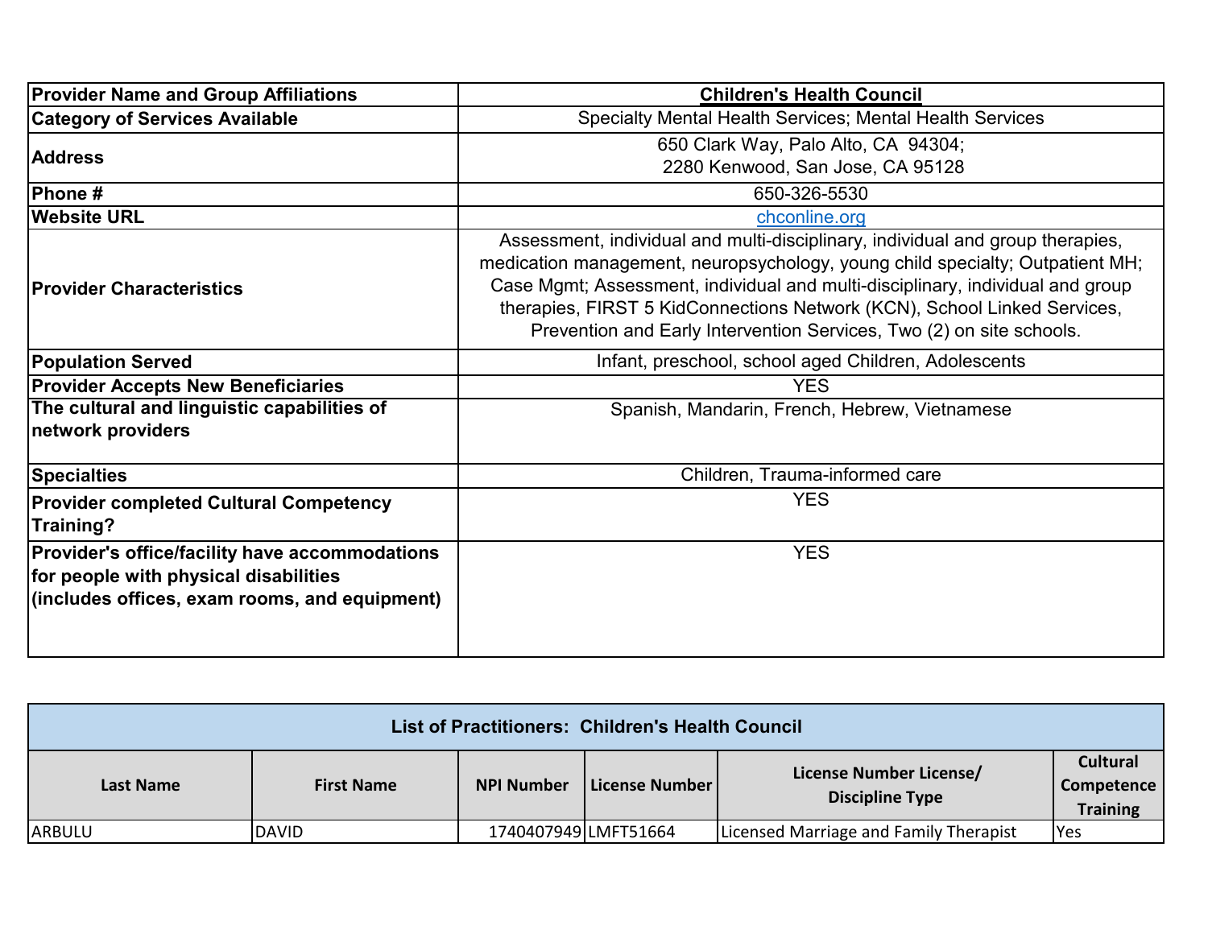| Provider Name and Group Affiliations | **Children's Health Council** |
|---|---|
| Category of Services Available | Specialty Mental Health Services; Mental Health Services |
| Address | 650 Clark Way, Palo Alto, CA 94304;<br>2280 Kenwood, San Jose, CA 95128 |
| Phone # | 650-326-5530 |
| Website URL | chconline.org |
| Provider Characteristics | Assessment, individual and multi-disciplinary, individual and group therapies, medication management, neuropsychology, young child specialty; Outpatient MH; Case Mgmt; Assessment, individual and multi-disciplinary, individual and group therapies, FIRST 5 KidConnections Network (KCN), School Linked Services, Prevention and Early Intervention Services, Two (2) on site schools. |
| Population Served | Infant, preschool, school aged Children, Adolescents |
| Provider Accepts New Beneficiaries | YES |
| The cultural and linguistic capabilities of network providers | Spanish, Mandarin, French, Hebrew, Vietnamese |
| Specialties | Children, Trauma-informed care |
| Provider completed Cultural Competency Training? | YES |
| Provider's office/facility have accommodations for people with physical disabilities (includes offices, exam rooms, and equipment) | YES |

**List of Practitioners: Children's Health Council**

| Last Name | First Name | NPI Number | License Number | License Number License/ Discipline Type | Cultural Competence Training |
|---|---|---|---|---|---|
| ARBULU | DAVID | 1740407949 | LMFT51664 | Licensed Marriage and Family Therapist | Yes |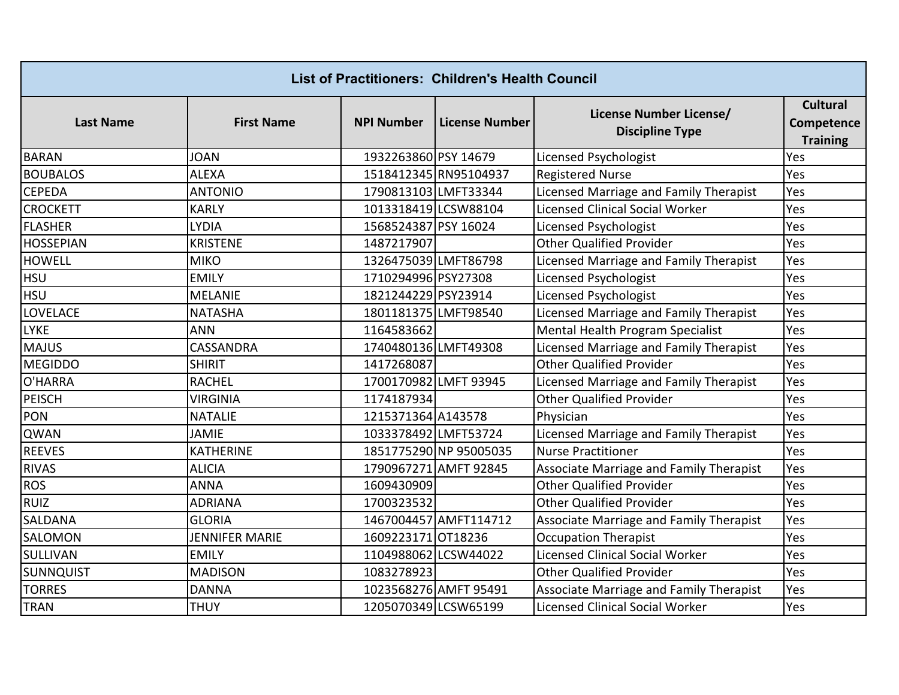| List of Practitioners: Children's Health Council | | | | | |
| --- | --- | --- | --- | --- | --- |
| **Last Name** | **First Name** | **NPI Number** | **License Number** | **License Number License/ Discipline Type** | **Cultural Competence Training** |
| BARAN | JOAN | 1932263860 | PSY 14679 | Licensed Psychologist | Yes |
| BOUBALOS | ALEXA | 1518412345 | RN95104937 | Registered Nurse | Yes |
| CEPEDA | ANTONIO | 1790813103 | LMFT33344 | Licensed Marriage and Family Therapist | Yes |
| CROCKETT | KARLY | 1013318419 | LCSW88104 | Licensed Clinical Social Worker | Yes |
| FLASHER | LYDIA | 1568524387 | PSY 16024 | Licensed Psychologist | Yes |
| HOSSEPIAN | KRISTENE | 1487217907 | | Other Qualified Provider | Yes |
| HOWELL | MIKO | 1326475039 | LMFT86798 | Licensed Marriage and Family Therapist | Yes |
| HSU | EMILY | 1710294996 | PSY27308 | Licensed Psychologist | Yes |
| HSU | MELANIE | 1821244229 | PSY23914 | Licensed Psychologist | Yes |
| LOVELACE | NATASHA | 1801181375 | LMFT98540 | Licensed Marriage and Family Therapist | Yes |
| LYKE | ANN | 1164583662 | | Mental Health Program Specialist | Yes |
| MAJUS | CASSANDRA | 1740480136 | LMFT49308 | Licensed Marriage and Family Therapist | Yes |
| MEGIDDO | SHIRIT | 1417268087 | | Other Qualified Provider | Yes |
| O'HARRA | RACHEL | 1700170982 | LMFT 93945 | Licensed Marriage and Family Therapist | Yes |
| PEISCH | VIRGINIA | 1174187934 | | Other Qualified Provider | Yes |
| PON | NATALIE | 1215371364 | A143578 | Physician | Yes |
| QWAN | JAMIE | 1033378492 | LMFT53724 | Licensed Marriage and Family Therapist | Yes |
| REEVES | KATHERINE | 1851775290 | NP 95005035 | Nurse Practitioner | Yes |
| RIVAS | ALICIA | 1790967271 | AMFT 92845 | Associate Marriage and Family Therapist | Yes |
| ROS | ANNA | 1609430909 | | Other Qualified Provider | Yes |
| RUIZ | ADRIANA | 1700323532 | | Other Qualified Provider | Yes |
| SALDANA | GLORIA | 1467004457 | AMFT114712 | Associate Marriage and Family Therapist | Yes |
| SALOMON | JENNIFER MARIE | 1609223171 | OT18236 | Occupation Therapist | Yes |
| SULLIVAN | EMILY | 1104988062 | LCSW44022 | Licensed Clinical Social Worker | Yes |
| SUNNQUIST | MADISON | 1083278923 | | Other Qualified Provider | Yes |
| TORRES | DANNA | 1023568276 | AMFT 95491 | Associate Marriage and Family Therapist | Yes |
| TRAN | THUY | 1205070349 | LCSW65199 | Licensed Clinical Social Worker | Yes |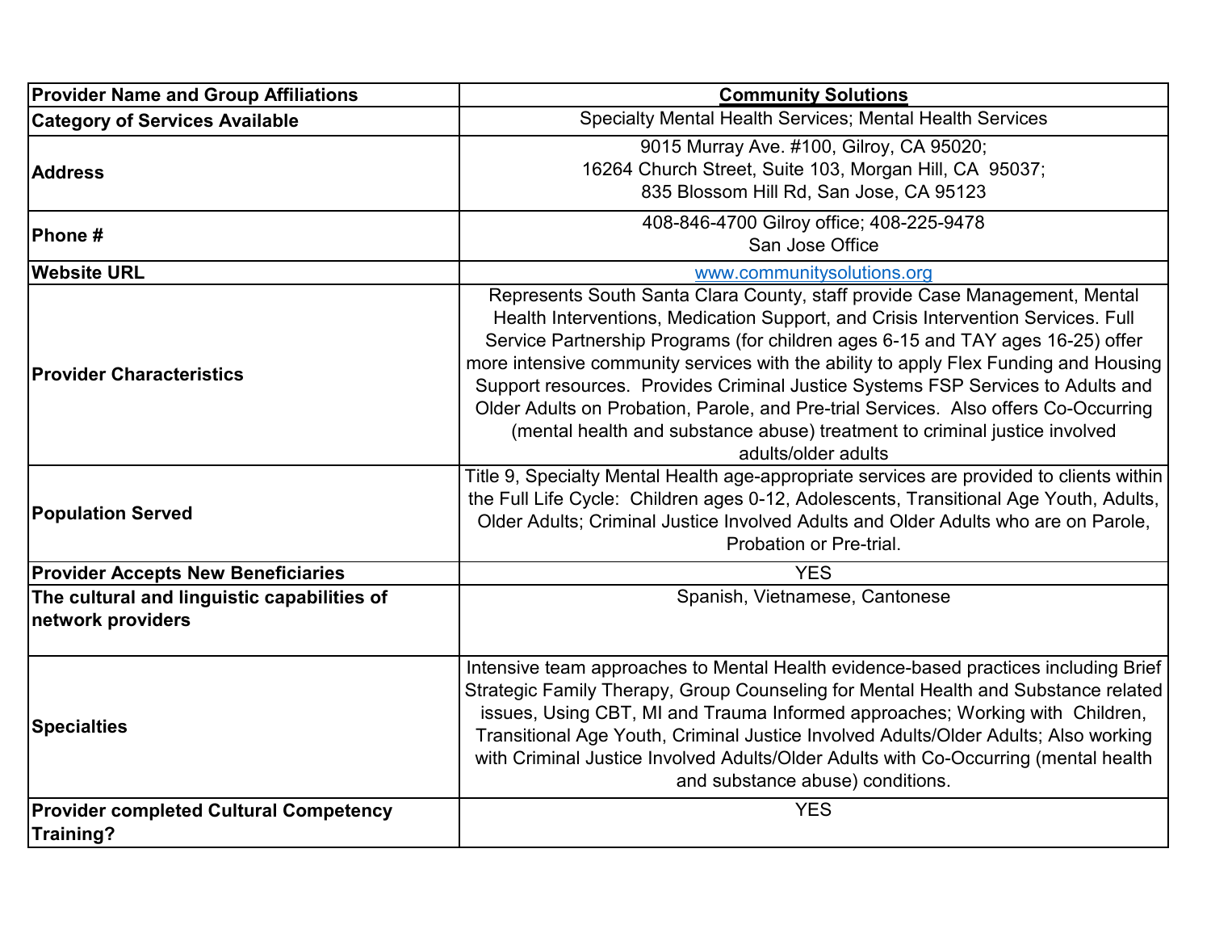| Provider Name and Group Affiliations | **Community Solutions** |
|---|---|
| **Category of Services Available** | Specialty Mental Health Services; Mental Health Services |
| **Address** | 9015 Murray Ave. #100, Gilroy, CA 95020;<br>16264 Church Street, Suite 103, Morgan Hill, CA 95037;<br>835 Blossom Hill Rd, San Jose, CA 95123 |
| **Phone #** | 408-846-4700 Gilroy office; 408-225-9478<br>San Jose Office |
| **Website URL** | www.communitysolutions.org |
| **Provider Characteristics** | Represents South Santa Clara County, staff provide Case Management, Mental Health Interventions, Medication Support, and Crisis Intervention Services. Full Service Partnership Programs (for children ages 6-15 and TAY ages 16-25) offer more intensive community services with the ability to apply Flex Funding and Housing Support resources. Provides Criminal Justice Systems FSP Services to Adults and Older Adults on Probation, Parole, and Pre-trial Services. Also offers Co-Occurring (mental health and substance abuse) treatment to criminal justice involved adults/older adults |
| **Population Served** | Title 9, Specialty Mental Health age-appropriate services are provided to clients within the Full Life Cycle: Children ages 0-12, Adolescents, Transitional Age Youth, Adults, Older Adults; Criminal Justice Involved Adults and Older Adults who are on Parole, Probation or Pre-trial. |
| **Provider Accepts New Beneficiaries** | YES |
| **The cultural and linguistic capabilities of network providers** | Spanish, Vietnamese, Cantonese |
| **Specialties** | Intensive team approaches to Mental Health evidence-based practices including Brief Strategic Family Therapy, Group Counseling for Mental Health and Substance related issues, Using CBT, MI and Trauma Informed approaches; Working with Children, Transitional Age Youth, Criminal Justice Involved Adults/Older Adults; Also working with Criminal Justice Involved Adults/Older Adults with Co-Occurring (mental health and substance abuse) conditions. |
| **Provider completed Cultural Competency Training?** | YES |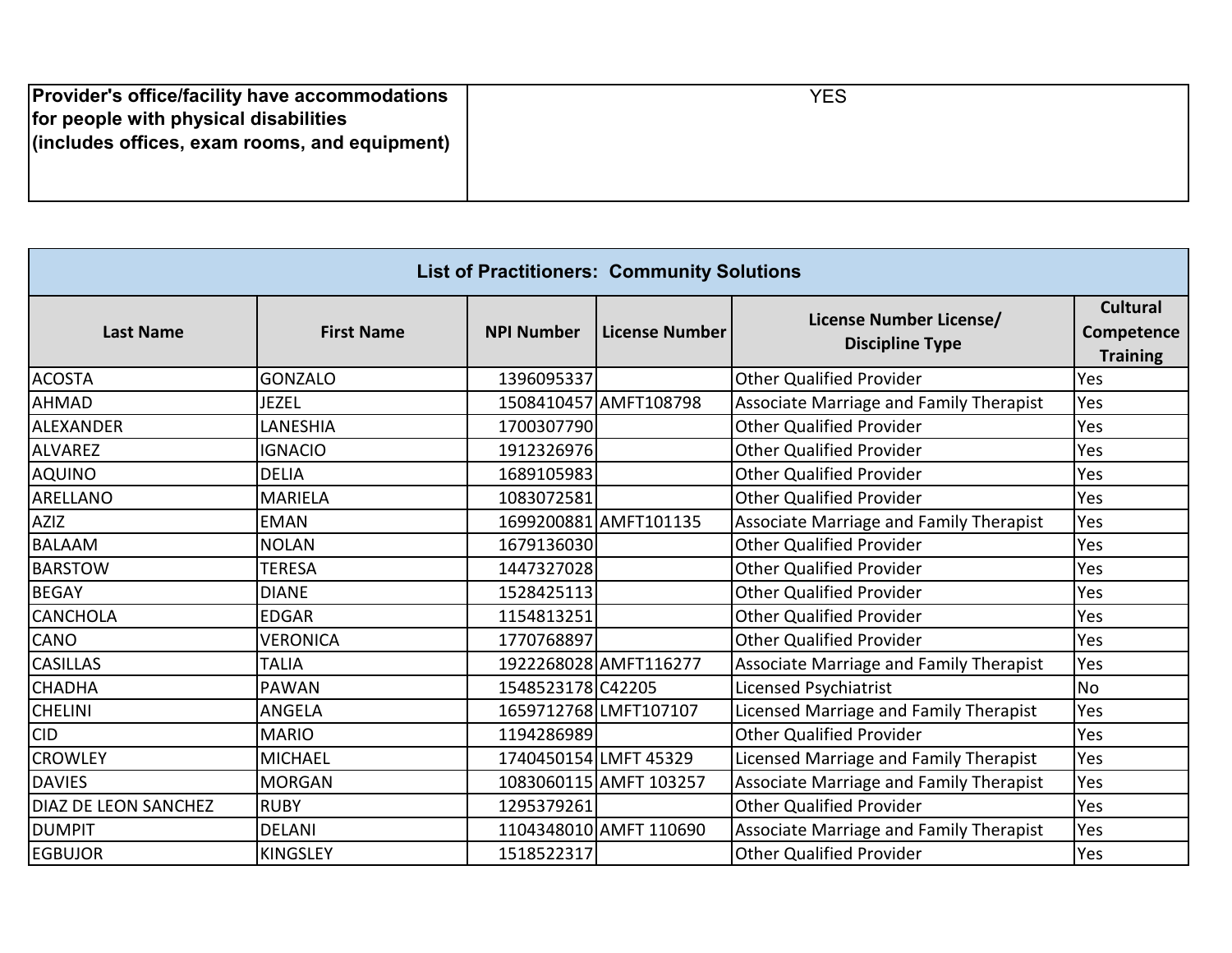| | |
|---|---|
| **Provider's office/facility have accommodations for people with physical disabilities (includes offices, exam rooms, and equipment)** | YES |

| List of Practitioners: Community Solutions | | | | | |
|---|---|---|---|---|---|
| **Last Name** | **First Name** | **NPI Number** | **License Number** | **License Number License/ Discipline Type** | **Cultural Competence Training** |
| ACOSTA | GONZALO | 1396095337 | | Other Qualified Provider | Yes |
| AHMAD | JEZEL | 1508410457 | AMFT108798 | Associate Marriage and Family Therapist | Yes |
| ALEXANDER | LANESHIA | 1700307790 | | Other Qualified Provider | Yes |
| ALVAREZ | IGNACIO | 1912326976 | | Other Qualified Provider | Yes |
| AQUINO | DELIA | 1689105983 | | Other Qualified Provider | Yes |
| ARELLANO | MARIELA | 1083072581 | | Other Qualified Provider | Yes |
| AZIZ | EMAN | 1699200881 | AMFT101135 | Associate Marriage and Family Therapist | Yes |
| BALAAM | NOLAN | 1679136030 | | Other Qualified Provider | Yes |
| BARSTOW | TERESA | 1447327028 | | Other Qualified Provider | Yes |
| BEGAY | DIANE | 1528425113 | | Other Qualified Provider | Yes |
| CANCHOLA | EDGAR | 1154813251 | | Other Qualified Provider | Yes |
| CANO | VERONICA | 1770768897 | | Other Qualified Provider | Yes |
| CASILLAS | TALIA | 1922268028 | AMFT116277 | Associate Marriage and Family Therapist | Yes |
| CHADHA | PAWAN | 1548523178 | C42205 | Licensed Psychiatrist | No |
| CHELINI | ANGELA | 1659712768 | LMFT107107 | Licensed Marriage and Family Therapist | Yes |
| CID | MARIO | 1194286989 | | Other Qualified Provider | Yes |
| CROWLEY | MICHAEL | 1740450154 | LMFT 45329 | Licensed Marriage and Family Therapist | Yes |
| DAVIES | MORGAN | 1083060115 | AMFT 103257 | Associate Marriage and Family Therapist | Yes |
| DIAZ DE LEON SANCHEZ | RUBY | 1295379261 | | Other Qualified Provider | Yes |
| DUMPIT | DELANI | 1104348010 | AMFT 110690 | Associate Marriage and Family Therapist | Yes |
| EGBUJOR | KINGSLEY | 1518522317 | | Other Qualified Provider | Yes |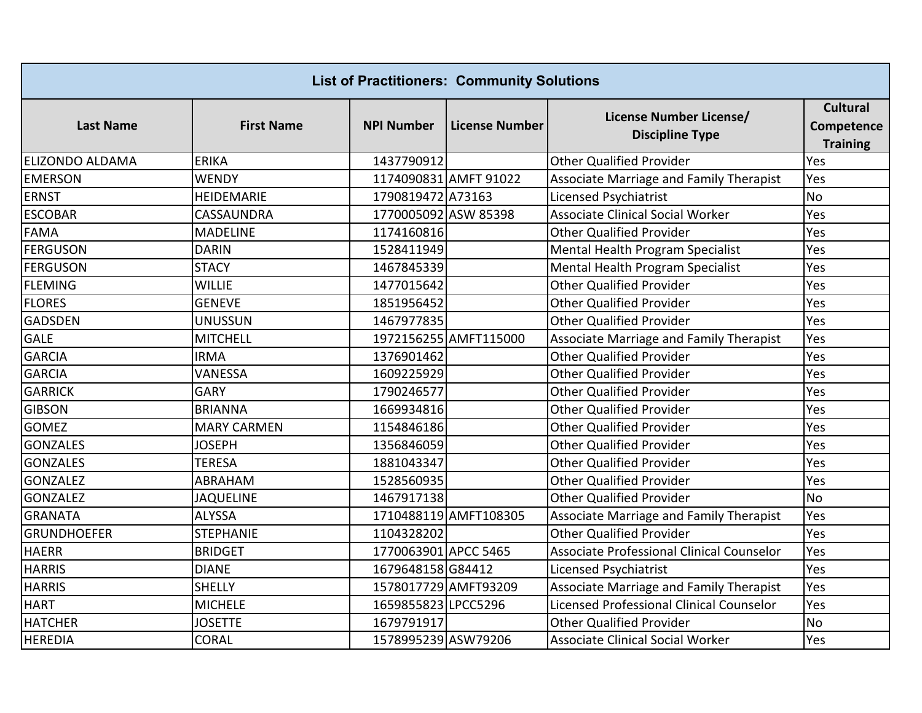| List of Practitioners: Community Solutions | | | | | |
|---|---|---|---|---|---|
| Last Name | First Name | NPI Number | License Number | License Number License/ Discipline Type | Cultural Competence Training |
| ELIZONDO ALDAMA | ERIKA | 1437790912 | | Other Qualified Provider | Yes |
| EMERSON | WENDY | 1174090831 | AMFT 91022 | Associate Marriage and Family Therapist | Yes |
| ERNST | HEIDEMARIE | 1790819472 | A73163 | Licensed Psychiatrist | No |
| ESCOBAR | CASSAUNDRA | 1770005092 | ASW 85398 | Associate Clinical Social Worker | Yes |
| FAMA | MADELINE | 1174160816 | | Other Qualified Provider | Yes |
| FERGUSON | DARIN | 1528411949 | | Mental Health Program Specialist | Yes |
| FERGUSON | STACY | 1467845339 | | Mental Health Program Specialist | Yes |
| FLEMING | WILLIE | 1477015642 | | Other Qualified Provider | Yes |
| FLORES | GENEVE | 1851956452 | | Other Qualified Provider | Yes |
| GADSDEN | UNUSSUN | 1467977835 | | Other Qualified Provider | Yes |
| GALE | MITCHELL | 1972156255 | AMFT115000 | Associate Marriage and Family Therapist | Yes |
| GARCIA | IRMA | 1376901462 | | Other Qualified Provider | Yes |
| GARCIA | VANESSA | 1609225929 | | Other Qualified Provider | Yes |
| GARRICK | GARY | 1790246577 | | Other Qualified Provider | Yes |
| GIBSON | BRIANNA | 1669934816 | | Other Qualified Provider | Yes |
| GOMEZ | MARY CARMEN | 1154846186 | | Other Qualified Provider | Yes |
| GONZALES | JOSEPH | 1356846059 | | Other Qualified Provider | Yes |
| GONZALES | TERESA | 1881043347 | | Other Qualified Provider | Yes |
| GONZALEZ | ABRAHAM | 1528560935 | | Other Qualified Provider | Yes |
| GONZALEZ | JAQUELINE | 1467917138 | | Other Qualified Provider | No |
| GRANATA | ALYSSA | 1710488119 | AMFT108305 | Associate Marriage and Family Therapist | Yes |
| GRUNDHOEFER | STEPHANIE | 1104328202 | | Other Qualified Provider | Yes |
| HAERR | BRIDGET | 1770063901 | APCC 5465 | Associate Professional Clinical Counselor | Yes |
| HARRIS | DIANE | 1679648158 | G84412 | Licensed Psychiatrist | Yes |
| HARRIS | SHELLY | 1578017729 | AMFT93209 | Associate Marriage and Family Therapist | Yes |
| HART | MICHELE | 1659855823 | LPCC5296 | Licensed Professional Clinical Counselor | Yes |
| HATCHER | JOSETTE | 1679791917 | | Other Qualified Provider | No |
| HEREDIA | CORAL | 1578995239 | ASW79206 | Associate Clinical Social Worker | Yes |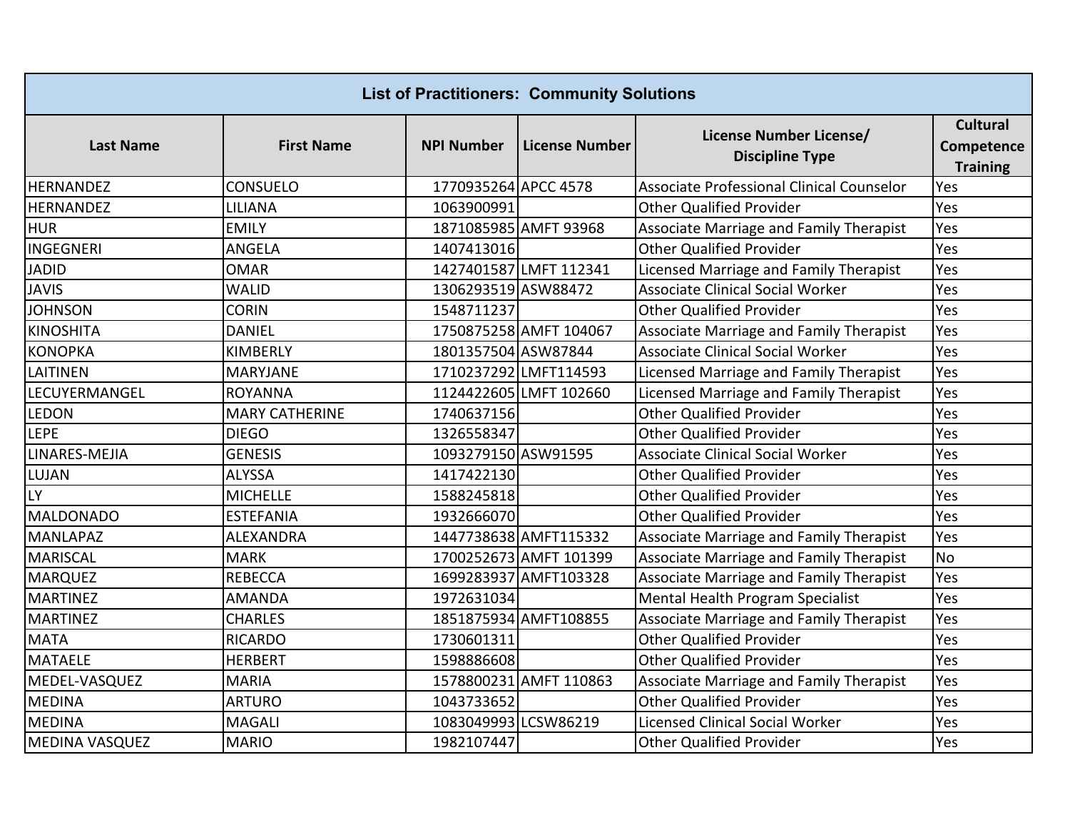| List of Practitioners: Community Solutions | | | | | |
|---|---|---|---|---|---|
| **Last Name** | **First Name** | **NPI Number** | **License Number** | **License Number License/ Discipline Type** | **Cultural Competence Training** |
| HERNANDEZ | CONSUELO | 1770935264 | APCC 4578 | Associate Professional Clinical Counselor | Yes |
| HERNANDEZ | LILIANA | 1063900991 | | Other Qualified Provider | Yes |
| HUR | EMILY | 1871085985 | AMFT 93968 | Associate Marriage and Family Therapist | Yes |
| INGEGNERI | ANGELA | 1407413016 | | Other Qualified Provider | Yes |
| JADID | OMAR | 1427401587 | LMFT 112341 | Licensed Marriage and Family Therapist | Yes |
| JAVIS | WALID | 1306293519 | ASW88472 | Associate Clinical Social Worker | Yes |
| JOHNSON | CORIN | 1548711237 | | Other Qualified Provider | Yes |
| KINOSHITA | DANIEL | 1750875258 | AMFT 104067 | Associate Marriage and Family Therapist | Yes |
| KONOPKA | KIMBERLY | 1801357504 | ASW87844 | Associate Clinical Social Worker | Yes |
| LAITINEN | MARYJANE | 1710237292 | LMFT114593 | Licensed Marriage and Family Therapist | Yes |
| LECUYERMANGEL | ROYANNA | 1124422605 | LMFT 102660 | Licensed Marriage and Family Therapist | Yes |
| LEDON | MARY CATHERINE | 1740637156 | | Other Qualified Provider | Yes |
| LEPE | DIEGO | 1326558347 | | Other Qualified Provider | Yes |
| LINARES-MEJIA | GENESIS | 1093279150 | ASW91595 | Associate Clinical Social Worker | Yes |
| LUJAN | ALYSSA | 1417422130 | | Other Qualified Provider | Yes |
| LY | MICHELLE | 1588245818 | | Other Qualified Provider | Yes |
| MALDONADO | ESTEFANIA | 1932666070 | | Other Qualified Provider | Yes |
| MANLAPAZ | ALEXANDRA | 1447738638 | AMFT115332 | Associate Marriage and Family Therapist | Yes |
| MARISCAL | MARK | 1700252673 | AMFT 101399 | Associate Marriage and Family Therapist | No |
| MARQUEZ | REBECCA | 1699283937 | AMFT103328 | Associate Marriage and Family Therapist | Yes |
| MARTINEZ | AMANDA | 1972631034 | | Mental Health Program Specialist | Yes |
| MARTINEZ | CHARLES | 1851875934 | AMFT108855 | Associate Marriage and Family Therapist | Yes |
| MATA | RICARDO | 1730601311 | | Other Qualified Provider | Yes |
| MATAELE | HERBERT | 1598886608 | | Other Qualified Provider | Yes |
| MEDEL-VASQUEZ | MARIA | 1578800231 | AMFT 110863 | Associate Marriage and Family Therapist | Yes |
| MEDINA | ARTURO | 1043733652 | | Other Qualified Provider | Yes |
| MEDINA | MAGALI | 1083049993 | LCSW86219 | Licensed Clinical Social Worker | Yes |
| MEDINA VASQUEZ | MARIO | 1982107447 | | Other Qualified Provider | Yes |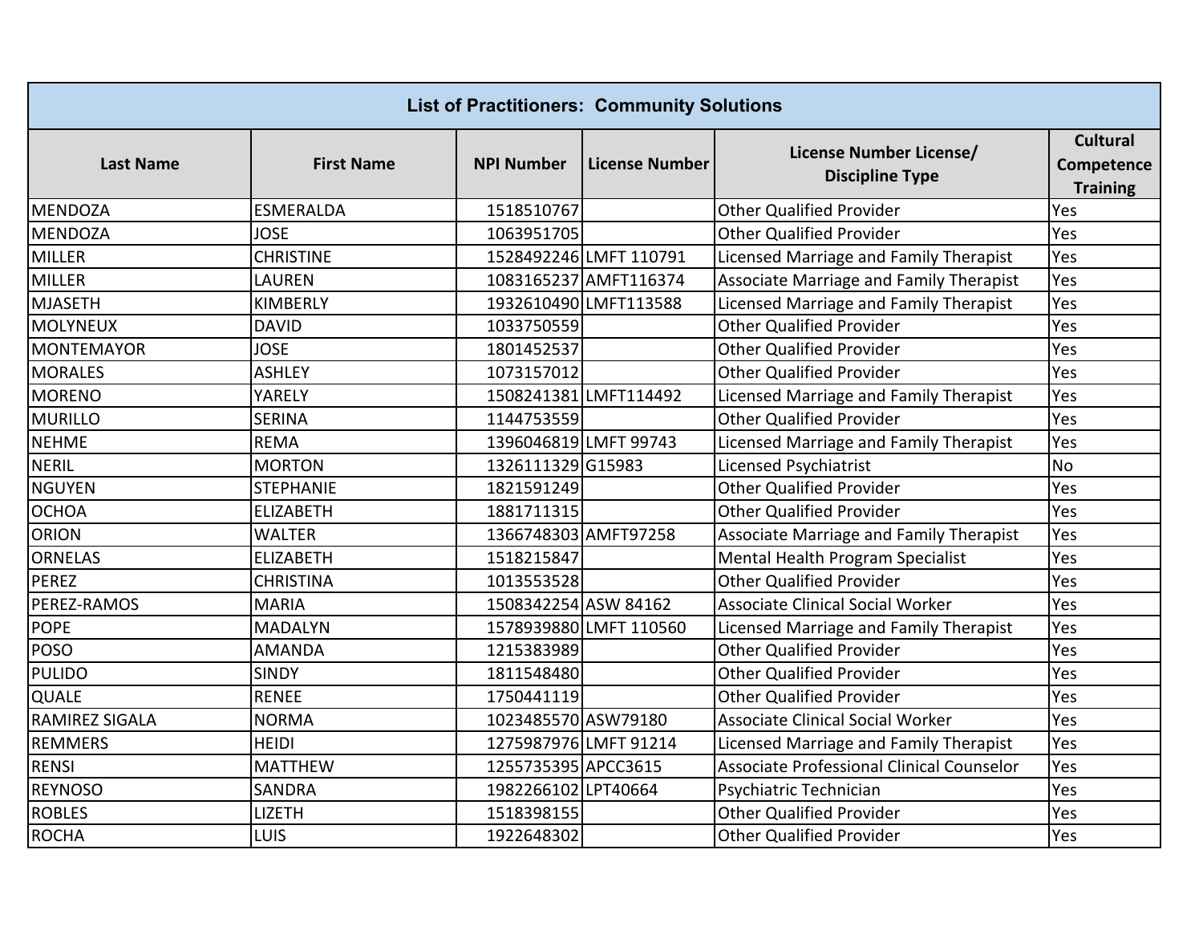| List of Practitioners: Community Solutions | | | | | |
|---|---|---|---|---|---|
| **Last Name** | **First Name** | **NPI Number** | **License Number** | **License Number License/ Discipline Type** | **Cultural Competence Training** |
| MENDOZA | ESMERALDA | 1518510767 | | Other Qualified Provider | Yes |
| MENDOZA | JOSE | 1063951705 | | Other Qualified Provider | Yes |
| MILLER | CHRISTINE | 1528492246 | LMFT 110791 | Licensed Marriage and Family Therapist | Yes |
| MILLER | LAUREN | 1083165237 | AMFT116374 | Associate Marriage and Family Therapist | Yes |
| MJASETH | KIMBERLY | 1932610490 | LMFT113588 | Licensed Marriage and Family Therapist | Yes |
| MOLYNEUX | DAVID | 1033750559 | | Other Qualified Provider | Yes |
| MONTEMAYOR | JOSE | 1801452537 | | Other Qualified Provider | Yes |
| MORALES | ASHLEY | 1073157012 | | Other Qualified Provider | Yes |
| MORENO | YARELY | 1508241381 | LMFT114492 | Licensed Marriage and Family Therapist | Yes |
| MURILLO | SERINA | 1144753559 | | Other Qualified Provider | Yes |
| NEHME | REMA | 1396046819 | LMFT 99743 | Licensed Marriage and Family Therapist | Yes |
| NERIL | MORTON | 1326111329 | G15983 | Licensed Psychiatrist | No |
| NGUYEN | STEPHANIE | 1821591249 | | Other Qualified Provider | Yes |
| OCHOA | ELIZABETH | 1881711315 | | Other Qualified Provider | Yes |
| ORION | WALTER | 1366748303 | AMFT97258 | Associate Marriage and Family Therapist | Yes |
| ORNELAS | ELIZABETH | 1518215847 | | Mental Health Program Specialist | Yes |
| PEREZ | CHRISTINA | 1013553528 | | Other Qualified Provider | Yes |
| PEREZ-RAMOS | MARIA | 1508342254 | ASW 84162 | Associate Clinical Social Worker | Yes |
| POPE | MADALYN | 1578939880 | LMFT 110560 | Licensed Marriage and Family Therapist | Yes |
| POSO | AMANDA | 1215383989 | | Other Qualified Provider | Yes |
| PULIDO | SINDY | 1811548480 | | Other Qualified Provider | Yes |
| QUALE | RENEE | 1750441119 | | Other Qualified Provider | Yes |
| RAMIREZ SIGALA | NORMA | 1023485570 | ASW79180 | Associate Clinical Social Worker | Yes |
| REMMERS | HEIDI | 1275987976 | LMFT 91214 | Licensed Marriage and Family Therapist | Yes |
| RENSI | MATTHEW | 1255735395 | APCC3615 | Associate Professional Clinical Counselor | Yes |
| REYNOSO | SANDRA | 1982266102 | LPT40664 | Psychiatric Technician | Yes |
| ROBLES | LIZETH | 1518398155 | | Other Qualified Provider | Yes |
| ROCHA | LUIS | 1922648302 | | Other Qualified Provider | Yes |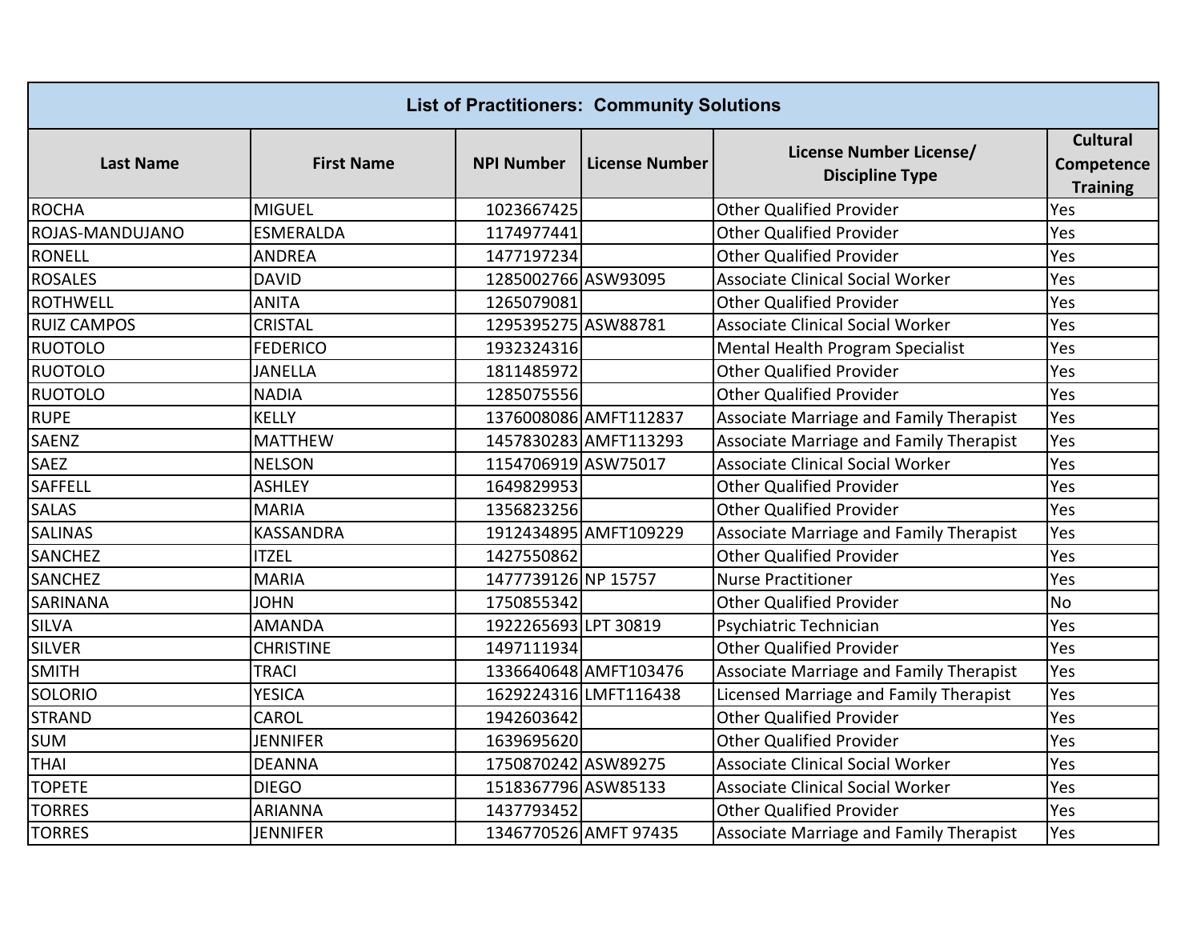| List of Practitioners: Community Solutions | | | | | |
|---|---|---|---|---|---|
| **Last Name** | **First Name** | **NPI Number** | **License Number** | **License Number License/ Discipline Type** | **Cultural Competence Training** |
| ROCHA | MIGUEL | 1023667425 | | Other Qualified Provider | Yes |
| ROJAS-MANDUJANO | ESMERALDA | 1174977441 | | Other Qualified Provider | Yes |
| RONELL | ANDREA | 1477197234 | | Other Qualified Provider | Yes |
| ROSALES | DAVID | 1285002766 | ASW93095 | Associate Clinical Social Worker | Yes |
| ROTHWELL | ANITA | 1265079081 | | Other Qualified Provider | Yes |
| RUIZ CAMPOS | CRISTAL | 1295395275 | ASW88781 | Associate Clinical Social Worker | Yes |
| RUOTOLO | FEDERICO | 1932324316 | | Mental Health Program Specialist | Yes |
| RUOTOLO | JANELLA | 1811485972 | | Other Qualified Provider | Yes |
| RUOTOLO | NADIA | 1285075556 | | Other Qualified Provider | Yes |
| RUPE | KELLY | 1376008086 | AMFT112837 | Associate Marriage and Family Therapist | Yes |
| SAENZ | MATTHEW | 1457830283 | AMFT113293 | Associate Marriage and Family Therapist | Yes |
| SAEZ | NELSON | 1154706919 | ASW75017 | Associate Clinical Social Worker | Yes |
| SAFFELL | ASHLEY | 1649829953 | | Other Qualified Provider | Yes |
| SALAS | MARIA | 1356823256 | | Other Qualified Provider | Yes |
| SALINAS | KASSANDRA | 1912434895 | AMFT109229 | Associate Marriage and Family Therapist | Yes |
| SANCHEZ | ITZEL | 1427550862 | | Other Qualified Provider | Yes |
| SANCHEZ | MARIA | 1477739126 | NP 15757 | Nurse Practitioner | Yes |
| SARINANA | JOHN | 1750855342 | | Other Qualified Provider | No |
| SILVA | AMANDA | 1922265693 | LPT 30819 | Psychiatric Technician | Yes |
| SILVER | CHRISTINE | 1497111934 | | Other Qualified Provider | Yes |
| SMITH | TRACI | 1336640648 | AMFT103476 | Associate Marriage and Family Therapist | Yes |
| SOLORIO | YESICA | 1629224316 | LMFT116438 | Licensed Marriage and Family Therapist | Yes |
| STRAND | CAROL | 1942603642 | | Other Qualified Provider | Yes |
| SUM | JENNIFER | 1639695620 | | Other Qualified Provider | Yes |
| THAI | DEANNA | 1750870242 | ASW89275 | Associate Clinical Social Worker | Yes |
| TOPETE | DIEGO | 1518367796 | ASW85133 | Associate Clinical Social Worker | Yes |
| TORRES | ARIANNA | 1437793452 | | Other Qualified Provider | Yes |
| TORRES | JENNIFER | 1346770526 | AMFT 97435 | Associate Marriage and Family Therapist | Yes |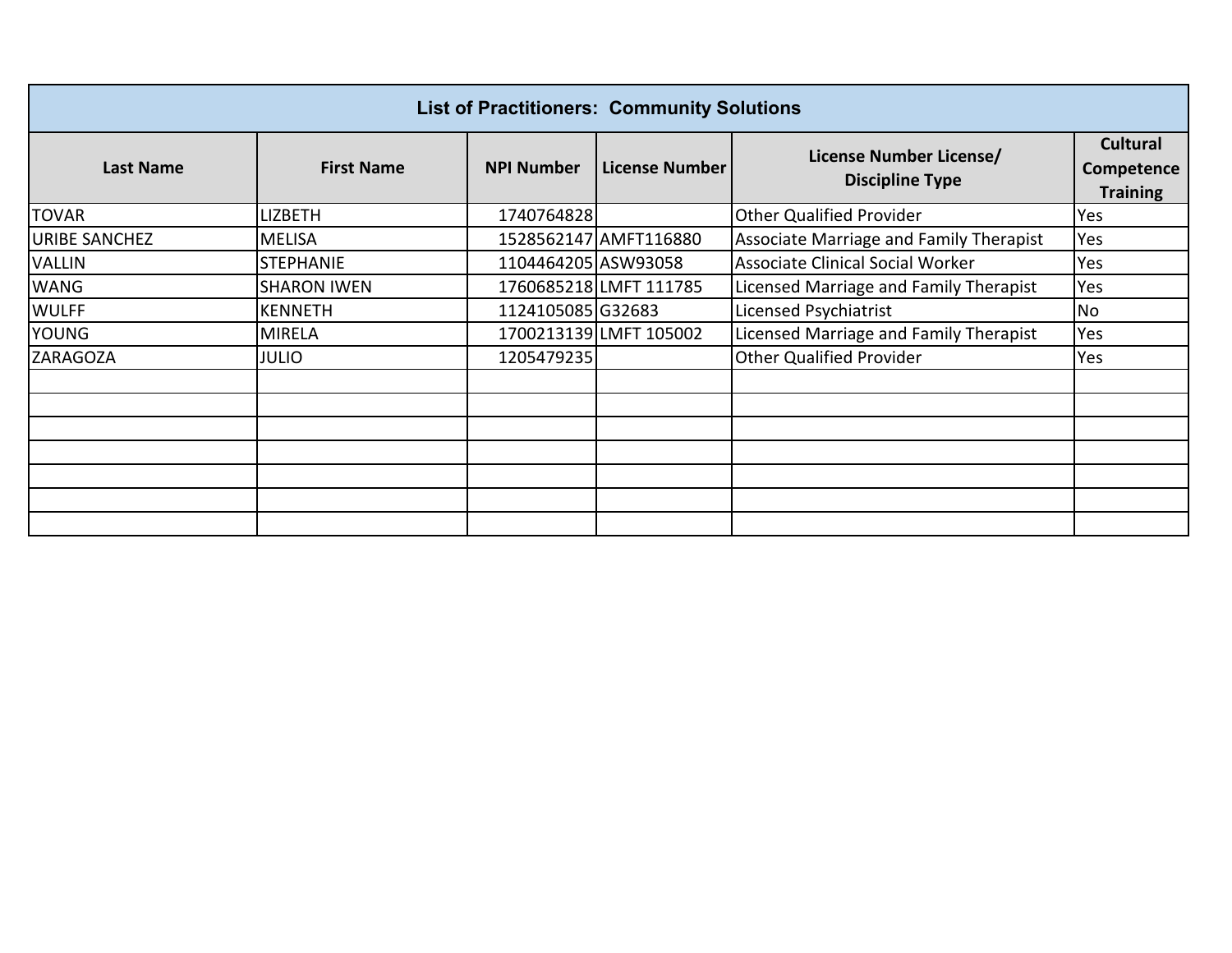| List of Practitioners: Community Solutions | | | | | |
|---|---|---|---|---|---|
| **Last Name** | **First Name** | **NPI Number** | **License Number** | **License Number License/ Discipline Type** | **Cultural Competence Training** |
| TOVAR | LIZBETH | 1740764828 | | Other Qualified Provider | Yes |
| URIBE SANCHEZ | MELISA | 1528562147 | AMFT116880 | Associate Marriage and Family Therapist | Yes |
| VALLIN | STEPHANIE | 1104464205 | ASW93058 | Associate Clinical Social Worker | Yes |
| WANG | SHARON IWEN | 1760685218 | LMFT 111785 | Licensed Marriage and Family Therapist | Yes |
| WULFF | KENNETH | 1124105085 | G32683 | Licensed Psychiatrist | No |
| YOUNG | MIRELA | 1700213139 | LMFT 105002 | Licensed Marriage and Family Therapist | Yes |
| ZARAGOZA | JULIO | 1205479235 | | Other Qualified Provider | Yes |
| | | | | | |
| | | | | | |
| | | | | | |
| | | | | | |
| | | | | | |
| | | | | | |
| | | | | | |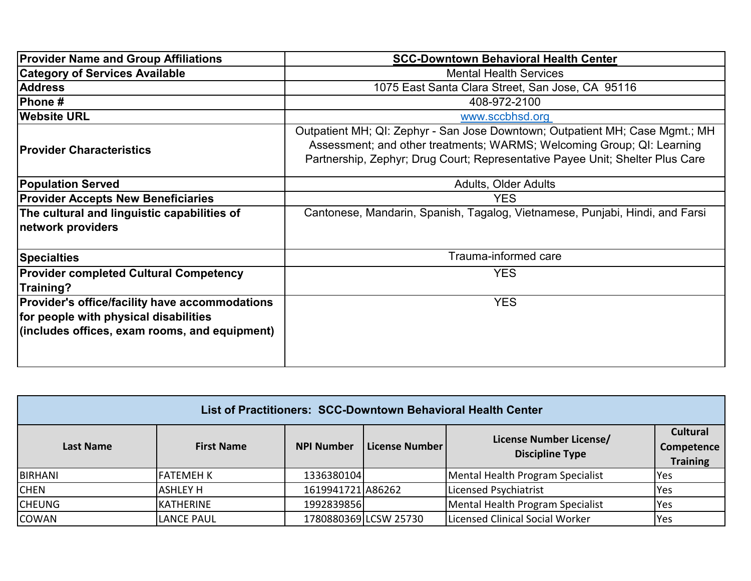| Provider Name and Group Affiliations | SCC-Downtown Behavioral Health Center |
|---|---|
| Category of Services Available | Mental Health Services |
| Address | 1075 East Santa Clara Street, San Jose, CA 95116 |
| Phone # | 408-972-2100 |
| Website URL | www.sccbhsd.org |
| Provider Characteristics | Outpatient MH; QI: Zephyr - San Jose Downtown; Outpatient MH; Case Mgmt.; MH Assessment; and other treatments; WARMS; Welcoming Group; QI: Learning Partnership, Zephyr; Drug Court; Representative Payee Unit; Shelter Plus Care |
| Population Served | Adults, Older Adults |
| Provider Accepts New Beneficiaries | YES |
| The cultural and linguistic capabilities of network providers | Cantonese, Mandarin, Spanish, Tagalog, Vietnamese, Punjabi, Hindi, and Farsi |
| Specialties | Trauma-informed care |
| Provider completed Cultural Competency Training? | YES |
| Provider's office/facility have accommodations for people with physical disabilities (includes offices, exam rooms, and equipment) | YES |

**List of Practitioners: SCC-Downtown Behavioral Health Center**

| Last Name | First Name | NPI Number | License Number | License Number License/ Discipline Type | Cultural Competence Training |
|---|---|---|---|---|---|
| BIRHANI | FATEMEH K | 1336380104 | | Mental Health Program Specialist | Yes |
| CHEN | ASHLEY H | 1619941721 | A86262 | Licensed Psychiatrist | Yes |
| CHEUNG | KATHERINE | 1992839856 | | Mental Health Program Specialist | Yes |
| COWAN | LANCE PAUL | 1780880369 | LCSW 25730 | Licensed Clinical Social Worker | Yes |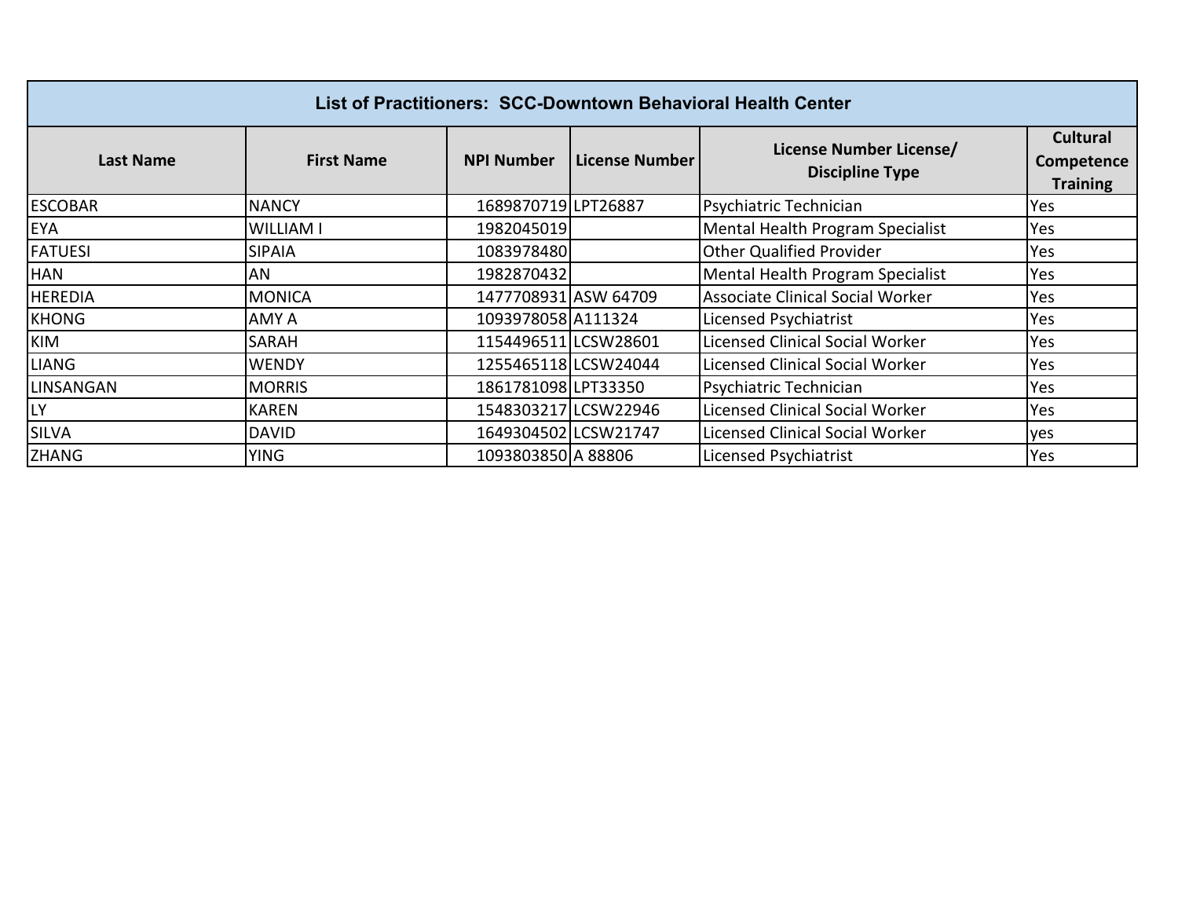| List of Practitioners: SCC-Downtown Behavioral Health Center | | | | | |
|---|---|---|---|---|---|
| **Last Name** | **First Name** | **NPI Number** | **License Number** | **License Number License/ Discipline Type** | **Cultural Competence Training** |
| ESCOBAR | NANCY | 1689870719 | LPT26887 | Psychiatric Technician | Yes |
| EYA | WILLIAM I | 1982045019 | | Mental Health Program Specialist | Yes |
| FATUESI | SIPAIA | 1083978480 | | Other Qualified Provider | Yes |
| HAN | AN | 1982870432 | | Mental Health Program Specialist | Yes |
| HEREDIA | MONICA | 1477708931 | ASW 64709 | Associate Clinical Social Worker | Yes |
| KHONG | AMY A | 1093978058 | A111324 | Licensed Psychiatrist | Yes |
| KIM | SARAH | 1154496511 | LCSW28601 | Licensed Clinical Social Worker | Yes |
| LIANG | WENDY | 1255465118 | LCSW24044 | Licensed Clinical Social Worker | Yes |
| LINSANGAN | MORRIS | 1861781098 | LPT33350 | Psychiatric Technician | Yes |
| LY | KAREN | 1548303217 | LCSW22946 | Licensed Clinical Social Worker | Yes |
| SILVA | DAVID | 1649304502 | LCSW21747 | Licensed Clinical Social Worker | yes |
| ZHANG | YING | 1093803850 | A 88806 | Licensed Psychiatrist | Yes |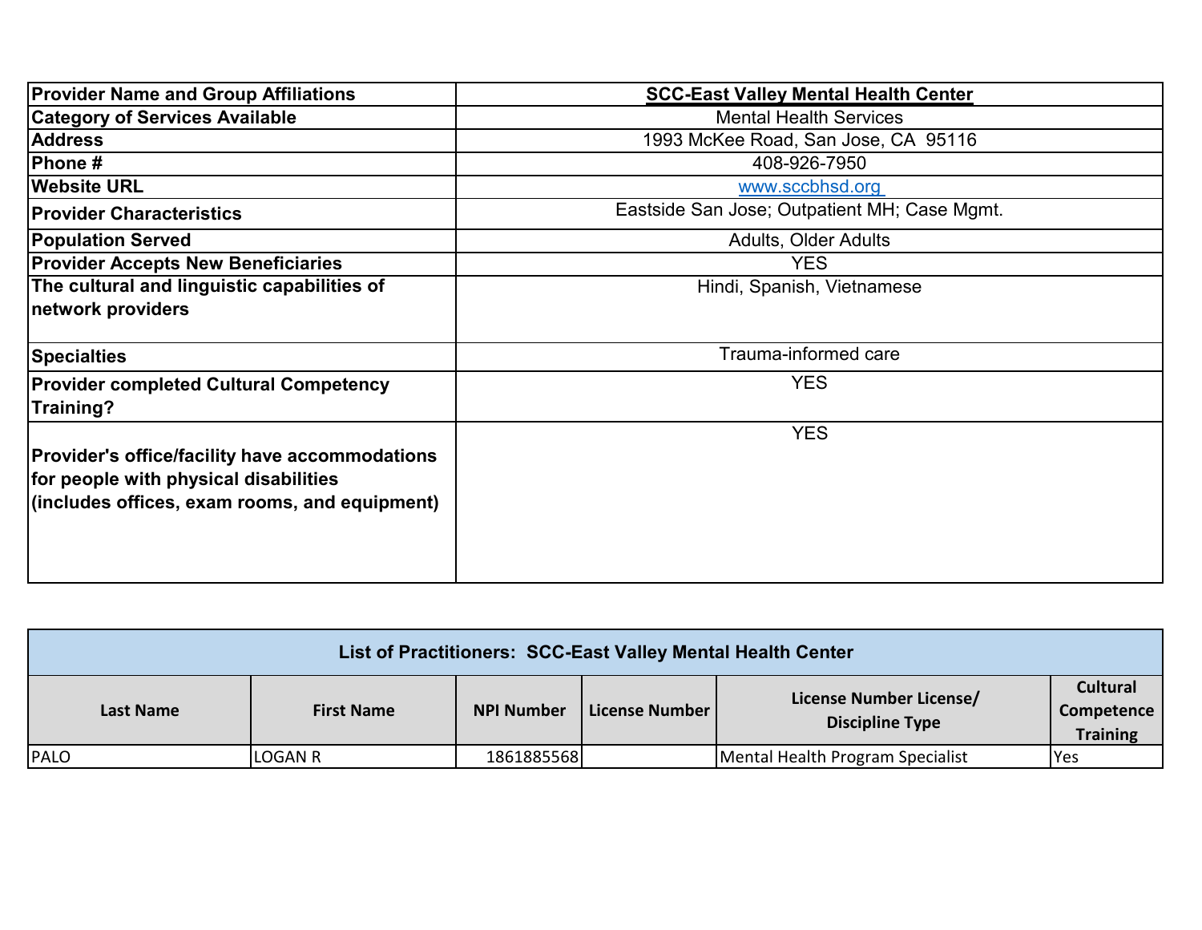| | |
|---|---|
| **Provider Name and Group Affiliations** | **SCC-East Valley Mental Health Center** |
| **Category of Services Available** | Mental Health Services |
| **Address** | 1993 McKee Road, San Jose, CA 95116 |
| **Phone #** | 408-926-7950 |
| **Website URL** | www.sccbhsd.org |
| **Provider Characteristics** | Eastside San Jose; Outpatient MH; Case Mgmt. |
| **Population Served** | Adults, Older Adults |
| **Provider Accepts New Beneficiaries** | YES |
| **The cultural and linguistic capabilities of network providers** | Hindi, Spanish, Vietnamese |
| **Specialties** | Trauma-informed care |
| **Provider completed Cultural Competency Training?** | YES |
| **Provider's office/facility have accommodations for people with physical disabilities (includes offices, exam rooms, and equipment)** | YES |

**List of Practitioners: SCC-East Valley Mental Health Center**

| Last Name | First Name | NPI Number | License Number | License Number License/ Discipline Type | Cultural Competence Training |
|---|---|---|---|---|---|
| PALO | LOGAN R | 1861885568 | | Mental Health Program Specialist | Yes |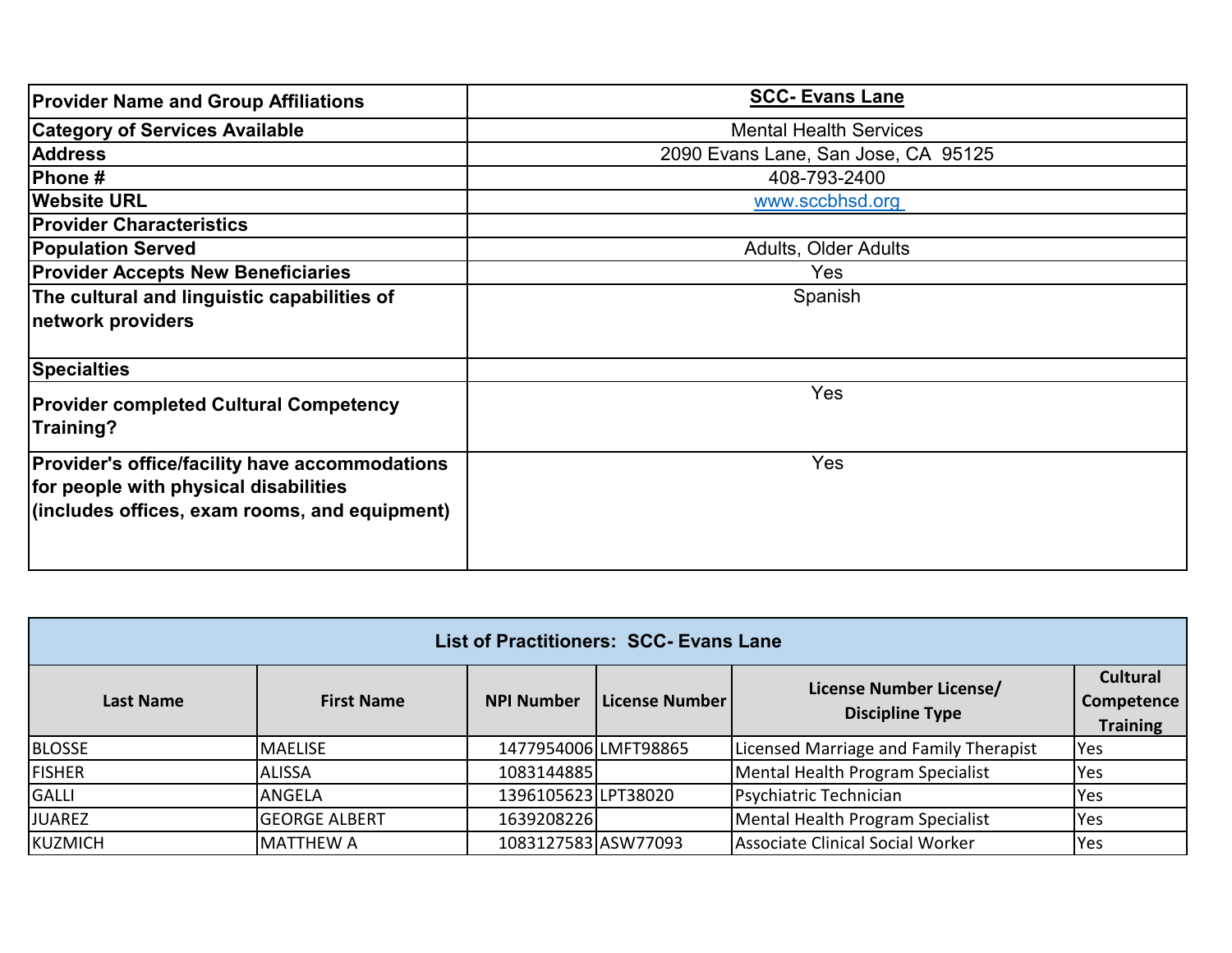| | |
|---|---|
| **Provider Name and Group Affiliations** | **SCC- Evans Lane** |
| **Category of Services Available** | Mental Health Services |
| **Address** | 2090 Evans Lane, San Jose, CA  95125 |
| **Phone #** | 408-793-2400 |
| **Website URL** | www.sccbhsd.org |
| **Provider Characteristics** | |
| **Population Served** | Adults, Older Adults |
| **Provider Accepts New Beneficiaries** | Yes |
| **The cultural and linguistic capabilities of network providers** | Spanish |
| **Specialties** | |
| **Provider completed Cultural Competency Training?** | Yes |
| **Provider's office/facility have accommodations for people with physical disabilities (includes offices, exam rooms, and equipment)** | Yes |

**List of Practitioners:  SCC- Evans Lane**

| Last Name | First Name | NPI Number | License Number | License Number License/ Discipline Type | Cultural Competence Training |
|---|---|---|---|---|---|
| BLOSSE | MAELISE | 1477954006 | LMFT98865 | Licensed Marriage and Family Therapist | Yes |
| FISHER | ALISSA | 1083144885 | | Mental Health Program Specialist | Yes |
| GALLI | ANGELA | 1396105623 | LPT38020 | Psychiatric Technician | Yes |
| JUAREZ | GEORGE ALBERT | 1639208226 | | Mental Health Program Specialist | Yes |
| KUZMICH | MATTHEW A | 1083127583 | ASW77093 | Associate Clinical Social Worker | Yes |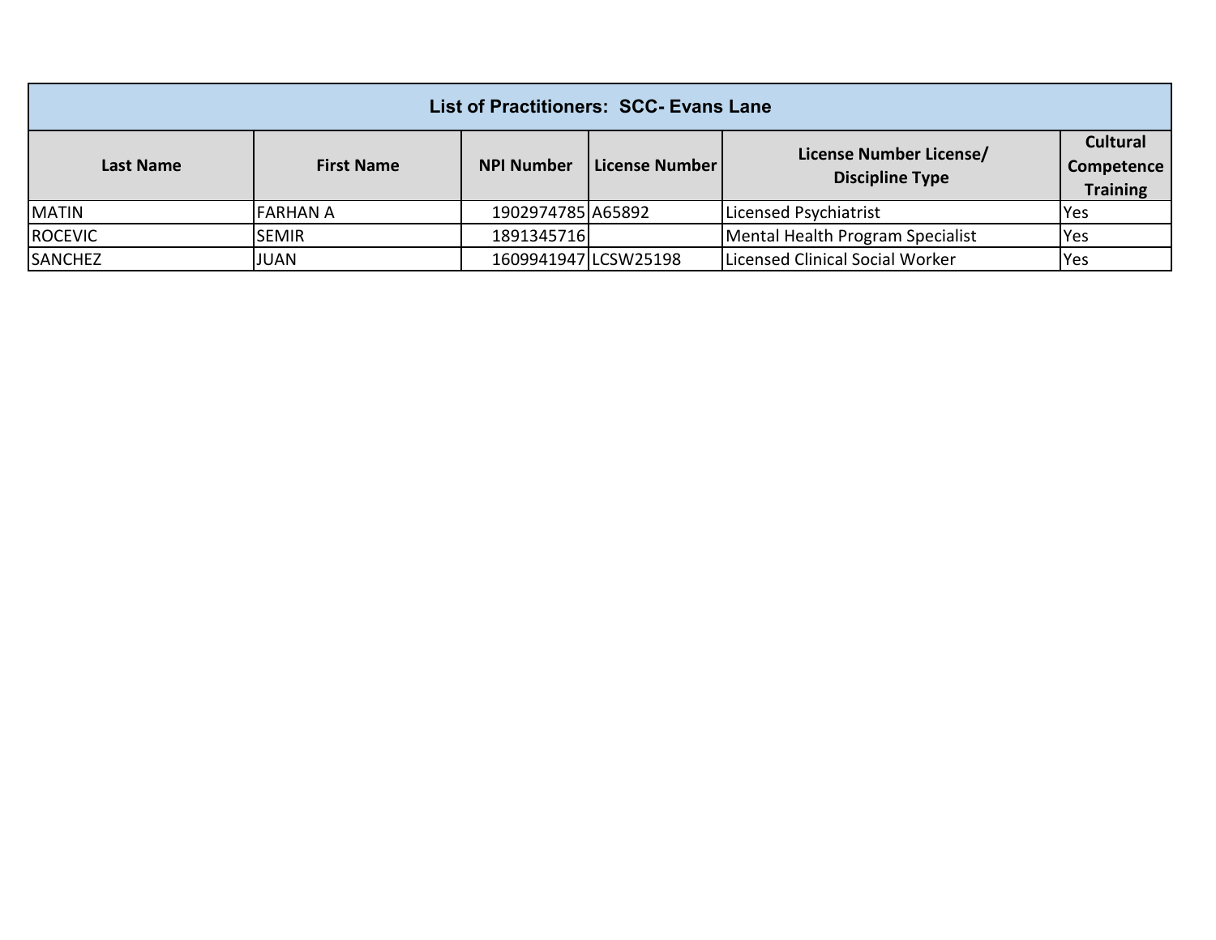| List of Practitioners: SCC- Evans Lane | | | | | |
|---|---|---|---|---|---|
| **Last Name** | **First Name** | **NPI Number** | **License Number** | **License Number License/ Discipline Type** | **Cultural Competence Training** |
| MATIN | FARHAN A | 1902974785 | A65892 | Licensed Psychiatrist | Yes |
| ROCEVIC | SEMIR | 1891345716 | | Mental Health Program Specialist | Yes |
| SANCHEZ | JUAN | 1609941947 | LCSW25198 | Licensed Clinical Social Worker | Yes |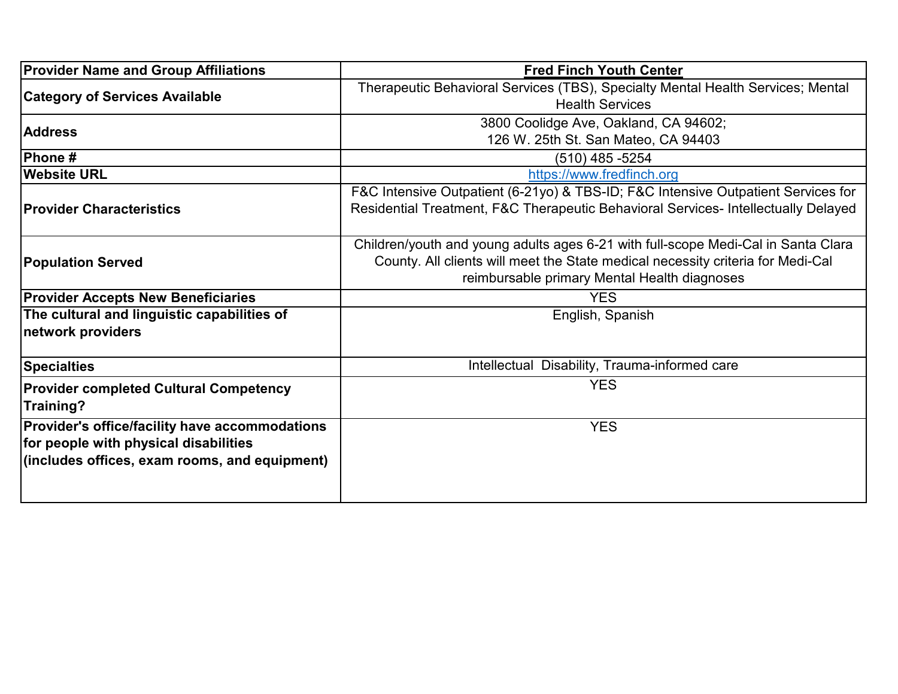| Provider Name and Group Affiliations | Fred Finch Youth Center |
|---|---|
| **Category of Services Available** | Therapeutic Behavioral Services (TBS), Specialty Mental Health Services; Mental Health Services |
| **Address** | 3800 Coolidge Ave, Oakland, CA 94602;<br>126 W. 25th St. San Mateo, CA 94403 |
| **Phone #** | (510) 485 -5254 |
| **Website URL** | https://www.fredfinch.org |
| **Provider Characteristics** | F&C Intensive Outpatient (6-21yo) & TBS-ID; F&C Intensive Outpatient Services for Residential Treatment, F&C Therapeutic Behavioral Services- Intellectually Delayed |
| **Population Served** | Children/youth and young adults ages 6-21 with full-scope Medi-Cal in Santa Clara County. All clients will meet the State medical necessity criteria for Medi-Cal reimbursable primary Mental Health diagnoses |
| **Provider Accepts New Beneficiaries** | YES |
| **The cultural and linguistic capabilities of network providers** | English, Spanish |
| **Specialties** | Intellectual Disability, Trauma-informed care |
| **Provider completed Cultural Competency Training?** | YES |
| **Provider's office/facility have accommodations for people with physical disabilities (includes offices, exam rooms, and equipment)** | YES |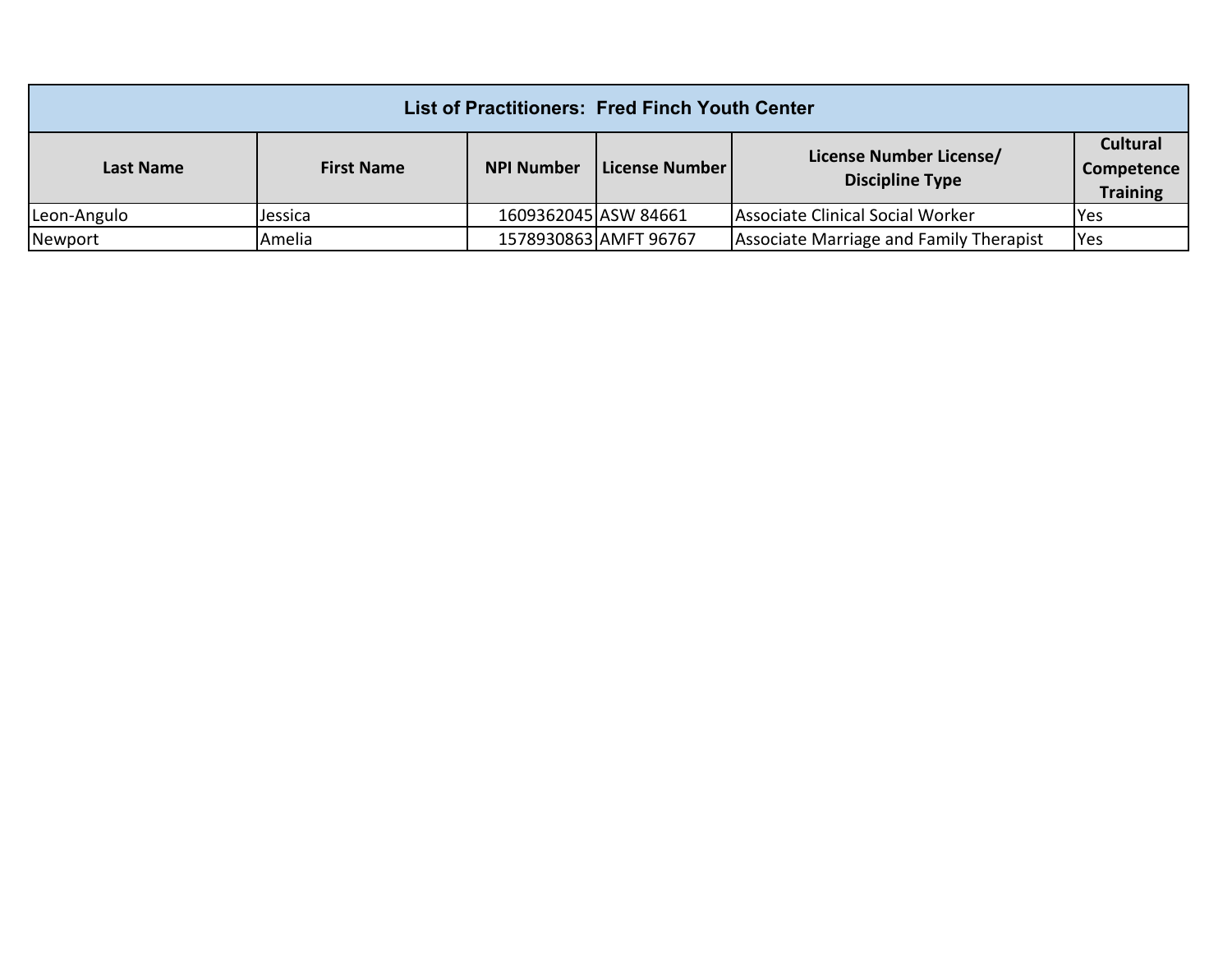| List of Practitioners: Fred Finch Youth Center | | | | | |
|---|---|---|---|---|---|
| **Last Name** | **First Name** | **NPI Number** | **License Number** | **License Number License/ Discipline Type** | **Cultural Competence Training** |
| Leon-Angulo | Jessica | 1609362045 | ASW 84661 | Associate Clinical Social Worker | Yes |
| Newport | Amelia | 1578930863 | AMFT 96767 | Associate Marriage and Family Therapist | Yes |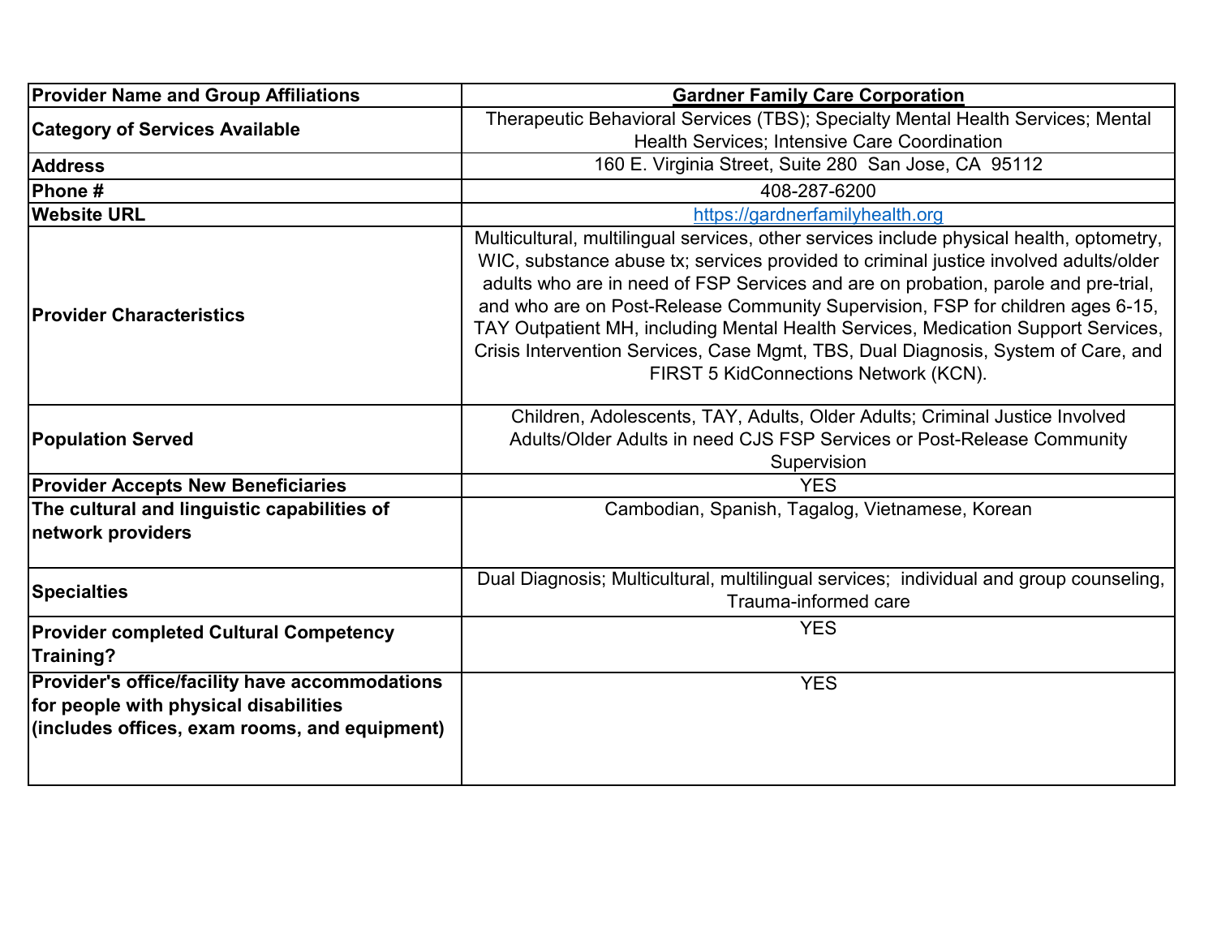| Provider Name and Group Affiliations | Gardner Family Care Corporation |
|---|---|
| Category of Services Available | Therapeutic Behavioral Services (TBS); Specialty Mental Health Services; Mental Health Services; Intensive Care Coordination |
| Address | 160 E. Virginia Street, Suite 280 San Jose, CA 95112 |
| Phone # | 408-287-6200 |
| Website URL | https://gardnerfamilyhealth.org |
| Provider Characteristics | Multicultural, multilingual services, other services include physical health, optometry, WIC, substance abuse tx; services provided to criminal justice involved adults/older adults who are in need of FSP Services and are on probation, parole and pre-trial, and who are on Post-Release Community Supervision, FSP for children ages 6-15, TAY Outpatient MH, including Mental Health Services, Medication Support Services, Crisis Intervention Services, Case Mgmt, TBS, Dual Diagnosis, System of Care, and FIRST 5 KidConnections Network (KCN). |
| Population Served | Children, Adolescents, TAY, Adults, Older Adults; Criminal Justice Involved Adults/Older Adults in need CJS FSP Services or Post-Release Community Supervision |
| Provider Accepts New Beneficiaries | YES |
| The cultural and linguistic capabilities of network providers | Cambodian, Spanish, Tagalog, Vietnamese, Korean |
| Specialties | Dual Diagnosis; Multicultural, multilingual services; individual and group counseling, Trauma-informed care |
| Provider completed Cultural Competency Training? | YES |
| Provider's office/facility have accommodations for people with physical disabilities (includes offices, exam rooms, and equipment) | YES |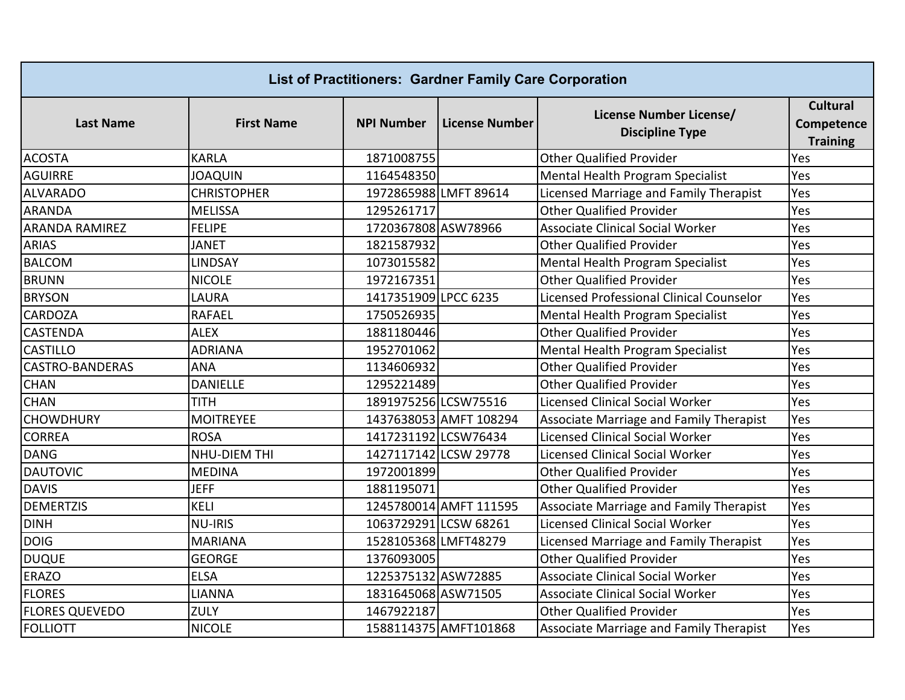| List of Practitioners: Gardner Family Care Corporation | | | | | |
|---|---|---|---|---|---|
| **Last Name** | **First Name** | **NPI Number** | **License Number** | **License Number License/ Discipline Type** | **Cultural Competence Training** |
| ACOSTA | KARLA | 1871008755 | | Other Qualified Provider | Yes |
| AGUIRRE | JOAQUIN | 1164548350 | | Mental Health Program Specialist | Yes |
| ALVARADO | CHRISTOPHER | 1972865988 | LMFT 89614 | Licensed Marriage and Family Therapist | Yes |
| ARANDA | MELISSA | 1295261717 | | Other Qualified Provider | Yes |
| ARANDA RAMIREZ | FELIPE | 1720367808 | ASW78966 | Associate Clinical Social Worker | Yes |
| ARIAS | JANET | 1821587932 | | Other Qualified Provider | Yes |
| BALCOM | LINDSAY | 1073015582 | | Mental Health Program Specialist | Yes |
| BRUNN | NICOLE | 1972167351 | | Other Qualified Provider | Yes |
| BRYSON | LAURA | 1417351909 | LPCC 6235 | Licensed Professional Clinical Counselor | Yes |
| CARDOZA | RAFAEL | 1750526935 | | Mental Health Program Specialist | Yes |
| CASTENDA | ALEX | 1881180446 | | Other Qualified Provider | Yes |
| CASTILLO | ADRIANA | 1952701062 | | Mental Health Program Specialist | Yes |
| CASTRO-BANDERAS | ANA | 1134606932 | | Other Qualified Provider | Yes |
| CHAN | DANIELLE | 1295221489 | | Other Qualified Provider | Yes |
| CHAN | TITH | 1891975256 | LCSW75516 | Licensed Clinical Social Worker | Yes |
| CHOWDHURY | MOITREYEE | 1437638053 | AMFT 108294 | Associate Marriage and Family Therapist | Yes |
| CORREA | ROSA | 1417231192 | LCSW76434 | Licensed Clinical Social Worker | Yes |
| DANG | NHU-DIEM THI | 1427117142 | LCSW 29778 | Licensed Clinical Social Worker | Yes |
| DAUTOVIC | MEDINA | 1972001899 | | Other Qualified Provider | Yes |
| DAVIS | JEFF | 1881195071 | | Other Qualified Provider | Yes |
| DEMERTZIS | KELI | 1245780014 | AMFT 111595 | Associate Marriage and Family Therapist | Yes |
| DINH | NU-IRIS | 1063729291 | LCSW 68261 | Licensed Clinical Social Worker | Yes |
| DOIG | MARIANA | 1528105368 | LMFT48279 | Licensed Marriage and Family Therapist | Yes |
| DUQUE | GEORGE | 1376093005 | | Other Qualified Provider | Yes |
| ERAZO | ELSA | 1225375132 | ASW72885 | Associate Clinical Social Worker | Yes |
| FLORES | LIANNA | 1831645068 | ASW71505 | Associate Clinical Social Worker | Yes |
| FLORES QUEVEDO | ZULY | 1467922187 | | Other Qualified Provider | Yes |
| FOLLIOTT | NICOLE | 1588114375 | AMFT101868 | Associate Marriage and Family Therapist | Yes |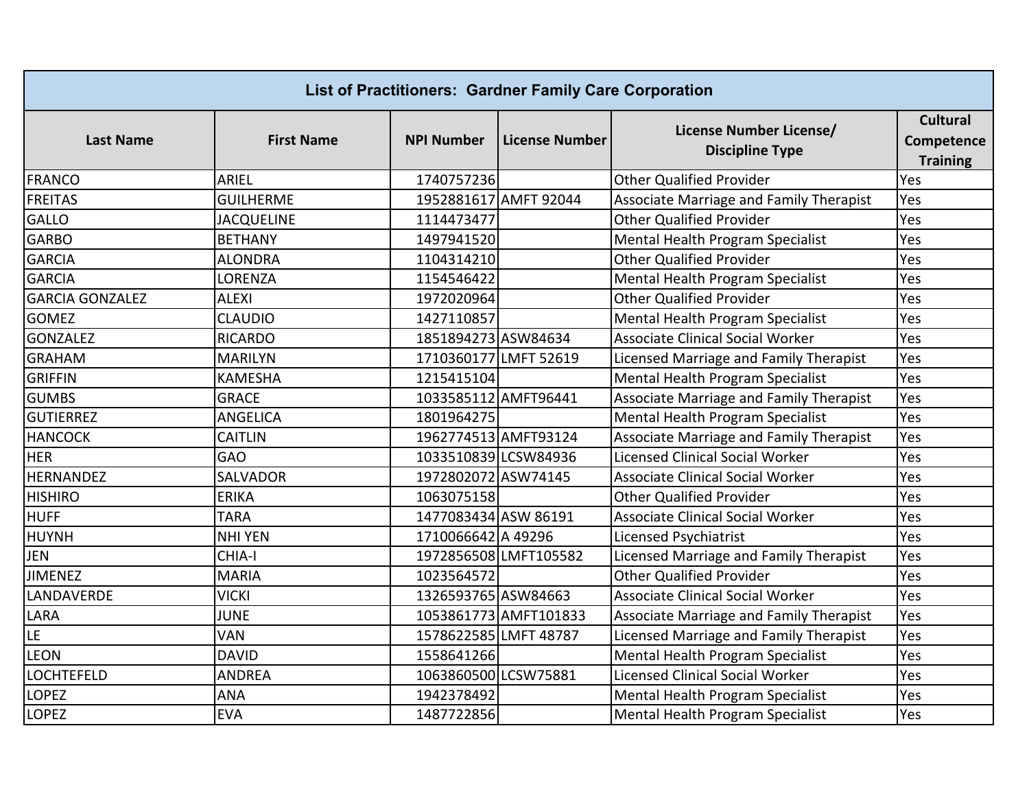| List of Practitioners: Gardner Family Care Corporation | | | | | |
|---|---|---|---|---|---|
| **Last Name** | **First Name** | **NPI Number** | **License Number** | **License Number License/ Discipline Type** | **Cultural Competence Training** |
| FRANCO | ARIEL | 1740757236 | | Other Qualified Provider | Yes |
| FREITAS | GUILHERME | 1952881617 | AMFT 92044 | Associate Marriage and Family Therapist | Yes |
| GALLO | JACQUELINE | 1114473477 | | Other Qualified Provider | Yes |
| GARBO | BETHANY | 1497941520 | | Mental Health Program Specialist | Yes |
| GARCIA | ALONDRA | 1104314210 | | Other Qualified Provider | Yes |
| GARCIA | LORENZA | 1154546422 | | Mental Health Program Specialist | Yes |
| GARCIA GONZALEZ | ALEXI | 1972020964 | | Other Qualified Provider | Yes |
| GOMEZ | CLAUDIO | 1427110857 | | Mental Health Program Specialist | Yes |
| GONZALEZ | RICARDO | 1851894273 | ASW84634 | Associate Clinical Social Worker | Yes |
| GRAHAM | MARILYN | 1710360177 | LMFT 52619 | Licensed Marriage and Family Therapist | Yes |
| GRIFFIN | KAMESHA | 1215415104 | | Mental Health Program Specialist | Yes |
| GUMBS | GRACE | 1033585112 | AMFT96441 | Associate Marriage and Family Therapist | Yes |
| GUTIERREZ | ANGELICA | 1801964275 | | Mental Health Program Specialist | Yes |
| HANCOCK | CAITLIN | 1962774513 | AMFT93124 | Associate Marriage and Family Therapist | Yes |
| HER | GAO | 1033510839 | LCSW84936 | Licensed Clinical Social Worker | Yes |
| HERNANDEZ | SALVADOR | 1972802072 | ASW74145 | Associate Clinical Social Worker | Yes |
| HISHIRO | ERIKA | 1063075158 | | Other Qualified Provider | Yes |
| HUFF | TARA | 1477083434 | ASW 86191 | Associate Clinical Social Worker | Yes |
| HUYNH | NHI YEN | 1710066642 | A 49296 | Licensed Psychiatrist | Yes |
| JEN | CHIA-I | 1972856508 | LMFT105582 | Licensed Marriage and Family Therapist | Yes |
| JIMENEZ | MARIA | 1023564572 | | Other Qualified Provider | Yes |
| LANDAVERDE | VICKI | 1326593765 | ASW84663 | Associate Clinical Social Worker | Yes |
| LARA | JUNE | 1053861773 | AMFT101833 | Associate Marriage and Family Therapist | Yes |
| LE | VAN | 1578622585 | LMFT 48787 | Licensed Marriage and Family Therapist | Yes |
| LEON | DAVID | 1558641266 | | Mental Health Program Specialist | Yes |
| LOCHTEFELD | ANDREA | 1063860500 | LCSW75881 | Licensed Clinical Social Worker | Yes |
| LOPEZ | ANA | 1942378492 | | Mental Health Program Specialist | Yes |
| LOPEZ | EVA | 1487722856 | | Mental Health Program Specialist | Yes |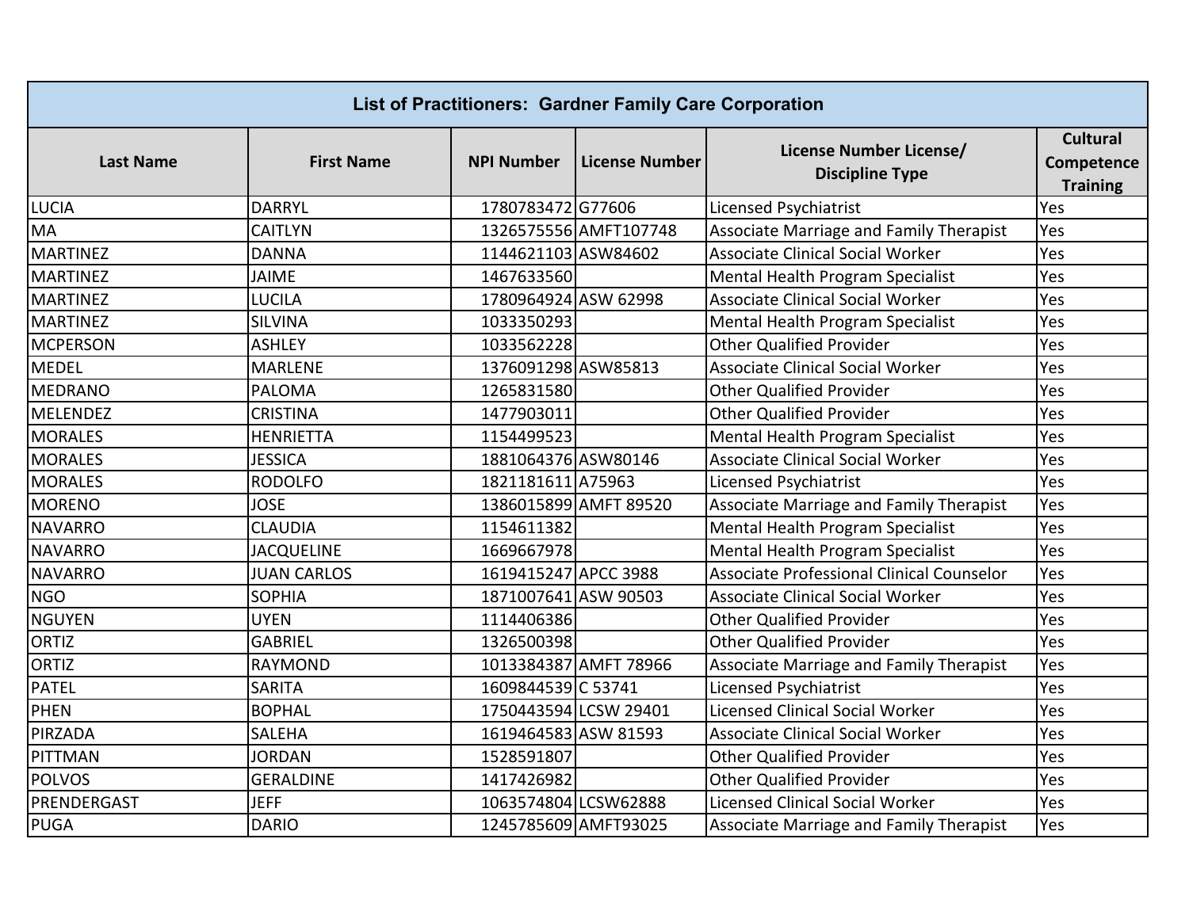| List of Practitioners: Gardner Family Care Corporation | | | | | |
|---|---|---|---|---|---|
| **Last Name** | **First Name** | **NPI Number** | **License Number** | **License Number License/ Discipline Type** | **Cultural Competence Training** |
| LUCIA | DARRYL | 1780783472 | G77606 | Licensed Psychiatrist | Yes |
| MA | CAITLYN | 1326575556 | AMFT107748 | Associate Marriage and Family Therapist | Yes |
| MARTINEZ | DANNA | 1144621103 | ASW84602 | Associate Clinical Social Worker | Yes |
| MARTINEZ | JAIME | 1467633560 | | Mental Health Program Specialist | Yes |
| MARTINEZ | LUCILA | 1780964924 | ASW 62998 | Associate Clinical Social Worker | Yes |
| MARTINEZ | SILVINA | 1033350293 | | Mental Health Program Specialist | Yes |
| MCPERSON | ASHLEY | 1033562228 | | Other Qualified Provider | Yes |
| MEDEL | MARLENE | 1376091298 | ASW85813 | Associate Clinical Social Worker | Yes |
| MEDRANO | PALOMA | 1265831580 | | Other Qualified Provider | Yes |
| MELENDEZ | CRISTINA | 1477903011 | | Other Qualified Provider | Yes |
| MORALES | HENRIETTA | 1154499523 | | Mental Health Program Specialist | Yes |
| MORALES | JESSICA | 1881064376 | ASW80146 | Associate Clinical Social Worker | Yes |
| MORALES | RODOLFO | 1821181611 | A75963 | Licensed Psychiatrist | Yes |
| MORENO | JOSE | 1386015899 | AMFT 89520 | Associate Marriage and Family Therapist | Yes |
| NAVARRO | CLAUDIA | 1154611382 | | Mental Health Program Specialist | Yes |
| NAVARRO | JACQUELINE | 1669667978 | | Mental Health Program Specialist | Yes |
| NAVARRO | JUAN CARLOS | 1619415247 | APCC 3988 | Associate Professional Clinical Counselor | Yes |
| NGO | SOPHIA | 1871007641 | ASW 90503 | Associate Clinical Social Worker | Yes |
| NGUYEN | UYEN | 1114406386 | | Other Qualified Provider | Yes |
| ORTIZ | GABRIEL | 1326500398 | | Other Qualified Provider | Yes |
| ORTIZ | RAYMOND | 1013384387 | AMFT 78966 | Associate Marriage and Family Therapist | Yes |
| PATEL | SARITA | 1609844539 | C 53741 | Licensed Psychiatrist | Yes |
| PHEN | BOPHAL | 1750443594 | LCSW 29401 | Licensed Clinical Social Worker | Yes |
| PIRZADA | SALEHA | 1619464583 | ASW 81593 | Associate Clinical Social Worker | Yes |
| PITTMAN | JORDAN | 1528591807 | | Other Qualified Provider | Yes |
| POLVOS | GERALDINE | 1417426982 | | Other Qualified Provider | Yes |
| PRENDERGAST | JEFF | 1063574804 | LCSW62888 | Licensed Clinical Social Worker | Yes |
| PUGA | DARIO | 1245785609 | AMFT93025 | Associate Marriage and Family Therapist | Yes |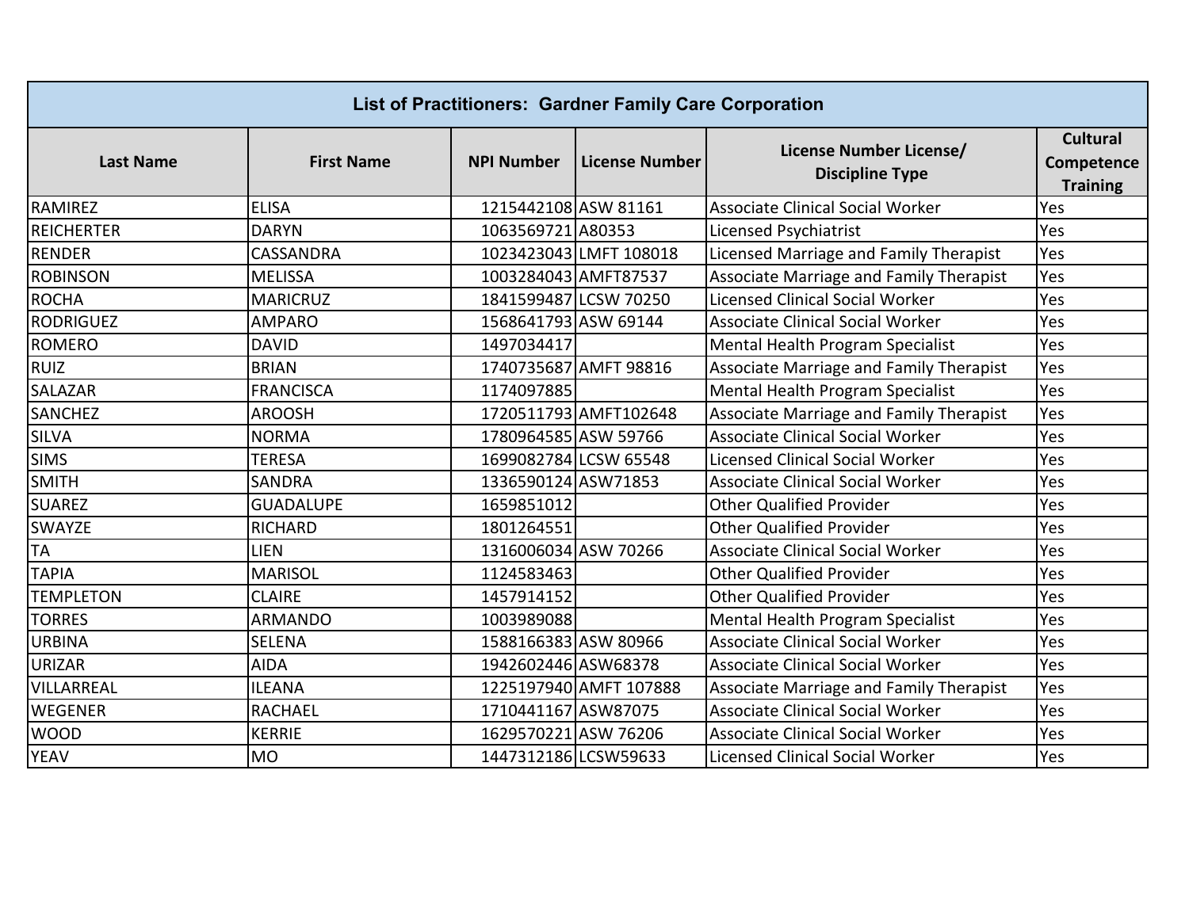| List of Practitioners: Gardner Family Care Corporation | | | | | |
|---|---|---|---|---|---|
| **Last Name** | **First Name** | **NPI Number** | **License Number** | **License Number License/ Discipline Type** | **Cultural Competence Training** |
| RAMIREZ | ELISA | 1215442108 | ASW 81161 | Associate Clinical Social Worker | Yes |
| REICHERTER | DARYN | 1063569721 | A80353 | Licensed Psychiatrist | Yes |
| RENDER | CASSANDRA | 1023423043 | LMFT 108018 | Licensed Marriage and Family Therapist | Yes |
| ROBINSON | MELISSA | 1003284043 | AMFT87537 | Associate Marriage and Family Therapist | Yes |
| ROCHA | MARICRUZ | 1841599487 | LCSW 70250 | Licensed Clinical Social Worker | Yes |
| RODRIGUEZ | AMPARO | 1568641793 | ASW 69144 | Associate Clinical Social Worker | Yes |
| ROMERO | DAVID | 1497034417 | | Mental Health Program Specialist | Yes |
| RUIZ | BRIAN | 1740735687 | AMFT 98816 | Associate Marriage and Family Therapist | Yes |
| SALAZAR | FRANCISCA | 1174097885 | | Mental Health Program Specialist | Yes |
| SANCHEZ | AROOSH | 1720511793 | AMFT102648 | Associate Marriage and Family Therapist | Yes |
| SILVA | NORMA | 1780964585 | ASW 59766 | Associate Clinical Social Worker | Yes |
| SIMS | TERESA | 1699082784 | LCSW 65548 | Licensed Clinical Social Worker | Yes |
| SMITH | SANDRA | 1336590124 | ASW71853 | Associate Clinical Social Worker | Yes |
| SUAREZ | GUADALUPE | 1659851012 | | Other Qualified Provider | Yes |
| SWAYZE | RICHARD | 1801264551 | | Other Qualified Provider | Yes |
| TA | LIEN | 1316006034 | ASW 70266 | Associate Clinical Social Worker | Yes |
| TAPIA | MARISOL | 1124583463 | | Other Qualified Provider | Yes |
| TEMPLETON | CLAIRE | 1457914152 | | Other Qualified Provider | Yes |
| TORRES | ARMANDO | 1003989088 | | Mental Health Program Specialist | Yes |
| URBINA | SELENA | 1588166383 | ASW 80966 | Associate Clinical Social Worker | Yes |
| URIZAR | AIDA | 1942602446 | ASW68378 | Associate Clinical Social Worker | Yes |
| VILLARREAL | ILEANA | 1225197940 | AMFT 107888 | Associate Marriage and Family Therapist | Yes |
| WEGENER | RACHAEL | 1710441167 | ASW87075 | Associate Clinical Social Worker | Yes |
| WOOD | KERRIE | 1629570221 | ASW 76206 | Associate Clinical Social Worker | Yes |
| YEAV | MO | 1447312186 | LCSW59633 | Licensed Clinical Social Worker | Yes |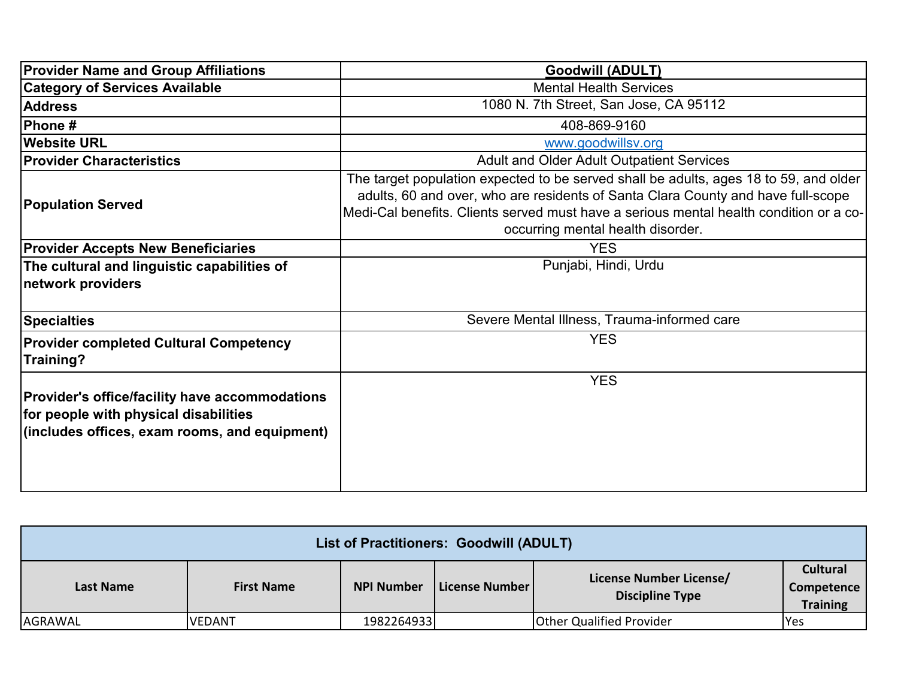| | |
|---|---|
| **Provider Name and Group Affiliations** | **Goodwill (ADULT)** |
| **Category of Services Available** | Mental Health Services |
| **Address** | 1080 N. 7th Street, San Jose, CA 95112 |
| **Phone #** | 408-869-9160 |
| **Website URL** | www.goodwillsv.org |
| **Provider Characteristics** | Adult and Older Adult Outpatient Services |
| **Population Served** | The target population expected to be served shall be adults, ages 18 to 59, and older adults, 60 and over, who are residents of Santa Clara County and have full-scope Medi-Cal benefits. Clients served must have a serious mental health condition or a co-occurring mental health disorder. |
| **Provider Accepts New Beneficiaries** | YES |
| **The cultural and linguistic capabilities of network providers** | Punjabi, Hindi, Urdu |
| **Specialties** | Severe Mental Illness, Trauma-informed care |
| **Provider completed Cultural Competency Training?** | YES |
| **Provider's office/facility have accommodations for people with physical disabilities (includes offices, exam rooms, and equipment)** | YES |

**List of Practitioners: Goodwill (ADULT)**

| Last Name | First Name | NPI Number | License Number | License Number License/ Discipline Type | Cultural Competence Training |
|---|---|---|---|---|---|
| AGRAWAL | VEDANT | 1982264933 | | Other Qualified Provider | Yes |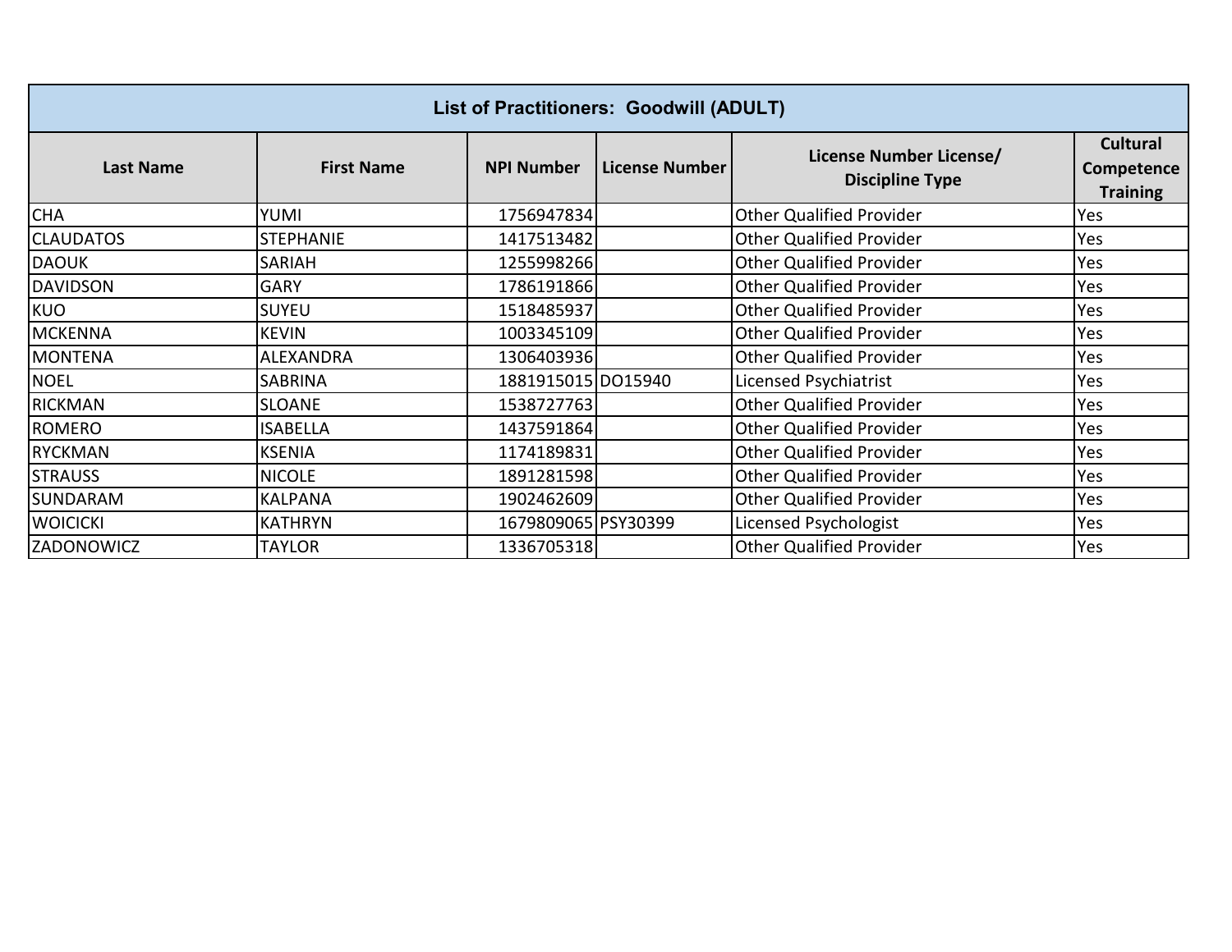| List of Practitioners: Goodwill (ADULT) | | | | | |
|---|---|---|---|---|---|
| **Last Name** | **First Name** | **NPI Number** | **License Number** | **License Number License/ Discipline Type** | **Cultural Competence Training** |
| CHA | YUMI | 1756947834 | | Other Qualified Provider | Yes |
| CLAUDATOS | STEPHANIE | 1417513482 | | Other Qualified Provider | Yes |
| DAOUK | SARIAH | 1255998266 | | Other Qualified Provider | Yes |
| DAVIDSON | GARY | 1786191866 | | Other Qualified Provider | Yes |
| KUO | SUYEU | 1518485937 | | Other Qualified Provider | Yes |
| MCKENNA | KEVIN | 1003345109 | | Other Qualified Provider | Yes |
| MONTENA | ALEXANDRA | 1306403936 | | Other Qualified Provider | Yes |
| NOEL | SABRINA | 1881915015 | DO15940 | Licensed Psychiatrist | Yes |
| RICKMAN | SLOANE | 1538727763 | | Other Qualified Provider | Yes |
| ROMERO | ISABELLA | 1437591864 | | Other Qualified Provider | Yes |
| RYCKMAN | KSENIA | 1174189831 | | Other Qualified Provider | Yes |
| STRAUSS | NICOLE | 1891281598 | | Other Qualified Provider | Yes |
| SUNDARAM | KALPANA | 1902462609 | | Other Qualified Provider | Yes |
| WOICICKI | KATHRYN | 1679809065 | PSY30399 | Licensed Psychologist | Yes |
| ZADONOWICZ | TAYLOR | 1336705318 | | Other Qualified Provider | Yes |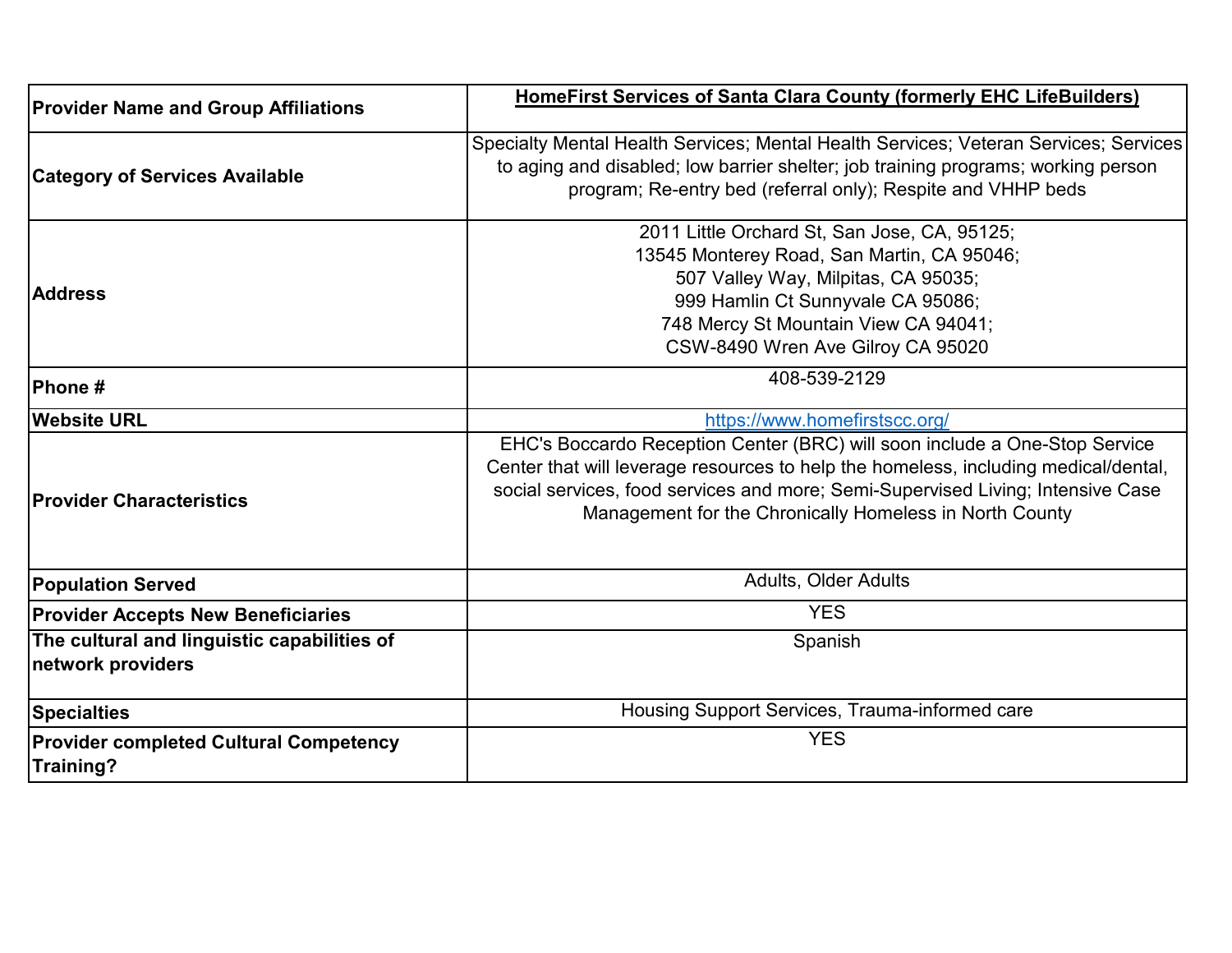| | |
|---|---|
| **Provider Name and Group Affiliations** | **HomeFirst Services of Santa Clara County (formerly EHC LifeBuilders)** |
| **Category of Services Available** | Specialty Mental Health Services; Mental Health Services; Veteran Services; Services to aging and disabled; low barrier shelter; job training programs; working person program; Re-entry bed (referral only); Respite and VHHP beds |
| **Address** | 2011 Little Orchard St, San Jose, CA, 95125;<br>13545 Monterey Road, San Martin, CA 95046;<br>507 Valley Way, Milpitas, CA 95035;<br>999 Hamlin Ct Sunnyvale CA 95086;<br>748 Mercy St Mountain View CA 94041;<br>CSW-8490 Wren Ave Gilroy CA 95020 |
| **Phone #** | 408-539-2129 |
| **Website URL** | https://www.homefirstscc.org/ |
| **Provider Characteristics** | EHC's Boccardo Reception Center (BRC) will soon include a One-Stop Service Center that will leverage resources to help the homeless, including medical/dental, social services, food services and more; Semi-Supervised Living; Intensive Case Management for the Chronically Homeless in North County |
| **Population Served** | Adults, Older Adults |
| **Provider Accepts New Beneficiaries** | YES |
| **The cultural and linguistic capabilities of network providers** | Spanish |
| **Specialties** | Housing Support Services, Trauma-informed care |
| **Provider completed Cultural Competency Training?** | YES |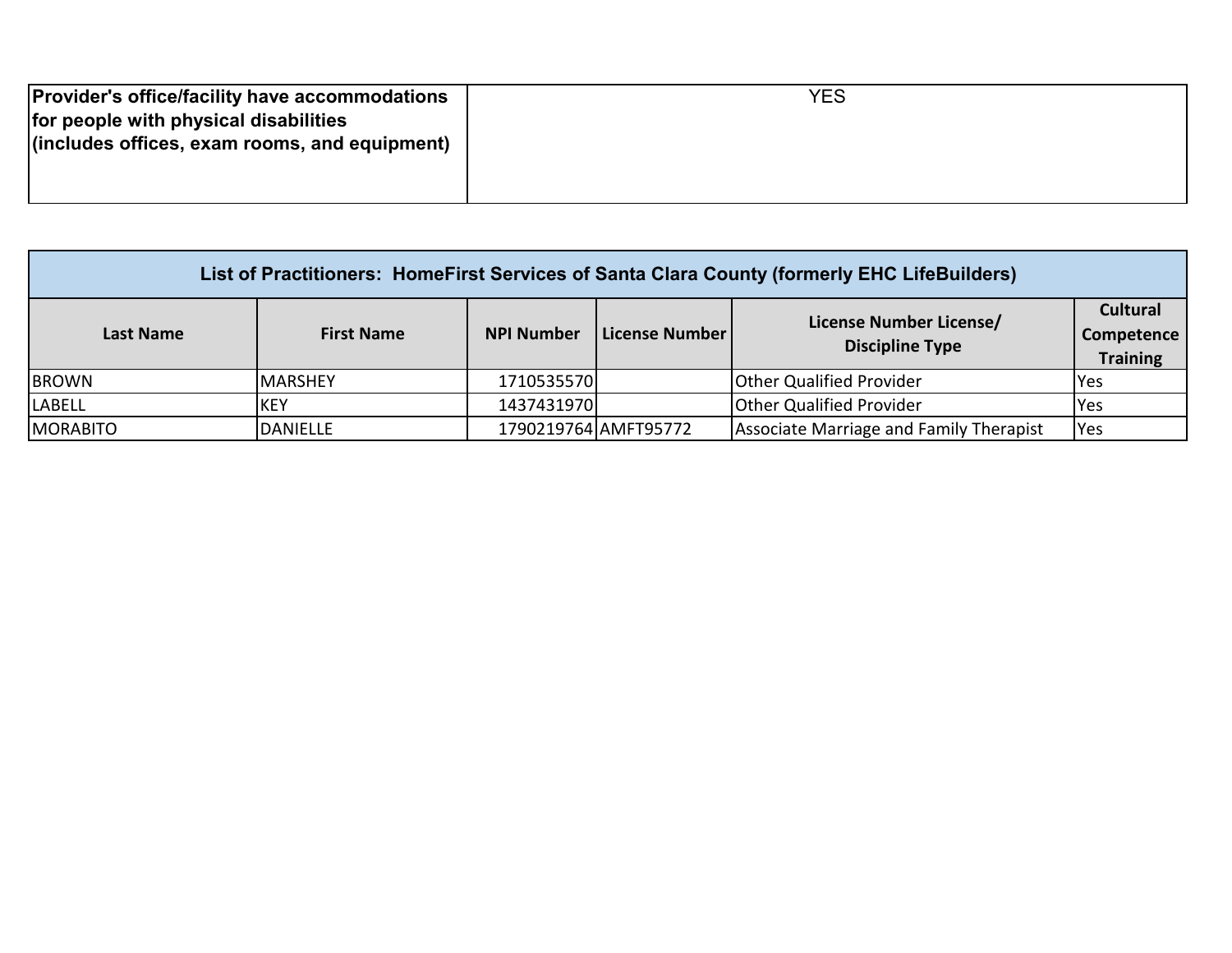| Provider's office/facility have accommodations for people with physical disabilities (includes offices, exam rooms, and equipment) | YES |
|---|---|

| List of Practitioners: HomeFirst Services of Santa Clara County (formerly EHC LifeBuilders) | | | | | |
|---|---|---|---|---|---|
| **Last Name** | **First Name** | **NPI Number** | **License Number** | **License Number License/ Discipline Type** | **Cultural Competence Training** |
| BROWN | MARSHEY | 1710535570 | | Other Qualified Provider | Yes |
| LABELL | KEY | 1437431970 | | Other Qualified Provider | Yes |
| MORABITO | DANIELLE | 1790219764 | AMFT95772 | Associate Marriage and Family Therapist | Yes |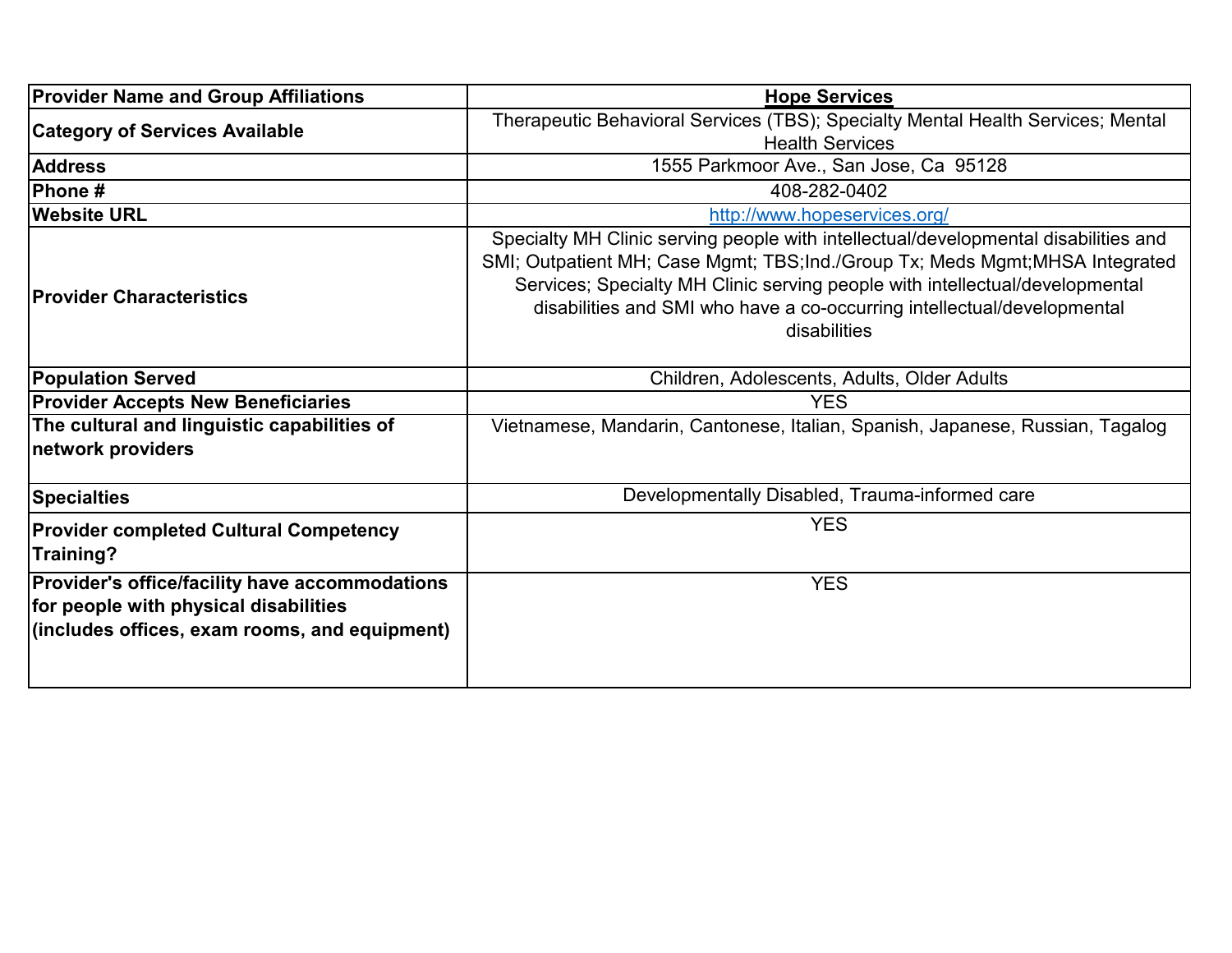| Provider Name and Group Affiliations | Hope Services |
|---|---|
| **Category of Services Available** | Therapeutic Behavioral Services (TBS); Specialty Mental Health Services; Mental Health Services |
| **Address** | 1555 Parkmoor Ave., San Jose, Ca 95128 |
| **Phone #** | 408-282-0402 |
| **Website URL** | http://www.hopeservices.org/ |
| **Provider Characteristics** | Specialty MH Clinic serving people with intellectual/developmental disabilities and SMI; Outpatient MH; Case Mgmt; TBS;Ind./Group Tx; Meds Mgmt;MHSA Integrated Services; Specialty MH Clinic serving people with intellectual/developmental disabilities and SMI who have a co-occurring intellectual/developmental disabilities |
| **Population Served** | Children, Adolescents, Adults, Older Adults |
| **Provider Accepts New Beneficiaries** | YES |
| **The cultural and linguistic capabilities of network providers** | Vietnamese, Mandarin, Cantonese, Italian, Spanish, Japanese, Russian, Tagalog |
| **Specialties** | Developmentally Disabled, Trauma-informed care |
| **Provider completed Cultural Competency Training?** | YES |
| **Provider's office/facility have accommodations for people with physical disabilities (includes offices, exam rooms, and equipment)** | YES |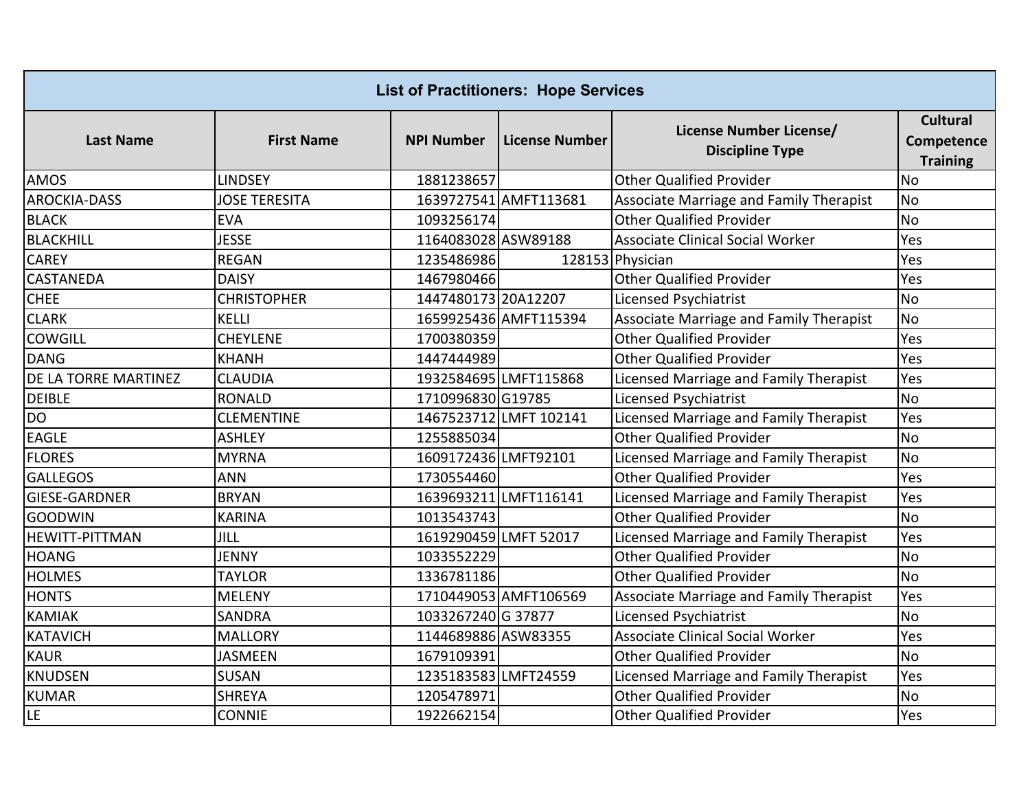| List of Practitioners: Hope Services | | | | | |
|---|---|---|---|---|---|
| **Last Name** | **First Name** | **NPI Number** | **License Number** | **License Number License/ Discipline Type** | **Cultural Competence Training** |
| AMOS | LINDSEY | 1881238657 | | Other Qualified Provider | No |
| AROCKIA-DASS | JOSE TERESITA | 1639727541 | AMFT113681 | Associate Marriage and Family Therapist | No |
| BLACK | EVA | 1093256174 | | Other Qualified Provider | No |
| BLACKHILL | JESSE | 1164083028 | ASW89188 | Associate Clinical Social Worker | Yes |
| CAREY | REGAN | 1235486986 | 128153 | Physician | Yes |
| CASTANEDA | DAISY | 1467980466 | | Other Qualified Provider | Yes |
| CHEE | CHRISTOPHER | 1447480173 | 20A12207 | Licensed Psychiatrist | No |
| CLARK | KELLI | 1659925436 | AMFT115394 | Associate Marriage and Family Therapist | No |
| COWGILL | CHEYLENE | 1700380359 | | Other Qualified Provider | Yes |
| DANG | KHANH | 1447444989 | | Other Qualified Provider | Yes |
| DE LA TORRE MARTINEZ | CLAUDIA | 1932584695 | LMFT115868 | Licensed Marriage and Family Therapist | Yes |
| DEIBLE | RONALD | 1710996830 | G19785 | Licensed Psychiatrist | No |
| DO | CLEMENTINE | 1467523712 | LMFT 102141 | Licensed Marriage and Family Therapist | Yes |
| EAGLE | ASHLEY | 1255885034 | | Other Qualified Provider | No |
| FLORES | MYRNA | 1609172436 | LMFT92101 | Licensed Marriage and Family Therapist | No |
| GALLEGOS | ANN | 1730554460 | | Other Qualified Provider | Yes |
| GIESE-GARDNER | BRYAN | 1639693211 | LMFT116141 | Licensed Marriage and Family Therapist | Yes |
| GOODWIN | KARINA | 1013543743 | | Other Qualified Provider | No |
| HEWITT-PITTMAN | JILL | 1619290459 | LMFT 52017 | Licensed Marriage and Family Therapist | Yes |
| HOANG | JENNY | 1033552229 | | Other Qualified Provider | No |
| HOLMES | TAYLOR | 1336781186 | | Other Qualified Provider | No |
| HONTS | MELENY | 1710449053 | AMFT106569 | Associate Marriage and Family Therapist | Yes |
| KAMIAK | SANDRA | 1033267240 | G 37877 | Licensed Psychiatrist | No |
| KATAVICH | MALLORY | 1144689886 | ASW83355 | Associate Clinical Social Worker | Yes |
| KAUR | JASMEEN | 1679109391 | | Other Qualified Provider | No |
| KNUDSEN | SUSAN | 1235183583 | LMFT24559 | Licensed Marriage and Family Therapist | Yes |
| KUMAR | SHREYA | 1205478971 | | Other Qualified Provider | No |
| LE | CONNIE | 1922662154 | | Other Qualified Provider | Yes |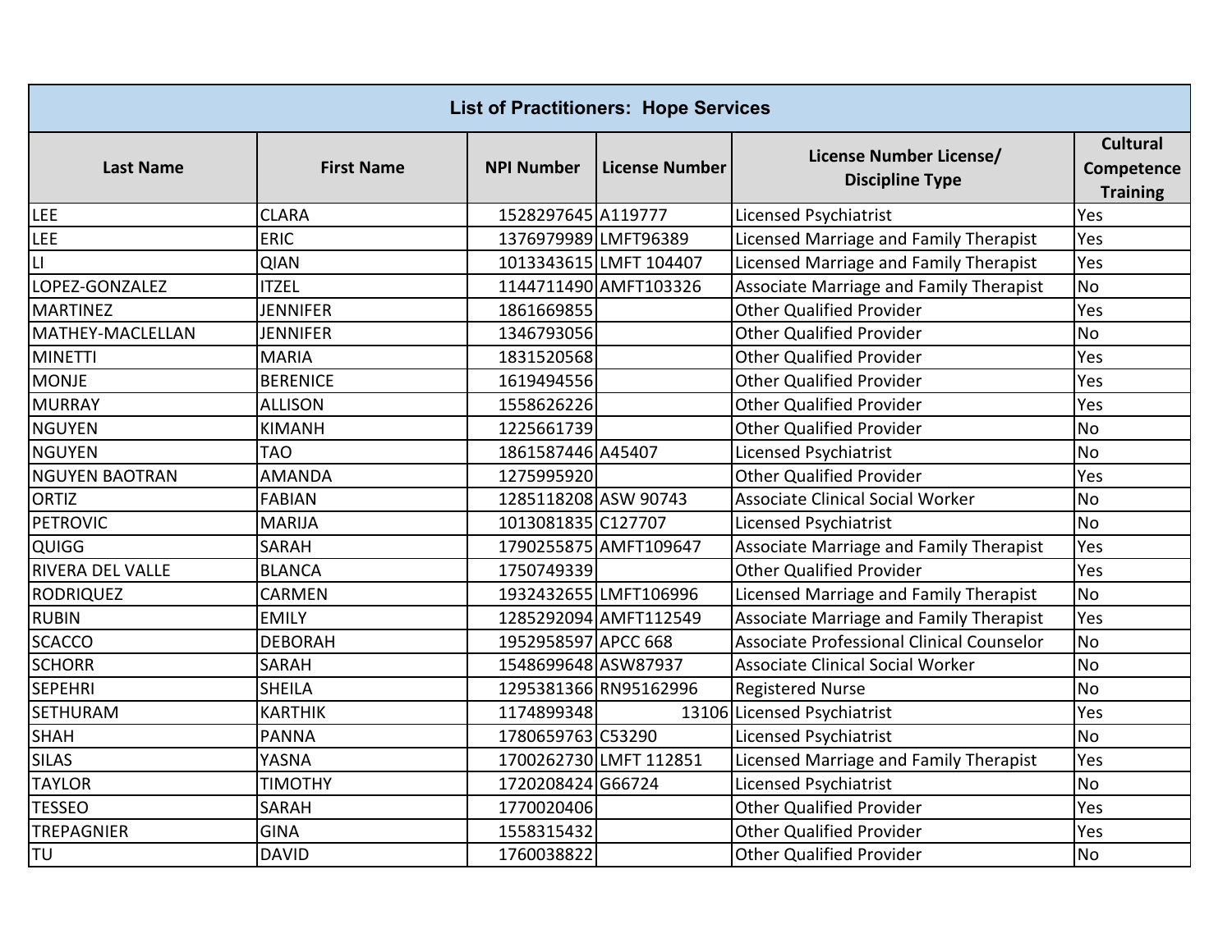| List of Practitioners: Hope Services | | | | | |
|---|---|---|---|---|---|
| Last Name | First Name | NPI Number | License Number | License Number License/ Discipline Type | Cultural Competence Training |
| LEE | CLARA | 1528297645 | A119777 | Licensed Psychiatrist | Yes |
| LEE | ERIC | 1376979989 | LMFT96389 | Licensed Marriage and Family Therapist | Yes |
| LI | QIAN | 1013343615 | LMFT 104407 | Licensed Marriage and Family Therapist | Yes |
| LOPEZ-GONZALEZ | ITZEL | 1144711490 | AMFT103326 | Associate Marriage and Family Therapist | No |
| MARTINEZ | JENNIFER | 1861669855 | | Other Qualified Provider | Yes |
| MATHEY-MACLELLAN | JENNIFER | 1346793056 | | Other Qualified Provider | No |
| MINETTI | MARIA | 1831520568 | | Other Qualified Provider | Yes |
| MONJE | BERENICE | 1619494556 | | Other Qualified Provider | Yes |
| MURRAY | ALLISON | 1558626226 | | Other Qualified Provider | Yes |
| NGUYEN | KIMANH | 1225661739 | | Other Qualified Provider | No |
| NGUYEN | TAO | 1861587446 | A45407 | Licensed Psychiatrist | No |
| NGUYEN BAOTRAN | AMANDA | 1275995920 | | Other Qualified Provider | Yes |
| ORTIZ | FABIAN | 1285118208 | ASW 90743 | Associate Clinical Social Worker | No |
| PETROVIC | MARIJA | 1013081835 | C127707 | Licensed Psychiatrist | No |
| QUIGG | SARAH | 1790255875 | AMFT109647 | Associate Marriage and Family Therapist | Yes |
| RIVERA DEL VALLE | BLANCA | 1750749339 | | Other Qualified Provider | Yes |
| RODRIQUEZ | CARMEN | 1932432655 | LMFT106996 | Licensed Marriage and Family Therapist | No |
| RUBIN | EMILY | 1285292094 | AMFT112549 | Associate Marriage and Family Therapist | Yes |
| SCACCO | DEBORAH | 1952958597 | APCC 668 | Associate Professional Clinical Counselor | No |
| SCHORR | SARAH | 1548699648 | ASW87937 | Associate Clinical Social Worker | No |
| SEPEHRI | SHEILA | 1295381366 | RN95162996 | Registered Nurse | No |
| SETHURAM | KARTHIK | 1174899348 | 13106 | Licensed Psychiatrist | Yes |
| SHAH | PANNA | 1780659763 | C53290 | Licensed Psychiatrist | No |
| SILAS | YASNA | 1700262730 | LMFT 112851 | Licensed Marriage and Family Therapist | Yes |
| TAYLOR | TIMOTHY | 1720208424 | G66724 | Licensed Psychiatrist | No |
| TESSEO | SARAH | 1770020406 | | Other Qualified Provider | Yes |
| TREPAGNIER | GINA | 1558315432 | | Other Qualified Provider | Yes |
| TU | DAVID | 1760038822 | | Other Qualified Provider | No |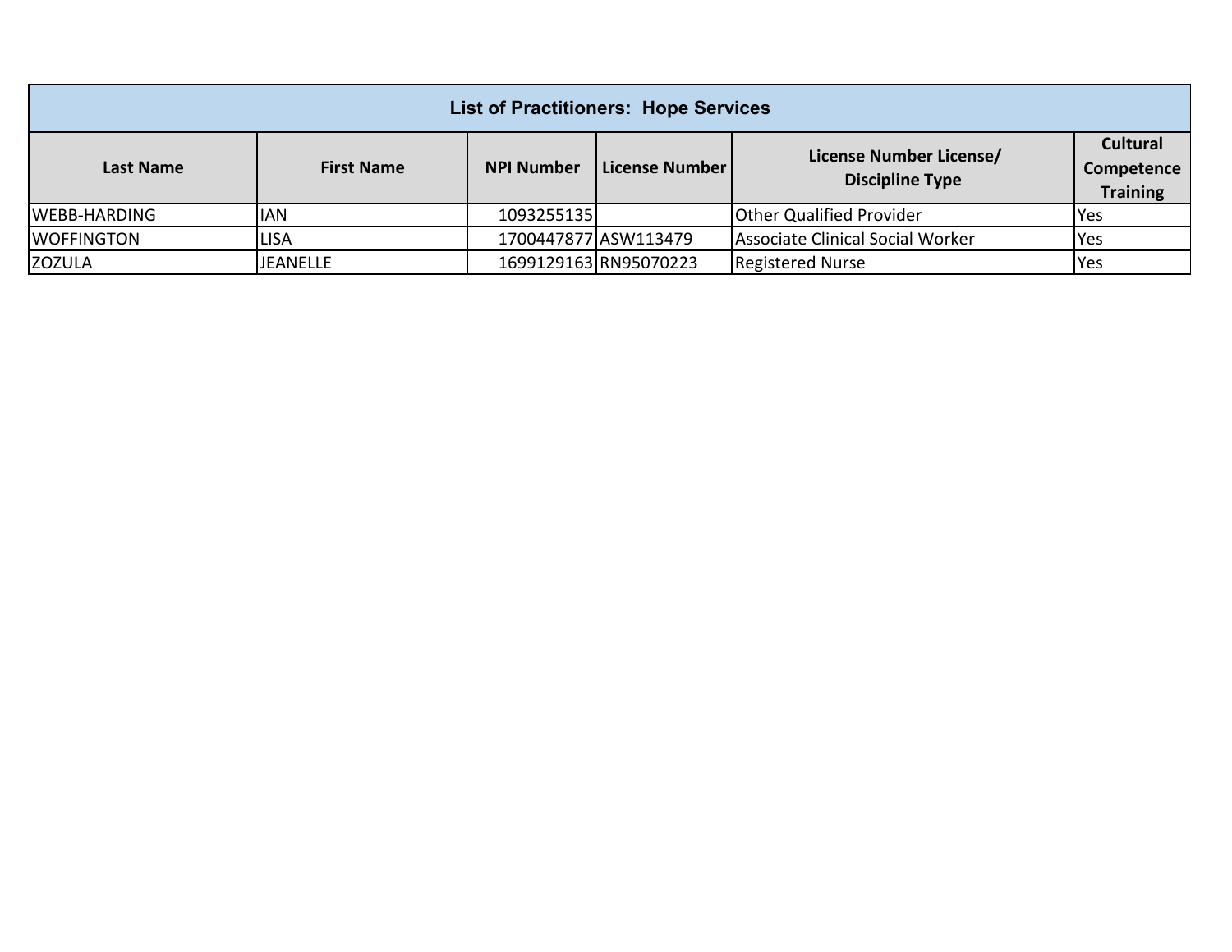| List of Practitioners: Hope Services | | | | | |
|---|---|---|---|---|---|
| **Last Name** | **First Name** | **NPI Number** | **License Number** | **License Number License/ Discipline Type** | **Cultural Competence Training** |
| WEBB-HARDING | IAN | 1093255135 | | Other Qualified Provider | Yes |
| WOFFINGTON | LISA | 1700447877 | ASW113479 | Associate Clinical Social Worker | Yes |
| ZOZULA | JEANELLE | 1699129163 | RN95070223 | Registered Nurse | Yes |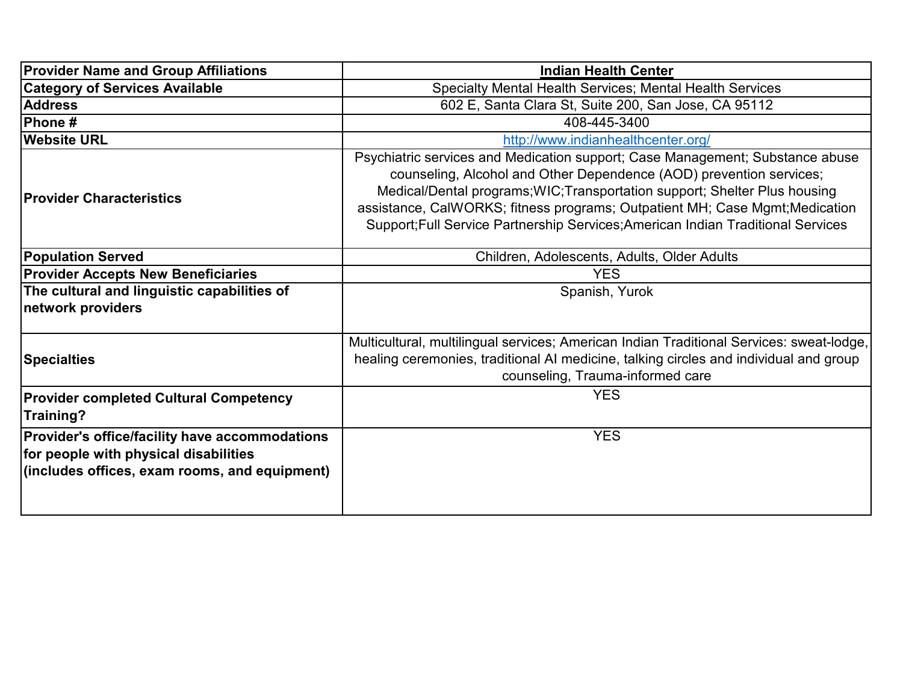| Provider Name and Group Affiliations | Indian Health Center |
|---|---|
| Category of Services Available | Specialty Mental Health Services; Mental Health Services |
| Address | 602 E, Santa Clara St, Suite 200, San Jose, CA 95112 |
| Phone # | 408-445-3400 |
| Website URL | http://www.indianhealthcenter.org/ |
| Provider Characteristics | Psychiatric services and Medication support; Case Management; Substance abuse counseling, Alcohol and Other Dependence (AOD) prevention services; Medical/Dental programs;WIC;Transportation support; Shelter Plus housing assistance, CalWORKS; fitness programs; Outpatient MH; Case Mgmt;Medication Support;Full Service Partnership Services;American Indian Traditional Services |
| Population Served | Children, Adolescents, Adults, Older Adults |
| Provider Accepts New Beneficiaries | YES |
| The cultural and linguistic capabilities of network providers | Spanish, Yurok |
| Specialties | Multicultural, multilingual services; American Indian Traditional Services: sweat-lodge, healing ceremonies, traditional AI medicine, talking circles and individual and group counseling, Trauma-informed care |
| Provider completed Cultural Competency Training? | YES |
| Provider's office/facility have accommodations for people with physical disabilities (includes offices, exam rooms, and equipment) | YES |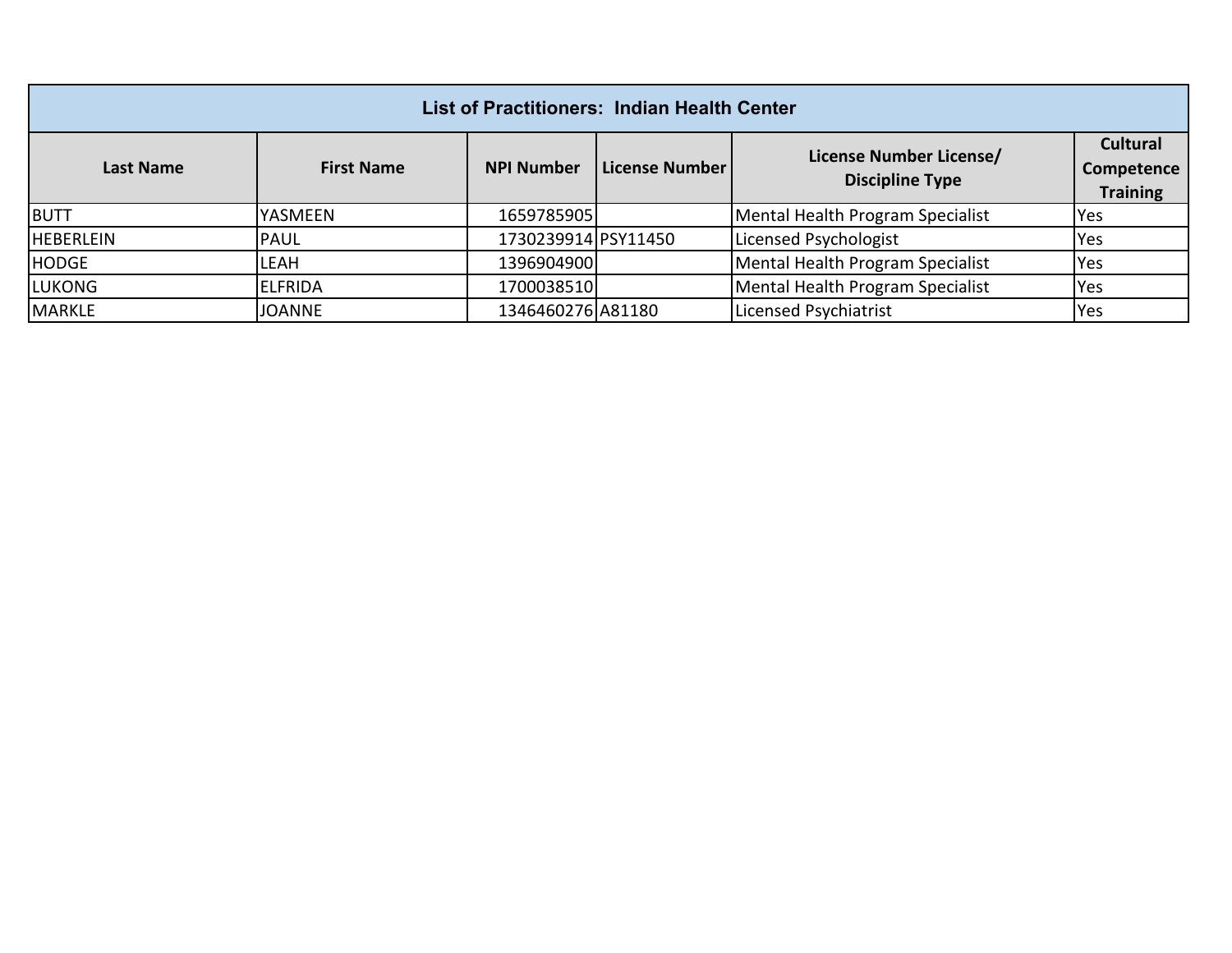| List of Practitioners: Indian Health Center | | | | | |
|---|---|---|---|---|---|
| **Last Name** | **First Name** | **NPI Number** | **License Number** | **License Number License/ Discipline Type** | **Cultural Competence Training** |
| BUTT | YASMEEN | 1659785905 | | Mental Health Program Specialist | Yes |
| HEBERLEIN | PAUL | 1730239914 | PSY11450 | Licensed Psychologist | Yes |
| HODGE | LEAH | 1396904900 | | Mental Health Program Specialist | Yes |
| LUKONG | ELFRIDA | 1700038510 | | Mental Health Program Specialist | Yes |
| MARKLE | JOANNE | 1346460276 | A81180 | Licensed Psychiatrist | Yes |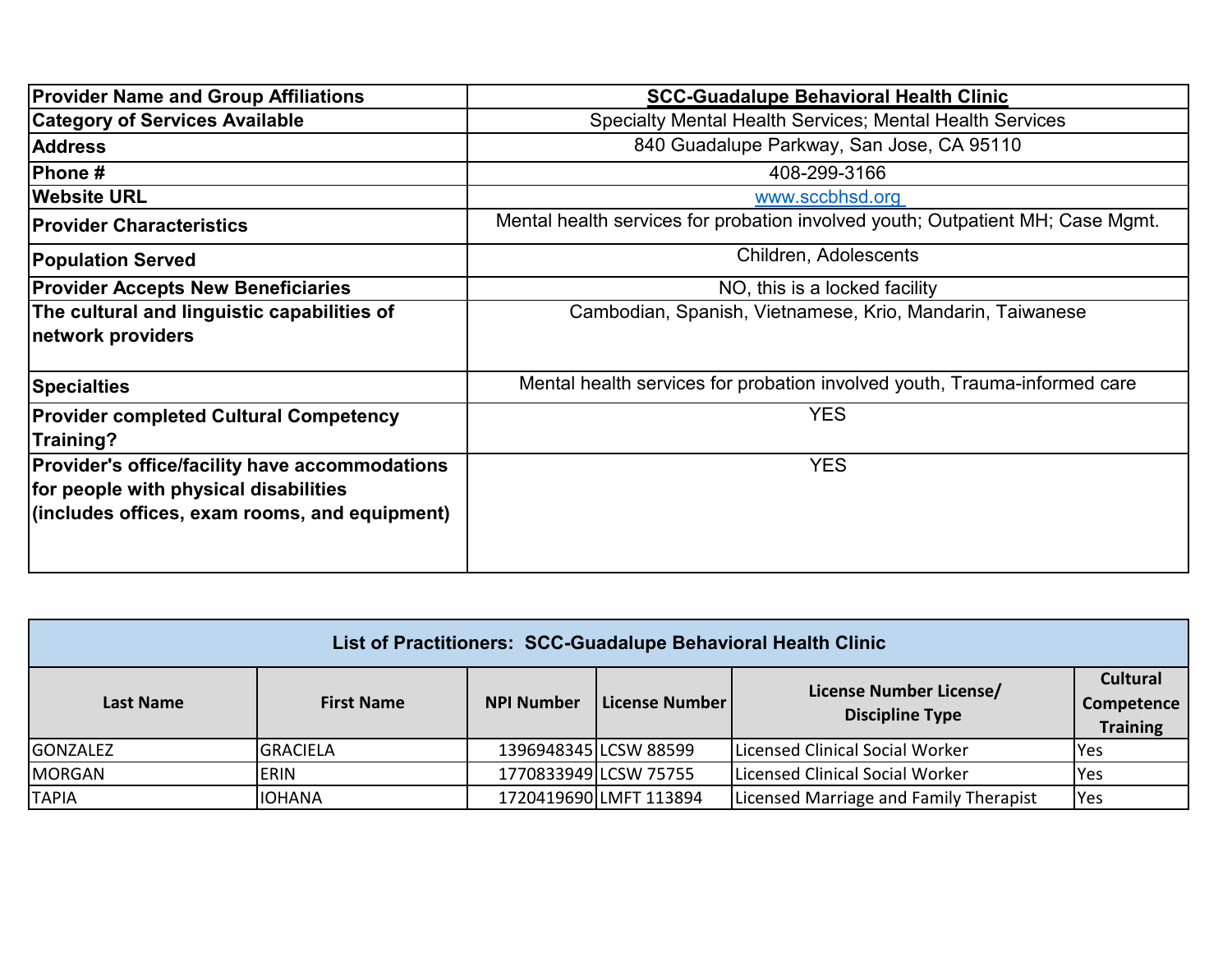| | |
|---|---|
| **Provider Name and Group Affiliations** | **SCC-Guadalupe Behavioral Health Clinic** |
| **Category of Services Available** | Specialty Mental Health Services; Mental Health Services |
| **Address** | 840 Guadalupe Parkway, San Jose, CA 95110 |
| **Phone #** | 408-299-3166 |
| **Website URL** | www.sccbhsd.org |
| **Provider Characteristics** | Mental health services for probation involved youth; Outpatient MH; Case Mgmt. |
| **Population Served** | Children, Adolescents |
| **Provider Accepts New Beneficiaries** | NO, this is a locked facility |
| **The cultural and linguistic capabilities of network providers** | Cambodian, Spanish, Vietnamese, Krio, Mandarin, Taiwanese |
| **Specialties** | Mental health services for probation involved youth, Trauma-informed care |
| **Provider completed Cultural Competency Training?** | YES |
| **Provider's office/facility have accommodations for people with physical disabilities (includes offices, exam rooms, and equipment)** | YES |

**List of Practitioners: SCC-Guadalupe Behavioral Health Clinic**

| Last Name | First Name | NPI Number | License Number | License Number License/ Discipline Type | Cultural Competence Training |
|---|---|---|---|---|---|
| GONZALEZ | GRACIELA | 1396948345 | LCSW 88599 | Licensed Clinical Social Worker | Yes |
| MORGAN | ERIN | 1770833949 | LCSW 75755 | Licensed Clinical Social Worker | Yes |
| TAPIA | IOHANA | 1720419690 | LMFT 113894 | Licensed Marriage and Family Therapist | Yes |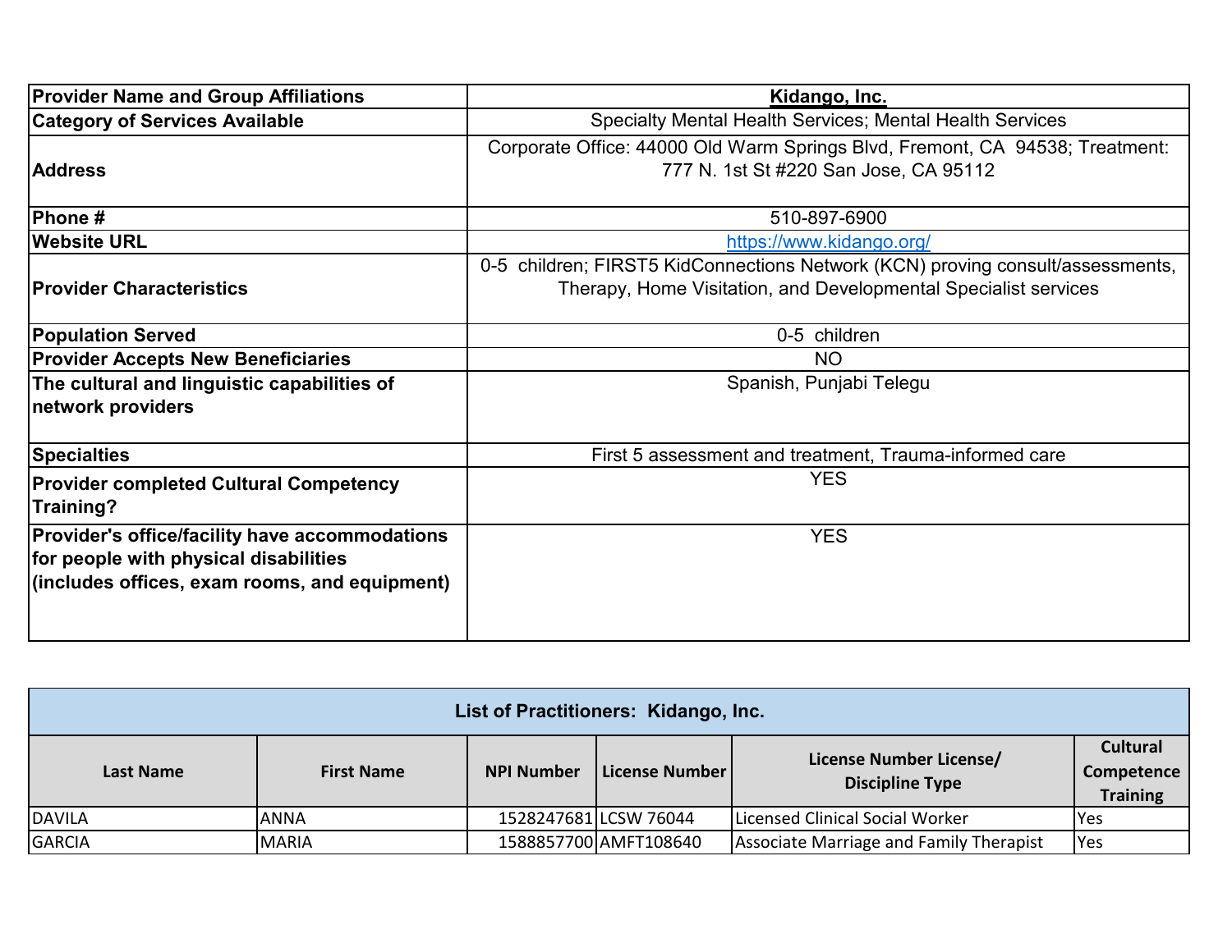| Provider Name and Group Affiliations | **Kidango, Inc.** |
|---|---|
| **Category of Services Available** | Specialty Mental Health Services; Mental Health Services |
| **Address** | Corporate Office: 44000 Old Warm Springs Blvd, Fremont, CA 94538; Treatment: 777 N. 1st St #220 San Jose, CA 95112 |
| **Phone #** | 510-897-6900 |
| **Website URL** | https://www.kidango.org/ |
| **Provider Characteristics** | 0-5 children; FIRST5 KidConnections Network (KCN) proving consult/assessments, Therapy, Home Visitation, and Developmental Specialist services |
| **Population Served** | 0-5 children |
| **Provider Accepts New Beneficiaries** | NO |
| **The cultural and linguistic capabilities of network providers** | Spanish, Punjabi Telegu |
| **Specialties** | First 5 assessment and treatment, Trauma-informed care |
| **Provider completed Cultural Competency Training?** | YES |
| **Provider's office/facility have accommodations for people with physical disabilities (includes offices, exam rooms, and equipment)** | YES |

**List of Practitioners: Kidango, Inc.**

| Last Name | First Name | NPI Number | License Number | License Number License/ Discipline Type | Cultural Competence Training |
|---|---|---|---|---|---|
| DAVILA | ANNA | 1528247681 | LCSW 76044 | Licensed Clinical Social Worker | Yes |
| GARCIA | MARIA | 1588857700 | AMFT108640 | Associate Marriage and Family Therapist | Yes |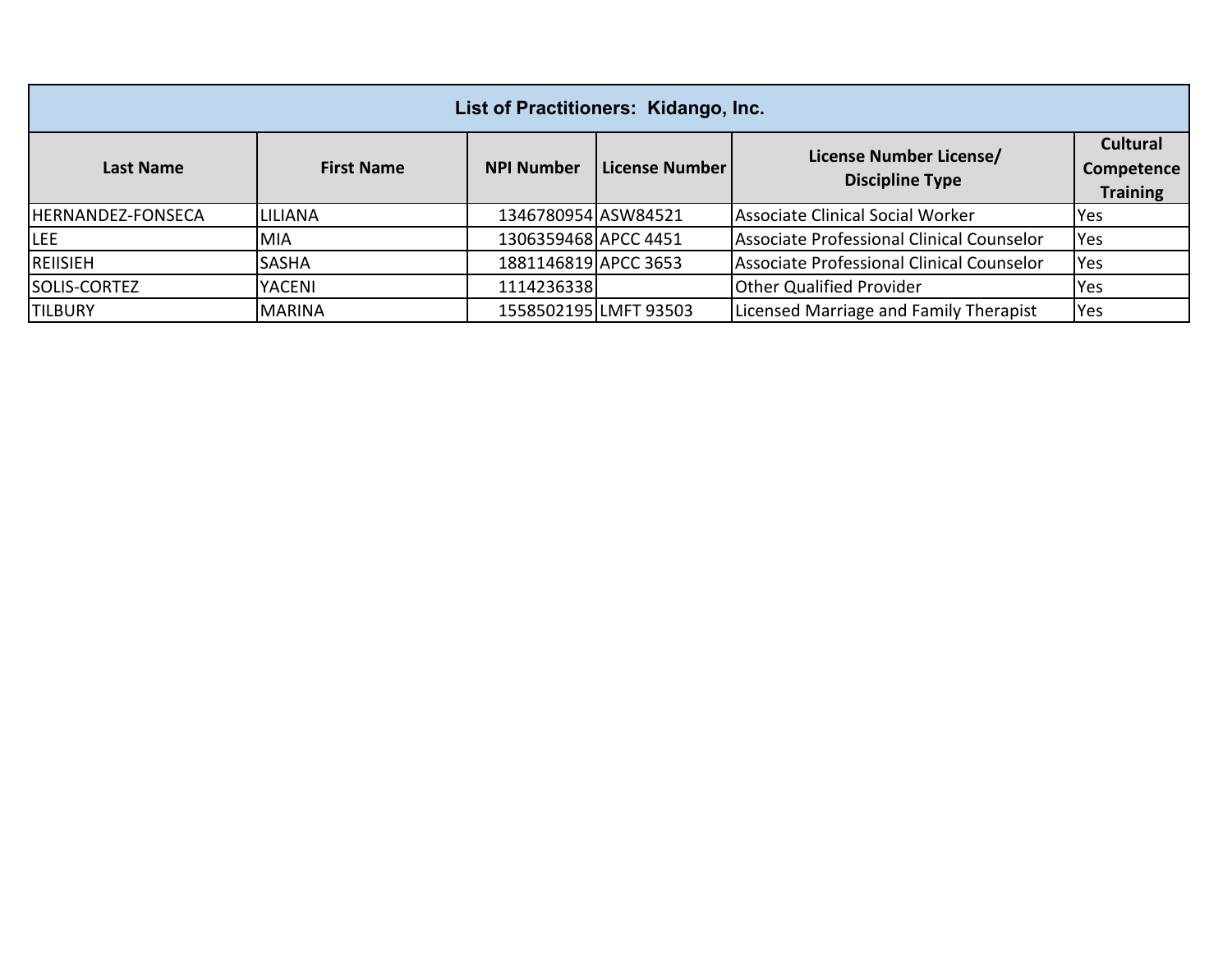| List of Practitioners: Kidango, Inc. | | | | | |
|---|---|---|---|---|---|
| **Last Name** | **First Name** | **NPI Number** | **License Number** | **License Number License/ Discipline Type** | **Cultural Competence Training** |
| HERNANDEZ-FONSECA | LILIANA | 1346780954 | ASW84521 | Associate Clinical Social Worker | Yes |
| LEE | MIA | 1306359468 | APCC 4451 | Associate Professional Clinical Counselor | Yes |
| REIISIEH | SASHA | 1881146819 | APCC 3653 | Associate Professional Clinical Counselor | Yes |
| SOLIS-CORTEZ | YACENI | 1114236338 | | Other Qualified Provider | Yes |
| TILBURY | MARINA | 1558502195 | LMFT 93503 | Licensed Marriage and Family Therapist | Yes |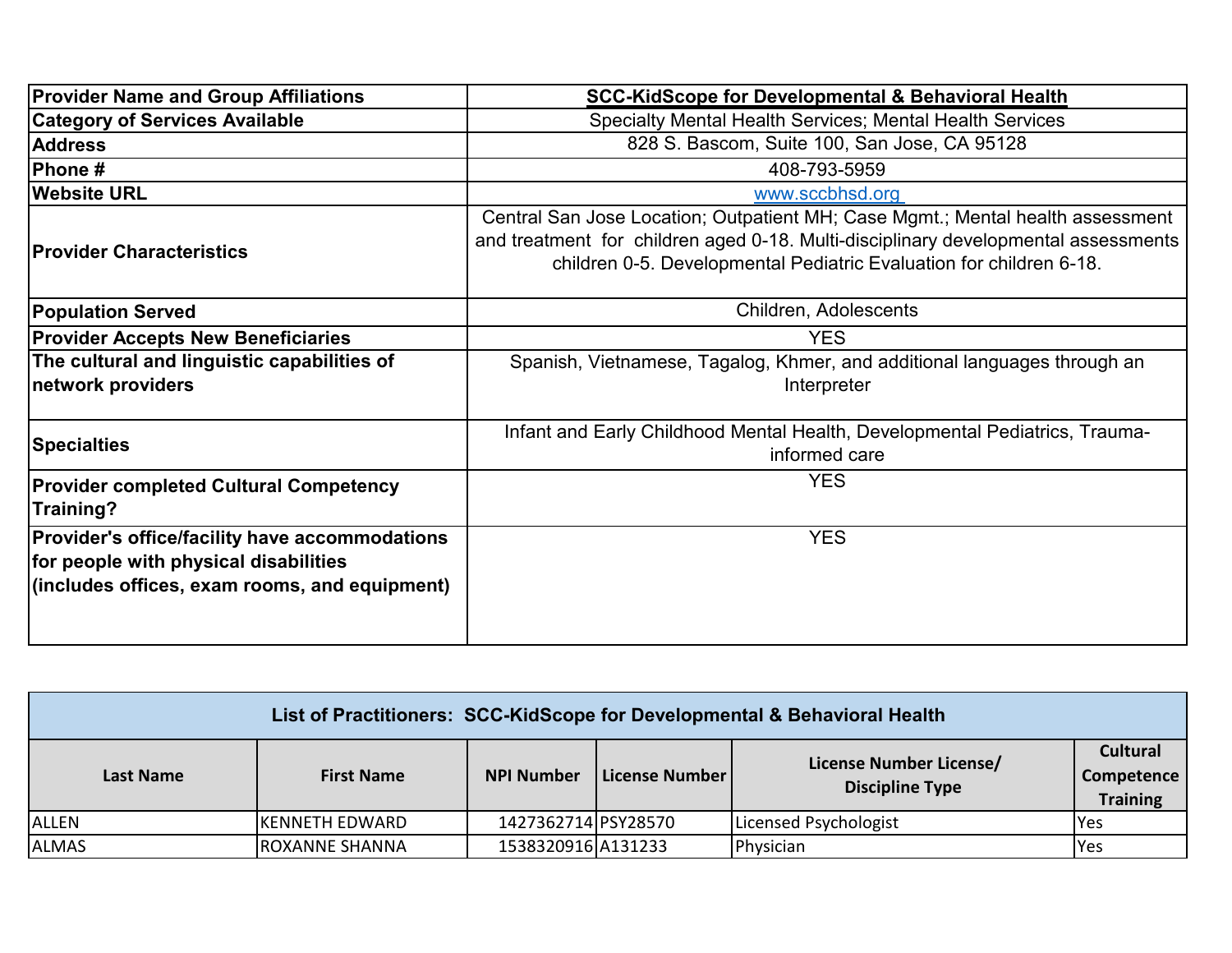| | |
|---|---|
| **Provider Name and Group Affiliations** | **SCC-KidScope for Developmental & Behavioral Health** |
| **Category of Services Available** | Specialty Mental Health Services; Mental Health Services |
| **Address** | 828 S. Bascom, Suite 100, San Jose, CA 95128 |
| **Phone #** | 408-793-5959 |
| **Website URL** | www.sccbhsd.org |
| **Provider Characteristics** | Central San Jose Location; Outpatient MH; Case Mgmt.; Mental health assessment and treatment for children aged 0-18. Multi-disciplinary developmental assessments children 0-5. Developmental Pediatric Evaluation for children 6-18. |
| **Population Served** | Children, Adolescents |
| **Provider Accepts New Beneficiaries** | YES |
| **The cultural and linguistic capabilities of network providers** | Spanish, Vietnamese, Tagalog, Khmer, and additional languages through an Interpreter |
| **Specialties** | Infant and Early Childhood Mental Health, Developmental Pediatrics, Trauma-informed care |
| **Provider completed Cultural Competency Training?** | YES |
| **Provider's office/facility have accommodations for people with physical disabilities (includes offices, exam rooms, and equipment)** | YES |

**List of Practitioners: SCC-KidScope for Developmental & Behavioral Health**

| Last Name | First Name | NPI Number | License Number | License Number License/ Discipline Type | Cultural Competence Training |
|---|---|---|---|---|---|
| ALLEN | KENNETH EDWARD | 1427362714 | PSY28570 | Licensed Psychologist | Yes |
| ALMAS | ROXANNE SHANNA | 1538320916 | A131233 | Physician | Yes |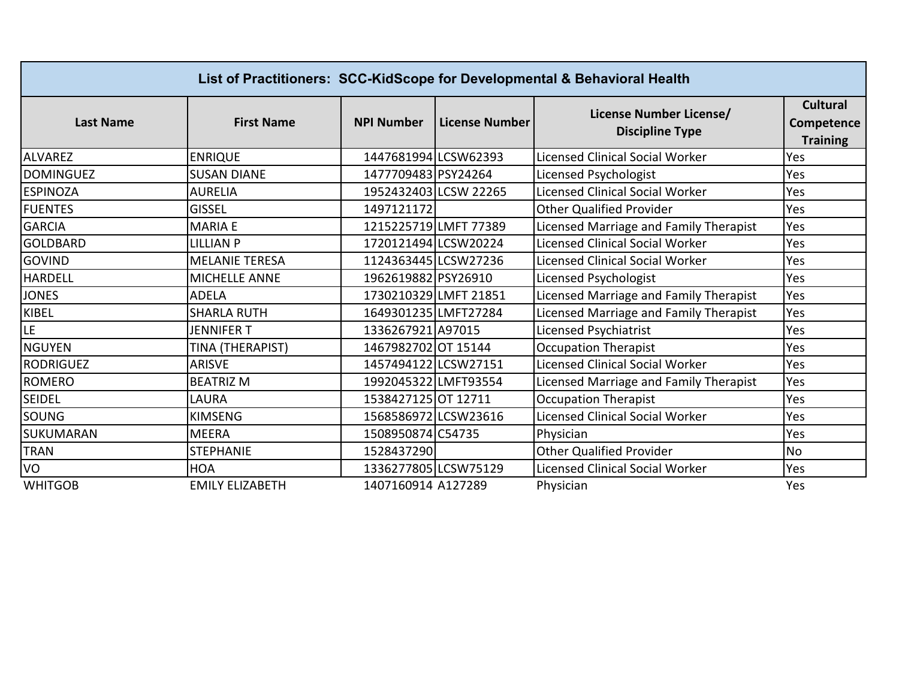| List of Practitioners: SCC-KidScope for Developmental & Behavioral Health | | | | | |
|---|---|---|---|---|---|
| **Last Name** | **First Name** | **NPI Number** | **License Number** | **License Number License/ Discipline Type** | **Cultural Competence Training** |
| ALVAREZ | ENRIQUE | 1447681994 | LCSW62393 | Licensed Clinical Social Worker | Yes |
| DOMINGUEZ | SUSAN DIANE | 1477709483 | PSY24264 | Licensed Psychologist | Yes |
| ESPINOZA | AURELIA | 1952432403 | LCSW 22265 | Licensed Clinical Social Worker | Yes |
| FUENTES | GISSEL | 1497121172 | | Other Qualified Provider | Yes |
| GARCIA | MARIA E | 1215225719 | LMFT 77389 | Licensed Marriage and Family Therapist | Yes |
| GOLDBARD | LILLIAN P | 1720121494 | LCSW20224 | Licensed Clinical Social Worker | Yes |
| GOVIND | MELANIE TERESA | 1124363445 | LCSW27236 | Licensed Clinical Social Worker | Yes |
| HARDELL | MICHELLE ANNE | 1962619882 | PSY26910 | Licensed Psychologist | Yes |
| JONES | ADELA | 1730210329 | LMFT 21851 | Licensed Marriage and Family Therapist | Yes |
| KIBEL | SHARLA RUTH | 1649301235 | LMFT27284 | Licensed Marriage and Family Therapist | Yes |
| LE | JENNIFER T | 1336267921 | A97015 | Licensed Psychiatrist | Yes |
| NGUYEN | TINA (THERAPIST) | 1467982702 | OT 15144 | Occupation Therapist | Yes |
| RODRIGUEZ | ARISVE | 1457494122 | LCSW27151 | Licensed Clinical Social Worker | Yes |
| ROMERO | BEATRIZ M | 1992045322 | LMFT93554 | Licensed Marriage and Family Therapist | Yes |
| SEIDEL | LAURA | 1538427125 | OT 12711 | Occupation Therapist | Yes |
| SOUNG | KIMSENG | 1568586972 | LCSW23616 | Licensed Clinical Social Worker | Yes |
| SUKUMARAN | MEERA | 1508950874 | C54735 | Physician | Yes |
| TRAN | STEPHANIE | 1528437290 | | Other Qualified Provider | No |
| VO | HOA | 1336277805 | LCSW75129 | Licensed Clinical Social Worker | Yes |
| WHITGOB | EMILY ELIZABETH | 1407160914 | A127289 | Physician | Yes |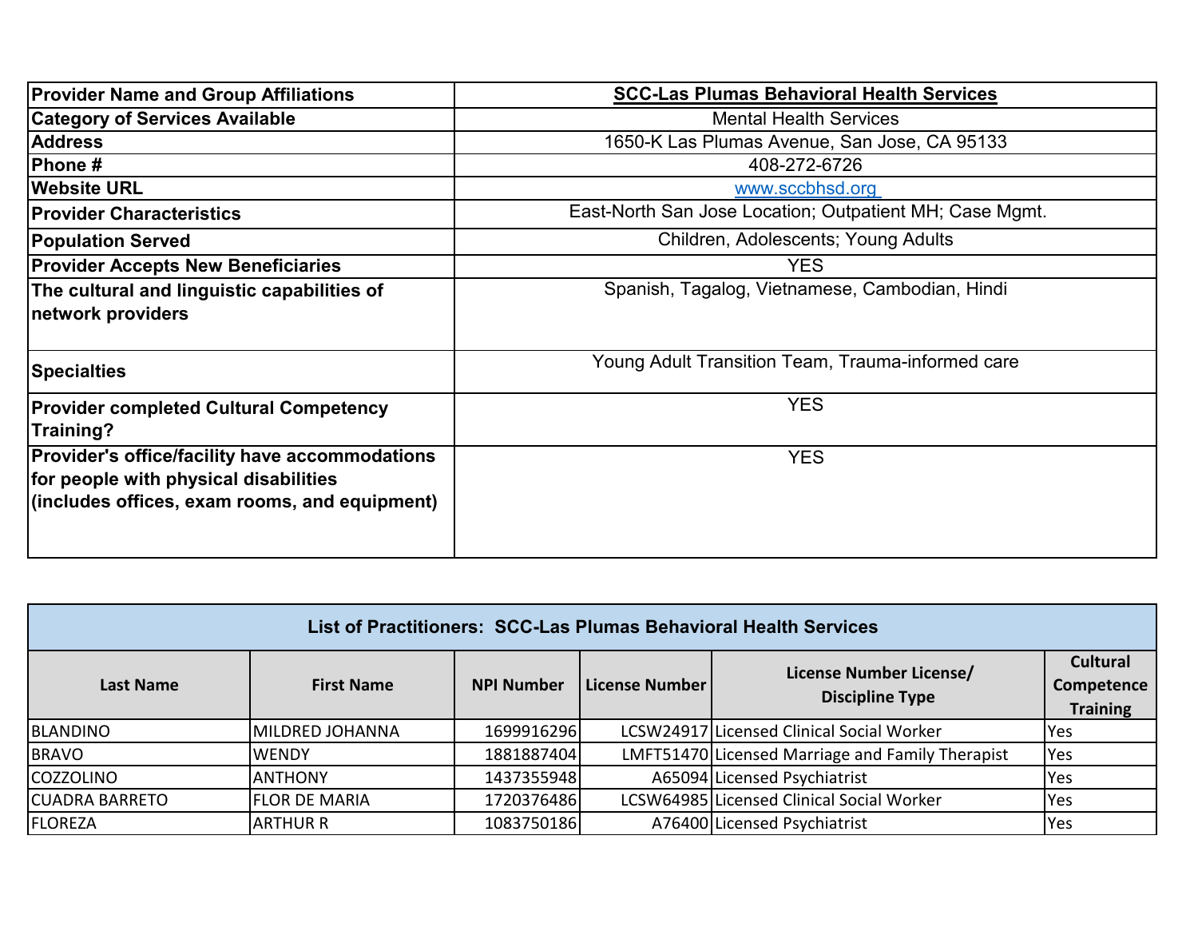| Provider Name and Group Affiliations | SCC-Las Plumas Behavioral Health Services |
|---|---|
| Category of Services Available | Mental Health Services |
| Address | 1650-K Las Plumas Avenue, San Jose, CA 95133 |
| Phone # | 408-272-6726 |
| Website URL | www.sccbhsd.org |
| Provider Characteristics | East-North San Jose Location; Outpatient MH; Case Mgmt. |
| Population Served | Children, Adolescents; Young Adults |
| Provider Accepts New Beneficiaries | YES |
| The cultural and linguistic capabilities of network providers | Spanish, Tagalog, Vietnamese, Cambodian, Hindi |
| Specialties | Young Adult Transition Team, Trauma-informed care |
| Provider completed Cultural Competency Training? | YES |
| Provider's office/facility have accommodations for people with physical disabilities (includes offices, exam rooms, and equipment) | YES |

**List of Practitioners: SCC-Las Plumas Behavioral Health Services**

| Last Name | First Name | NPI Number | License Number | License Number License/ Discipline Type | Cultural Competence Training |
|---|---|---|---|---|---|
| BLANDINO | MILDRED JOHANNA | 1699916296 | LCSW24917 | Licensed Clinical Social Worker | Yes |
| BRAVO | WENDY | 1881887404 | LMFT51470 | Licensed Marriage and Family Therapist | Yes |
| COZZOLINO | ANTHONY | 1437355948 | A65094 | Licensed Psychiatrist | Yes |
| CUADRA BARRETO | FLOR DE MARIA | 1720376486 | LCSW64985 | Licensed Clinical Social Worker | Yes |
| FLOREZA | ARTHUR R | 1083750186 | A76400 | Licensed Psychiatrist | Yes |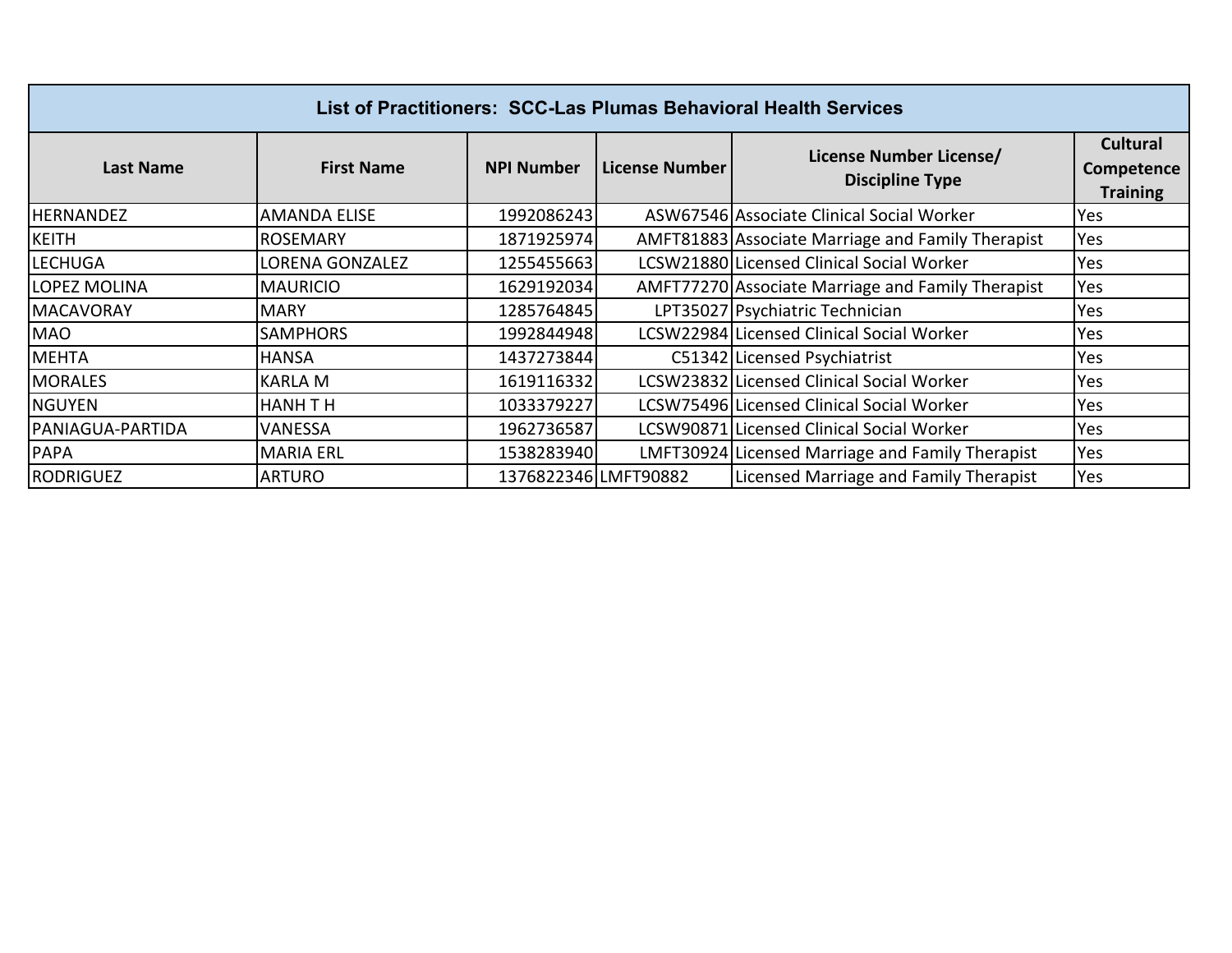| List of Practitioners: SCC-Las Plumas Behavioral Health Services | | | | | |
|---|---|---|---|---|---|
| **Last Name** | **First Name** | **NPI Number** | **License Number** | **License Number License/ Discipline Type** | **Cultural Competence Training** |
| HERNANDEZ | AMANDA ELISE | 1992086243 | ASW67546 | Associate Clinical Social Worker | Yes |
| KEITH | ROSEMARY | 1871925974 | AMFT81883 | Associate Marriage and Family Therapist | Yes |
| LECHUGA | LORENA GONZALEZ | 1255455663 | LCSW21880 | Licensed Clinical Social Worker | Yes |
| LOPEZ MOLINA | MAURICIO | 1629192034 | AMFT77270 | Associate Marriage and Family Therapist | Yes |
| MACAVORAY | MARY | 1285764845 | LPT35027 | Psychiatric Technician | Yes |
| MAO | SAMPHORS | 1992844948 | LCSW22984 | Licensed Clinical Social Worker | Yes |
| MEHTA | HANSA | 1437273844 | C51342 | Licensed Psychiatrist | Yes |
| MORALES | KARLA M | 1619116332 | LCSW23832 | Licensed Clinical Social Worker | Yes |
| NGUYEN | HANH T H | 1033379227 | LCSW75496 | Licensed Clinical Social Worker | Yes |
| PANIAGUA-PARTIDA | VANESSA | 1962736587 | LCSW90871 | Licensed Clinical Social Worker | Yes |
| PAPA | MARIA ERL | 1538283940 | LMFT30924 | Licensed Marriage and Family Therapist | Yes |
| RODRIGUEZ | ARTURO | 1376822346 | LMFT90882 | Licensed Marriage and Family Therapist | Yes |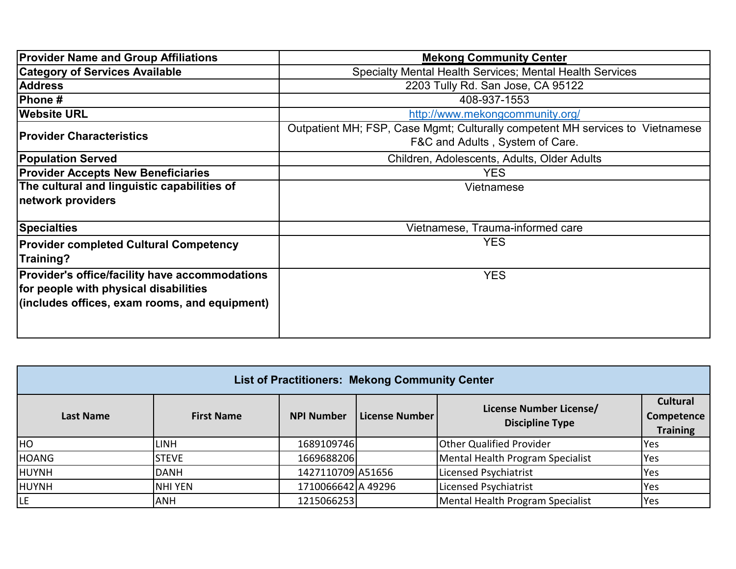| Provider Name and Group Affiliations | Mekong Community Center |
|---|---|
| **Category of Services Available** | Specialty Mental Health Services; Mental Health Services |
| **Address** | 2203 Tully Rd. San Jose, CA 95122 |
| **Phone #** | 408-937-1553 |
| **Website URL** | http://www.mekongcommunity.org/ |
| **Provider Characteristics** | Outpatient MH; FSP, Case Mgmt; Culturally competent MH services to Vietnamese F&C and Adults , System of Care. |
| **Population Served** | Children, Adolescents, Adults, Older Adults |
| **Provider Accepts New Beneficiaries** | YES |
| **The cultural and linguistic capabilities of network providers** | Vietnamese |
| **Specialties** | Vietnamese, Trauma-informed care |
| **Provider completed Cultural Competency Training?** | YES |
| **Provider's office/facility have accommodations for people with physical disabilities (includes offices, exam rooms, and equipment)** | YES |

**List of Practitioners: Mekong Community Center**

| Last Name | First Name | NPI Number | License Number | License Number License/ Discipline Type | Cultural Competence Training |
|---|---|---|---|---|---|
| HO | LINH | 1689109746 | | Other Qualified Provider | Yes |
| HOANG | STEVE | 1669688206 | | Mental Health Program Specialist | Yes |
| HUYNH | DANH | 1427110709 | A51656 | Licensed Psychiatrist | Yes |
| HUYNH | NHI YEN | 1710066642 | A 49296 | Licensed Psychiatrist | Yes |
| LE | ANH | 1215066253 | | Mental Health Program Specialist | Yes |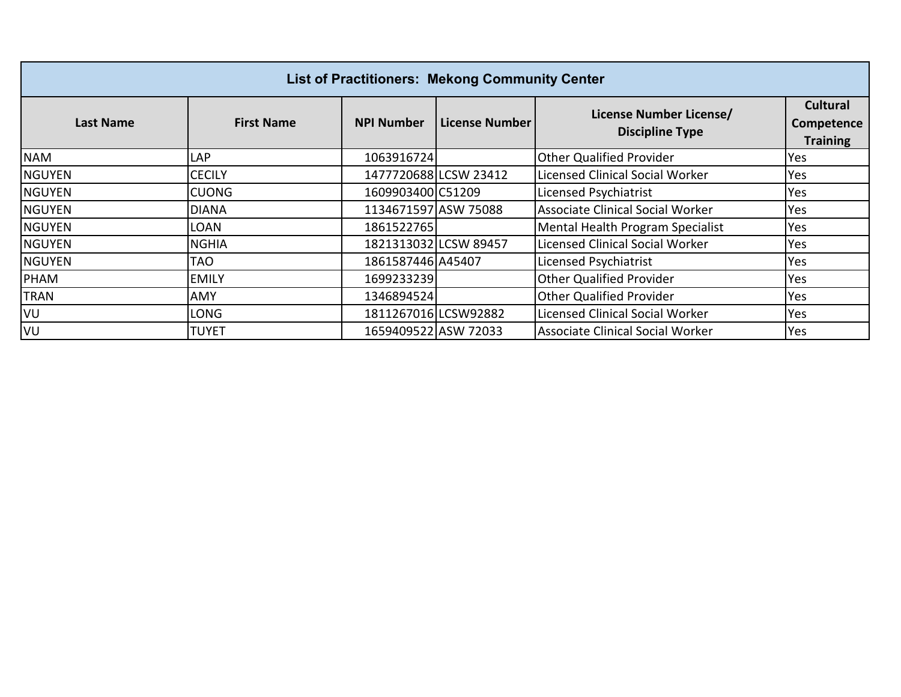| List of Practitioners: Mekong Community Center | | | | | |
|---|---|---|---|---|---|
| **Last Name** | **First Name** | **NPI Number** | **License Number** | **License Number License/ Discipline Type** | **Cultural Competence Training** |
| NAM | LAP | 1063916724 | | Other Qualified Provider | Yes |
| NGUYEN | CECILY | 1477720688 | LCSW 23412 | Licensed Clinical Social Worker | Yes |
| NGUYEN | CUONG | 1609903400 | C51209 | Licensed Psychiatrist | Yes |
| NGUYEN | DIANA | 1134671597 | ASW 75088 | Associate Clinical Social Worker | Yes |
| NGUYEN | LOAN | 1861522765 | | Mental Health Program Specialist | Yes |
| NGUYEN | NGHIA | 1821313032 | LCSW 89457 | Licensed Clinical Social Worker | Yes |
| NGUYEN | TAO | 1861587446 | A45407 | Licensed Psychiatrist | Yes |
| PHAM | EMILY | 1699233239 | | Other Qualified Provider | Yes |
| TRAN | AMY | 1346894524 | | Other Qualified Provider | Yes |
| VU | LONG | 1811267016 | LCSW92882 | Licensed Clinical Social Worker | Yes |
| VU | TUYET | 1659409522 | ASW 72033 | Associate Clinical Social Worker | Yes |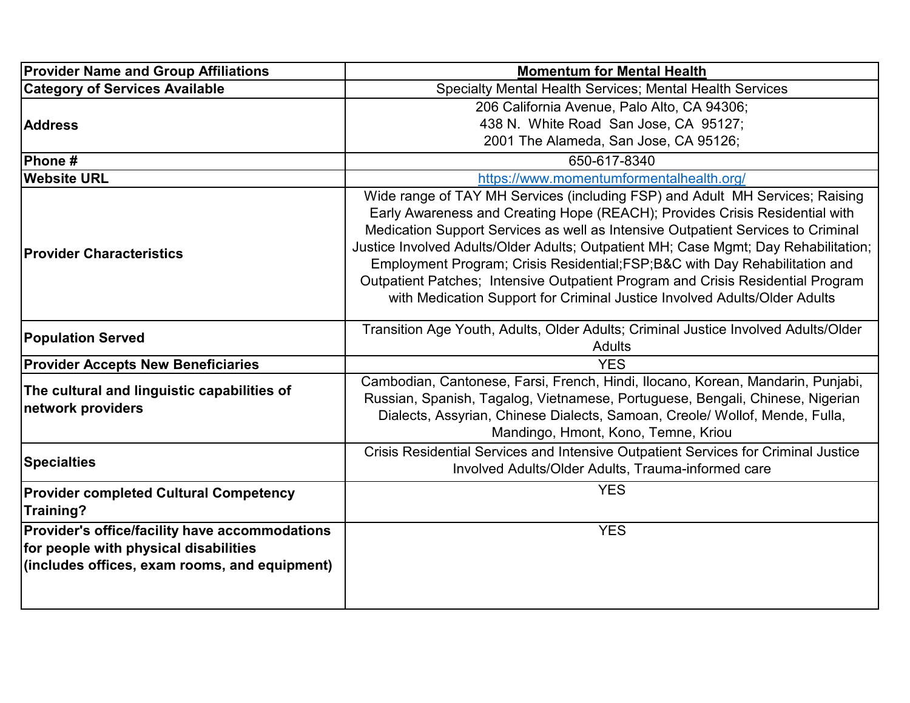| Provider Name and Group Affiliations | **Momentum for Mental Health** |
|---|---|
| **Category of Services Available** | Specialty Mental Health Services; Mental Health Services |
| **Address** | 206 California Avenue, Palo Alto, CA 94306;<br>438 N. White Road San Jose, CA 95127;<br>2001 The Alameda, San Jose, CA 95126; |
| **Phone #** | 650-617-8340 |
| **Website URL** | https://www.momentumformentalhealth.org/ |
| **Provider Characteristics** | Wide range of TAY MH Services (including FSP) and Adult MH Services; Raising Early Awareness and Creating Hope (REACH); Provides Crisis Residential with Medication Support Services as well as Intensive Outpatient Services to Criminal Justice Involved Adults/Older Adults; Outpatient MH; Case Mgmt; Day Rehabilitation; Employment Program; Crisis Residential;FSP;B&C with Day Rehabilitation and Outpatient Patches; Intensive Outpatient Program and Crisis Residential Program with Medication Support for Criminal Justice Involved Adults/Older Adults |
| **Population Served** | Transition Age Youth, Adults, Older Adults; Criminal Justice Involved Adults/Older Adults |
| **Provider Accepts New Beneficiaries** | YES |
| **The cultural and linguistic capabilities of network providers** | Cambodian, Cantonese, Farsi, French, Hindi, Ilocano, Korean, Mandarin, Punjabi, Russian, Spanish, Tagalog, Vietnamese, Portuguese, Bengali, Chinese, Nigerian Dialects, Assyrian, Chinese Dialects, Samoan, Creole/ Wollof, Mende, Fulla, Mandingo, Hmont, Kono, Temne, Kriou |
| **Specialties** | Crisis Residential Services and Intensive Outpatient Services for Criminal Justice Involved Adults/Older Adults, Trauma-informed care |
| **Provider completed Cultural Competency Training?** | YES |
| **Provider's office/facility have accommodations for people with physical disabilities (includes offices, exam rooms, and equipment)** | YES |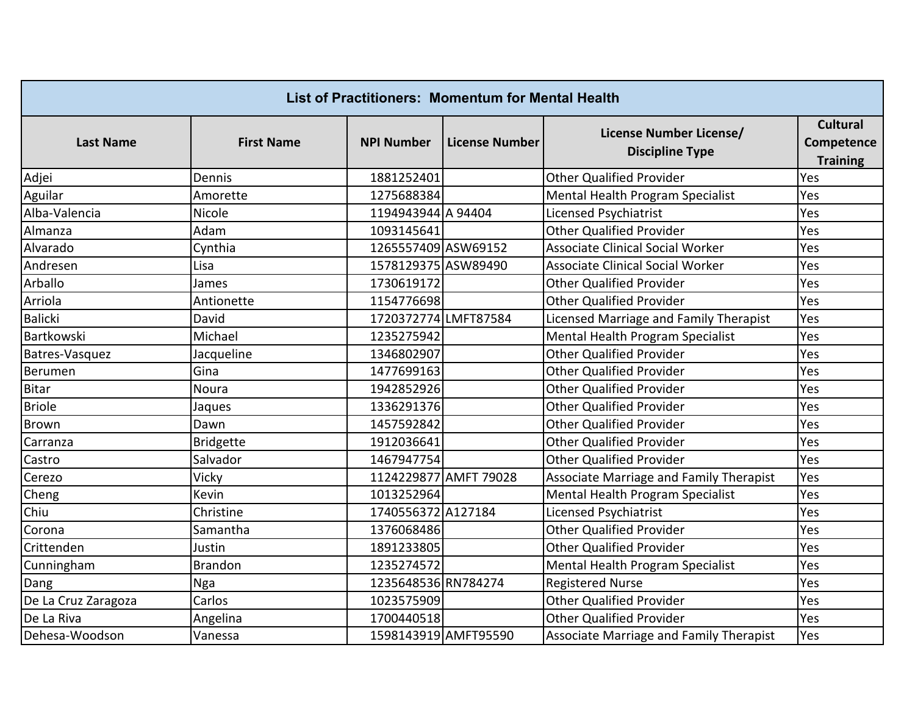| List of Practitioners: Momentum for Mental Health | | | | | |
|---|---|---|---|---|---|
| **Last Name** | **First Name** | **NPI Number** | **License Number** | **License Number License/ Discipline Type** | **Cultural Competence Training** |
| Adjei | Dennis | 1881252401 | | Other Qualified Provider | Yes |
| Aguilar | Amorette | 1275688384 | | Mental Health Program Specialist | Yes |
| Alba-Valencia | Nicole | 1194943944 | A 94404 | Licensed Psychiatrist | Yes |
| Almanza | Adam | 1093145641 | | Other Qualified Provider | Yes |
| Alvarado | Cynthia | 1265557409 | ASW69152 | Associate Clinical Social Worker | Yes |
| Andresen | Lisa | 1578129375 | ASW89490 | Associate Clinical Social Worker | Yes |
| Arballo | James | 1730619172 | | Other Qualified Provider | Yes |
| Arriola | Antionette | 1154776698 | | Other Qualified Provider | Yes |
| Balicki | David | 1720372774 | LMFT87584 | Licensed Marriage and Family Therapist | Yes |
| Bartkowski | Michael | 1235275942 | | Mental Health Program Specialist | Yes |
| Batres-Vasquez | Jacqueline | 1346802907 | | Other Qualified Provider | Yes |
| Berumen | Gina | 1477699163 | | Other Qualified Provider | Yes |
| Bitar | Noura | 1942852926 | | Other Qualified Provider | Yes |
| Briole | Jaques | 1336291376 | | Other Qualified Provider | Yes |
| Brown | Dawn | 1457592842 | | Other Qualified Provider | Yes |
| Carranza | Bridgette | 1912036641 | | Other Qualified Provider | Yes |
| Castro | Salvador | 1467947754 | | Other Qualified Provider | Yes |
| Cerezo | Vicky | 1124229877 | AMFT 79028 | Associate Marriage and Family Therapist | Yes |
| Cheng | Kevin | 1013252964 | | Mental Health Program Specialist | Yes |
| Chiu | Christine | 1740556372 | A127184 | Licensed Psychiatrist | Yes |
| Corona | Samantha | 1376068486 | | Other Qualified Provider | Yes |
| Crittenden | Justin | 1891233805 | | Other Qualified Provider | Yes |
| Cunningham | Brandon | 1235274572 | | Mental Health Program Specialist | Yes |
| Dang | Nga | 1235648536 | RN784274 | Registered Nurse | Yes |
| De La Cruz Zaragoza | Carlos | 1023575909 | | Other Qualified Provider | Yes |
| De La Riva | Angelina | 1700440518 | | Other Qualified Provider | Yes |
| Dehesa-Woodson | Vanessa | 1598143919 | AMFT95590 | Associate Marriage and Family Therapist | Yes |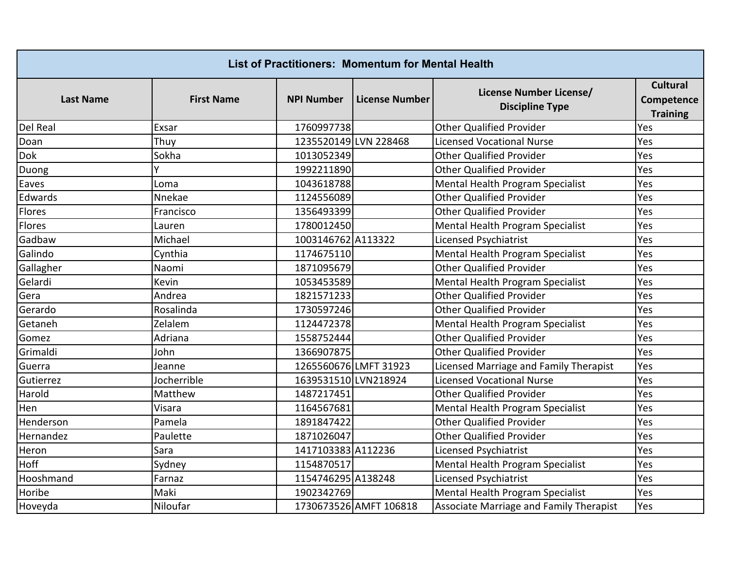| List of Practitioners: Momentum for Mental Health | | | | | |
|---|---|---|---|---|---|
| **Last Name** | **First Name** | **NPI Number** | **License Number** | **License Number License/ Discipline Type** | **Cultural Competence Training** |
| Del Real | Exsar | 1760997738 | | Other Qualified Provider | Yes |
| Doan | Thuy | 1235520149 | LVN 228468 | Licensed Vocational Nurse | Yes |
| Dok | Sokha | 1013052349 | | Other Qualified Provider | Yes |
| Duong | Y | 1992211890 | | Other Qualified Provider | Yes |
| Eaves | Loma | 1043618788 | | Mental Health Program Specialist | Yes |
| Edwards | Nnekae | 1124556089 | | Other Qualified Provider | Yes |
| Flores | Francisco | 1356493399 | | Other Qualified Provider | Yes |
| Flores | Lauren | 1780012450 | | Mental Health Program Specialist | Yes |
| Gadbaw | Michael | 1003146762 | A113322 | Licensed Psychiatrist | Yes |
| Galindo | Cynthia | 1174675110 | | Mental Health Program Specialist | Yes |
| Gallagher | Naomi | 1871095679 | | Other Qualified Provider | Yes |
| Gelardi | Kevin | 1053453589 | | Mental Health Program Specialist | Yes |
| Gera | Andrea | 1821571233 | | Other Qualified Provider | Yes |
| Gerardo | Rosalinda | 1730597246 | | Other Qualified Provider | Yes |
| Getaneh | Zelalem | 1124472378 | | Mental Health Program Specialist | Yes |
| Gomez | Adriana | 1558752444 | | Other Qualified Provider | Yes |
| Grimaldi | John | 1366907875 | | Other Qualified Provider | Yes |
| Guerra | Jeanne | 1265560676 | LMFT 31923 | Licensed Marriage and Family Therapist | Yes |
| Gutierrez | Jocherrible | 1639531510 | LVN218924 | Licensed Vocational Nurse | Yes |
| Harold | Matthew | 1487217451 | | Other Qualified Provider | Yes |
| Hen | Visara | 1164567681 | | Mental Health Program Specialist | Yes |
| Henderson | Pamela | 1891847422 | | Other Qualified Provider | Yes |
| Hernandez | Paulette | 1871026047 | | Other Qualified Provider | Yes |
| Heron | Sara | 1417103383 | A112236 | Licensed Psychiatrist | Yes |
| Hoff | Sydney | 1154870517 | | Mental Health Program Specialist | Yes |
| Hooshmand | Farnaz | 1154746295 | A138248 | Licensed Psychiatrist | Yes |
| Horibe | Maki | 1902342769 | | Mental Health Program Specialist | Yes |
| Hoveyda | Niloufar | 1730673526 | AMFT 106818 | Associate Marriage and Family Therapist | Yes |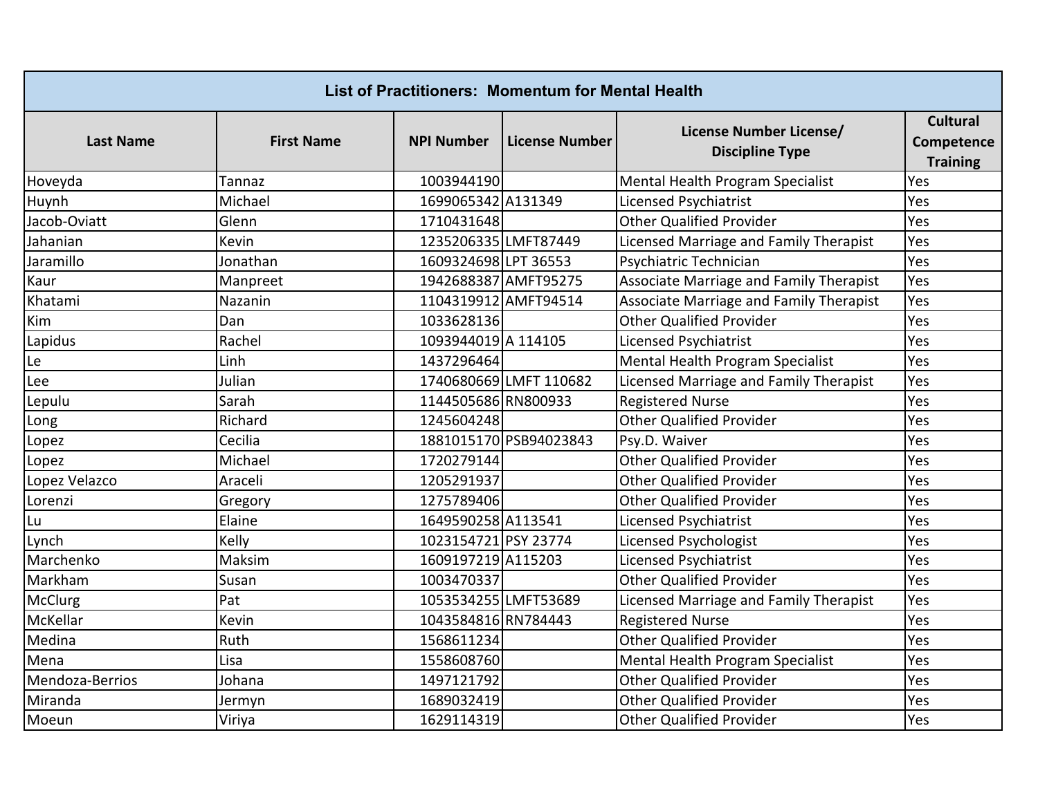| List of Practitioners: Momentum for Mental Health | | | | | |
|---|---|---|---|---|---|
| **Last Name** | **First Name** | **NPI Number** | **License Number** | **License Number License/ Discipline Type** | **Cultural Competence Training** |
| Hoveyda | Tannaz | 1003944190 | | Mental Health Program Specialist | Yes |
| Huynh | Michael | 1699065342 | A131349 | Licensed Psychiatrist | Yes |
| Jacob-Oviatt | Glenn | 1710431648 | | Other Qualified Provider | Yes |
| Jahanian | Kevin | 1235206335 | LMFT87449 | Licensed Marriage and Family Therapist | Yes |
| Jaramillo | Jonathan | 1609324698 | LPT 36553 | Psychiatric Technician | Yes |
| Kaur | Manpreet | 1942688387 | AMFT95275 | Associate Marriage and Family Therapist | Yes |
| Khatami | Nazanin | 1104319912 | AMFT94514 | Associate Marriage and Family Therapist | Yes |
| Kim | Dan | 1033628136 | | Other Qualified Provider | Yes |
| Lapidus | Rachel | 1093944019 | A 114105 | Licensed Psychiatrist | Yes |
| Le | Linh | 1437296464 | | Mental Health Program Specialist | Yes |
| Lee | Julian | 1740680669 | LMFT 110682 | Licensed Marriage and Family Therapist | Yes |
| Lepulu | Sarah | 1144505686 | RN800933 | Registered Nurse | Yes |
| Long | Richard | 1245604248 | | Other Qualified Provider | Yes |
| Lopez | Cecilia | 1881015170 | PSB94023843 | Psy.D. Waiver | Yes |
| Lopez | Michael | 1720279144 | | Other Qualified Provider | Yes |
| Lopez Velazco | Araceli | 1205291937 | | Other Qualified Provider | Yes |
| Lorenzi | Gregory | 1275789406 | | Other Qualified Provider | Yes |
| Lu | Elaine | 1649590258 | A113541 | Licensed Psychiatrist | Yes |
| Lynch | Kelly | 1023154721 | PSY 23774 | Licensed Psychologist | Yes |
| Marchenko | Maksim | 1609197219 | A115203 | Licensed Psychiatrist | Yes |
| Markham | Susan | 1003470337 | | Other Qualified Provider | Yes |
| McClurg | Pat | 1053534255 | LMFT53689 | Licensed Marriage and Family Therapist | Yes |
| McKellar | Kevin | 1043584816 | RN784443 | Registered Nurse | Yes |
| Medina | Ruth | 1568611234 | | Other Qualified Provider | Yes |
| Mena | Lisa | 1558608760 | | Mental Health Program Specialist | Yes |
| Mendoza-Berrios | Johana | 1497121792 | | Other Qualified Provider | Yes |
| Miranda | Jermyn | 1689032419 | | Other Qualified Provider | Yes |
| Moeun | Viriya | 1629114319 | | Other Qualified Provider | Yes |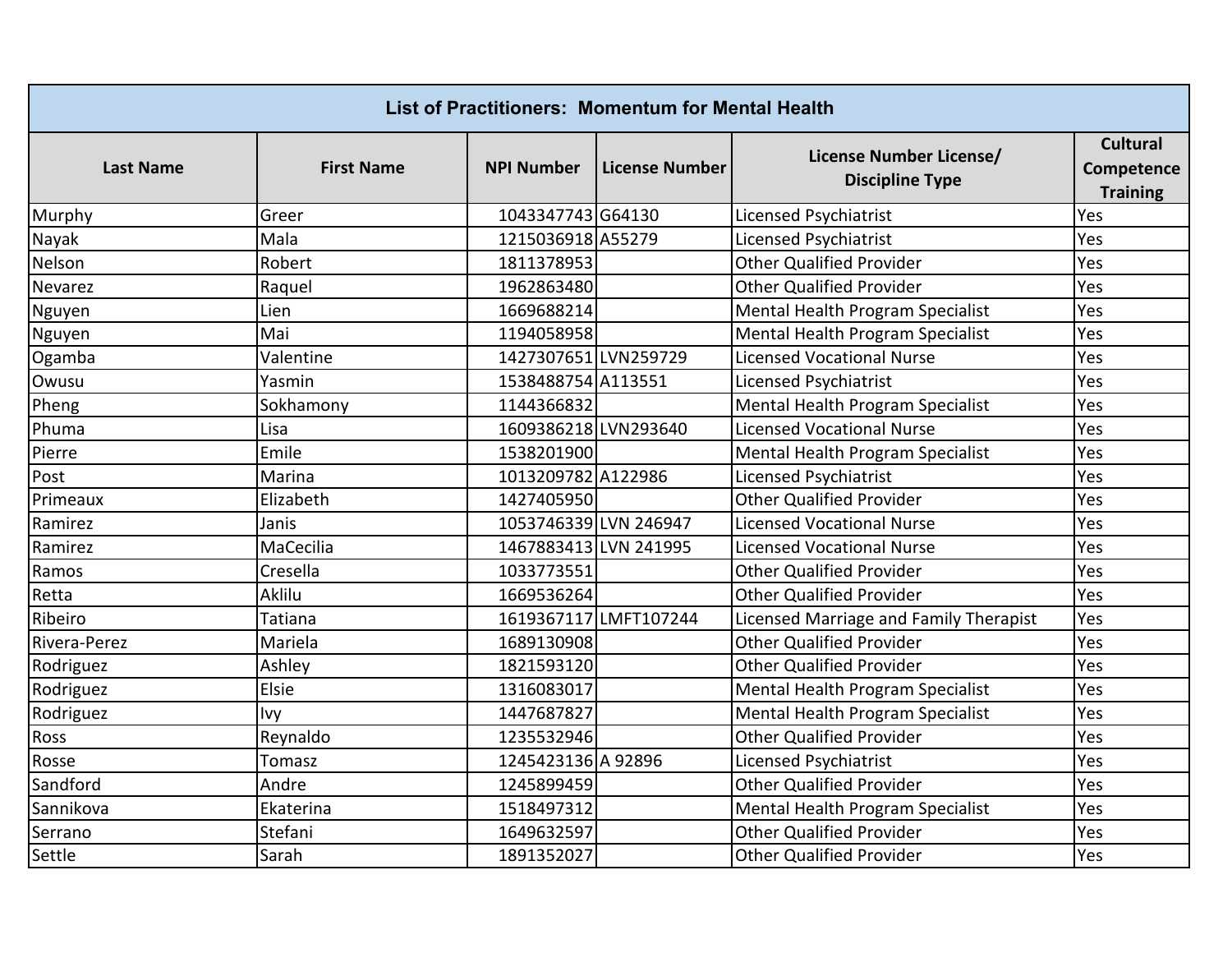| List of Practitioners: Momentum for Mental Health | | | | | |
|---|---|---|---|---|---|
| **Last Name** | **First Name** | **NPI Number** | **License Number** | **License Number License/ Discipline Type** | **Cultural Competence Training** |
| Murphy | Greer | 1043347743 | G64130 | Licensed Psychiatrist | Yes |
| Nayak | Mala | 1215036918 | A55279 | Licensed Psychiatrist | Yes |
| Nelson | Robert | 1811378953 | | Other Qualified Provider | Yes |
| Nevarez | Raquel | 1962863480 | | Other Qualified Provider | Yes |
| Nguyen | Lien | 1669688214 | | Mental Health Program Specialist | Yes |
| Nguyen | Mai | 1194058958 | | Mental Health Program Specialist | Yes |
| Ogamba | Valentine | 1427307651 | LVN259729 | Licensed Vocational Nurse | Yes |
| Owusu | Yasmin | 1538488754 | A113551 | Licensed Psychiatrist | Yes |
| Pheng | Sokhamony | 1144366832 | | Mental Health Program Specialist | Yes |
| Phuma | Lisa | 1609386218 | LVN293640 | Licensed Vocational Nurse | Yes |
| Pierre | Emile | 1538201900 | | Mental Health Program Specialist | Yes |
| Post | Marina | 1013209782 | A122986 | Licensed Psychiatrist | Yes |
| Primeaux | Elizabeth | 1427405950 | | Other Qualified Provider | Yes |
| Ramirez | Janis | 1053746339 | LVN 246947 | Licensed Vocational Nurse | Yes |
| Ramirez | MaCecilia | 1467883413 | LVN 241995 | Licensed Vocational Nurse | Yes |
| Ramos | Cresella | 1033773551 | | Other Qualified Provider | Yes |
| Retta | Aklilu | 1669536264 | | Other Qualified Provider | Yes |
| Ribeiro | Tatiana | 1619367117 | LMFT107244 | Licensed Marriage and Family Therapist | Yes |
| Rivera-Perez | Mariela | 1689130908 | | Other Qualified Provider | Yes |
| Rodriguez | Ashley | 1821593120 | | Other Qualified Provider | Yes |
| Rodriguez | Elsie | 1316083017 | | Mental Health Program Specialist | Yes |
| Rodriguez | Ivy | 1447687827 | | Mental Health Program Specialist | Yes |
| Ross | Reynaldo | 1235532946 | | Other Qualified Provider | Yes |
| Rosse | Tomasz | 1245423136 | A 92896 | Licensed Psychiatrist | Yes |
| Sandford | Andre | 1245899459 | | Other Qualified Provider | Yes |
| Sannikova | Ekaterina | 1518497312 | | Mental Health Program Specialist | Yes |
| Serrano | Stefani | 1649632597 | | Other Qualified Provider | Yes |
| Settle | Sarah | 1891352027 | | Other Qualified Provider | Yes |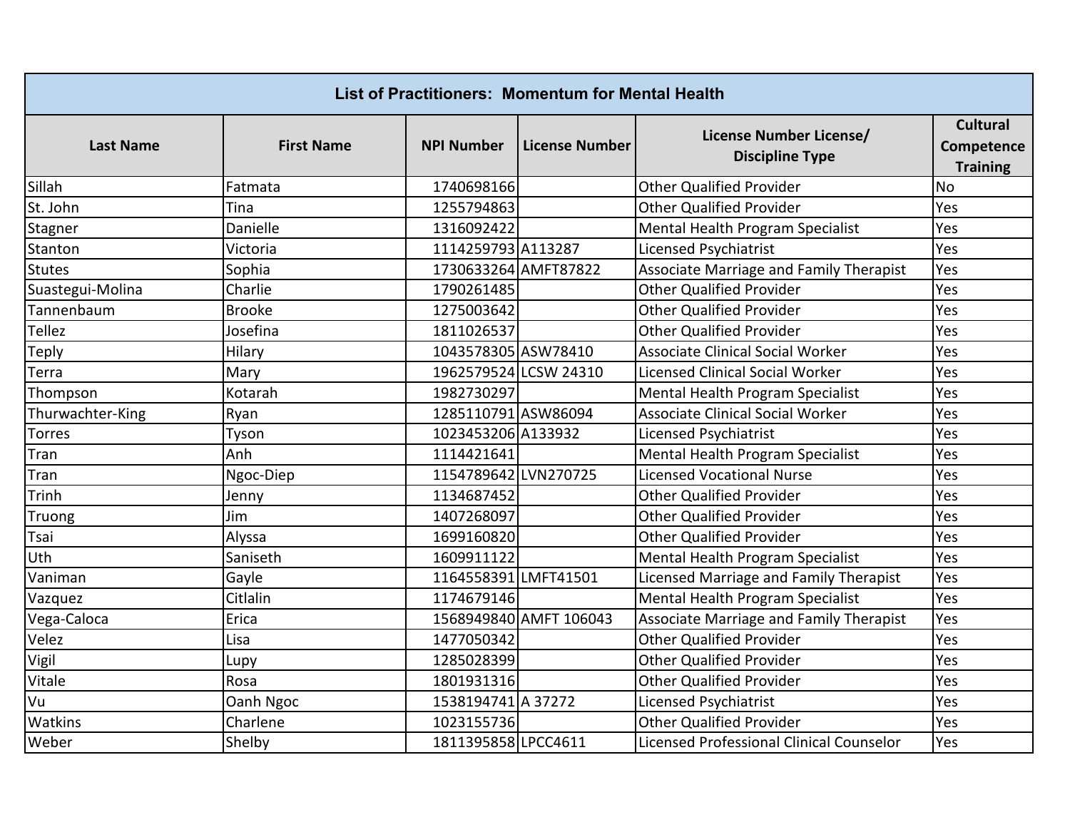| List of Practitioners: Momentum for Mental Health | | | | | |
|---|---|---|---|---|---|
| **Last Name** | **First Name** | **NPI Number** | **License Number** | **License Number License/ Discipline Type** | **Cultural Competence Training** |
| Sillah | Fatmata | 1740698166 | | Other Qualified Provider | No |
| St. John | Tina | 1255794863 | | Other Qualified Provider | Yes |
| Stagner | Danielle | 1316092422 | | Mental Health Program Specialist | Yes |
| Stanton | Victoria | 1114259793 | A113287 | Licensed Psychiatrist | Yes |
| Stutes | Sophia | 1730633264 | AMFT87822 | Associate Marriage and Family Therapist | Yes |
| Suastegui-Molina | Charlie | 1790261485 | | Other Qualified Provider | Yes |
| Tannenbaum | Brooke | 1275003642 | | Other Qualified Provider | Yes |
| Tellez | Josefina | 1811026537 | | Other Qualified Provider | Yes |
| Teply | Hilary | 1043578305 | ASW78410 | Associate Clinical Social Worker | Yes |
| Terra | Mary | 1962579524 | LCSW 24310 | Licensed Clinical Social Worker | Yes |
| Thompson | Kotarah | 1982730297 | | Mental Health Program Specialist | Yes |
| Thurwachter-King | Ryan | 1285110791 | ASW86094 | Associate Clinical Social Worker | Yes |
| Torres | Tyson | 1023453206 | A133932 | Licensed Psychiatrist | Yes |
| Tran | Anh | 1114421641 | | Mental Health Program Specialist | Yes |
| Tran | Ngoc-Diep | 1154789642 | LVN270725 | Licensed Vocational Nurse | Yes |
| Trinh | Jenny | 1134687452 | | Other Qualified Provider | Yes |
| Truong | Jim | 1407268097 | | Other Qualified Provider | Yes |
| Tsai | Alyssa | 1699160820 | | Other Qualified Provider | Yes |
| Uth | Saniseth | 1609911122 | | Mental Health Program Specialist | Yes |
| Vaniman | Gayle | 1164558391 | LMFT41501 | Licensed Marriage and Family Therapist | Yes |
| Vazquez | Citlalin | 1174679146 | | Mental Health Program Specialist | Yes |
| Vega-Caloca | Erica | 1568949840 | AMFT 106043 | Associate Marriage and Family Therapist | Yes |
| Velez | Lisa | 1477050342 | | Other Qualified Provider | Yes |
| Vigil | Lupy | 1285028399 | | Other Qualified Provider | Yes |
| Vitale | Rosa | 1801931316 | | Other Qualified Provider | Yes |
| Vu | Oanh Ngoc | 1538194741 | A 37272 | Licensed Psychiatrist | Yes |
| Watkins | Charlene | 1023155736 | | Other Qualified Provider | Yes |
| Weber | Shelby | 1811395858 | LPCC4611 | Licensed Professional Clinical Counselor | Yes |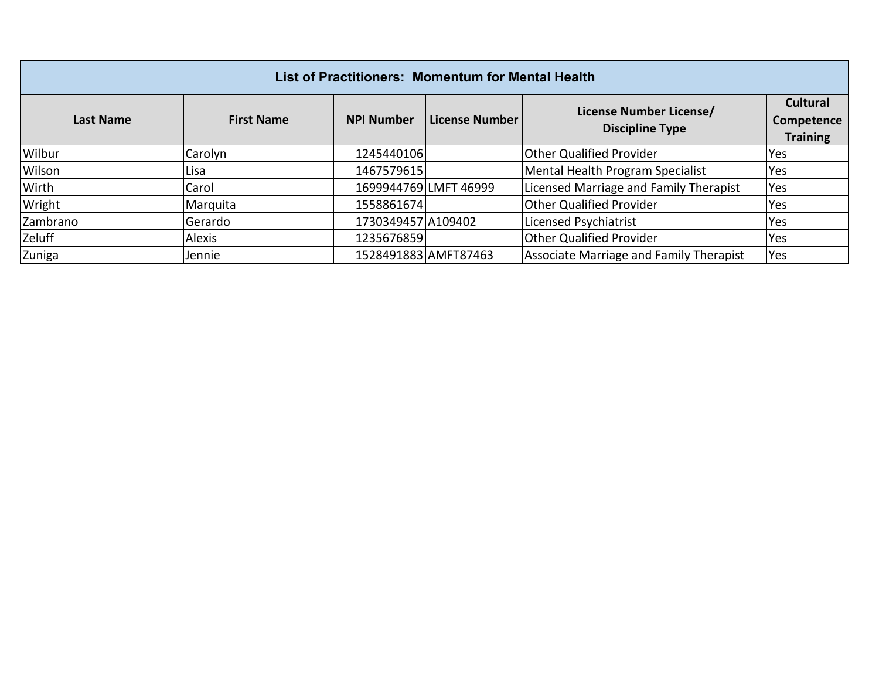| List of Practitioners: Momentum for Mental Health | | | | | |
|---|---|---|---|---|---|
| **Last Name** | **First Name** | **NPI Number** | **License Number** | **License Number License/ Discipline Type** | **Cultural Competence Training** |
| Wilbur | Carolyn | 1245440106 | | Other Qualified Provider | Yes |
| Wilson | Lisa | 1467579615 | | Mental Health Program Specialist | Yes |
| Wirth | Carol | 1699944769 | LMFT 46999 | Licensed Marriage and Family Therapist | Yes |
| Wright | Marquita | 1558861674 | | Other Qualified Provider | Yes |
| Zambrano | Gerardo | 1730349457 | A109402 | Licensed Psychiatrist | Yes |
| Zeluff | Alexis | 1235676859 | | Other Qualified Provider | Yes |
| Zuniga | Jennie | 1528491883 | AMFT87463 | Associate Marriage and Family Therapist | Yes |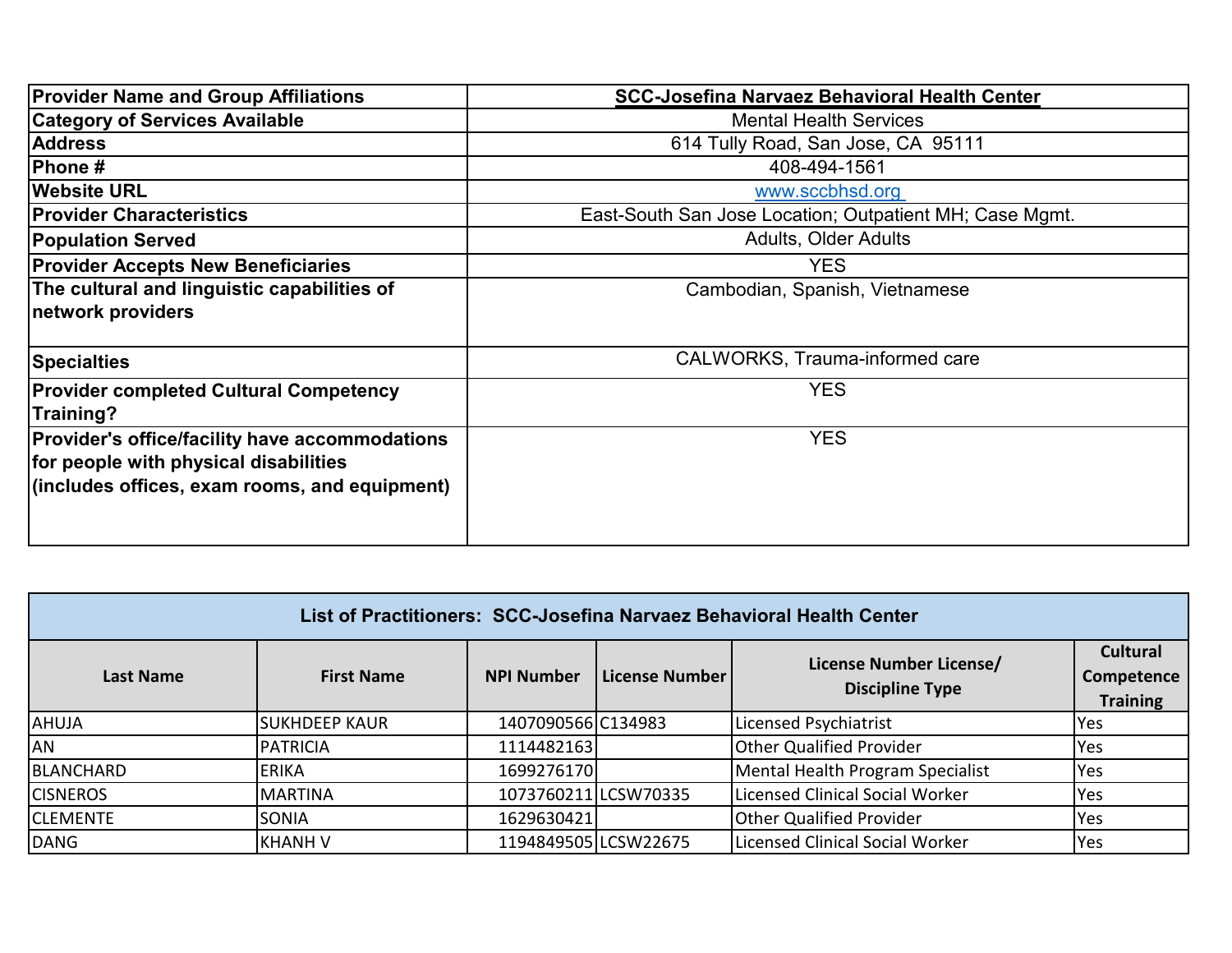| Provider Name and Group Affiliations | SCC-Josefina Narvaez Behavioral Health Center |
|---|---|
| Category of Services Available | Mental Health Services |
| Address | 614 Tully Road, San Jose, CA 95111 |
| Phone # | 408-494-1561 |
| Website URL | www.sccbhsd.org |
| Provider Characteristics | East-South San Jose Location; Outpatient MH; Case Mgmt. |
| Population Served | Adults, Older Adults |
| Provider Accepts New Beneficiaries | YES |
| The cultural and linguistic capabilities of network providers | Cambodian, Spanish, Vietnamese |
| Specialties | CALWORKS, Trauma-informed care |
| Provider completed Cultural Competency Training? | YES |
| Provider's office/facility have accommodations for people with physical disabilities (includes offices, exam rooms, and equipment) | YES |

| List of Practitioners: SCC-Josefina Narvaez Behavioral Health Center | | | | | |
|---|---|---|---|---|---|
| **Last Name** | **First Name** | **NPI Number** | **License Number** | **License Number License/ Discipline Type** | **Cultural Competence Training** |
| AHUJA | SUKHDEEP KAUR | 1407090566 | C134983 | Licensed Psychiatrist | Yes |
| AN | PATRICIA | 1114482163 | | Other Qualified Provider | Yes |
| BLANCHARD | ERIKA | 1699276170 | | Mental Health Program Specialist | Yes |
| CISNEROS | MARTINA | 1073760211 | LCSW70335 | Licensed Clinical Social Worker | Yes |
| CLEMENTE | SONIA | 1629630421 | | Other Qualified Provider | Yes |
| DANG | KHANH V | 1194849505 | LCSW22675 | Licensed Clinical Social Worker | Yes |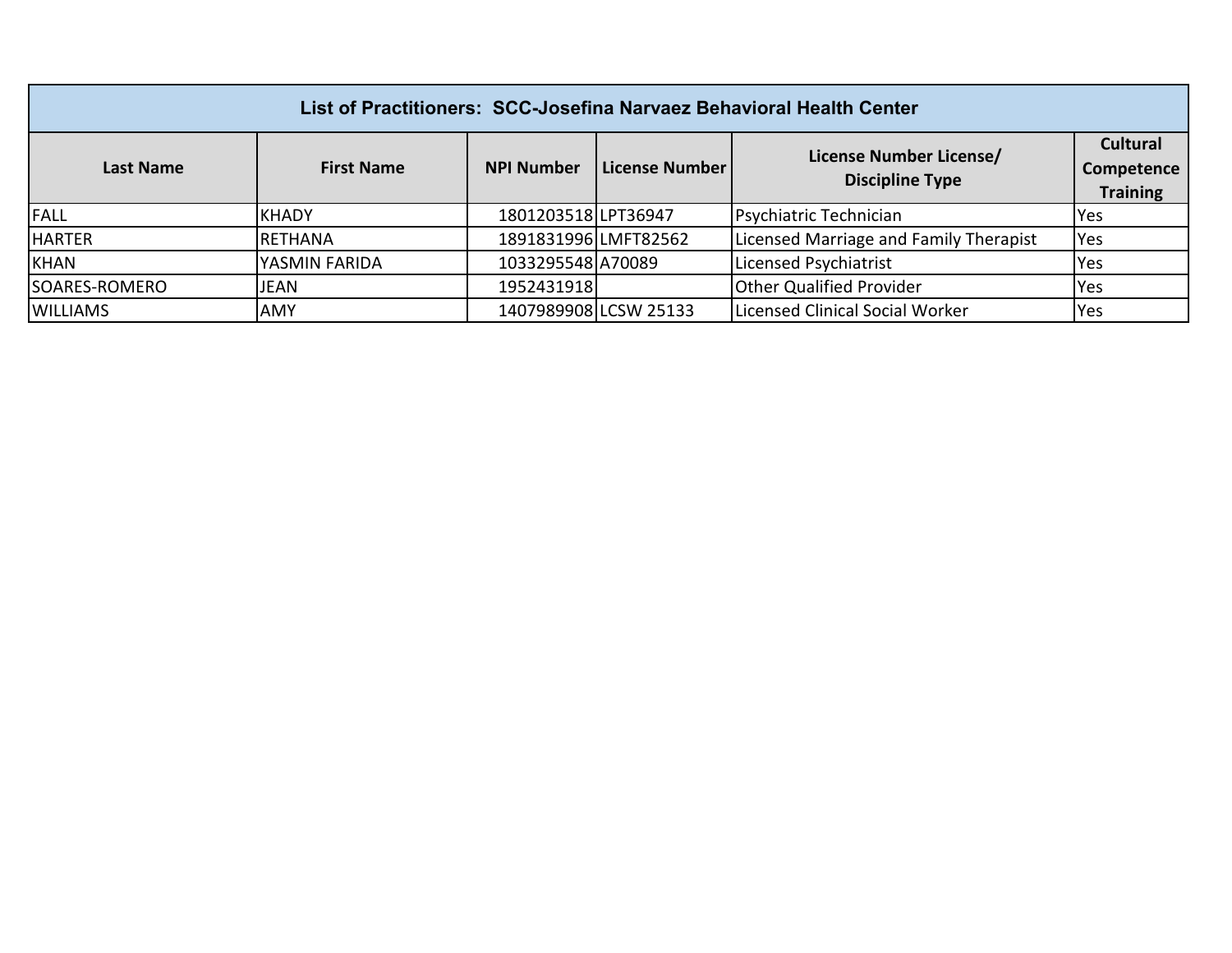| List of Practitioners: SCC-Josefina Narvaez Behavioral Health Center | | | | | |
|---|---|---|---|---|---|
| **Last Name** | **First Name** | **NPI Number** | **License Number** | **License Number License/ Discipline Type** | **Cultural Competence Training** |
| FALL | KHADY | 1801203518 | LPT36947 | Psychiatric Technician | Yes |
| HARTER | RETHANA | 1891831996 | LMFT82562 | Licensed Marriage and Family Therapist | Yes |
| KHAN | YASMIN FARIDA | 1033295548 | A70089 | Licensed Psychiatrist | Yes |
| SOARES-ROMERO | JEAN | 1952431918 | | Other Qualified Provider | Yes |
| WILLIAMS | AMY | 1407989908 | LCSW 25133 | Licensed Clinical Social Worker | Yes |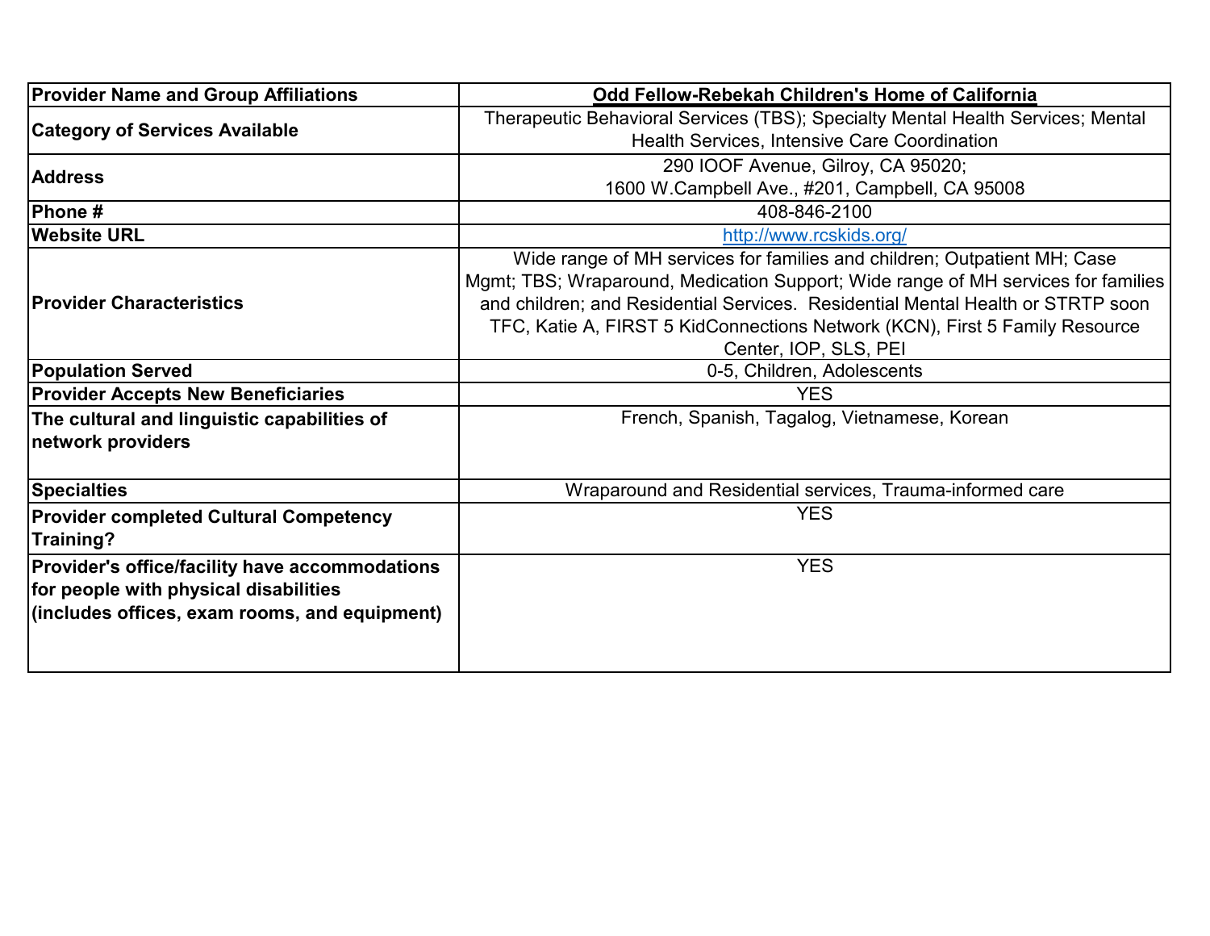| Provider Name and Group Affiliations | Odd Fellow-Rebekah Children's Home of California |
|---|---|
| Category of Services Available | Therapeutic Behavioral Services (TBS); Specialty Mental Health Services; Mental Health Services, Intensive Care Coordination |
| Address | 290 IOOF Avenue, Gilroy, CA 95020;<br>1600 W.Campbell Ave., #201, Campbell, CA 95008 |
| Phone # | 408-846-2100 |
| Website URL | http://www.rcskids.org/ |
| Provider Characteristics | Wide range of MH services for families and children; Outpatient MH; Case Mgmt; TBS; Wraparound, Medication Support; Wide range of MH services for families and children; and Residential Services. Residential Mental Health or STRTP soon TFC, Katie A, FIRST 5 KidConnections Network (KCN), First 5 Family Resource Center, IOP, SLS, PEI |
| Population Served | 0-5, Children, Adolescents |
| Provider Accepts New Beneficiaries | YES |
| The cultural and linguistic capabilities of network providers | French, Spanish, Tagalog, Vietnamese, Korean |
| Specialties | Wraparound and Residential services, Trauma-informed care |
| Provider completed Cultural Competency Training? | YES |
| Provider's office/facility have accommodations for people with physical disabilities (includes offices, exam rooms, and equipment) | YES |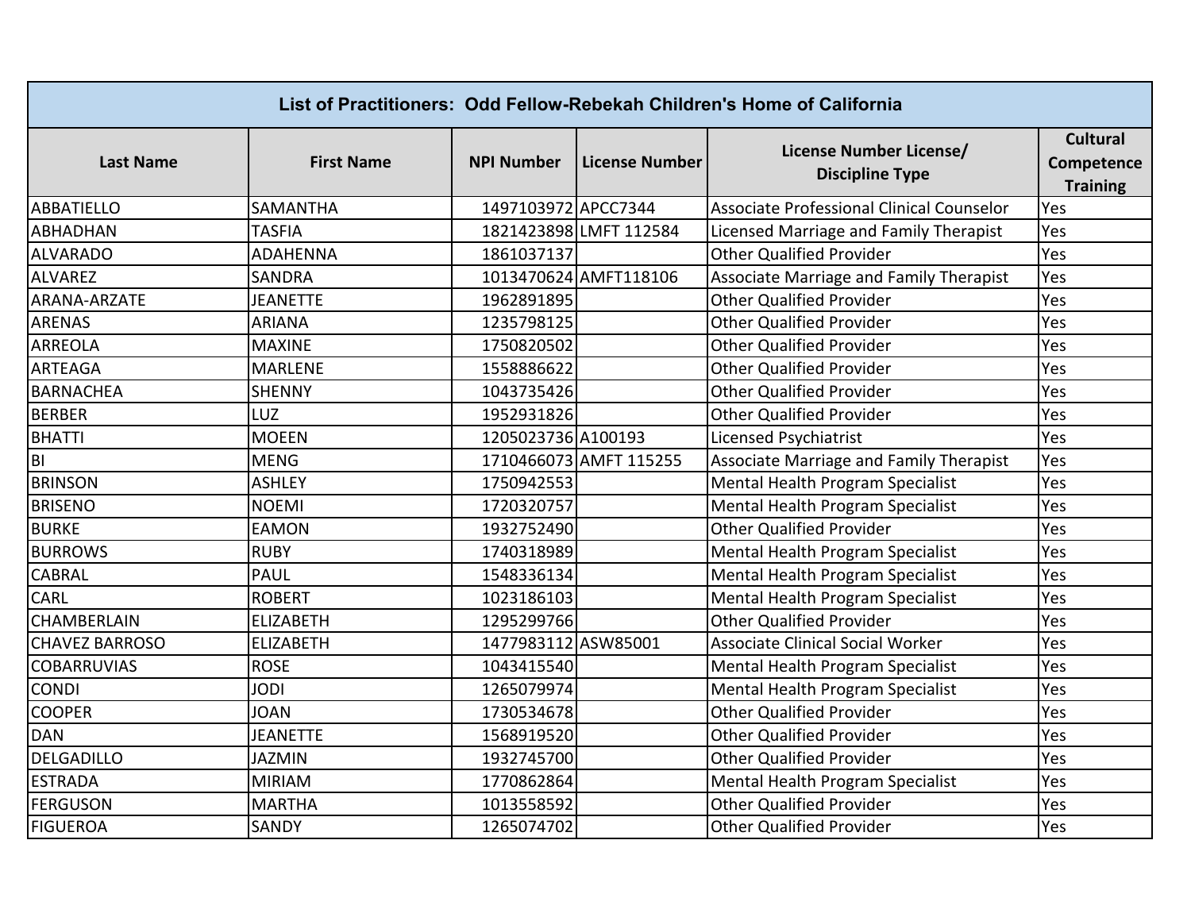| List of Practitioners: Odd Fellow-Rebekah Children's Home of California | | | | | |
|---|---|---|---|---|---|
| **Last Name** | **First Name** | **NPI Number** | **License Number** | **License Number License/ Discipline Type** | **Cultural Competence Training** |
| ABBATIELLO | SAMANTHA | 1497103972 | APCC7344 | Associate Professional Clinical Counselor | Yes |
| ABHADHAN | TASFIA | 1821423898 | LMFT 112584 | Licensed Marriage and Family Therapist | Yes |
| ALVARADO | ADAHENNA | 1861037137 | | Other Qualified Provider | Yes |
| ALVAREZ | SANDRA | 1013470624 | AMFT118106 | Associate Marriage and Family Therapist | Yes |
| ARANA-ARZATE | JEANETTE | 1962891895 | | Other Qualified Provider | Yes |
| ARENAS | ARIANA | 1235798125 | | Other Qualified Provider | Yes |
| ARREOLA | MAXINE | 1750820502 | | Other Qualified Provider | Yes |
| ARTEAGA | MARLENE | 1558886622 | | Other Qualified Provider | Yes |
| BARNACHEA | SHENNY | 1043735426 | | Other Qualified Provider | Yes |
| BERBER | LUZ | 1952931826 | | Other Qualified Provider | Yes |
| BHATTI | MOEEN | 1205023736 | A100193 | Licensed Psychiatrist | Yes |
| BI | MENG | 1710466073 | AMFT 115255 | Associate Marriage and Family Therapist | Yes |
| BRINSON | ASHLEY | 1750942553 | | Mental Health Program Specialist | Yes |
| BRISENO | NOEMI | 1720320757 | | Mental Health Program Specialist | Yes |
| BURKE | EAMON | 1932752490 | | Other Qualified Provider | Yes |
| BURROWS | RUBY | 1740318989 | | Mental Health Program Specialist | Yes |
| CABRAL | PAUL | 1548336134 | | Mental Health Program Specialist | Yes |
| CARL | ROBERT | 1023186103 | | Mental Health Program Specialist | Yes |
| CHAMBERLAIN | ELIZABETH | 1295299766 | | Other Qualified Provider | Yes |
| CHAVEZ BARROSO | ELIZABETH | 1477983112 | ASW85001 | Associate Clinical Social Worker | Yes |
| COBARRUVIAS | ROSE | 1043415540 | | Mental Health Program Specialist | Yes |
| CONDI | JODI | 1265079974 | | Mental Health Program Specialist | Yes |
| COOPER | JOAN | 1730534678 | | Other Qualified Provider | Yes |
| DAN | JEANETTE | 1568919520 | | Other Qualified Provider | Yes |
| DELGADILLO | JAZMIN | 1932745700 | | Other Qualified Provider | Yes |
| ESTRADA | MIRIAM | 1770862864 | | Mental Health Program Specialist | Yes |
| FERGUSON | MARTHA | 1013558592 | | Other Qualified Provider | Yes |
| FIGUEROA | SANDY | 1265074702 | | Other Qualified Provider | Yes |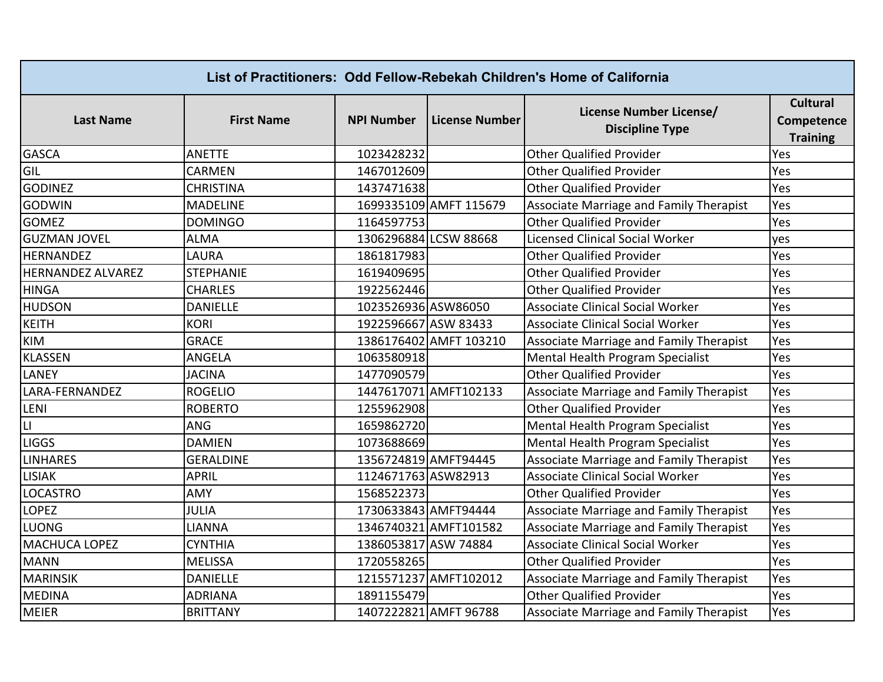| List of Practitioners: Odd Fellow-Rebekah Children's Home of California | | | | | |
|---|---|---|---|---|---|
| **Last Name** | **First Name** | **NPI Number** | **License Number** | **License Number License/ Discipline Type** | **Cultural Competence Training** |
| GASCA | ANETTE | 1023428232 | | Other Qualified Provider | Yes |
| GIL | CARMEN | 1467012609 | | Other Qualified Provider | Yes |
| GODINEZ | CHRISTINA | 1437471638 | | Other Qualified Provider | Yes |
| GODWIN | MADELINE | 1699335109 | AMFT 115679 | Associate Marriage and Family Therapist | Yes |
| GOMEZ | DOMINGO | 1164597753 | | Other Qualified Provider | Yes |
| GUZMAN JOVEL | ALMA | 1306296884 | LCSW 88668 | Licensed Clinical Social Worker | yes |
| HERNANDEZ | LAURA | 1861817983 | | Other Qualified Provider | Yes |
| HERNANDEZ ALVAREZ | STEPHANIE | 1619409695 | | Other Qualified Provider | Yes |
| HINGA | CHARLES | 1922562446 | | Other Qualified Provider | Yes |
| HUDSON | DANIELLE | 1023526936 | ASW86050 | Associate Clinical Social Worker | Yes |
| KEITH | KORI | 1922596667 | ASW 83433 | Associate Clinical Social Worker | Yes |
| KIM | GRACE | 1386176402 | AMFT 103210 | Associate Marriage and Family Therapist | Yes |
| KLASSEN | ANGELA | 1063580918 | | Mental Health Program Specialist | Yes |
| LANEY | JACINA | 1477090579 | | Other Qualified Provider | Yes |
| LARA-FERNANDEZ | ROGELIO | 1447617071 | AMFT102133 | Associate Marriage and Family Therapist | Yes |
| LENI | ROBERTO | 1255962908 | | Other Qualified Provider | Yes |
| LI | ANG | 1659862720 | | Mental Health Program Specialist | Yes |
| LIGGS | DAMIEN | 1073688669 | | Mental Health Program Specialist | Yes |
| LINHARES | GERALDINE | 1356724819 | AMFT94445 | Associate Marriage and Family Therapist | Yes |
| LISIAK | APRIL | 1124671763 | ASW82913 | Associate Clinical Social Worker | Yes |
| LOCASTRO | AMY | 1568522373 | | Other Qualified Provider | Yes |
| LOPEZ | JULIA | 1730633843 | AMFT94444 | Associate Marriage and Family Therapist | Yes |
| LUONG | LIANNA | 1346740321 | AMFT101582 | Associate Marriage and Family Therapist | Yes |
| MACHUCA LOPEZ | CYNTHIA | 1386053817 | ASW 74884 | Associate Clinical Social Worker | Yes |
| MANN | MELISSA | 1720558265 | | Other Qualified Provider | Yes |
| MARINSIK | DANIELLE | 1215571237 | AMFT102012 | Associate Marriage and Family Therapist | Yes |
| MEDINA | ADRIANA | 1891155479 | | Other Qualified Provider | Yes |
| MEIER | BRITTANY | 1407222821 | AMFT 96788 | Associate Marriage and Family Therapist | Yes |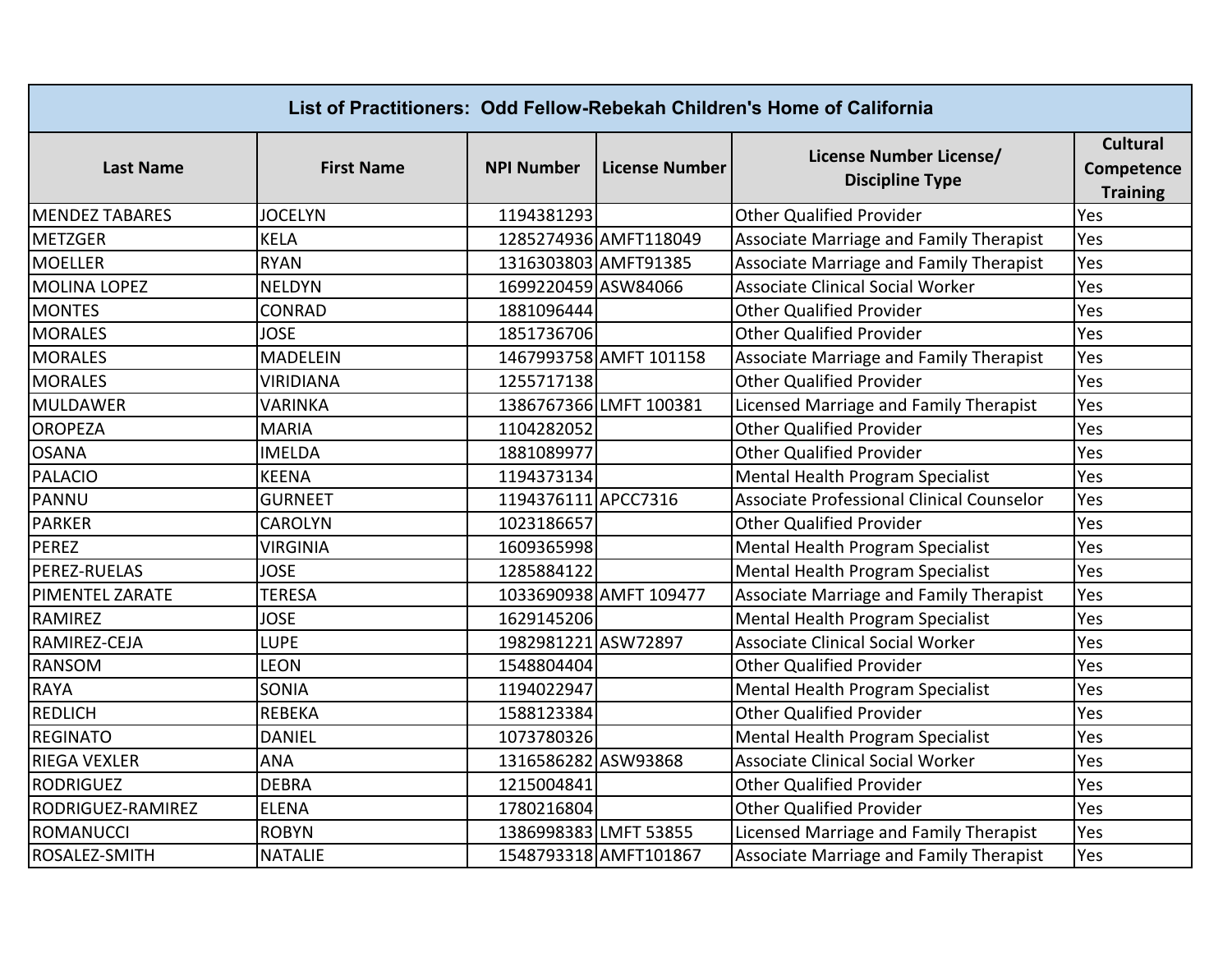| List of Practitioners: Odd Fellow-Rebekah Children's Home of California | | | | | |
|---|---|---|---|---|---|
| **Last Name** | **First Name** | **NPI Number** | **License Number** | **License Number License/ Discipline Type** | **Cultural Competence Training** |
| MENDEZ TABARES | JOCELYN | 1194381293 | | Other Qualified Provider | Yes |
| METZGER | KELA | 1285274936 | AMFT118049 | Associate Marriage and Family Therapist | Yes |
| MOELLER | RYAN | 1316303803 | AMFT91385 | Associate Marriage and Family Therapist | Yes |
| MOLINA LOPEZ | NELDYN | 1699220459 | ASW84066 | Associate Clinical Social Worker | Yes |
| MONTES | CONRAD | 1881096444 | | Other Qualified Provider | Yes |
| MORALES | JOSE | 1851736706 | | Other Qualified Provider | Yes |
| MORALES | MADELEIN | 1467993758 | AMFT 101158 | Associate Marriage and Family Therapist | Yes |
| MORALES | VIRIDIANA | 1255717138 | | Other Qualified Provider | Yes |
| MULDAWER | VARINKA | 1386767366 | LMFT 100381 | Licensed Marriage and Family Therapist | Yes |
| OROPEZA | MARIA | 1104282052 | | Other Qualified Provider | Yes |
| OSANA | IMELDA | 1881089977 | | Other Qualified Provider | Yes |
| PALACIO | KEENA | 1194373134 | | Mental Health Program Specialist | Yes |
| PANNU | GURNEET | 1194376111 | APCC7316 | Associate Professional Clinical Counselor | Yes |
| PARKER | CAROLYN | 1023186657 | | Other Qualified Provider | Yes |
| PEREZ | VIRGINIA | 1609365998 | | Mental Health Program Specialist | Yes |
| PEREZ-RUELAS | JOSE | 1285884122 | | Mental Health Program Specialist | Yes |
| PIMENTEL ZARATE | TERESA | 1033690938 | AMFT 109477 | Associate Marriage and Family Therapist | Yes |
| RAMIREZ | JOSE | 1629145206 | | Mental Health Program Specialist | Yes |
| RAMIREZ-CEJA | LUPE | 1982981221 | ASW72897 | Associate Clinical Social Worker | Yes |
| RANSOM | LEON | 1548804404 | | Other Qualified Provider | Yes |
| RAYA | SONIA | 1194022947 | | Mental Health Program Specialist | Yes |
| REDLICH | REBEKA | 1588123384 | | Other Qualified Provider | Yes |
| REGINATO | DANIEL | 1073780326 | | Mental Health Program Specialist | Yes |
| RIEGA VEXLER | ANA | 1316586282 | ASW93868 | Associate Clinical Social Worker | Yes |
| RODRIGUEZ | DEBRA | 1215004841 | | Other Qualified Provider | Yes |
| RODRIGUEZ-RAMIREZ | ELENA | 1780216804 | | Other Qualified Provider | Yes |
| ROMANUCCI | ROBYN | 1386998383 | LMFT 53855 | Licensed Marriage and Family Therapist | Yes |
| ROSALEZ-SMITH | NATALIE | 1548793318 | AMFT101867 | Associate Marriage and Family Therapist | Yes |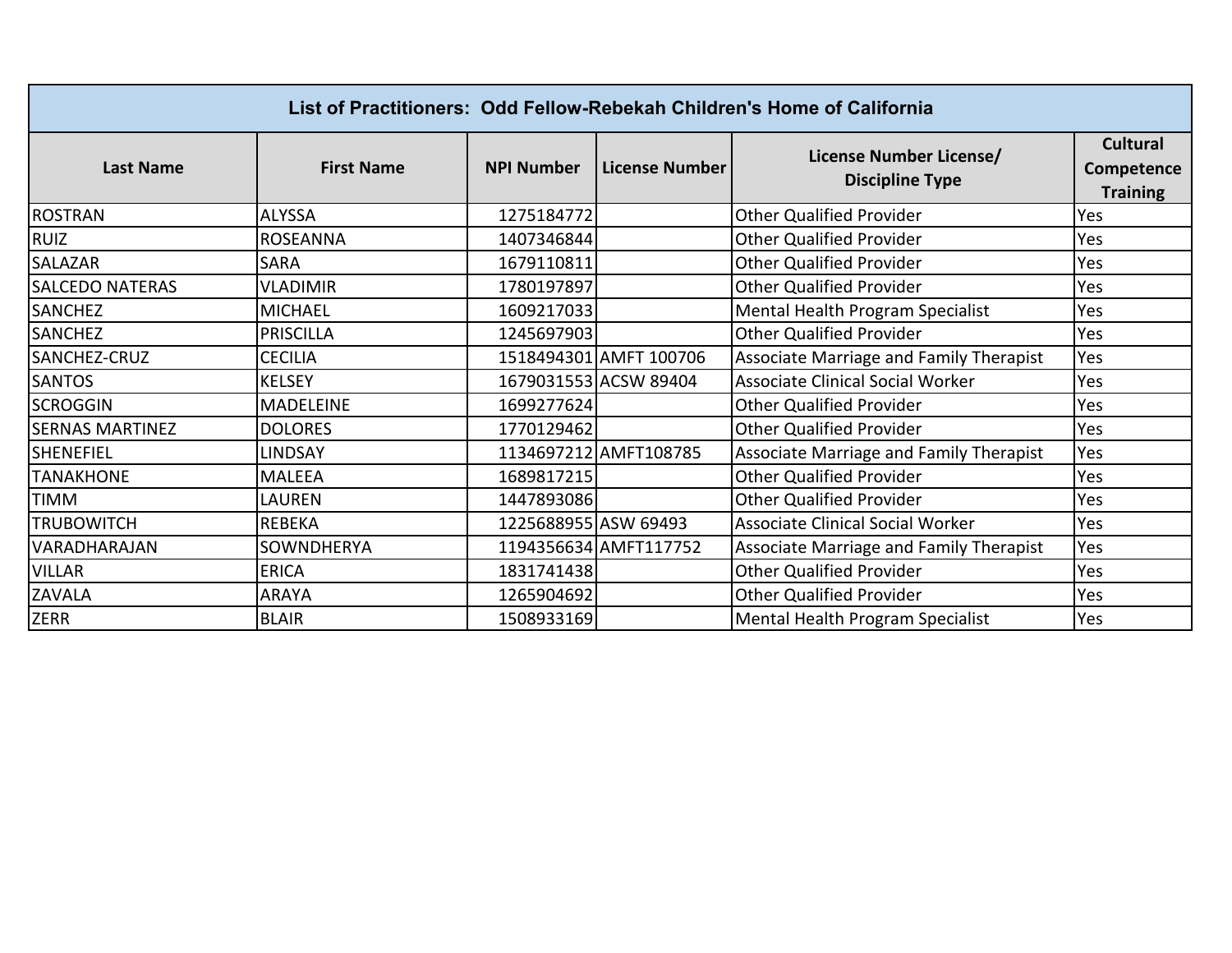| List of Practitioners: Odd Fellow-Rebekah Children's Home of California | | | | | |
|---|---|---|---|---|---|
| **Last Name** | **First Name** | **NPI Number** | **License Number** | **License Number License/ Discipline Type** | **Cultural Competence Training** |
| ROSTRAN | ALYSSA | 1275184772 | | Other Qualified Provider | Yes |
| RUIZ | ROSEANNA | 1407346844 | | Other Qualified Provider | Yes |
| SALAZAR | SARA | 1679110811 | | Other Qualified Provider | Yes |
| SALCEDO NATERAS | VLADIMIR | 1780197897 | | Other Qualified Provider | Yes |
| SANCHEZ | MICHAEL | 1609217033 | | Mental Health Program Specialist | Yes |
| SANCHEZ | PRISCILLA | 1245697903 | | Other Qualified Provider | Yes |
| SANCHEZ-CRUZ | CECILIA | 1518494301 | AMFT 100706 | Associate Marriage and Family Therapist | Yes |
| SANTOS | KELSEY | 1679031553 | ACSW 89404 | Associate Clinical Social Worker | Yes |
| SCROGGIN | MADELEINE | 1699277624 | | Other Qualified Provider | Yes |
| SERNAS MARTINEZ | DOLORES | 1770129462 | | Other Qualified Provider | Yes |
| SHENEFIEL | LINDSAY | 1134697212 | AMFT108785 | Associate Marriage and Family Therapist | Yes |
| TANAKHONE | MALEEA | 1689817215 | | Other Qualified Provider | Yes |
| TIMM | LAUREN | 1447893086 | | Other Qualified Provider | Yes |
| TRUBOWITCH | REBEKA | 1225688955 | ASW 69493 | Associate Clinical Social Worker | Yes |
| VARADHARAJAN | SOWNDHERYA | 1194356634 | AMFT117752 | Associate Marriage and Family Therapist | Yes |
| VILLAR | ERICA | 1831741438 | | Other Qualified Provider | Yes |
| ZAVALA | ARAYA | 1265904692 | | Other Qualified Provider | Yes |
| ZERR | BLAIR | 1508933169 | | Mental Health Program Specialist | Yes |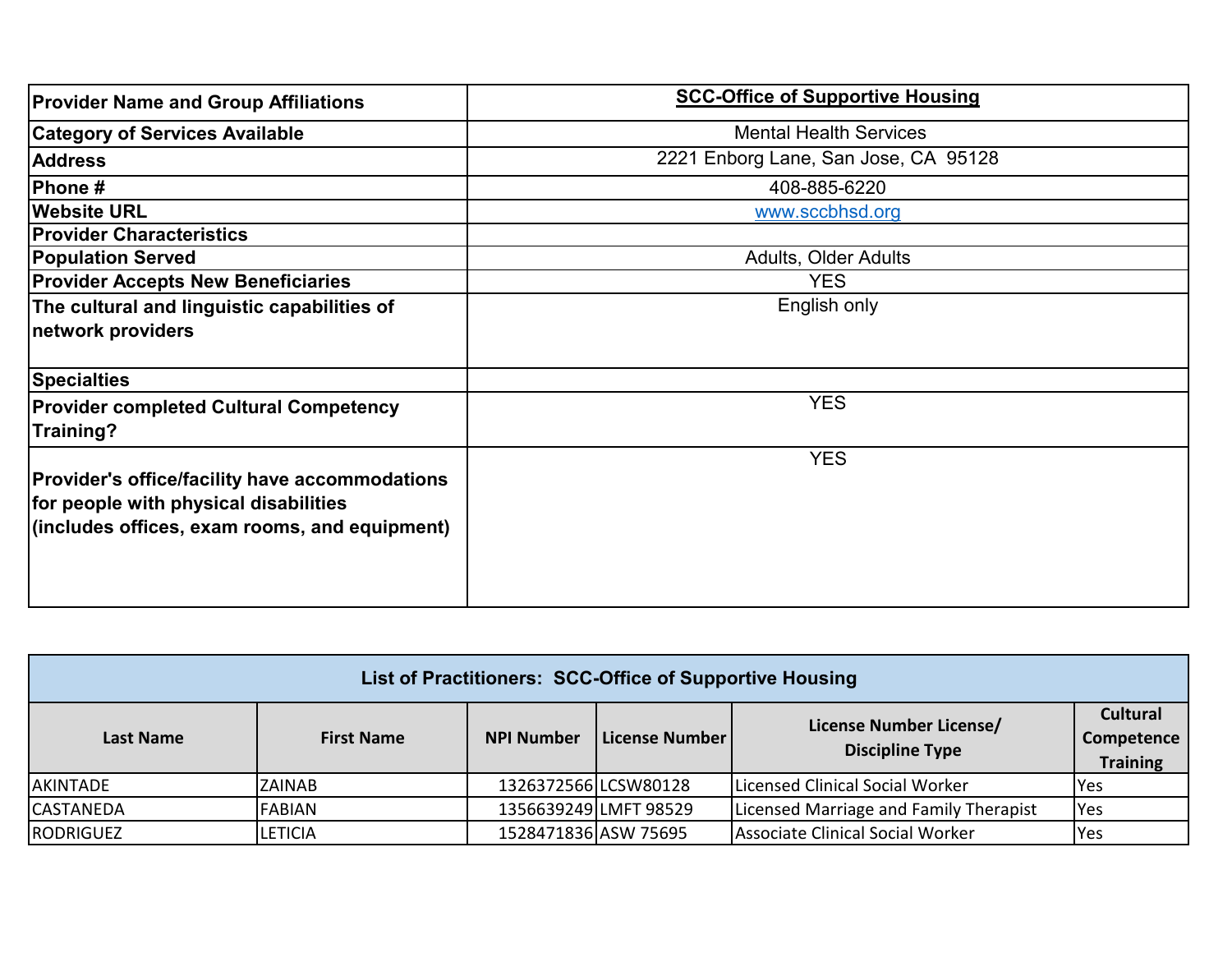| | |
|---|---|
| **Provider Name and Group Affiliations** | **SCC-Office of Supportive Housing** |
| **Category of Services Available** | Mental Health Services |
| **Address** | 2221 Enborg Lane, San Jose, CA 95128 |
| **Phone #** | 408-885-6220 |
| **Website URL** | www.sccbhsd.org |
| **Provider Characteristics** | |
| **Population Served** | Adults, Older Adults |
| **Provider Accepts New Beneficiaries** | YES |
| **The cultural and linguistic capabilities of network providers** | English only |
| **Specialties** | |
| **Provider completed Cultural Competency Training?** | YES |
| **Provider's office/facility have accommodations for people with physical disabilities (includes offices, exam rooms, and equipment)** | YES |

**List of Practitioners: SCC-Office of Supportive Housing**

| Last Name | First Name | NPI Number | License Number | License Number License/ Discipline Type | Cultural Competence Training |
|---|---|---|---|---|---|
| AKINTADE | ZAINAB | 1326372566 | LCSW80128 | Licensed Clinical Social Worker | Yes |
| CASTANEDA | FABIAN | 1356639249 | LMFT 98529 | Licensed Marriage and Family Therapist | Yes |
| RODRIGUEZ | LETICIA | 1528471836 | ASW 75695 | Associate Clinical Social Worker | Yes |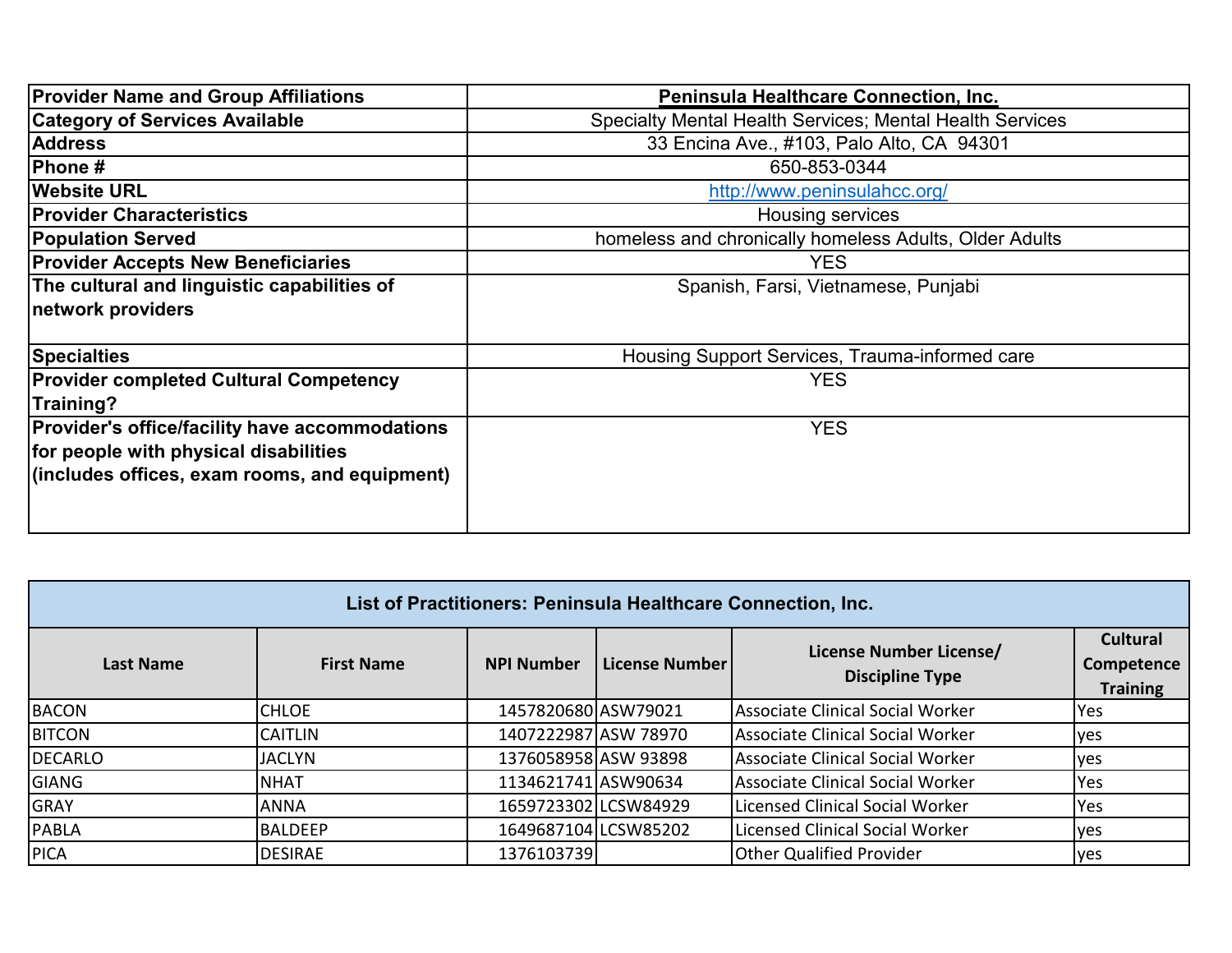| Provider Name and Group Affiliations | **Peninsula Healthcare Connection, Inc.** |
|---|---|
| **Category of Services Available** | Specialty Mental Health Services; Mental Health Services |
| **Address** | 33 Encina Ave., #103, Palo Alto, CA 94301 |
| **Phone #** | 650-853-0344 |
| **Website URL** | http://www.peninsulahcc.org/ |
| **Provider Characteristics** | Housing services |
| **Population Served** | homeless and chronically homeless Adults, Older Adults |
| **Provider Accepts New Beneficiaries** | YES |
| **The cultural and linguistic capabilities of network providers** | Spanish, Farsi, Vietnamese, Punjabi |
| **Specialties** | Housing Support Services, Trauma-informed care |
| **Provider completed Cultural Competency Training?** | YES |
| **Provider's office/facility have accommodations for people with physical disabilities (includes offices, exam rooms, and equipment)** | YES |

**List of Practitioners: Peninsula Healthcare Connection, Inc.**

| Last Name | First Name | NPI Number | License Number | License Number License/ Discipline Type | Cultural Competence Training |
|---|---|---|---|---|---|
| BACON | CHLOE | 1457820680 | ASW79021 | Associate Clinical Social Worker | Yes |
| BITCON | CAITLIN | 1407222987 | ASW 78970 | Associate Clinical Social Worker | yes |
| DECARLO | JACLYN | 1376058958 | ASW 93898 | Associate Clinical Social Worker | yes |
| GIANG | NHAT | 1134621741 | ASW90634 | Associate Clinical Social Worker | Yes |
| GRAY | ANNA | 1659723302 | LCSW84929 | Licensed Clinical Social Worker | Yes |
| PABLA | BALDEEP | 1649687104 | LCSW85202 | Licensed Clinical Social Worker | yes |
| PICA | DESIRAE | 1376103739 | | Other Qualified Provider | yes |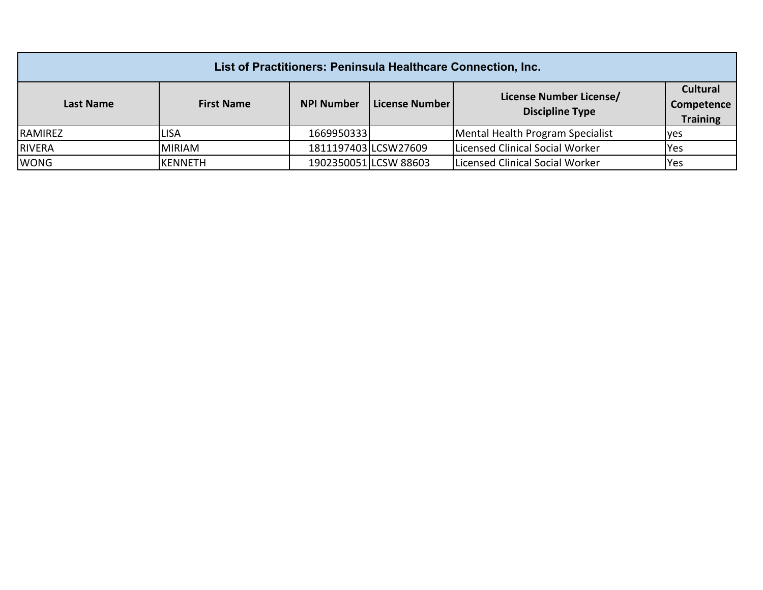| List of Practitioners: Peninsula Healthcare Connection, Inc. | | | | | |
|---|---|---|---|---|---|
| Last Name | First Name | NPI Number | License Number | License Number License/ Discipline Type | Cultural Competence Training |
| RAMIREZ | LISA | 1669950333 | | Mental Health Program Specialist | yes |
| RIVERA | MIRIAM | 1811197403 | LCSW27609 | Licensed Clinical Social Worker | Yes |
| WONG | KENNETH | 1902350051 | LCSW 88603 | Licensed Clinical Social Worker | Yes |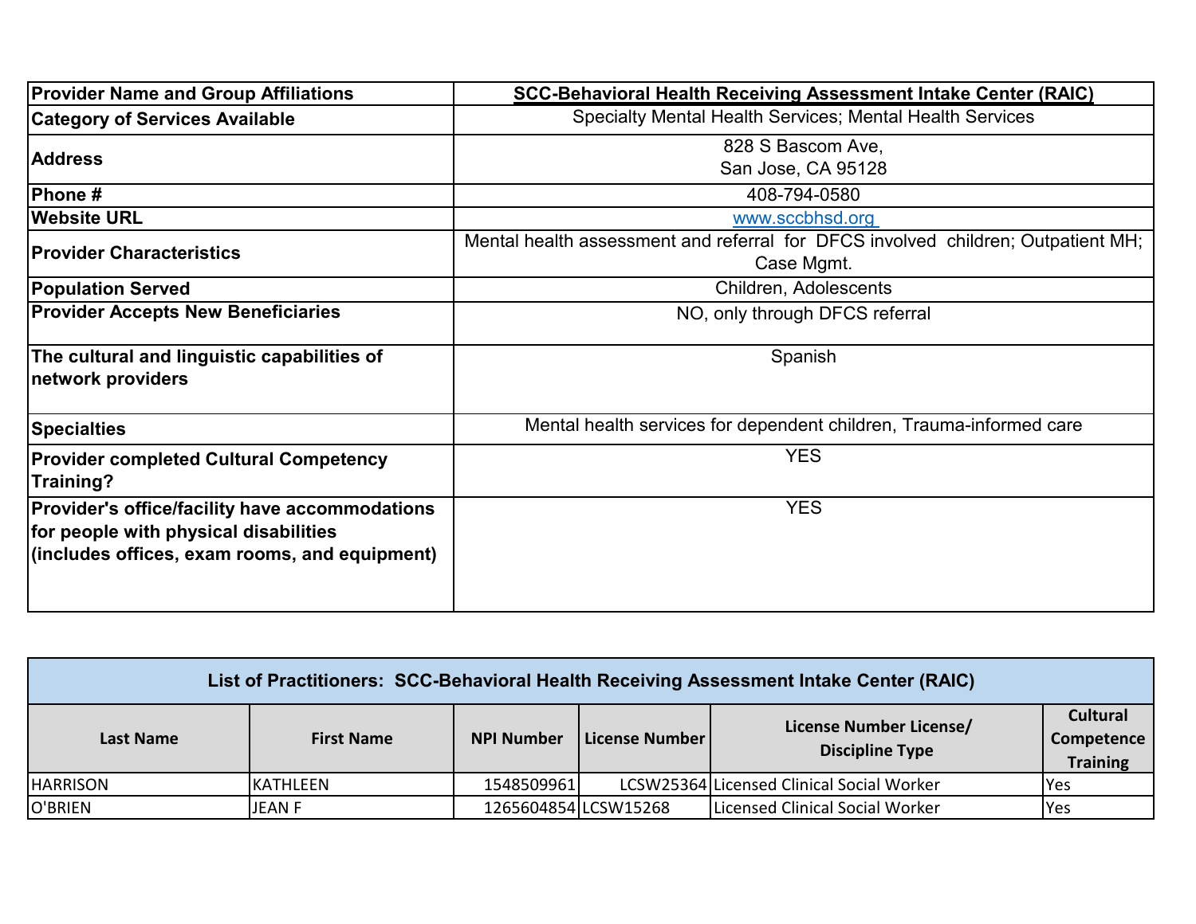| Provider Name and Group Affiliations | SCC-Behavioral Health Receiving Assessment Intake Center (RAIC) |
|---|---|
| Category of Services Available | Specialty Mental Health Services; Mental Health Services |
| Address | 828 S Bascom Ave,<br>San Jose, CA 95128 |
| Phone # | 408-794-0580 |
| Website URL | www.sccbhsd.org |
| Provider Characteristics | Mental health assessment and referral for DFCS involved children; Outpatient MH; Case Mgmt. |
| Population Served | Children, Adolescents |
| Provider Accepts New Beneficiaries | NO, only through DFCS referral |
| The cultural and linguistic capabilities of network providers | Spanish |
| Specialties | Mental health services for dependent children, Trauma-informed care |
| Provider completed Cultural Competency Training? | YES |
| Provider's office/facility have accommodations for people with physical disabilities (includes offices, exam rooms, and equipment) | YES |

**List of Practitioners: SCC-Behavioral Health Receiving Assessment Intake Center (RAIC)**

| Last Name | First Name | NPI Number | License Number | License Number License/ Discipline Type | Cultural Competence Training |
|---|---|---|---|---|---|
| HARRISON | KATHLEEN | 1548509961 | LCSW25364 | Licensed Clinical Social Worker | Yes |
| O'BRIEN | JEAN F | 1265604854 | LCSW15268 | Licensed Clinical Social Worker | Yes |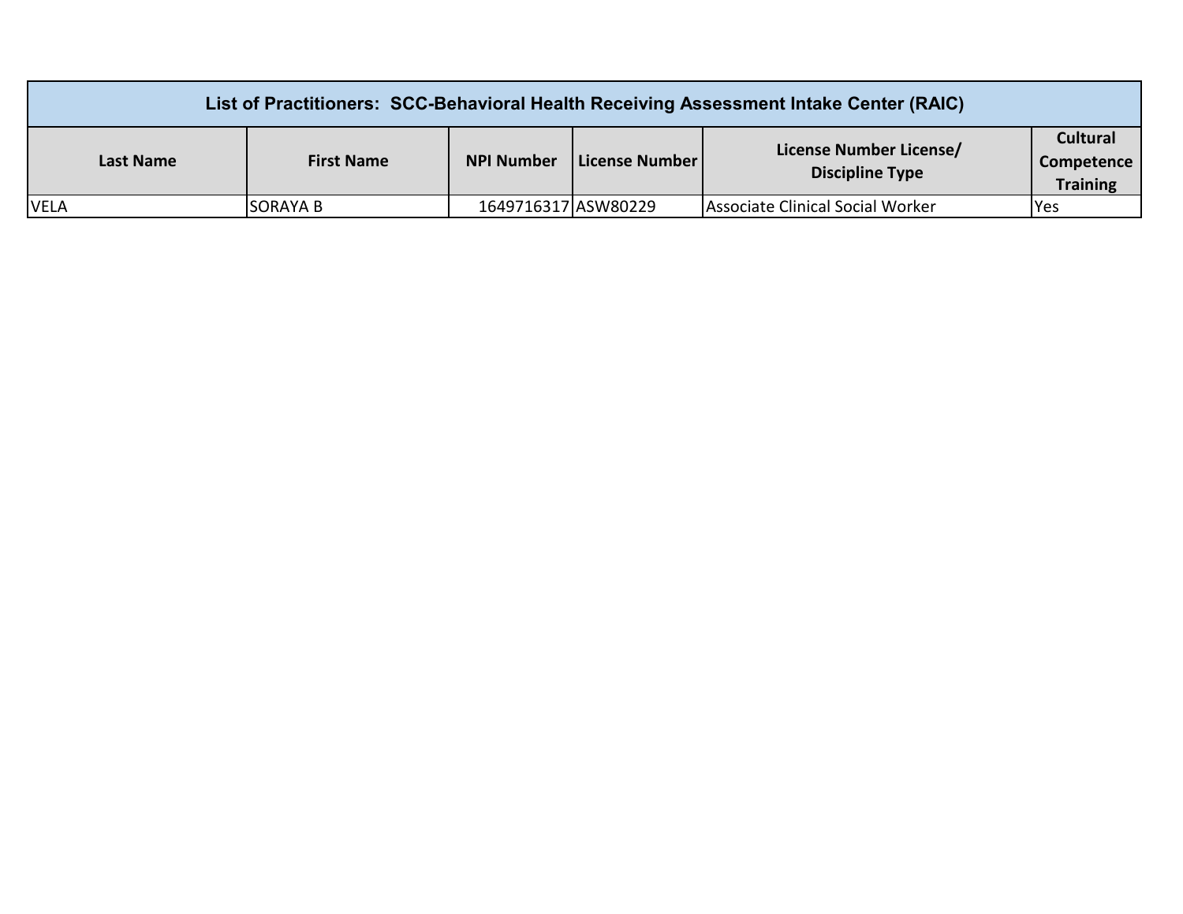| List of Practitioners: SCC-Behavioral Health Receiving Assessment Intake Center (RAIC) | | | | | |
|---|---|---|---|---|---|
| Last Name | First Name | NPI Number | License Number | License Number License/ Discipline Type | Cultural Competence Training |
| VELA | SORAYA B | 1649716317 | ASW80229 | Associate Clinical Social Worker | Yes |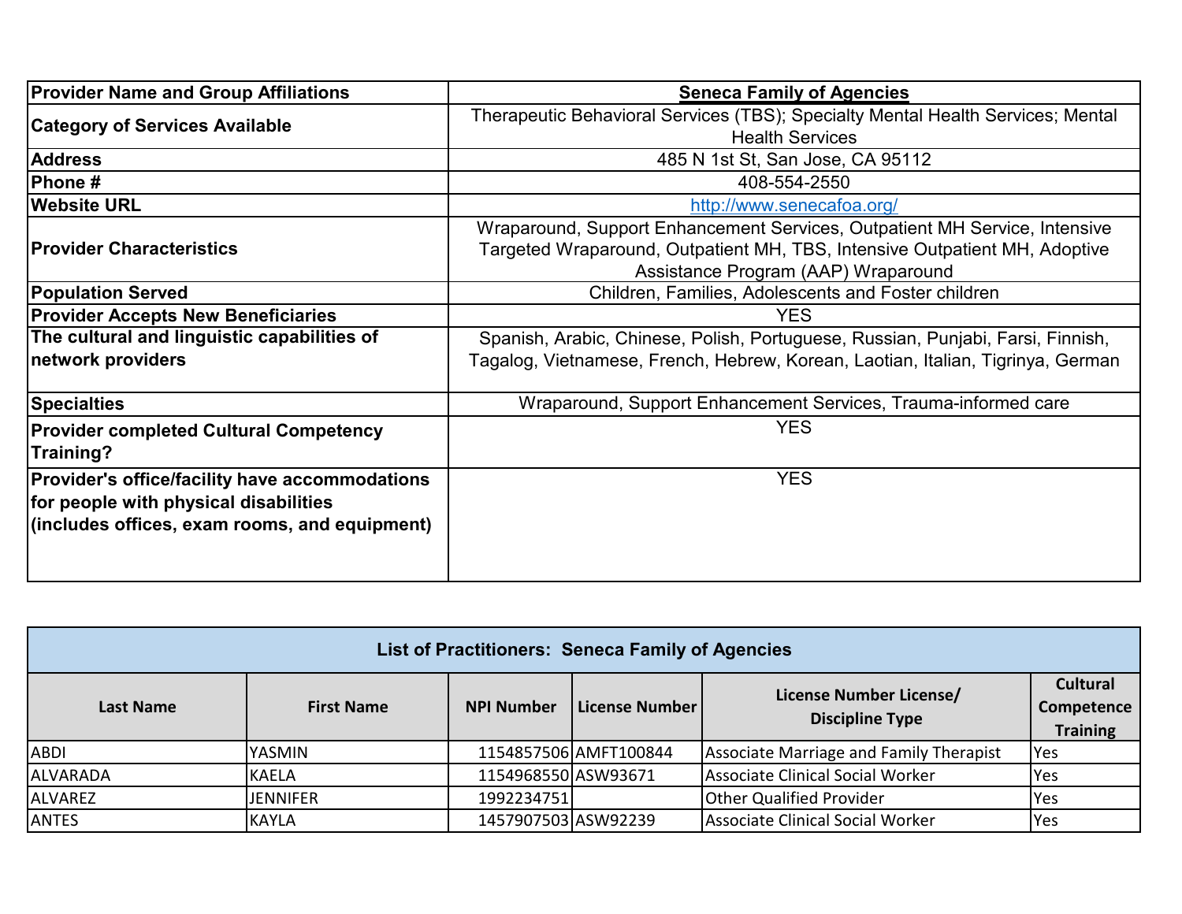| Provider Name and Group Affiliations | Seneca Family of Agencies |
|---|---|
| Category of Services Available | Therapeutic Behavioral Services (TBS); Specialty Mental Health Services; Mental Health Services |
| Address | 485 N 1st St, San Jose, CA 95112 |
| Phone # | 408-554-2550 |
| Website URL | http://www.senecafoa.org/ |
| Provider Characteristics | Wraparound, Support Enhancement Services, Outpatient MH Service, Intensive Targeted Wraparound, Outpatient MH, TBS, Intensive Outpatient MH, Adoptive Assistance Program (AAP) Wraparound |
| Population Served | Children, Families, Adolescents and Foster children |
| Provider Accepts New Beneficiaries | YES |
| The cultural and linguistic capabilities of network providers | Spanish, Arabic, Chinese, Polish, Portuguese, Russian, Punjabi, Farsi, Finnish, Tagalog, Vietnamese, French, Hebrew, Korean, Laotian, Italian, Tigrinya, German |
| Specialties | Wraparound, Support Enhancement Services, Trauma-informed care |
| Provider completed Cultural Competency Training? | YES |
| Provider's office/facility have accommodations for people with physical disabilities (includes offices, exam rooms, and equipment) | YES |

**List of Practitioners: Seneca Family of Agencies**

| Last Name | First Name | NPI Number | License Number | License Number License/ Discipline Type | Cultural Competence Training |
|---|---|---|---|---|---|
| ABDI | YASMIN | 1154857506 | AMFT100844 | Associate Marriage and Family Therapist | Yes |
| ALVARADA | KAELA | 1154968550 | ASW93671 | Associate Clinical Social Worker | Yes |
| ALVAREZ | JENNIFER | 1992234751 | | Other Qualified Provider | Yes |
| ANTES | KAYLA | 1457907503 | ASW92239 | Associate Clinical Social Worker | Yes |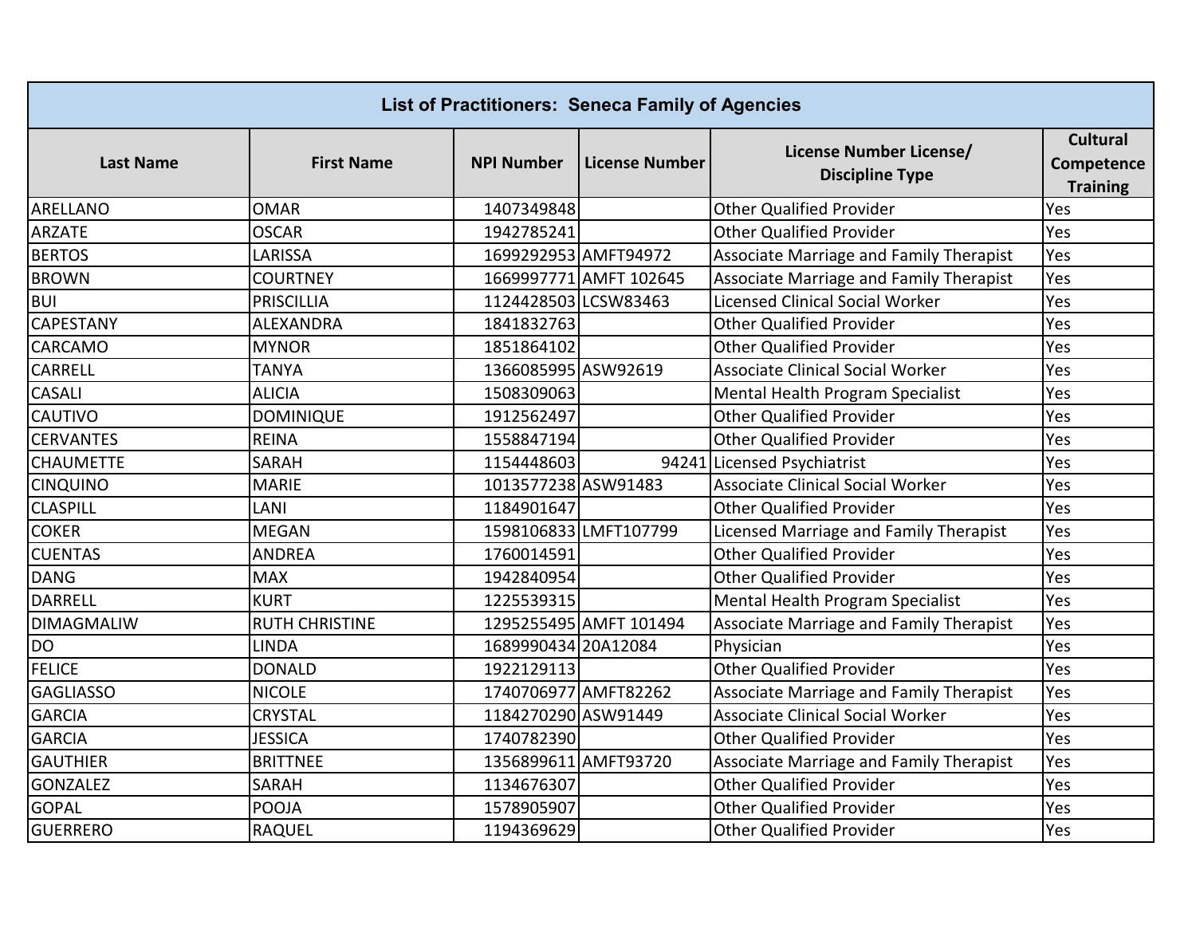| List of Practitioners: Seneca Family of Agencies | | | | | |
|---|---|---|---|---|---|
| **Last Name** | **First Name** | **NPI Number** | **License Number** | **License Number License/ Discipline Type** | **Cultural Competence Training** |
| ARELLANO | OMAR | 1407349848 | | Other Qualified Provider | Yes |
| ARZATE | OSCAR | 1942785241 | | Other Qualified Provider | Yes |
| BERTOS | LARISSA | 1699292953 | AMFT94972 | Associate Marriage and Family Therapist | Yes |
| BROWN | COURTNEY | 1669997771 | AMFT 102645 | Associate Marriage and Family Therapist | Yes |
| BUI | PRISCILLIA | 1124428503 | LCSW83463 | Licensed Clinical Social Worker | Yes |
| CAPESTANY | ALEXANDRA | 1841832763 | | Other Qualified Provider | Yes |
| CARCAMO | MYNOR | 1851864102 | | Other Qualified Provider | Yes |
| CARRELL | TANYA | 1366085995 | ASW92619 | Associate Clinical Social Worker | Yes |
| CASALI | ALICIA | 1508309063 | | Mental Health Program Specialist | Yes |
| CAUTIVO | DOMINIQUE | 1912562497 | | Other Qualified Provider | Yes |
| CERVANTES | REINA | 1558847194 | | Other Qualified Provider | Yes |
| CHAUMETTE | SARAH | 1154448603 | 94241 | Licensed Psychiatrist | Yes |
| CINQUINO | MARIE | 1013577238 | ASW91483 | Associate Clinical Social Worker | Yes |
| CLASPILL | LANI | 1184901647 | | Other Qualified Provider | Yes |
| COKER | MEGAN | 1598106833 | LMFT107799 | Licensed Marriage and Family Therapist | Yes |
| CUENTAS | ANDREA | 1760014591 | | Other Qualified Provider | Yes |
| DANG | MAX | 1942840954 | | Other Qualified Provider | Yes |
| DARRELL | KURT | 1225539315 | | Mental Health Program Specialist | Yes |
| DIMAGMALIW | RUTH CHRISTINE | 1295255495 | AMFT 101494 | Associate Marriage and Family Therapist | Yes |
| DO | LINDA | 1689990434 | 20A12084 | Physician | Yes |
| FELICE | DONALD | 1922129113 | | Other Qualified Provider | Yes |
| GAGLIASSO | NICOLE | 1740706977 | AMFT82262 | Associate Marriage and Family Therapist | Yes |
| GARCIA | CRYSTAL | 1184270290 | ASW91449 | Associate Clinical Social Worker | Yes |
| GARCIA | JESSICA | 1740782390 | | Other Qualified Provider | Yes |
| GAUTHIER | BRITTNEE | 1356899611 | AMFT93720 | Associate Marriage and Family Therapist | Yes |
| GONZALEZ | SARAH | 1134676307 | | Other Qualified Provider | Yes |
| GOPAL | POOJA | 1578905907 | | Other Qualified Provider | Yes |
| GUERRERO | RAQUEL | 1194369629 | | Other Qualified Provider | Yes |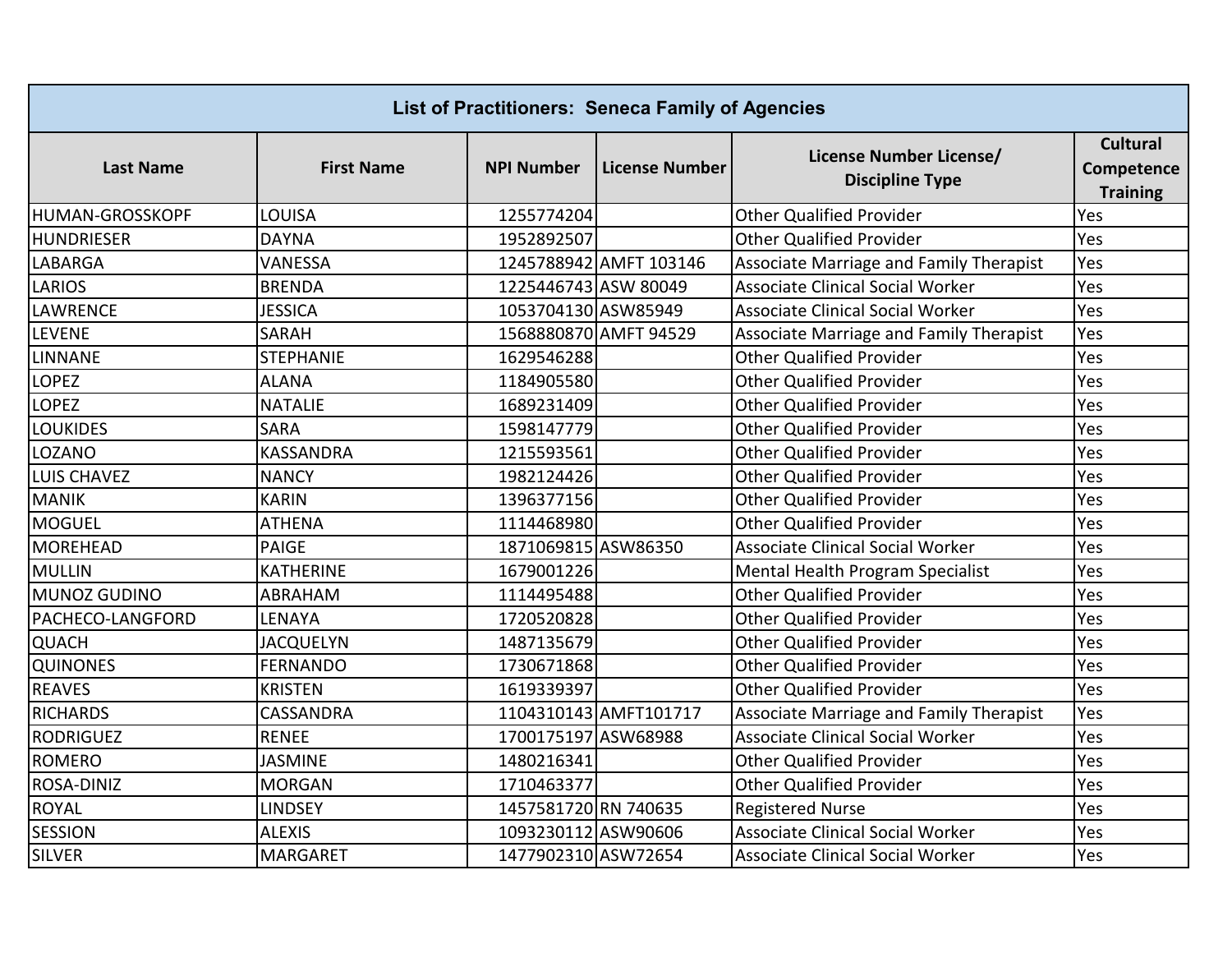| List of Practitioners: Seneca Family of Agencies | | | | | |
|---|---|---|---|---|---|
| **Last Name** | **First Name** | **NPI Number** | **License Number** | **License Number License/ Discipline Type** | **Cultural Competence Training** |
| HUMAN-GROSSKOPF | LOUISA | 1255774204 | | Other Qualified Provider | Yes |
| HUNDRIESER | DAYNA | 1952892507 | | Other Qualified Provider | Yes |
| LABARGA | VANESSA | 1245788942 | AMFT 103146 | Associate Marriage and Family Therapist | Yes |
| LARIOS | BRENDA | 1225446743 | ASW 80049 | Associate Clinical Social Worker | Yes |
| LAWRENCE | JESSICA | 1053704130 | ASW85949 | Associate Clinical Social Worker | Yes |
| LEVENE | SARAH | 1568880870 | AMFT 94529 | Associate Marriage and Family Therapist | Yes |
| LINNANE | STEPHANIE | 1629546288 | | Other Qualified Provider | Yes |
| LOPEZ | ALANA | 1184905580 | | Other Qualified Provider | Yes |
| LOPEZ | NATALIE | 1689231409 | | Other Qualified Provider | Yes |
| LOUKIDES | SARA | 1598147779 | | Other Qualified Provider | Yes |
| LOZANO | KASSANDRA | 1215593561 | | Other Qualified Provider | Yes |
| LUIS CHAVEZ | NANCY | 1982124426 | | Other Qualified Provider | Yes |
| MANIK | KARIN | 1396377156 | | Other Qualified Provider | Yes |
| MOGUEL | ATHENA | 1114468980 | | Other Qualified Provider | Yes |
| MOREHEAD | PAIGE | 1871069815 | ASW86350 | Associate Clinical Social Worker | Yes |
| MULLIN | KATHERINE | 1679001226 | | Mental Health Program Specialist | Yes |
| MUNOZ GUDINO | ABRAHAM | 1114495488 | | Other Qualified Provider | Yes |
| PACHECO-LANGFORD | LENAYA | 1720520828 | | Other Qualified Provider | Yes |
| QUACH | JACQUELYN | 1487135679 | | Other Qualified Provider | Yes |
| QUINONES | FERNANDO | 1730671868 | | Other Qualified Provider | Yes |
| REAVES | KRISTEN | 1619339397 | | Other Qualified Provider | Yes |
| RICHARDS | CASSANDRA | 1104310143 | AMFT101717 | Associate Marriage and Family Therapist | Yes |
| RODRIGUEZ | RENEE | 1700175197 | ASW68988 | Associate Clinical Social Worker | Yes |
| ROMERO | JASMINE | 1480216341 | | Other Qualified Provider | Yes |
| ROSA-DINIZ | MORGAN | 1710463377 | | Other Qualified Provider | Yes |
| ROYAL | LINDSEY | 1457581720 | RN 740635 | Registered Nurse | Yes |
| SESSION | ALEXIS | 1093230112 | ASW90606 | Associate Clinical Social Worker | Yes |
| SILVER | MARGARET | 1477902310 | ASW72654 | Associate Clinical Social Worker | Yes |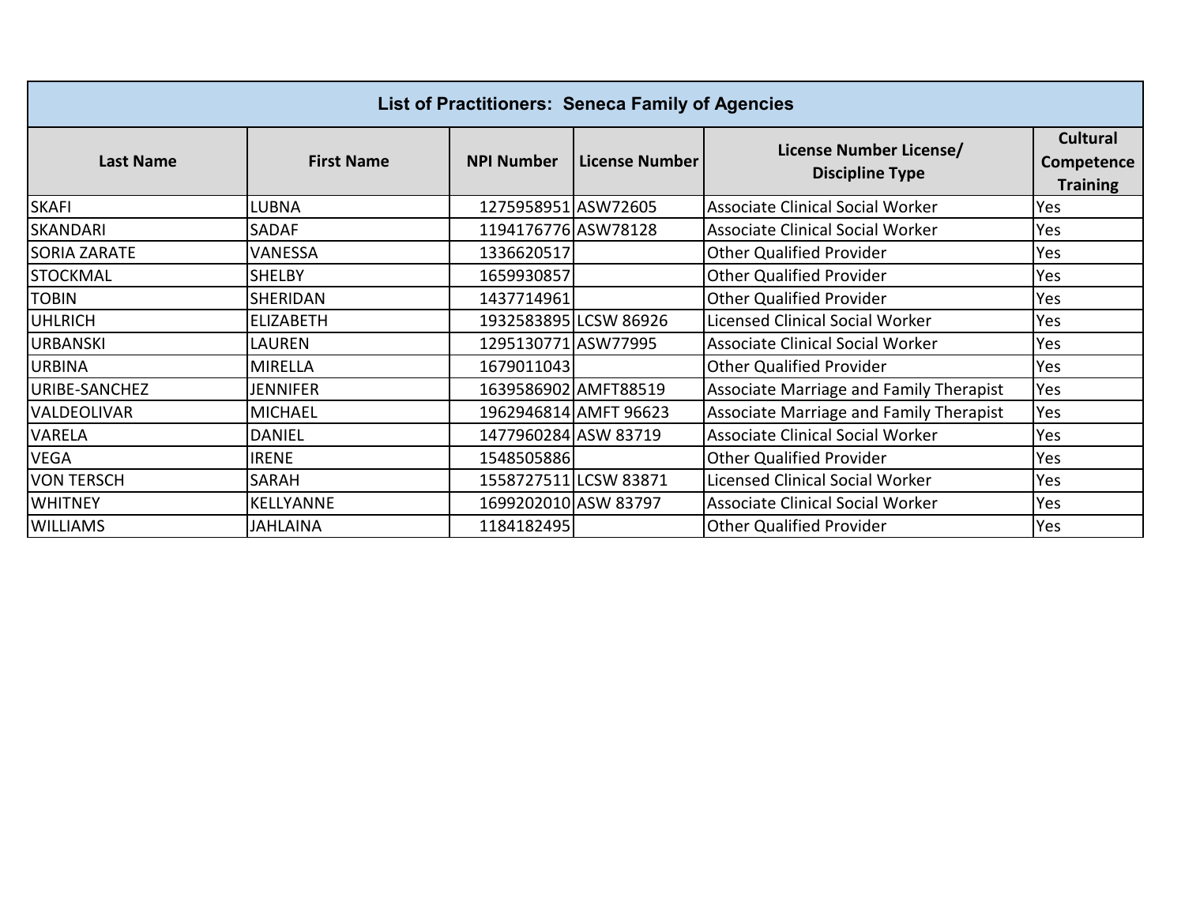| List of Practitioners: Seneca Family of Agencies | | | | | |
|---|---|---|---|---|---|
| **Last Name** | **First Name** | **NPI Number** | **License Number** | **License Number License/ Discipline Type** | **Cultural Competence Training** |
| SKAFI | LUBNA | 1275958951 | ASW72605 | Associate Clinical Social Worker | Yes |
| SKANDARI | SADAF | 1194176776 | ASW78128 | Associate Clinical Social Worker | Yes |
| SORIA ZARATE | VANESSA | 1336620517 | | Other Qualified Provider | Yes |
| STOCKMAL | SHELBY | 1659930857 | | Other Qualified Provider | Yes |
| TOBIN | SHERIDAN | 1437714961 | | Other Qualified Provider | Yes |
| UHLRICH | ELIZABETH | 1932583895 | LCSW 86926 | Licensed Clinical Social Worker | Yes |
| URBANSKI | LAUREN | 1295130771 | ASW77995 | Associate Clinical Social Worker | Yes |
| URBINA | MIRELLA | 1679011043 | | Other Qualified Provider | Yes |
| URIBE-SANCHEZ | JENNIFER | 1639586902 | AMFT88519 | Associate Marriage and Family Therapist | Yes |
| VALDEOLIVAR | MICHAEL | 1962946814 | AMFT 96623 | Associate Marriage and Family Therapist | Yes |
| VARELA | DANIEL | 1477960284 | ASW 83719 | Associate Clinical Social Worker | Yes |
| VEGA | IRENE | 1548505886 | | Other Qualified Provider | Yes |
| VON TERSCH | SARAH | 1558727511 | LCSW 83871 | Licensed Clinical Social Worker | Yes |
| WHITNEY | KELLYANNE | 1699202010 | ASW 83797 | Associate Clinical Social Worker | Yes |
| WILLIAMS | JAHLAINA | 1184182495 | | Other Qualified Provider | Yes |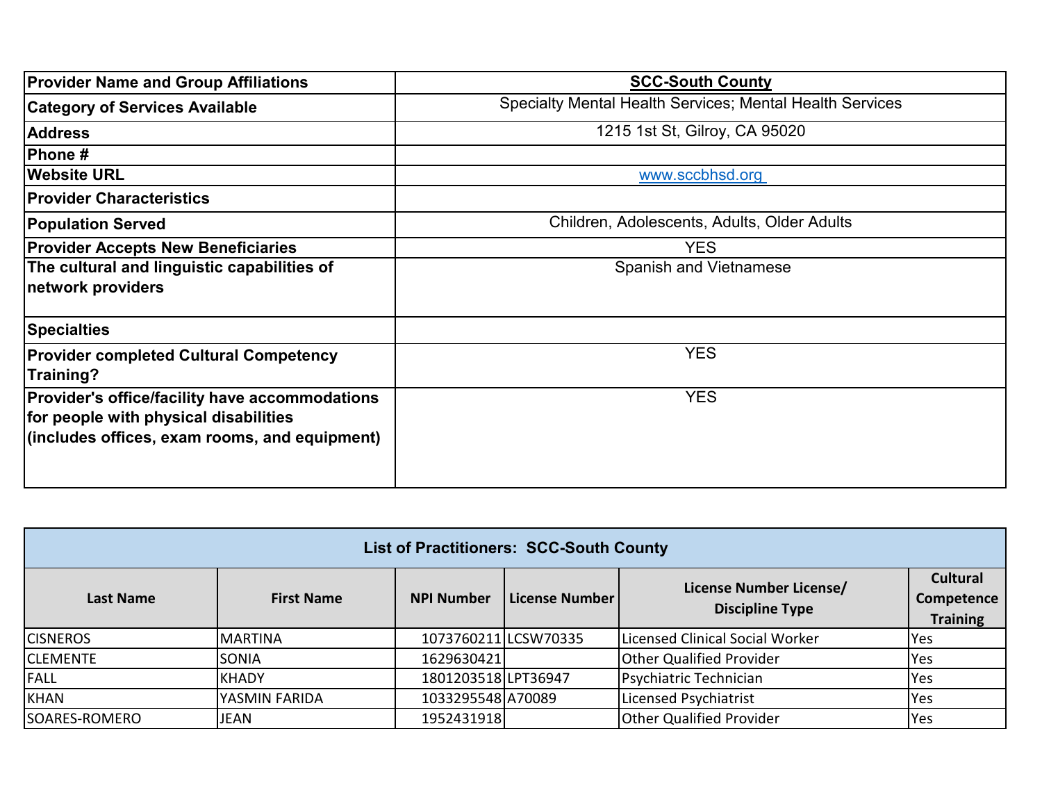| | |
|---|---|
| **Provider Name and Group Affiliations** | **SCC-South County** |
| **Category of Services Available** | Specialty Mental Health Services; Mental Health Services |
| **Address** | 1215 1st St, Gilroy, CA 95020 |
| **Phone #** | |
| **Website URL** | www.sccbhsd.org |
| **Provider Characteristics** | |
| **Population Served** | Children, Adolescents, Adults, Older Adults |
| **Provider Accepts New Beneficiaries** | YES |
| **The cultural and linguistic capabilities of network providers** | Spanish and Vietnamese |
| **Specialties** | |
| **Provider completed Cultural Competency Training?** | YES |
| **Provider's office/facility have accommodations for people with physical disabilities (includes offices, exam rooms, and equipment)** | YES |

**List of Practitioners: SCC-South County**

| Last Name | First Name | NPI Number | License Number | License Number License/ Discipline Type | Cultural Competence Training |
|---|---|---|---|---|---|
| CISNEROS | MARTINA | 1073760211 | LCSW70335 | Licensed Clinical Social Worker | Yes |
| CLEMENTE | SONIA | 1629630421 | | Other Qualified Provider | Yes |
| FALL | KHADY | 1801203518 | LPT36947 | Psychiatric Technician | Yes |
| KHAN | YASMIN FARIDA | 1033295548 | A70089 | Licensed Psychiatrist | Yes |
| SOARES-ROMERO | JEAN | 1952431918 | | Other Qualified Provider | Yes |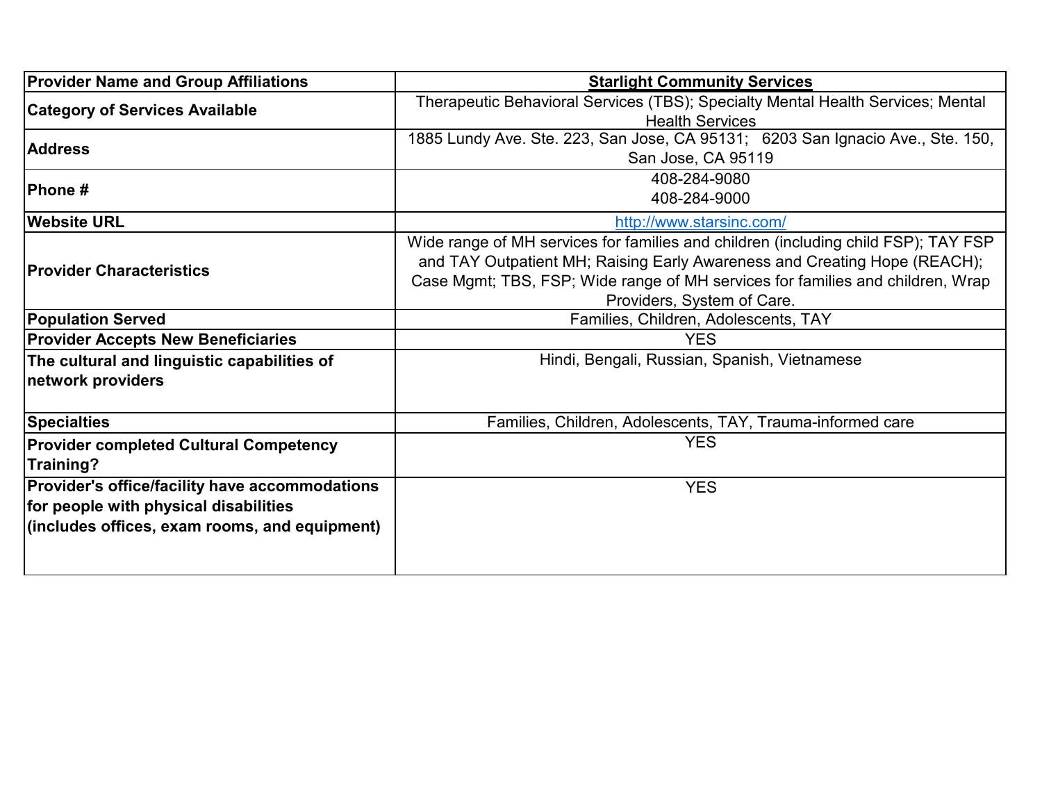| Provider Name and Group Affiliations | Starlight Community Services |
|---|---|
| **Category of Services Available** | Therapeutic Behavioral Services (TBS); Specialty Mental Health Services; Mental Health Services |
| **Address** | 1885 Lundy Ave. Ste. 223, San Jose, CA 95131;   6203 San Ignacio Ave., Ste. 150, San Jose, CA 95119 |
| **Phone #** | 408-284-9080<br>408-284-9000 |
| **Website URL** | http://www.starsinc.com/ |
| **Provider Characteristics** | Wide range of MH services for families and children (including child FSP); TAY FSP and TAY Outpatient MH; Raising Early Awareness and Creating Hope (REACH); Case Mgmt; TBS, FSP; Wide range of MH services for families and children, Wrap Providers, System of Care. |
| **Population Served** | Families, Children, Adolescents, TAY |
| **Provider Accepts New Beneficiaries** | YES |
| **The cultural and linguistic capabilities of network providers** | Hindi, Bengali, Russian, Spanish, Vietnamese |
| **Specialties** | Families, Children, Adolescents, TAY, Trauma-informed care |
| **Provider completed Cultural Competency Training?** | YES |
| **Provider's office/facility have accommodations for people with physical disabilities (includes offices, exam rooms, and equipment)** | YES |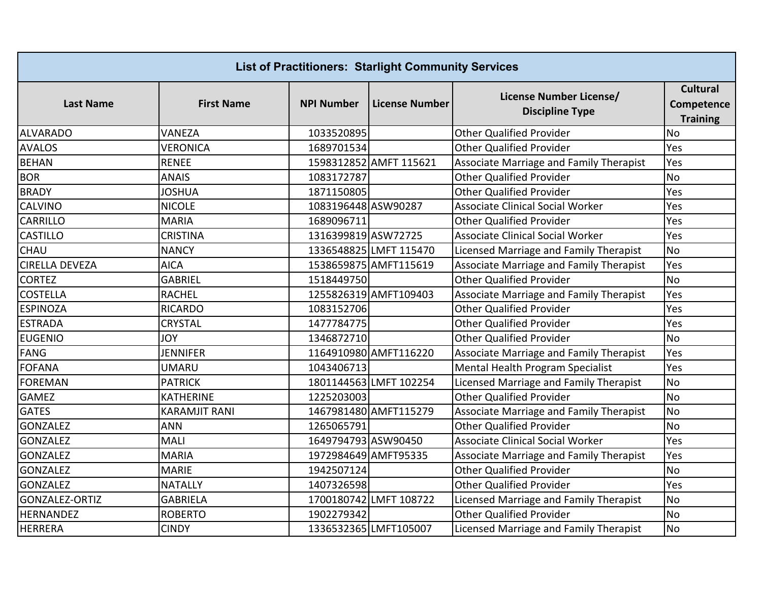| List of Practitioners: Starlight Community Services | | | | | |
|---|---|---|---|---|---|
| **Last Name** | **First Name** | **NPI Number** | **License Number** | **License Number License/ Discipline Type** | **Cultural Competence Training** |
| ALVARADO | VANEZA | 1033520895 | | Other Qualified Provider | No |
| AVALOS | VERONICA | 1689701534 | | Other Qualified Provider | Yes |
| BEHAN | RENEE | 1598312852 | AMFT 115621 | Associate Marriage and Family Therapist | Yes |
| BOR | ANAIS | 1083172787 | | Other Qualified Provider | No |
| BRADY | JOSHUA | 1871150805 | | Other Qualified Provider | Yes |
| CALVINO | NICOLE | 1083196448 | ASW90287 | Associate Clinical Social Worker | Yes |
| CARRILLO | MARIA | 1689096711 | | Other Qualified Provider | Yes |
| CASTILLO | CRISTINA | 1316399819 | ASW72725 | Associate Clinical Social Worker | Yes |
| CHAU | NANCY | 1336548825 | LMFT 115470 | Licensed Marriage and Family Therapist | No |
| CIRELLA DEVEZA | AICA | 1538659875 | AMFT115619 | Associate Marriage and Family Therapist | Yes |
| CORTEZ | GABRIEL | 1518449750 | | Other Qualified Provider | No |
| COSTELLA | RACHEL | 1255826319 | AMFT109403 | Associate Marriage and Family Therapist | Yes |
| ESPINOZA | RICARDO | 1083152706 | | Other Qualified Provider | Yes |
| ESTRADA | CRYSTAL | 1477784775 | | Other Qualified Provider | Yes |
| EUGENIO | JOY | 1346872710 | | Other Qualified Provider | No |
| FANG | JENNIFER | 1164910980 | AMFT116220 | Associate Marriage and Family Therapist | Yes |
| FOFANA | UMARU | 1043406713 | | Mental Health Program Specialist | Yes |
| FOREMAN | PATRICK | 1801144563 | LMFT 102254 | Licensed Marriage and Family Therapist | No |
| GAMEZ | KATHERINE | 1225203003 | | Other Qualified Provider | No |
| GATES | KARAMJIT RANI | 1467981480 | AMFT115279 | Associate Marriage and Family Therapist | No |
| GONZALEZ | ANN | 1265065791 | | Other Qualified Provider | No |
| GONZALEZ | MALI | 1649794793 | ASW90450 | Associate Clinical Social Worker | Yes |
| GONZALEZ | MARIA | 1972984649 | AMFT95335 | Associate Marriage and Family Therapist | Yes |
| GONZALEZ | MARIE | 1942507124 | | Other Qualified Provider | No |
| GONZALEZ | NATALLY | 1407326598 | | Other Qualified Provider | Yes |
| GONZALEZ-ORTIZ | GABRIELA | 1700180742 | LMFT 108722 | Licensed Marriage and Family Therapist | No |
| HERNANDEZ | ROBERTO | 1902279342 | | Other Qualified Provider | No |
| HERRERA | CINDY | 1336532365 | LMFT105007 | Licensed Marriage and Family Therapist | No |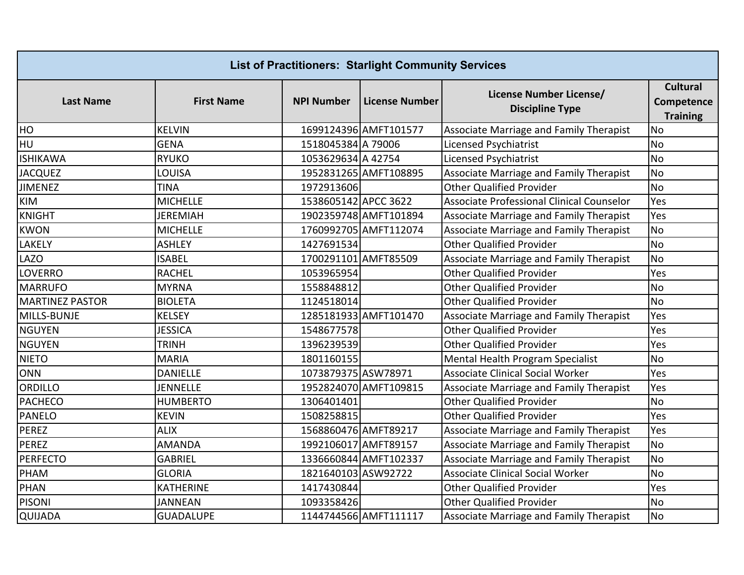| List of Practitioners: Starlight Community Services | | | | | |
|---|---|---|---|---|---|
| **Last Name** | **First Name** | **NPI Number** | **License Number** | **License Number License/ Discipline Type** | **Cultural Competence Training** |
| HO | KELVIN | 1699124396 | AMFT101577 | Associate Marriage and Family Therapist | No |
| HU | GENA | 1518045384 | A 79006 | Licensed Psychiatrist | No |
| ISHIKAWA | RYUKO | 1053629634 | A 42754 | Licensed Psychiatrist | No |
| JACQUEZ | LOUISA | 1952831265 | AMFT108895 | Associate Marriage and Family Therapist | No |
| JIMENEZ | TINA | 1972913606 | | Other Qualified Provider | No |
| KIM | MICHELLE | 1538605142 | APCC 3622 | Associate Professional Clinical Counselor | Yes |
| KNIGHT | JEREMIAH | 1902359748 | AMFT101894 | Associate Marriage and Family Therapist | Yes |
| KWON | MICHELLE | 1760992705 | AMFT112074 | Associate Marriage and Family Therapist | No |
| LAKELY | ASHLEY | 1427691534 | | Other Qualified Provider | No |
| LAZO | ISABEL | 1700291101 | AMFT85509 | Associate Marriage and Family Therapist | No |
| LOVERRO | RACHEL | 1053965954 | | Other Qualified Provider | Yes |
| MARRUFO | MYRNA | 1558848812 | | Other Qualified Provider | No |
| MARTINEZ PASTOR | BIOLETA | 1124518014 | | Other Qualified Provider | No |
| MILLS-BUNJE | KELSEY | 1285181933 | AMFT101470 | Associate Marriage and Family Therapist | Yes |
| NGUYEN | JESSICA | 1548677578 | | Other Qualified Provider | Yes |
| NGUYEN | TRINH | 1396239539 | | Other Qualified Provider | Yes |
| NIETO | MARIA | 1801160155 | | Mental Health Program Specialist | No |
| ONN | DANIELLE | 1073879375 | ASW78971 | Associate Clinical Social Worker | Yes |
| ORDILLO | JENNELLE | 1952824070 | AMFT109815 | Associate Marriage and Family Therapist | Yes |
| PACHECO | HUMBERTO | 1306401401 | | Other Qualified Provider | No |
| PANELO | KEVIN | 1508258815 | | Other Qualified Provider | Yes |
| PEREZ | ALIX | 1568860476 | AMFT89217 | Associate Marriage and Family Therapist | Yes |
| PEREZ | AMANDA | 1992106017 | AMFT89157 | Associate Marriage and Family Therapist | No |
| PERFECTO | GABRIEL | 1336660844 | AMFT102337 | Associate Marriage and Family Therapist | No |
| PHAM | GLORIA | 1821640103 | ASW92722 | Associate Clinical Social Worker | No |
| PHAN | KATHERINE | 1417430844 | | Other Qualified Provider | Yes |
| PISONI | JANNEAN | 1093358426 | | Other Qualified Provider | No |
| QUIJADA | GUADALUPE | 1144744566 | AMFT111117 | Associate Marriage and Family Therapist | No |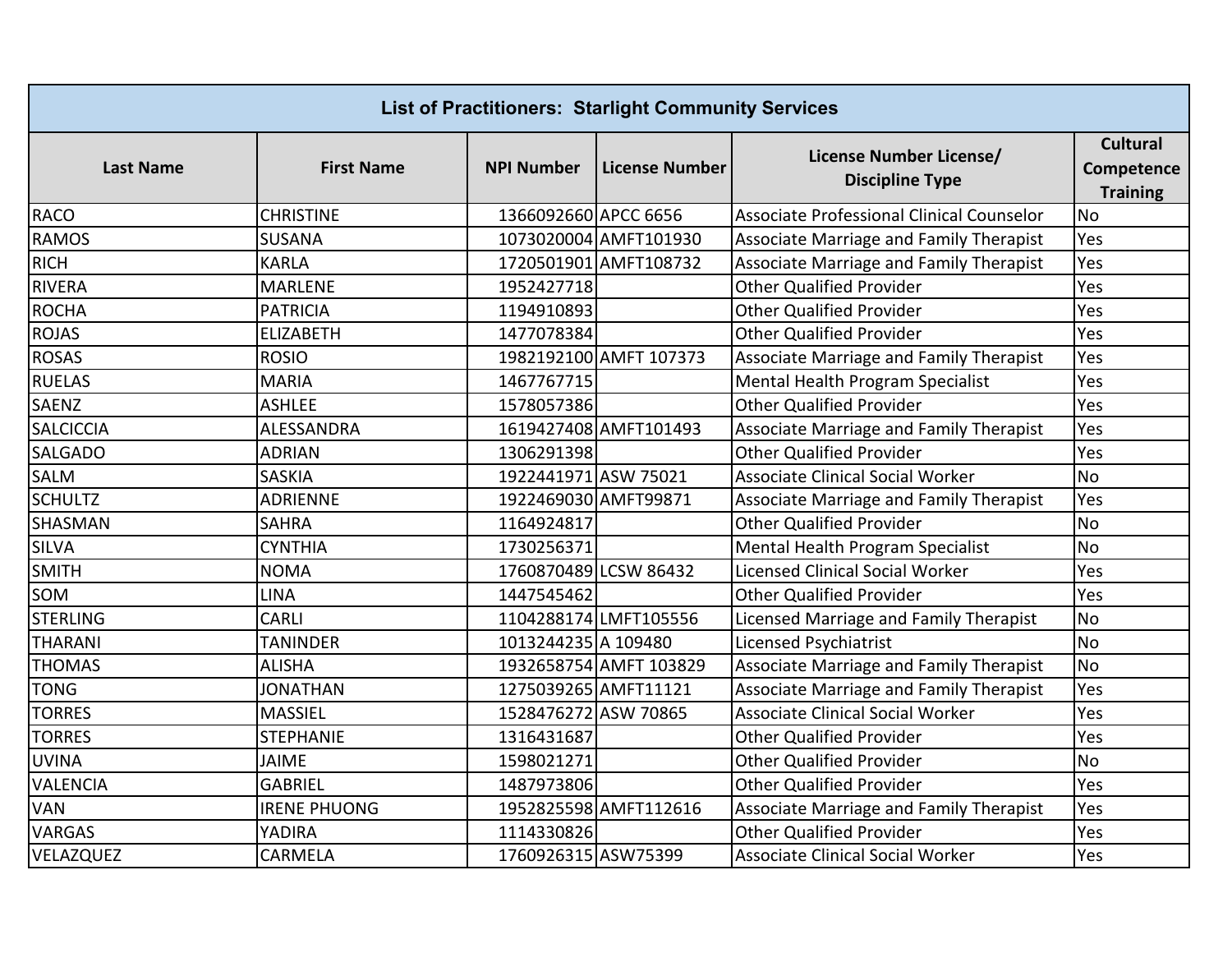| List of Practitioners: Starlight Community Services | | | | | |
|---|---|---|---|---|---|
| **Last Name** | **First Name** | **NPI Number** | **License Number** | **License Number License/ Discipline Type** | **Cultural Competence Training** |
| RACO | CHRISTINE | 1366092660 | APCC 6656 | Associate Professional Clinical Counselor | No |
| RAMOS | SUSANA | 1073020004 | AMFT101930 | Associate Marriage and Family Therapist | Yes |
| RICH | KARLA | 1720501901 | AMFT108732 | Associate Marriage and Family Therapist | Yes |
| RIVERA | MARLENE | 1952427718 | | Other Qualified Provider | Yes |
| ROCHA | PATRICIA | 1194910893 | | Other Qualified Provider | Yes |
| ROJAS | ELIZABETH | 1477078384 | | Other Qualified Provider | Yes |
| ROSAS | ROSIO | 1982192100 | AMFT 107373 | Associate Marriage and Family Therapist | Yes |
| RUELAS | MARIA | 1467767715 | | Mental Health Program Specialist | Yes |
| SAENZ | ASHLEE | 1578057386 | | Other Qualified Provider | Yes |
| SALCICCIA | ALESSANDRA | 1619427408 | AMFT101493 | Associate Marriage and Family Therapist | Yes |
| SALGADO | ADRIAN | 1306291398 | | Other Qualified Provider | Yes |
| SALM | SASKIA | 1922441971 | ASW 75021 | Associate Clinical Social Worker | No |
| SCHULTZ | ADRIENNE | 1922469030 | AMFT99871 | Associate Marriage and Family Therapist | Yes |
| SHASMAN | SAHRA | 1164924817 | | Other Qualified Provider | No |
| SILVA | CYNTHIA | 1730256371 | | Mental Health Program Specialist | No |
| SMITH | NOMA | 1760870489 | LCSW 86432 | Licensed Clinical Social Worker | Yes |
| SOM | LINA | 1447545462 | | Other Qualified Provider | Yes |
| STERLING | CARLI | 1104288174 | LMFT105556 | Licensed Marriage and Family Therapist | No |
| THARANI | TANINDER | 1013244235 | A 109480 | Licensed Psychiatrist | No |
| THOMAS | ALISHA | 1932658754 | AMFT 103829 | Associate Marriage and Family Therapist | No |
| TONG | JONATHAN | 1275039265 | AMFT11121 | Associate Marriage and Family Therapist | Yes |
| TORRES | MASSIEL | 1528476272 | ASW 70865 | Associate Clinical Social Worker | Yes |
| TORRES | STEPHANIE | 1316431687 | | Other Qualified Provider | Yes |
| UVINA | JAIME | 1598021271 | | Other Qualified Provider | No |
| VALENCIA | GABRIEL | 1487973806 | | Other Qualified Provider | Yes |
| VAN | IRENE PHUONG | 1952825598 | AMFT112616 | Associate Marriage and Family Therapist | Yes |
| VARGAS | YADIRA | 1114330826 | | Other Qualified Provider | Yes |
| VELAZQUEZ | CARMELA | 1760926315 | ASW75399 | Associate Clinical Social Worker | Yes |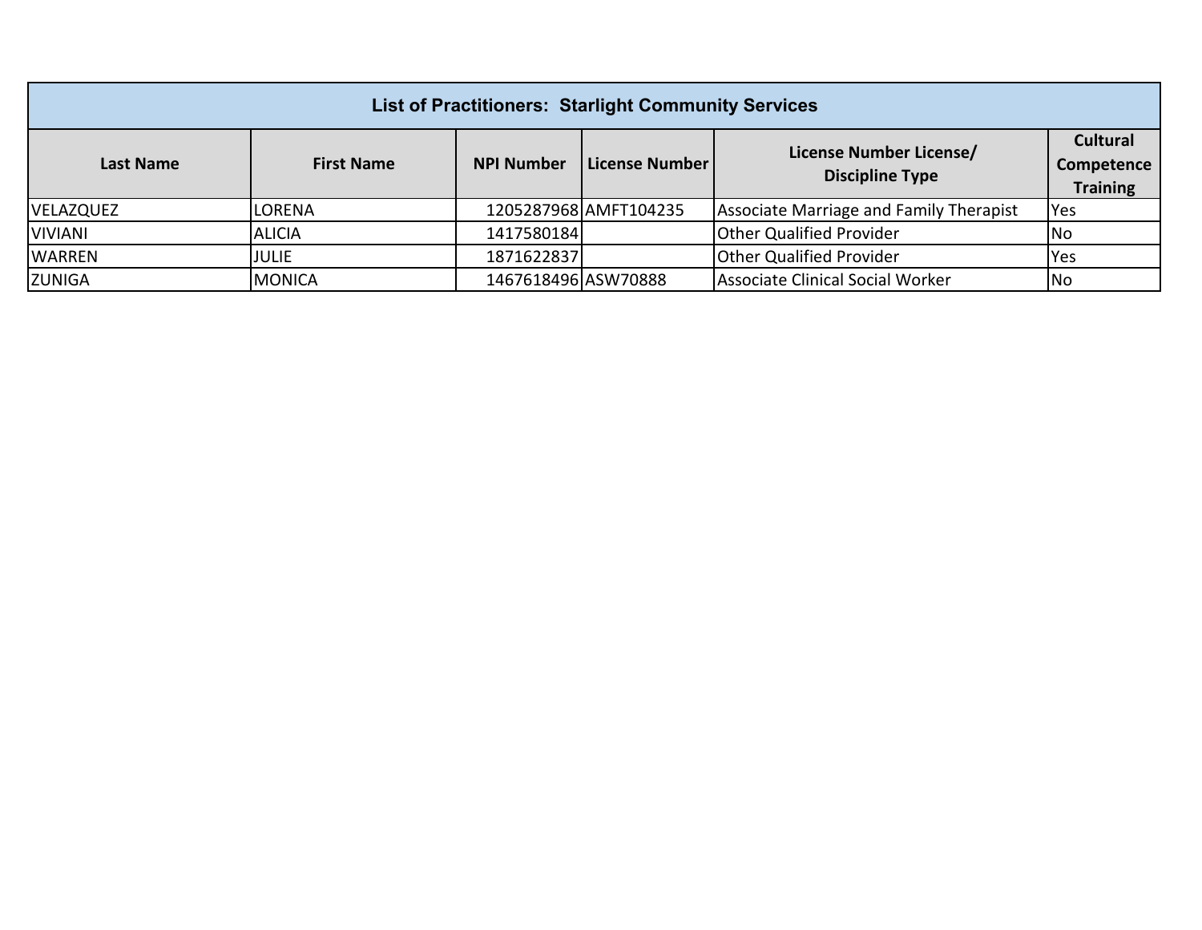| List of Practitioners: Starlight Community Services | | | | | |
|---|---|---|---|---|---|
| **Last Name** | **First Name** | **NPI Number** | **License Number** | **License Number License/ Discipline Type** | **Cultural Competence Training** |
| VELAZQUEZ | LORENA | 1205287968 | AMFT104235 | Associate Marriage and Family Therapist | Yes |
| VIVIANI | ALICIA | 1417580184 | | Other Qualified Provider | No |
| WARREN | JULIE | 1871622837 | | Other Qualified Provider | Yes |
| ZUNIGA | MONICA | 1467618496 | ASW70888 | Associate Clinical Social Worker | No |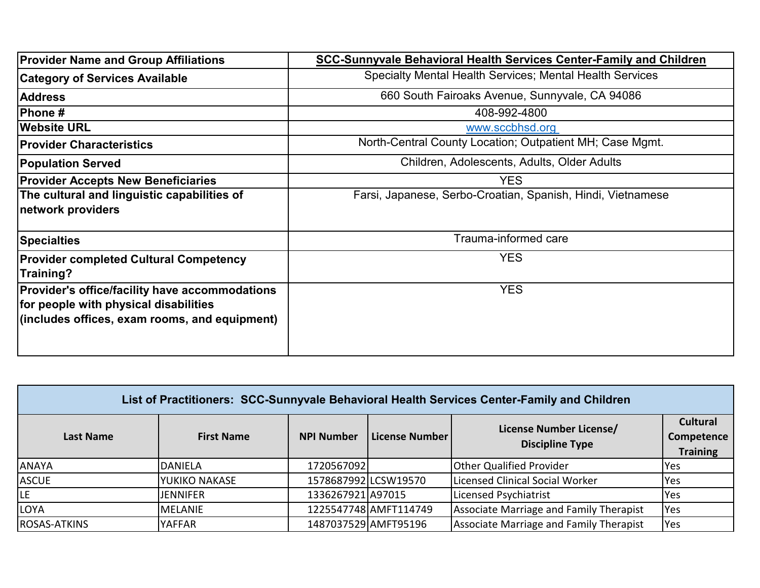| Provider Name and Group Affiliations | SCC-Sunnyvale Behavioral Health Services Center-Family and Children |
|---|---|
| **Category of Services Available** | Specialty Mental Health Services; Mental Health Services |
| **Address** | 660 South Fairoaks Avenue, Sunnyvale, CA 94086 |
| **Phone #** | 408-992-4800 |
| **Website URL** | www.sccbhsd.org |
| **Provider Characteristics** | North-Central County Location; Outpatient MH; Case Mgmt. |
| **Population Served** | Children, Adolescents, Adults, Older Adults |
| **Provider Accepts New Beneficiaries** | YES |
| **The cultural and linguistic capabilities of network providers** | Farsi, Japanese, Serbo-Croatian, Spanish, Hindi, Vietnamese |
| **Specialties** | Trauma-informed care |
| **Provider completed Cultural Competency Training?** | YES |
| **Provider's office/facility have accommodations for people with physical disabilities (includes offices, exam rooms, and equipment)** | YES |

**List of Practitioners: SCC-Sunnyvale Behavioral Health Services Center-Family and Children**

| Last Name | First Name | NPI Number | License Number | License Number License/ Discipline Type | Cultural Competence Training |
|---|---|---|---|---|---|
| ANAYA | DANIELA | 1720567092 | | Other Qualified Provider | Yes |
| ASCUE | YUKIKO NAKASE | 1578687992 | LCSW19570 | Licensed Clinical Social Worker | Yes |
| LE | JENNIFER | 1336267921 | A97015 | Licensed Psychiatrist | Yes |
| LOYA | MELANIE | 1225547748 | AMFT114749 | Associate Marriage and Family Therapist | Yes |
| ROSAS-ATKINS | YAFFAR | 1487037529 | AMFT95196 | Associate Marriage and Family Therapist | Yes |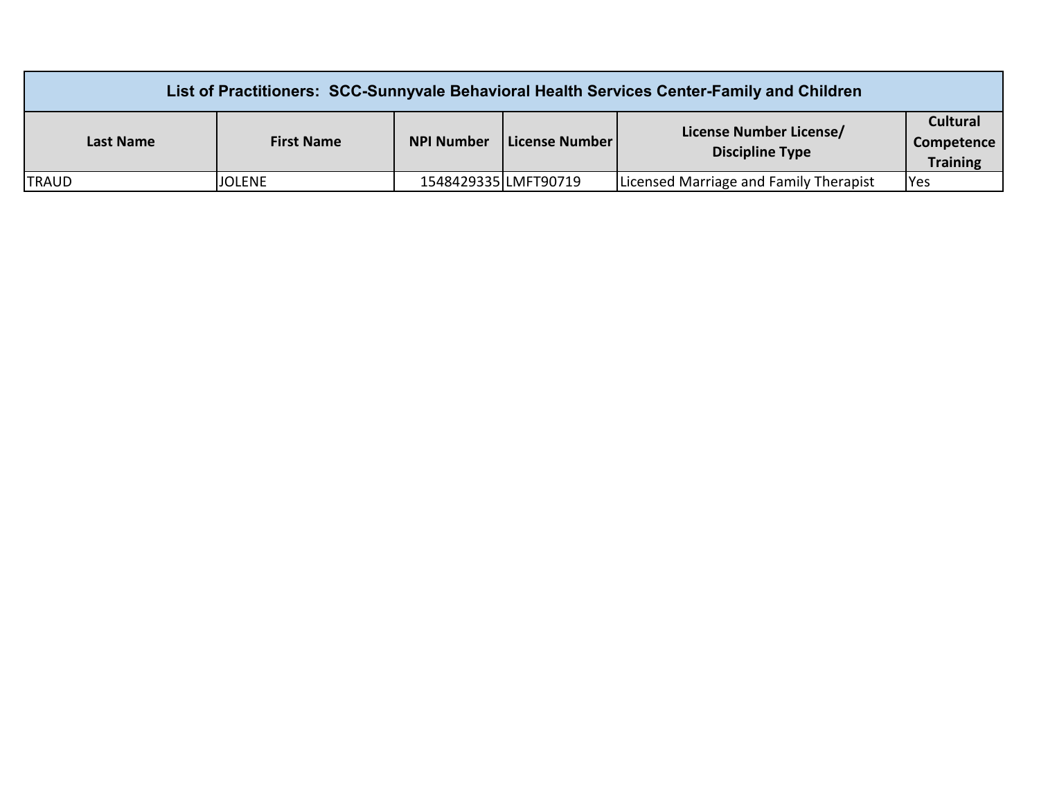| List of Practitioners: SCC-Sunnyvale Behavioral Health Services Center-Family and Children | | | | | |
|---|---|---|---|---|---|
| **Last Name** | **First Name** | **NPI Number** | **License Number** | **License Number License/ Discipline Type** | **Cultural Competence Training** |
| TRAUD | JOLENE | 1548429335 | LMFT90719 | Licensed Marriage and Family Therapist | Yes |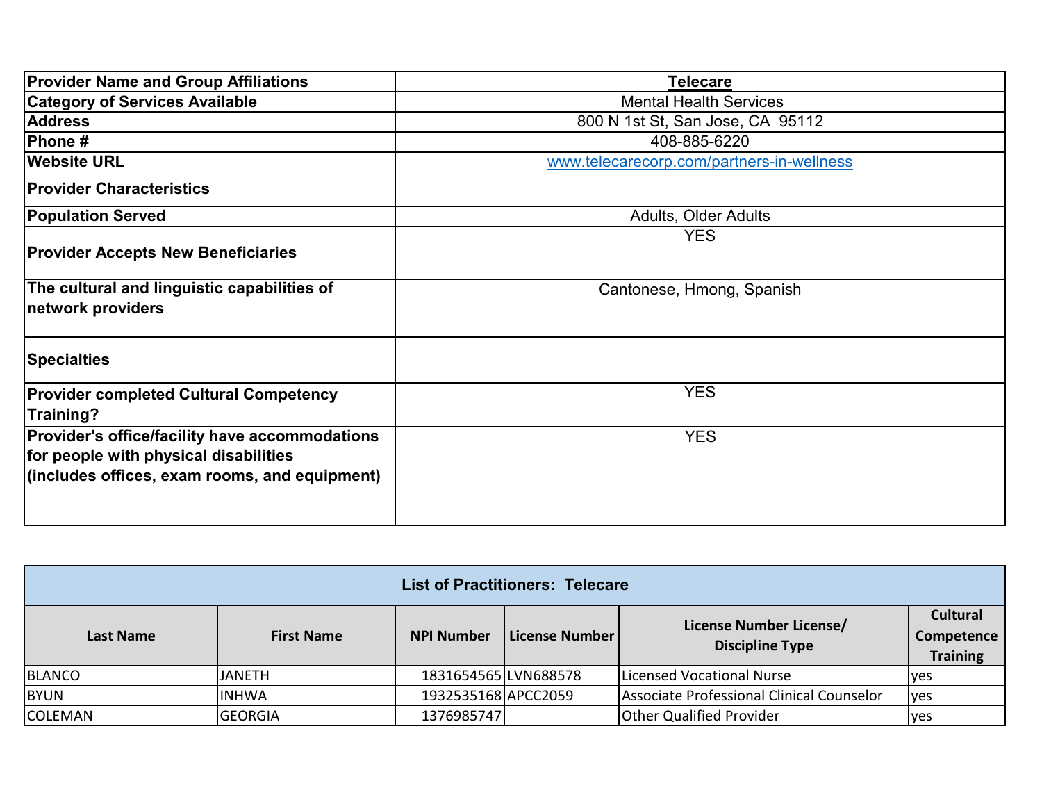| | |
|---|---|
| **Provider Name and Group Affiliations** | **Telecare** |
| **Category of Services Available** | Mental Health Services |
| **Address** | 800 N 1st St, San Jose, CA 95112 |
| **Phone #** | 408-885-6220 |
| **Website URL** | www.telecarecorp.com/partners-in-wellness |
| **Provider Characteristics** | |
| **Population Served** | Adults, Older Adults |
| **Provider Accepts New Beneficiaries** | YES |
| **The cultural and linguistic capabilities of network providers** | Cantonese, Hmong, Spanish |
| **Specialties** | |
| **Provider completed Cultural Competency Training?** | YES |
| **Provider's office/facility have accommodations for people with physical disabilities (includes offices, exam rooms, and equipment)** | YES |

**List of Practitioners: Telecare**

| Last Name | First Name | NPI Number | License Number | License Number License/ Discipline Type | Cultural Competence Training |
|---|---|---|---|---|---|
| BLANCO | JANETH | 1831654565 | LVN688578 | Licensed Vocational Nurse | yes |
| BYUN | INHWA | 1932535168 | APCC2059 | Associate Professional Clinical Counselor | yes |
| COLEMAN | GEORGIA | 1376985747 | | Other Qualified Provider | yes |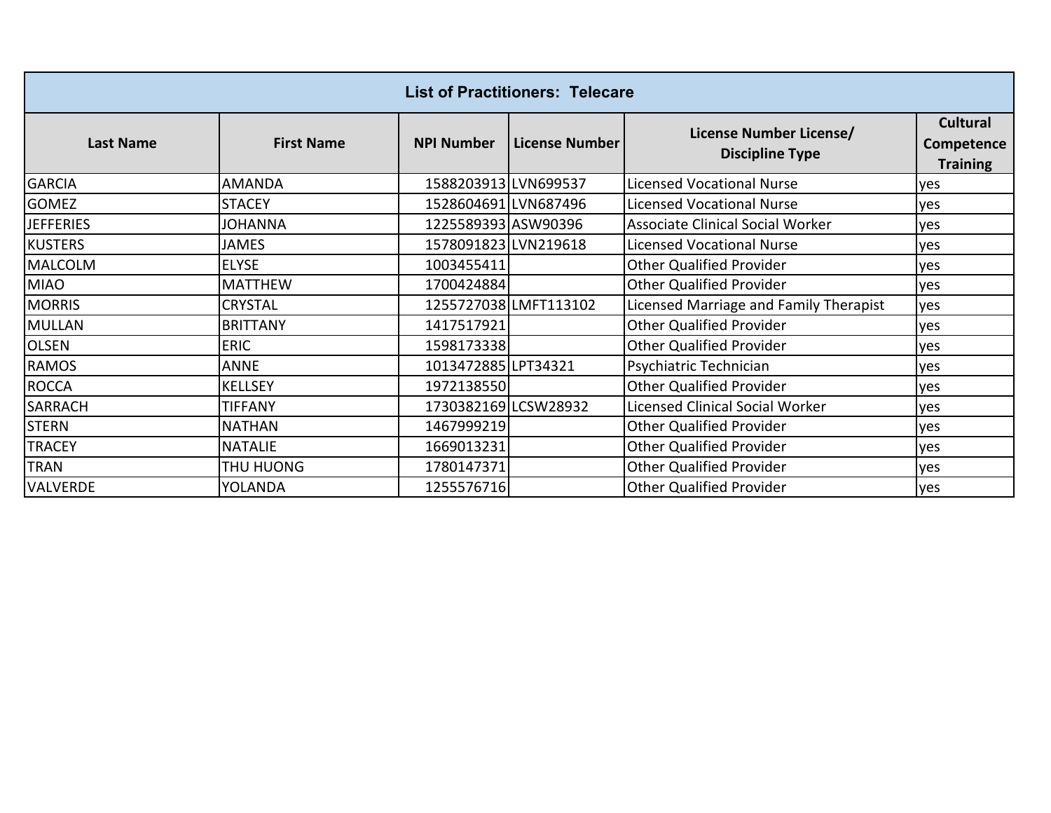| List of Practitioners: Telecare | | | | | |
|---|---|---|---|---|---|
| **Last Name** | **First Name** | **NPI Number** | **License Number** | **License Number License/ Discipline Type** | **Cultural Competence Training** |
| GARCIA | AMANDA | 1588203913 | LVN699537 | Licensed Vocational Nurse | yes |
| GOMEZ | STACEY | 1528604691 | LVN687496 | Licensed Vocational Nurse | yes |
| JEFFERIES | JOHANNA | 1225589393 | ASW90396 | Associate Clinical Social Worker | yes |
| KUSTERS | JAMES | 1578091823 | LVN219618 | Licensed Vocational Nurse | yes |
| MALCOLM | ELYSE | 1003455411 | | Other Qualified Provider | yes |
| MIAO | MATTHEW | 1700424884 | | Other Qualified Provider | yes |
| MORRIS | CRYSTAL | 1255727038 | LMFT113102 | Licensed Marriage and Family Therapist | yes |
| MULLAN | BRITTANY | 1417517921 | | Other Qualified Provider | yes |
| OLSEN | ERIC | 1598173338 | | Other Qualified Provider | yes |
| RAMOS | ANNE | 1013472885 | LPT34321 | Psychiatric Technician | yes |
| ROCCA | KELLSEY | 1972138550 | | Other Qualified Provider | yes |
| SARRACH | TIFFANY | 1730382169 | LCSW28932 | Licensed Clinical Social Worker | yes |
| STERN | NATHAN | 1467999219 | | Other Qualified Provider | yes |
| TRACEY | NATALIE | 1669013231 | | Other Qualified Provider | yes |
| TRAN | THU HUONG | 1780147371 | | Other Qualified Provider | yes |
| VALVERDE | YOLANDA | 1255576716 | | Other Qualified Provider | yes |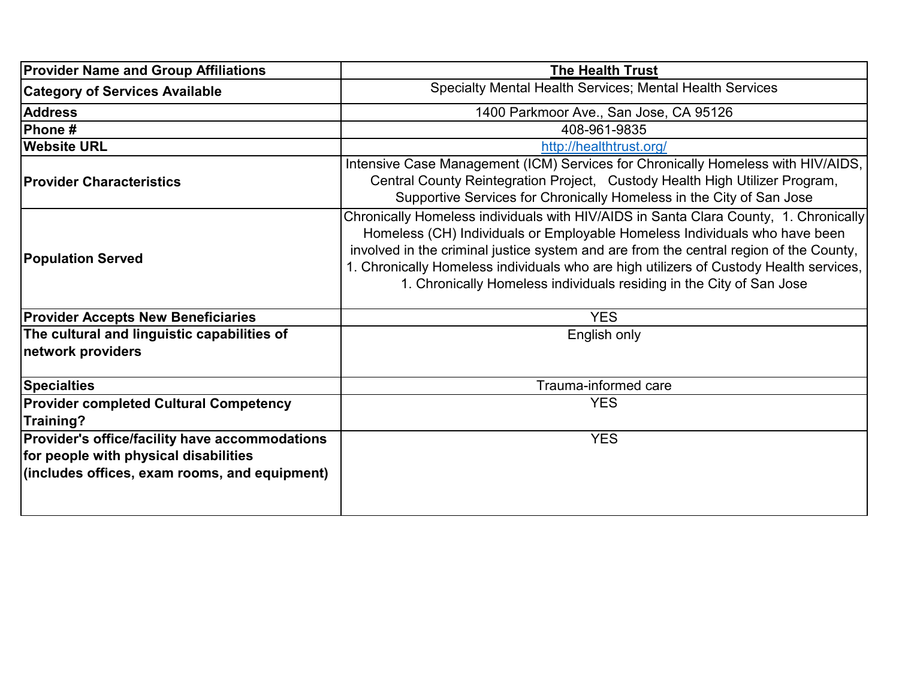| Provider Name and Group Affiliations | The Health Trust |
| --- | --- |
| Category of Services Available | Specialty Mental Health Services; Mental Health Services |
| Address | 1400 Parkmoor Ave., San Jose, CA 95126 |
| Phone # | 408-961-9835 |
| Website URL | http://healthtrust.org/ |
| Provider Characteristics | Intensive Case Management (ICM) Services for Chronically Homeless with HIV/AIDS, Central County Reintegration Project, Custody Health High Utilizer Program, Supportive Services for Chronically Homeless in the City of San Jose |
| Population Served | Chronically Homeless individuals with HIV/AIDS in Santa Clara County, 1. Chronically Homeless (CH) Individuals or Employable Homeless Individuals who have been involved in the criminal justice system and are from the central region of the County, 1. Chronically Homeless individuals who are high utilizers of Custody Health services, 1. Chronically Homeless individuals residing in the City of San Jose |
| Provider Accepts New Beneficiaries | YES |
| The cultural and linguistic capabilities of network providers | English only |
| Specialties | Trauma-informed care |
| Provider completed Cultural Competency Training? | YES |
| Provider's office/facility have accommodations for people with physical disabilities (includes offices, exam rooms, and equipment) | YES |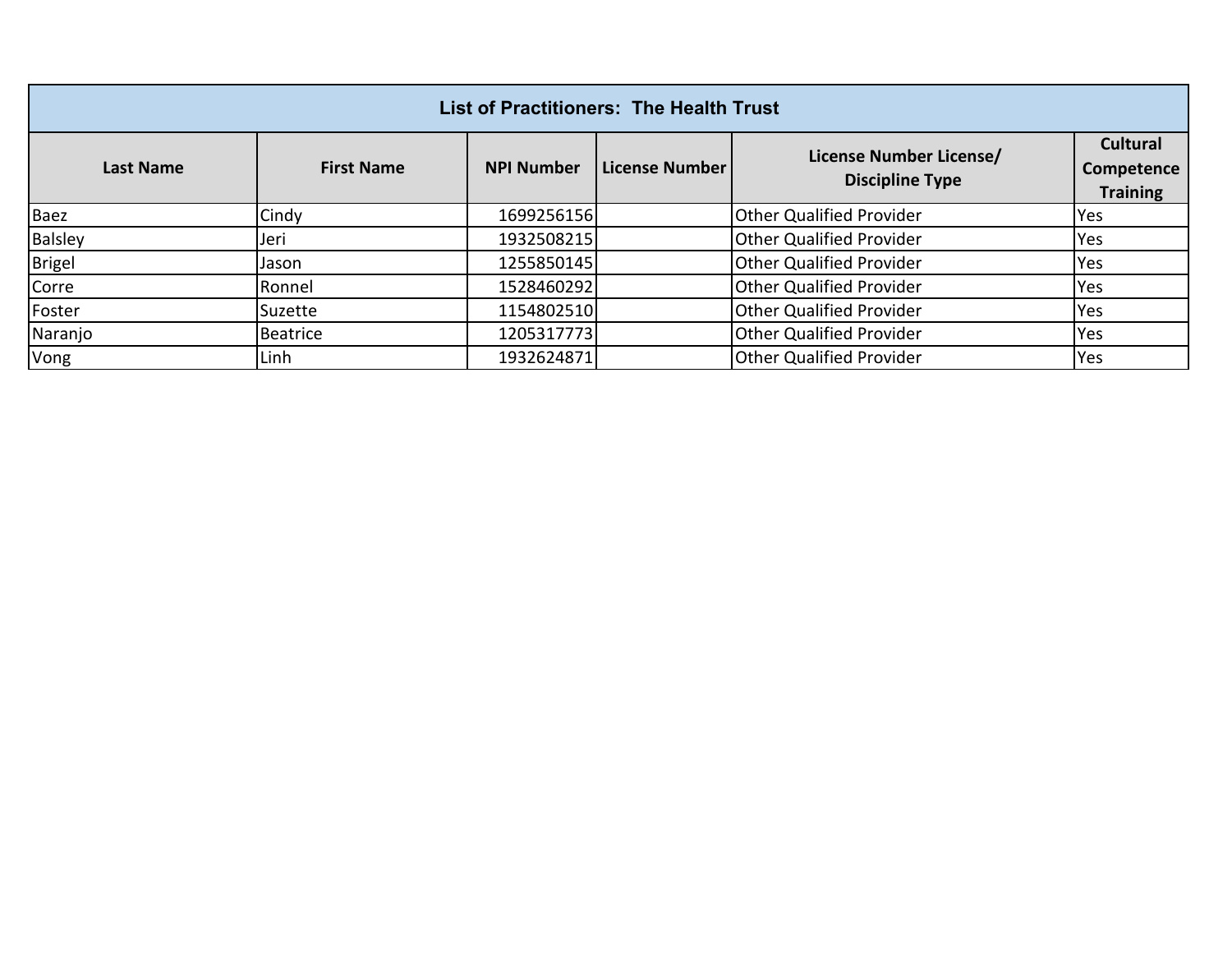| List of Practitioners: The Health Trust | | | | | |
|---|---|---|---|---|---|
| **Last Name** | **First Name** | **NPI Number** | **License Number** | **License Number License/ Discipline Type** | **Cultural Competence Training** |
| Baez | Cindy | 1699256156 | | Other Qualified Provider | Yes |
| Balsley | Jeri | 1932508215 | | Other Qualified Provider | Yes |
| Brigel | Jason | 1255850145 | | Other Qualified Provider | Yes |
| Corre | Ronnel | 1528460292 | | Other Qualified Provider | Yes |
| Foster | Suzette | 1154802510 | | Other Qualified Provider | Yes |
| Naranjo | Beatrice | 1205317773 | | Other Qualified Provider | Yes |
| Vong | Linh | 1932624871 | | Other Qualified Provider | Yes |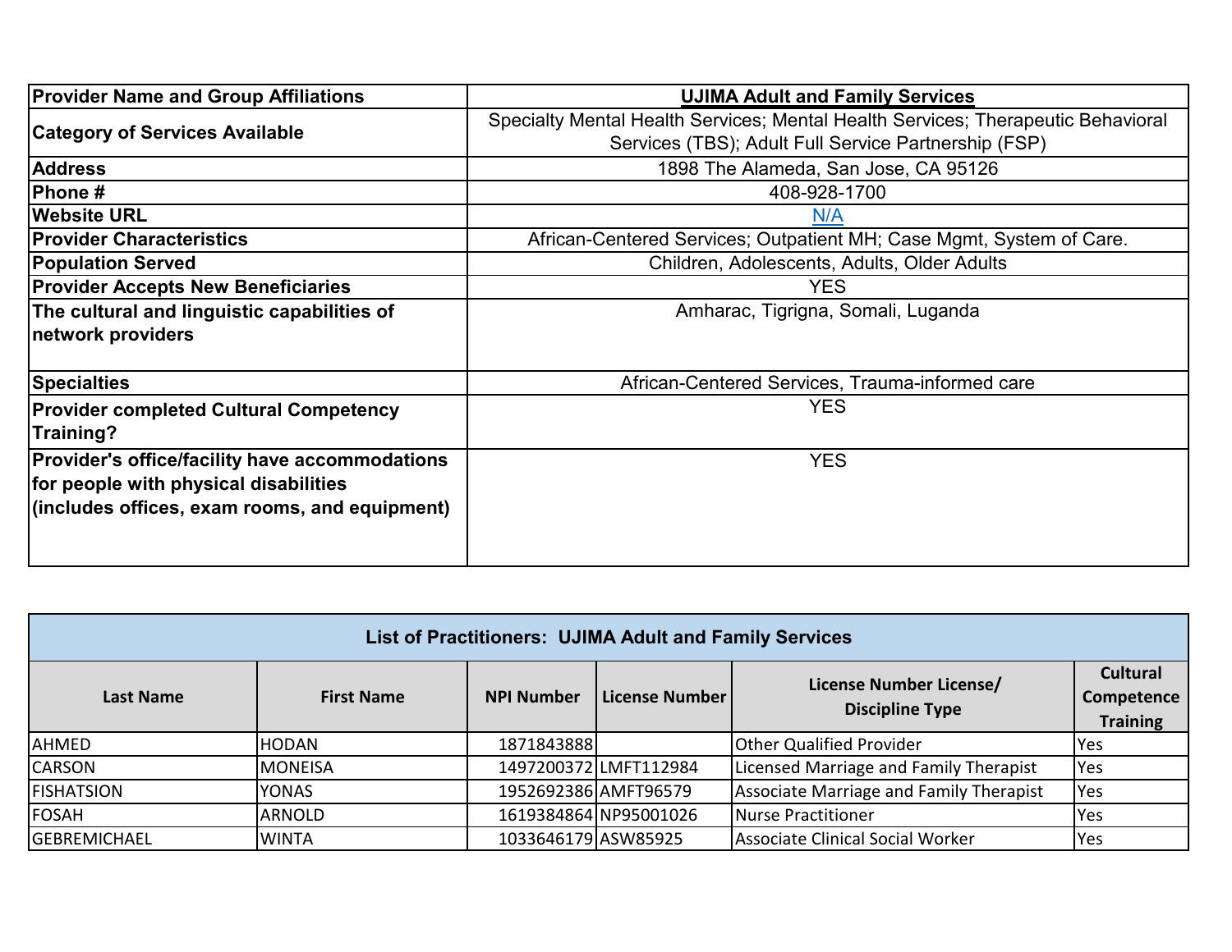| Provider Name and Group Affiliations | UJIMA Adult and Family Services |
|---|---|
| Category of Services Available | Specialty Mental Health Services; Mental Health Services; Therapeutic Behavioral Services (TBS); Adult Full Service Partnership (FSP) |
| Address | 1898 The Alameda, San Jose, CA 95126 |
| Phone # | 408-928-1700 |
| Website URL | N/A |
| Provider Characteristics | African-Centered Services; Outpatient MH; Case Mgmt, System of Care. |
| Population Served | Children, Adolescents, Adults, Older Adults |
| Provider Accepts New Beneficiaries | YES |
| The cultural and linguistic capabilities of network providers | Amharac, Tigrigna, Somali, Luganda |
| Specialties | African-Centered Services, Trauma-informed care |
| Provider completed Cultural Competency Training? | YES |
| Provider's office/facility have accommodations for people with physical disabilities (includes offices, exam rooms, and equipment) | YES |

**List of Practitioners: UJIMA Adult and Family Services**

| Last Name | First Name | NPI Number | License Number | License Number License/ Discipline Type | Cultural Competence Training |
|---|---|---|---|---|---|
| AHMED | HODAN | 1871843888 | | Other Qualified Provider | Yes |
| CARSON | MONEISA | 1497200372 | LMFT112984 | Licensed Marriage and Family Therapist | Yes |
| FISHATSION | YONAS | 1952692386 | AMFT96579 | Associate Marriage and Family Therapist | Yes |
| FOSAH | ARNOLD | 1619384864 | NP95001026 | Nurse Practitioner | Yes |
| GEBREMICHAEL | WINTA | 1033646179 | ASW85925 | Associate Clinical Social Worker | Yes |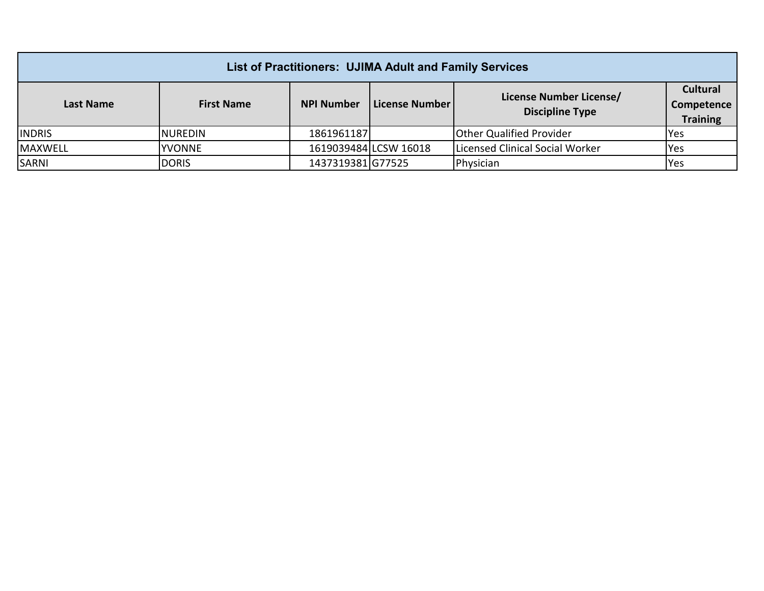| List of Practitioners: UJIMA Adult and Family Services | | | | | |
|---|---|---|---|---|---|
| **Last Name** | **First Name** | **NPI Number** | **License Number** | **License Number License/ Discipline Type** | **Cultural Competence Training** |
| INDRIS | NUREDIN | 1861961187 | | Other Qualified Provider | Yes |
| MAXWELL | YVONNE | 1619039484 | LCSW 16018 | Licensed Clinical Social Worker | Yes |
| SARNI | DORIS | 1437319381 | G77525 | Physician | Yes |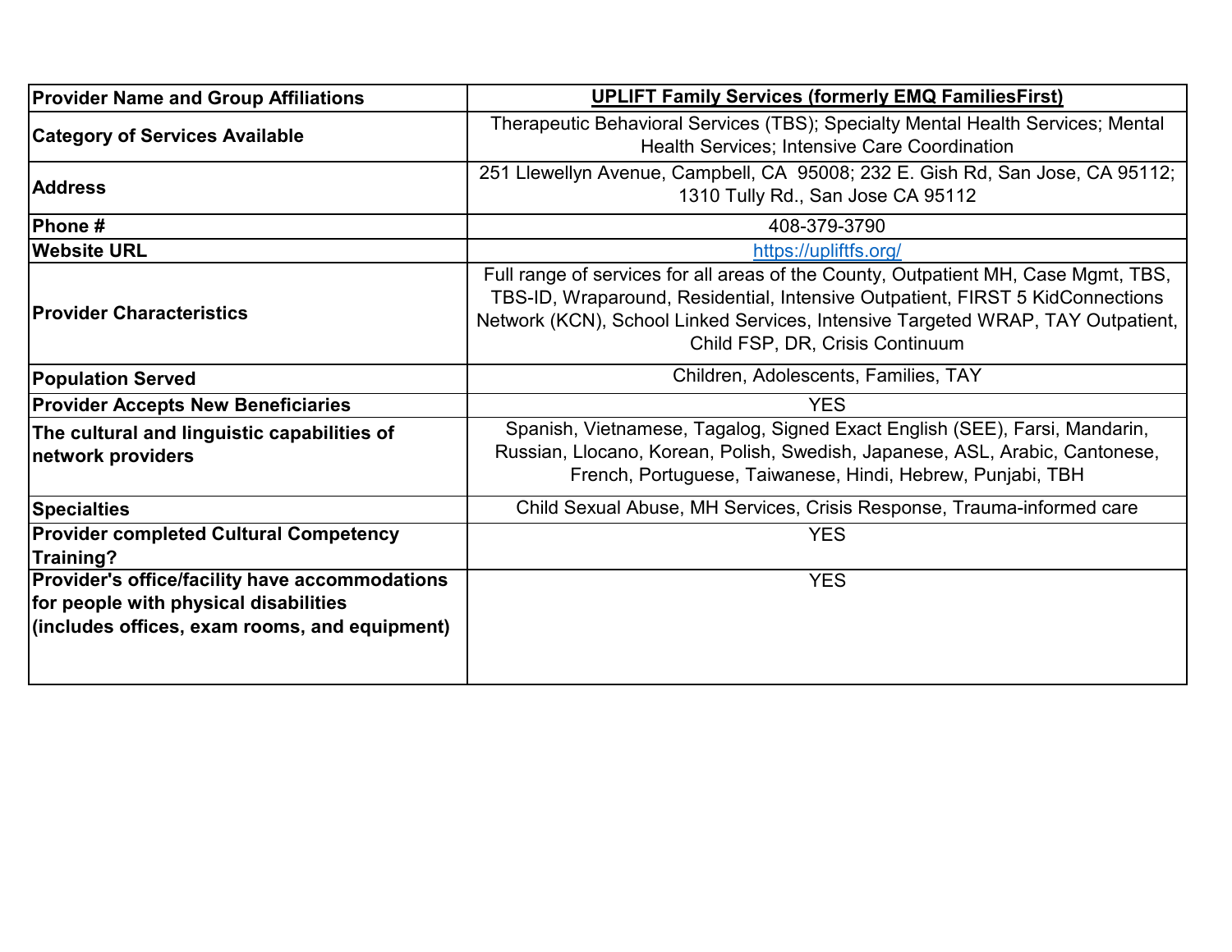| | |
|---|---|
| **Provider Name and Group Affiliations** | **UPLIFT Family Services (formerly EMQ FamiliesFirst)** |
| **Category of Services Available** | Therapeutic Behavioral Services (TBS); Specialty Mental Health Services; Mental Health Services; Intensive Care Coordination |
| **Address** | 251 Llewellyn Avenue, Campbell, CA 95008; 232 E. Gish Rd, San Jose, CA 95112; 1310 Tully Rd., San Jose CA 95112 |
| **Phone #** | 408-379-3790 |
| **Website URL** | https://upliftfs.org/ |
| **Provider Characteristics** | Full range of services for all areas of the County, Outpatient MH, Case Mgmt, TBS, TBS-ID, Wraparound, Residential, Intensive Outpatient, FIRST 5 KidConnections Network (KCN), School Linked Services, Intensive Targeted WRAP, TAY Outpatient, Child FSP, DR, Crisis Continuum |
| **Population Served** | Children, Adolescents, Families, TAY |
| **Provider Accepts New Beneficiaries** | YES |
| **The cultural and linguistic capabilities of network providers** | Spanish, Vietnamese, Tagalog, Signed Exact English (SEE), Farsi, Mandarin, Russian, Llocano, Korean, Polish, Swedish, Japanese, ASL, Arabic, Cantonese, French, Portuguese, Taiwanese, Hindi, Hebrew, Punjabi, TBH |
| **Specialties** | Child Sexual Abuse, MH Services, Crisis Response, Trauma-informed care |
| **Provider completed Cultural Competency Training?** | YES |
| **Provider's office/facility have accommodations for people with physical disabilities (includes offices, exam rooms, and equipment)** | YES |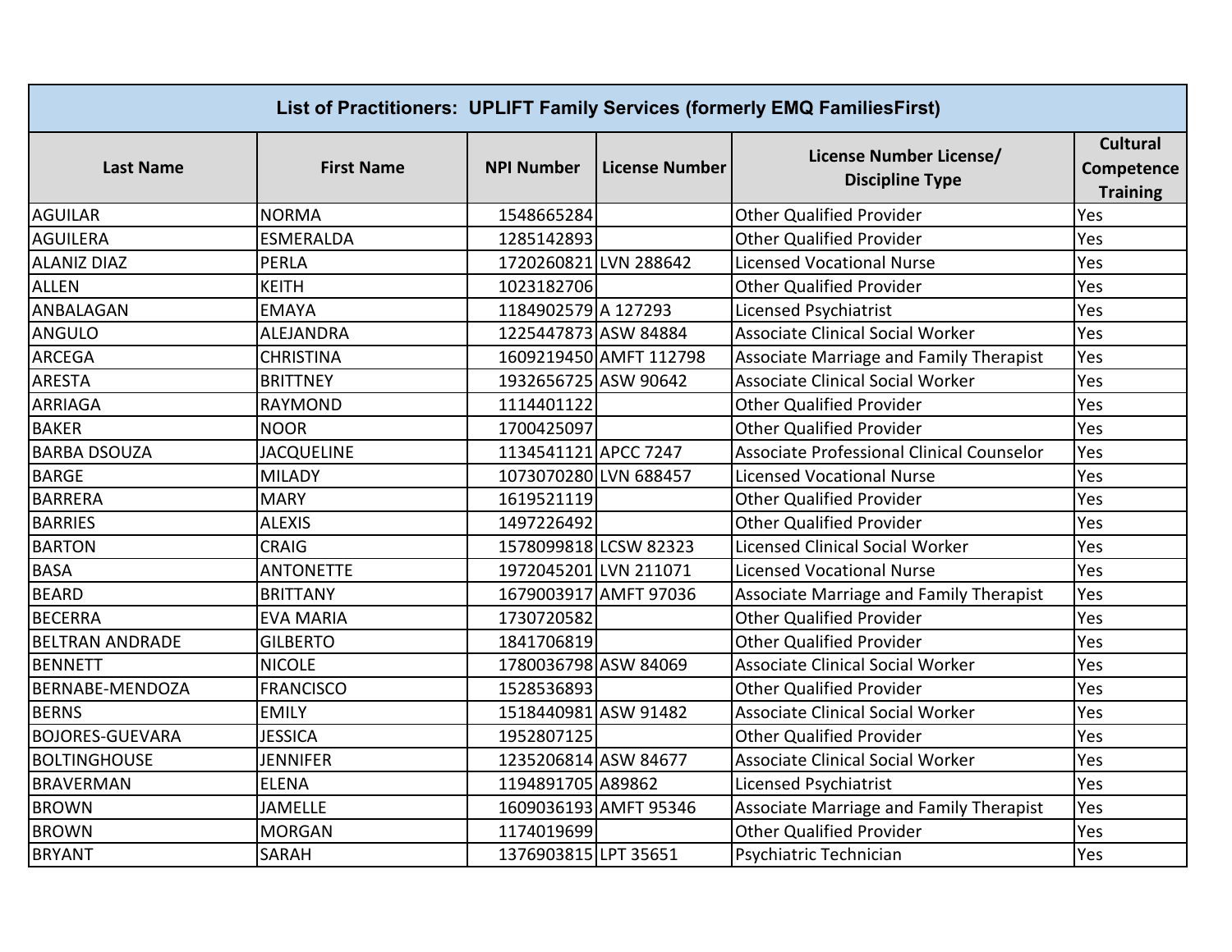| List of Practitioners: UPLIFT Family Services (formerly EMQ FamiliesFirst) | | | | | |
|---|---|---|---|---|---|
| **Last Name** | **First Name** | **NPI Number** | **License Number** | **License Number License/ Discipline Type** | **Cultural Competence Training** |
| AGUILAR | NORMA | 1548665284 | | Other Qualified Provider | Yes |
| AGUILERA | ESMERALDA | 1285142893 | | Other Qualified Provider | Yes |
| ALANIZ DIAZ | PERLA | 1720260821 | LVN 288642 | Licensed Vocational Nurse | Yes |
| ALLEN | KEITH | 1023182706 | | Other Qualified Provider | Yes |
| ANBALAGAN | EMAYA | 1184902579 | A 127293 | Licensed Psychiatrist | Yes |
| ANGULO | ALEJANDRA | 1225447873 | ASW 84884 | Associate Clinical Social Worker | Yes |
| ARCEGA | CHRISTINA | 1609219450 | AMFT 112798 | Associate Marriage and Family Therapist | Yes |
| ARESTA | BRITTNEY | 1932656725 | ASW 90642 | Associate Clinical Social Worker | Yes |
| ARRIAGA | RAYMOND | 1114401122 | | Other Qualified Provider | Yes |
| BAKER | NOOR | 1700425097 | | Other Qualified Provider | Yes |
| BARBA DSOUZA | JACQUELINE | 1134541121 | APCC 7247 | Associate Professional Clinical Counselor | Yes |
| BARGE | MILADY | 1073070280 | LVN 688457 | Licensed Vocational Nurse | Yes |
| BARRERA | MARY | 1619521119 | | Other Qualified Provider | Yes |
| BARRIES | ALEXIS | 1497226492 | | Other Qualified Provider | Yes |
| BARTON | CRAIG | 1578099818 | LCSW 82323 | Licensed Clinical Social Worker | Yes |
| BASA | ANTONETTE | 1972045201 | LVN 211071 | Licensed Vocational Nurse | Yes |
| BEARD | BRITTANY | 1679003917 | AMFT 97036 | Associate Marriage and Family Therapist | Yes |
| BECERRA | EVA MARIA | 1730720582 | | Other Qualified Provider | Yes |
| BELTRAN ANDRADE | GILBERTO | 1841706819 | | Other Qualified Provider | Yes |
| BENNETT | NICOLE | 1780036798 | ASW 84069 | Associate Clinical Social Worker | Yes |
| BERNABE-MENDOZA | FRANCISCO | 1528536893 | | Other Qualified Provider | Yes |
| BERNS | EMILY | 1518440981 | ASW 91482 | Associate Clinical Social Worker | Yes |
| BOJORES-GUEVARA | JESSICA | 1952807125 | | Other Qualified Provider | Yes |
| BOLTINGHOUSE | JENNIFER | 1235206814 | ASW 84677 | Associate Clinical Social Worker | Yes |
| BRAVERMAN | ELENA | 1194891705 | A89862 | Licensed Psychiatrist | Yes |
| BROWN | JAMELLE | 1609036193 | AMFT 95346 | Associate Marriage and Family Therapist | Yes |
| BROWN | MORGAN | 1174019699 | | Other Qualified Provider | Yes |
| BRYANT | SARAH | 1376903815 | LPT 35651 | Psychiatric Technician | Yes |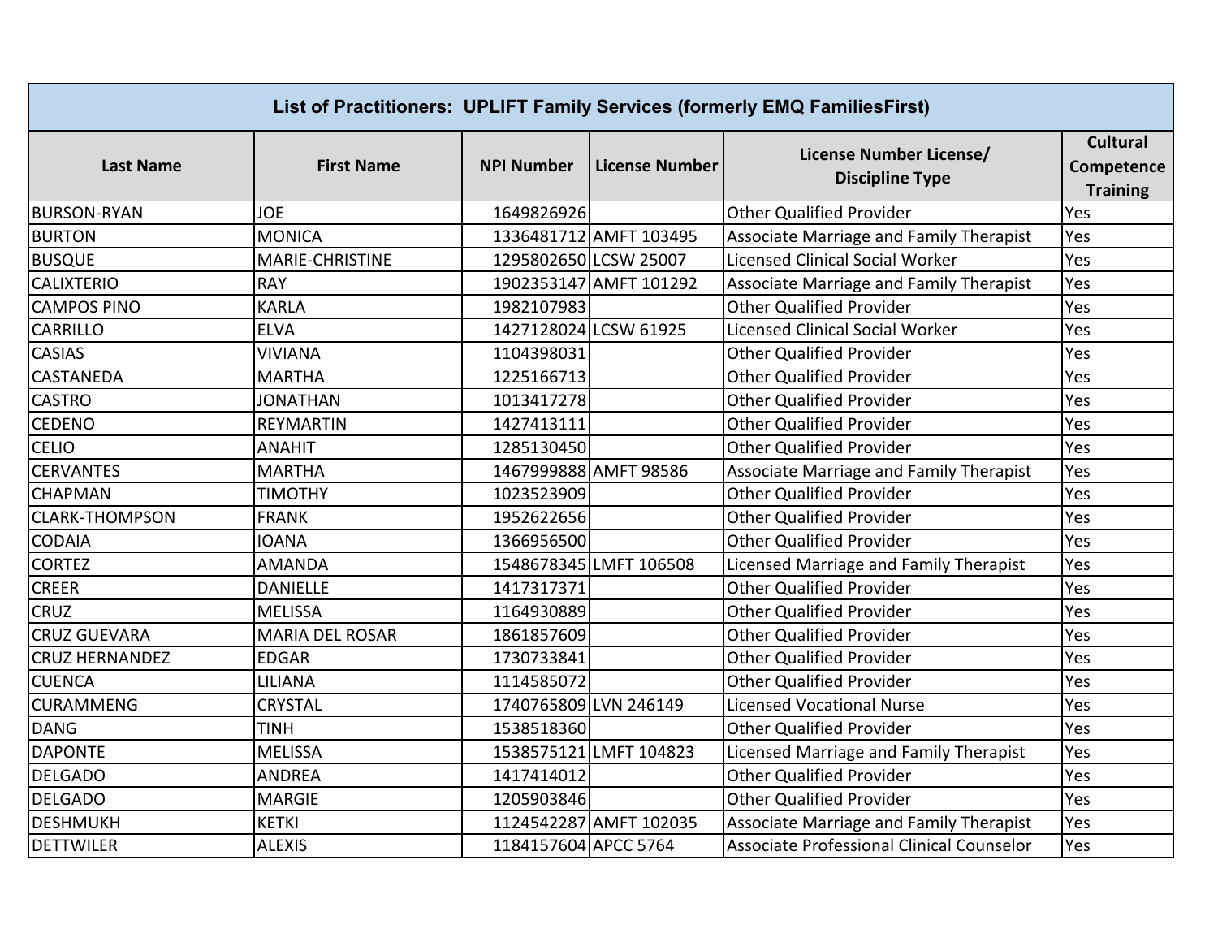| List of Practitioners: UPLIFT Family Services (formerly EMQ FamiliesFirst) | | | | | |
|---|---|---|---|---|---|
| **Last Name** | **First Name** | **NPI Number** | **License Number** | **License Number License/ Discipline Type** | **Cultural Competence Training** |
| BURSON-RYAN | JOE | 1649826926 | | Other Qualified Provider | Yes |
| BURTON | MONICA | 1336481712 | AMFT 103495 | Associate Marriage and Family Therapist | Yes |
| BUSQUE | MARIE-CHRISTINE | 1295802650 | LCSW 25007 | Licensed Clinical Social Worker | Yes |
| CALIXTERIO | RAY | 1902353147 | AMFT 101292 | Associate Marriage and Family Therapist | Yes |
| CAMPOS PINO | KARLA | 1982107983 | | Other Qualified Provider | Yes |
| CARRILLO | ELVA | 1427128024 | LCSW 61925 | Licensed Clinical Social Worker | Yes |
| CASIAS | VIVIANA | 1104398031 | | Other Qualified Provider | Yes |
| CASTANEDA | MARTHA | 1225166713 | | Other Qualified Provider | Yes |
| CASTRO | JONATHAN | 1013417278 | | Other Qualified Provider | Yes |
| CEDENO | REYMARTIN | 1427413111 | | Other Qualified Provider | Yes |
| CELIO | ANAHIT | 1285130450 | | Other Qualified Provider | Yes |
| CERVANTES | MARTHA | 1467999888 | AMFT 98586 | Associate Marriage and Family Therapist | Yes |
| CHAPMAN | TIMOTHY | 1023523909 | | Other Qualified Provider | Yes |
| CLARK-THOMPSON | FRANK | 1952622656 | | Other Qualified Provider | Yes |
| CODAIA | IOANA | 1366956500 | | Other Qualified Provider | Yes |
| CORTEZ | AMANDA | 1548678345 | LMFT 106508 | Licensed Marriage and Family Therapist | Yes |
| CREER | DANIELLE | 1417317371 | | Other Qualified Provider | Yes |
| CRUZ | MELISSA | 1164930889 | | Other Qualified Provider | Yes |
| CRUZ GUEVARA | MARIA DEL ROSAR | 1861857609 | | Other Qualified Provider | Yes |
| CRUZ HERNANDEZ | EDGAR | 1730733841 | | Other Qualified Provider | Yes |
| CUENCA | LILIANA | 1114585072 | | Other Qualified Provider | Yes |
| CURAMMENG | CRYSTAL | 1740765809 | LVN 246149 | Licensed Vocational Nurse | Yes |
| DANG | TINH | 1538518360 | | Other Qualified Provider | Yes |
| DAPONTE | MELISSA | 1538575121 | LMFT 104823 | Licensed Marriage and Family Therapist | Yes |
| DELGADO | ANDREA | 1417414012 | | Other Qualified Provider | Yes |
| DELGADO | MARGIE | 1205903846 | | Other Qualified Provider | Yes |
| DESHMUKH | KETKI | 1124542287 | AMFT 102035 | Associate Marriage and Family Therapist | Yes |
| DETTWILER | ALEXIS | 1184157604 | APCC 5764 | Associate Professional Clinical Counselor | Yes |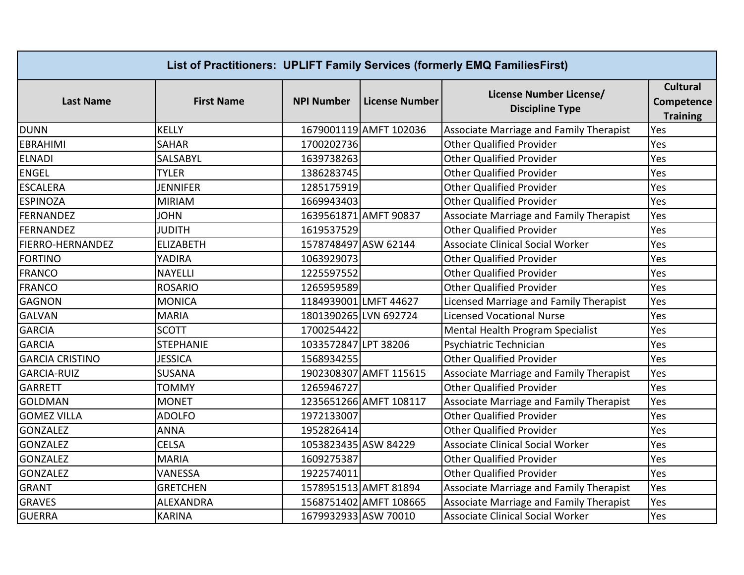| List of Practitioners: UPLIFT Family Services (formerly EMQ FamiliesFirst) | | | | | |
|---|---|---|---|---|---|
| **Last Name** | **First Name** | **NPI Number** | **License Number** | **License Number License/ Discipline Type** | **Cultural Competence Training** |
| DUNN | KELLY | 1679001119 | AMFT 102036 | Associate Marriage and Family Therapist | Yes |
| EBRAHIMI | SAHAR | 1700202736 | | Other Qualified Provider | Yes |
| ELNADI | SALSABYL | 1639738263 | | Other Qualified Provider | Yes |
| ENGEL | TYLER | 1386283745 | | Other Qualified Provider | Yes |
| ESCALERA | JENNIFER | 1285175919 | | Other Qualified Provider | Yes |
| ESPINOZA | MIRIAM | 1669943403 | | Other Qualified Provider | Yes |
| FERNANDEZ | JOHN | 1639561871 | AMFT 90837 | Associate Marriage and Family Therapist | Yes |
| FERNANDEZ | JUDITH | 1619537529 | | Other Qualified Provider | Yes |
| FIERRO-HERNANDEZ | ELIZABETH | 1578748497 | ASW 62144 | Associate Clinical Social Worker | Yes |
| FORTINO | YADIRA | 1063929073 | | Other Qualified Provider | Yes |
| FRANCO | NAYELLI | 1225597552 | | Other Qualified Provider | Yes |
| FRANCO | ROSARIO | 1265959589 | | Other Qualified Provider | Yes |
| GAGNON | MONICA | 1184939001 | LMFT 44627 | Licensed Marriage and Family Therapist | Yes |
| GALVAN | MARIA | 1801390265 | LVN 692724 | Licensed Vocational Nurse | Yes |
| GARCIA | SCOTT | 1700254422 | | Mental Health Program Specialist | Yes |
| GARCIA | STEPHANIE | 1033572847 | LPT 38206 | Psychiatric Technician | Yes |
| GARCIA CRISTINO | JESSICA | 1568934255 | | Other Qualified Provider | Yes |
| GARCIA-RUIZ | SUSANA | 1902308307 | AMFT 115615 | Associate Marriage and Family Therapist | Yes |
| GARRETT | TOMMY | 1265946727 | | Other Qualified Provider | Yes |
| GOLDMAN | MONET | 1235651266 | AMFT 108117 | Associate Marriage and Family Therapist | Yes |
| GOMEZ VILLA | ADOLFO | 1972133007 | | Other Qualified Provider | Yes |
| GONZALEZ | ANNA | 1952826414 | | Other Qualified Provider | Yes |
| GONZALEZ | CELSA | 1053823435 | ASW 84229 | Associate Clinical Social Worker | Yes |
| GONZALEZ | MARIA | 1609275387 | | Other Qualified Provider | Yes |
| GONZALEZ | VANESSA | 1922574011 | | Other Qualified Provider | Yes |
| GRANT | GRETCHEN | 1578951513 | AMFT 81894 | Associate Marriage and Family Therapist | Yes |
| GRAVES | ALEXANDRA | 1568751402 | AMFT 108665 | Associate Marriage and Family Therapist | Yes |
| GUERRA | KARINA | 1679932933 | ASW 70010 | Associate Clinical Social Worker | Yes |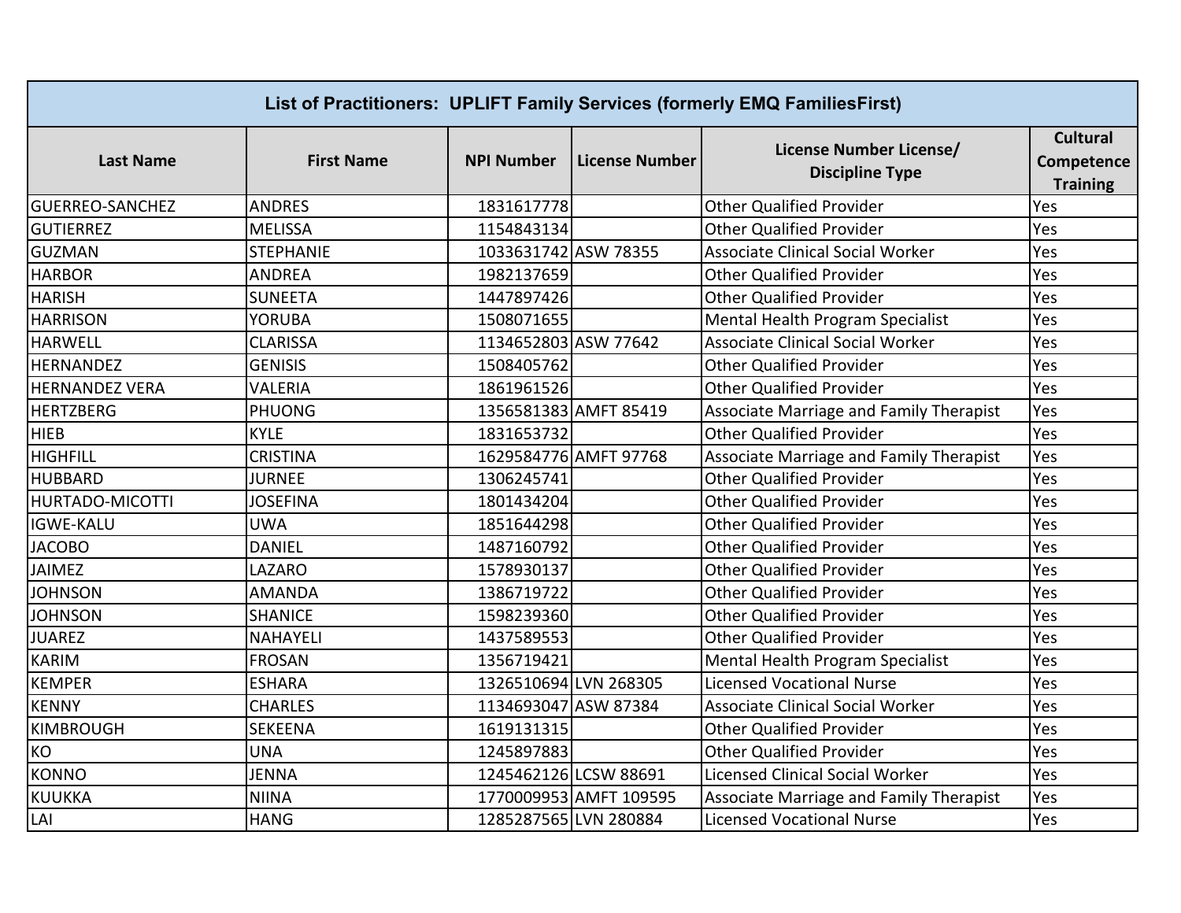| List of Practitioners: UPLIFT Family Services (formerly EMQ FamiliesFirst) | | | | | |
|---|---|---|---|---|---|
| **Last Name** | **First Name** | **NPI Number** | **License Number** | **License Number License/ Discipline Type** | **Cultural Competence Training** |
| GUERREO-SANCHEZ | ANDRES | 1831617778 | | Other Qualified Provider | Yes |
| GUTIERREZ | MELISSA | 1154843134 | | Other Qualified Provider | Yes |
| GUZMAN | STEPHANIE | 1033631742 | ASW 78355 | Associate Clinical Social Worker | Yes |
| HARBOR | ANDREA | 1982137659 | | Other Qualified Provider | Yes |
| HARISH | SUNEETA | 1447897426 | | Other Qualified Provider | Yes |
| HARRISON | YORUBA | 1508071655 | | Mental Health Program Specialist | Yes |
| HARWELL | CLARISSA | 1134652803 | ASW 77642 | Associate Clinical Social Worker | Yes |
| HERNANDEZ | GENISIS | 1508405762 | | Other Qualified Provider | Yes |
| HERNANDEZ VERA | VALERIA | 1861961526 | | Other Qualified Provider | Yes |
| HERTZBERG | PHUONG | 1356581383 | AMFT 85419 | Associate Marriage and Family Therapist | Yes |
| HIEB | KYLE | 1831653732 | | Other Qualified Provider | Yes |
| HIGHFILL | CRISTINA | 1629584776 | AMFT 97768 | Associate Marriage and Family Therapist | Yes |
| HUBBARD | JURNEE | 1306245741 | | Other Qualified Provider | Yes |
| HURTADO-MICOTTI | JOSEFINA | 1801434204 | | Other Qualified Provider | Yes |
| IGWE-KALU | UWA | 1851644298 | | Other Qualified Provider | Yes |
| JACOBO | DANIEL | 1487160792 | | Other Qualified Provider | Yes |
| JAIMEZ | LAZARO | 1578930137 | | Other Qualified Provider | Yes |
| JOHNSON | AMANDA | 1386719722 | | Other Qualified Provider | Yes |
| JOHNSON | SHANICE | 1598239360 | | Other Qualified Provider | Yes |
| JUAREZ | NAHAYELI | 1437589553 | | Other Qualified Provider | Yes |
| KARIM | FROSAN | 1356719421 | | Mental Health Program Specialist | Yes |
| KEMPER | ESHARA | 1326510694 | LVN 268305 | Licensed Vocational Nurse | Yes |
| KENNY | CHARLES | 1134693047 | ASW 87384 | Associate Clinical Social Worker | Yes |
| KIMBROUGH | SEKEENA | 1619131315 | | Other Qualified Provider | Yes |
| KO | UNA | 1245897883 | | Other Qualified Provider | Yes |
| KONNO | JENNA | 1245462126 | LCSW 88691 | Licensed Clinical Social Worker | Yes |
| KUUKKA | NIINA | 1770009953 | AMFT 109595 | Associate Marriage and Family Therapist | Yes |
| LAI | HANG | 1285287565 | LVN 280884 | Licensed Vocational Nurse | Yes |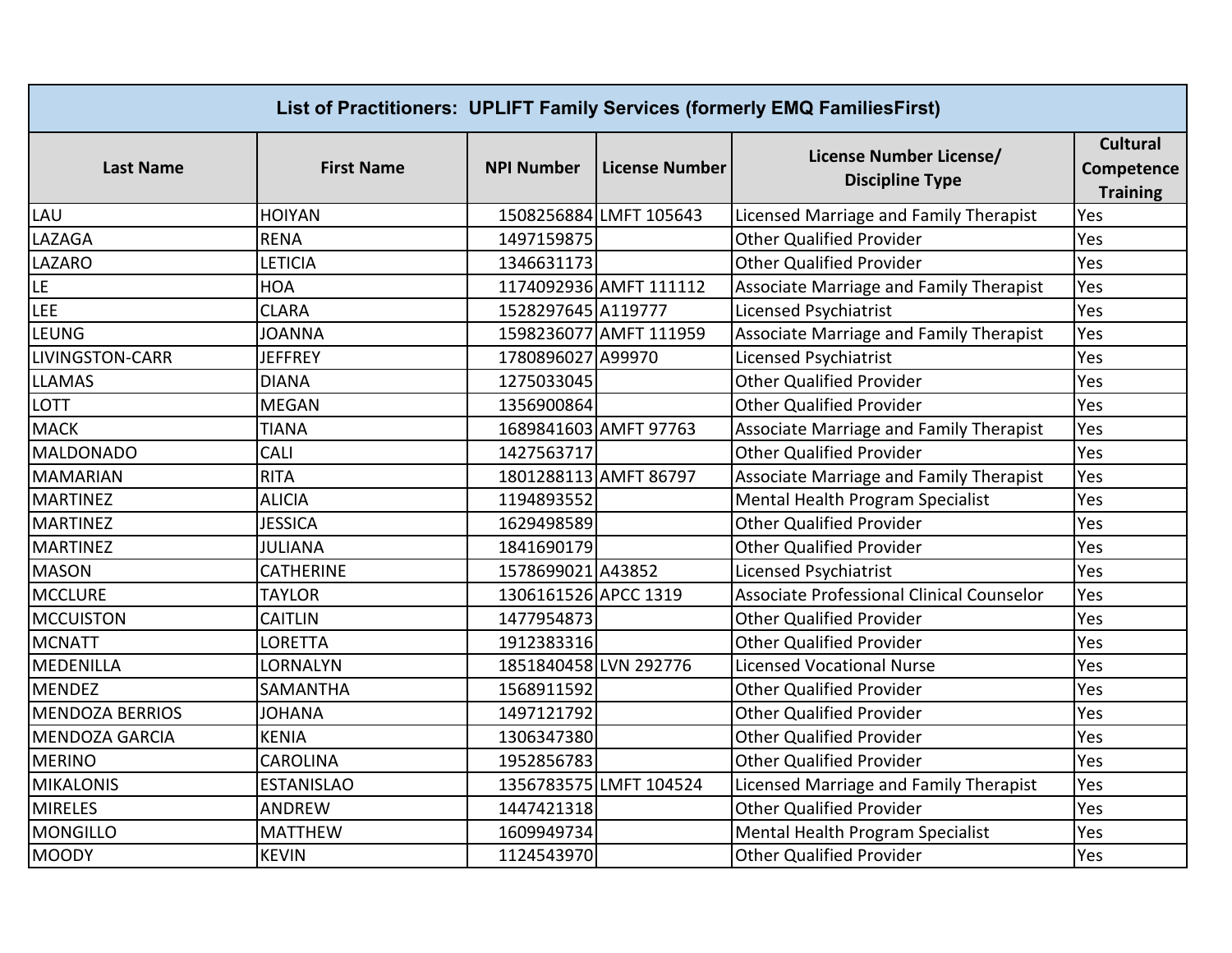| List of Practitioners: UPLIFT Family Services (formerly EMQ FamiliesFirst) | | | | | |
|---|---|---|---|---|---|
| **Last Name** | **First Name** | **NPI Number** | **License Number** | **License Number License/ Discipline Type** | **Cultural Competence Training** |
| LAU | HOIYAN | 1508256884 | LMFT 105643 | Licensed Marriage and Family Therapist | Yes |
| LAZAGA | RENA | 1497159875 | | Other Qualified Provider | Yes |
| LAZARO | LETICIA | 1346631173 | | Other Qualified Provider | Yes |
| LE | HOA | 1174092936 | AMFT 111112 | Associate Marriage and Family Therapist | Yes |
| LEE | CLARA | 1528297645 | A119777 | Licensed Psychiatrist | Yes |
| LEUNG | JOANNA | 1598236077 | AMFT 111959 | Associate Marriage and Family Therapist | Yes |
| LIVINGSTON-CARR | JEFFREY | 1780896027 | A99970 | Licensed Psychiatrist | Yes |
| LLAMAS | DIANA | 1275033045 | | Other Qualified Provider | Yes |
| LOTT | MEGAN | 1356900864 | | Other Qualified Provider | Yes |
| MACK | TIANA | 1689841603 | AMFT 97763 | Associate Marriage and Family Therapist | Yes |
| MALDONADO | CALI | 1427563717 | | Other Qualified Provider | Yes |
| MAMARIAN | RITA | 1801288113 | AMFT 86797 | Associate Marriage and Family Therapist | Yes |
| MARTINEZ | ALICIA | 1194893552 | | Mental Health Program Specialist | Yes |
| MARTINEZ | JESSICA | 1629498589 | | Other Qualified Provider | Yes |
| MARTINEZ | JULIANA | 1841690179 | | Other Qualified Provider | Yes |
| MASON | CATHERINE | 1578699021 | A43852 | Licensed Psychiatrist | Yes |
| MCCLURE | TAYLOR | 1306161526 | APCC 1319 | Associate Professional Clinical Counselor | Yes |
| MCCUISTON | CAITLIN | 1477954873 | | Other Qualified Provider | Yes |
| MCNATT | LORETTA | 1912383316 | | Other Qualified Provider | Yes |
| MEDENILLA | LORNALYN | 1851840458 | LVN 292776 | Licensed Vocational Nurse | Yes |
| MENDEZ | SAMANTHA | 1568911592 | | Other Qualified Provider | Yes |
| MENDOZA BERRIOS | JOHANA | 1497121792 | | Other Qualified Provider | Yes |
| MENDOZA GARCIA | KENIA | 1306347380 | | Other Qualified Provider | Yes |
| MERINO | CAROLINA | 1952856783 | | Other Qualified Provider | Yes |
| MIKALONIS | ESTANISLAO | 1356783575 | LMFT 104524 | Licensed Marriage and Family Therapist | Yes |
| MIRELES | ANDREW | 1447421318 | | Other Qualified Provider | Yes |
| MONGILLO | MATTHEW | 1609949734 | | Mental Health Program Specialist | Yes |
| MOODY | KEVIN | 1124543970 | | Other Qualified Provider | Yes |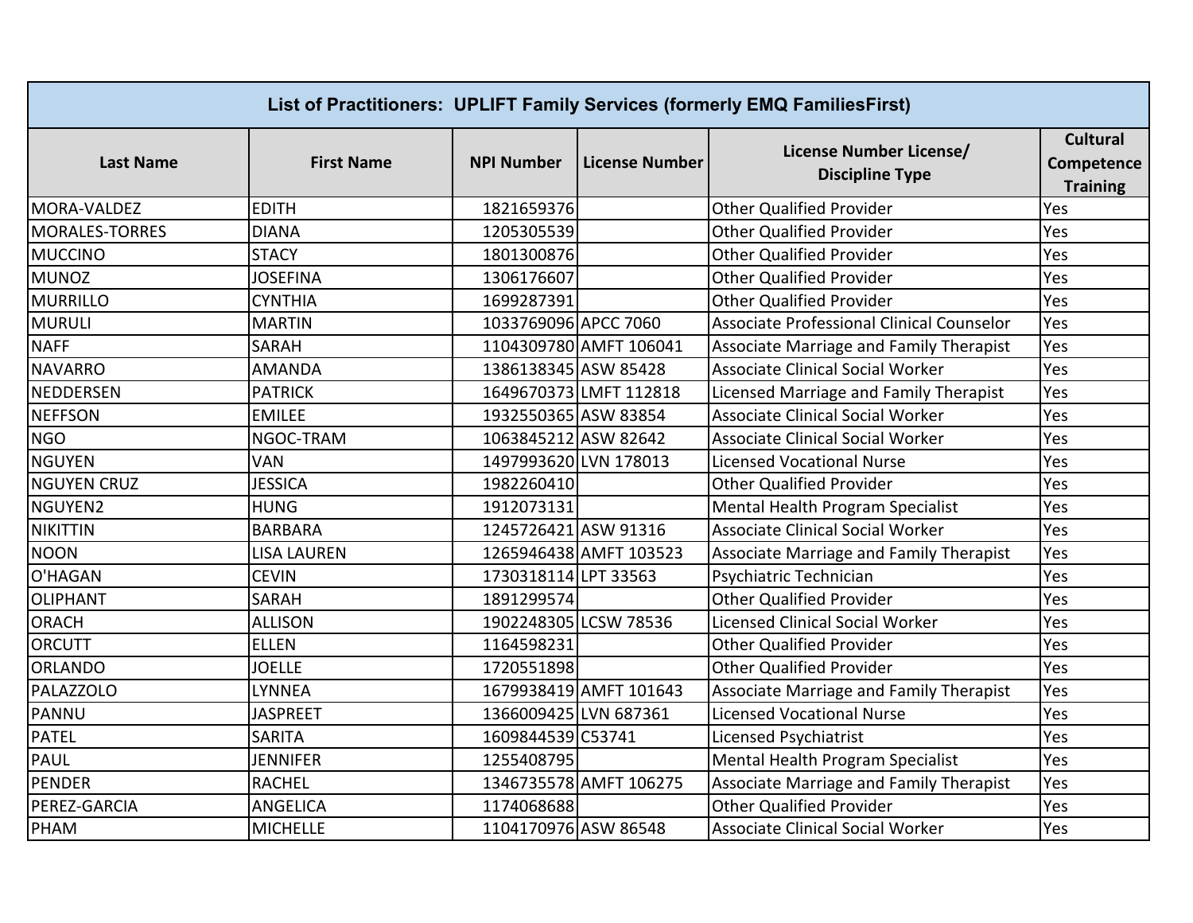| List of Practitioners: UPLIFT Family Services (formerly EMQ FamiliesFirst) | | | | | |
|---|---|---|---|---|---|
| **Last Name** | **First Name** | **NPI Number** | **License Number** | **License Number License/ Discipline Type** | **Cultural Competence Training** |
| MORA-VALDEZ | EDITH | 1821659376 | | Other Qualified Provider | Yes |
| MORALES-TORRES | DIANA | 1205305539 | | Other Qualified Provider | Yes |
| MUCCINO | STACY | 1801300876 | | Other Qualified Provider | Yes |
| MUNOZ | JOSEFINA | 1306176607 | | Other Qualified Provider | Yes |
| MURRILLO | CYNTHIA | 1699287391 | | Other Qualified Provider | Yes |
| MURULI | MARTIN | 1033769096 | APCC 7060 | Associate Professional Clinical Counselor | Yes |
| NAFF | SARAH | 1104309780 | AMFT 106041 | Associate Marriage and Family Therapist | Yes |
| NAVARRO | AMANDA | 1386138345 | ASW 85428 | Associate Clinical Social Worker | Yes |
| NEDDERSEN | PATRICK | 1649670373 | LMFT 112818 | Licensed Marriage and Family Therapist | Yes |
| NEFFSON | EMILEE | 1932550365 | ASW 83854 | Associate Clinical Social Worker | Yes |
| NGO | NGOC-TRAM | 1063845212 | ASW 82642 | Associate Clinical Social Worker | Yes |
| NGUYEN | VAN | 1497993620 | LVN 178013 | Licensed Vocational Nurse | Yes |
| NGUYEN CRUZ | JESSICA | 1982260410 | | Other Qualified Provider | Yes |
| NGUYEN2 | HUNG | 1912073131 | | Mental Health Program Specialist | Yes |
| NIKITTIN | BARBARA | 1245726421 | ASW 91316 | Associate Clinical Social Worker | Yes |
| NOON | LISA LAUREN | 1265946438 | AMFT 103523 | Associate Marriage and Family Therapist | Yes |
| O'HAGAN | CEVIN | 1730318114 | LPT 33563 | Psychiatric Technician | Yes |
| OLIPHANT | SARAH | 1891299574 | | Other Qualified Provider | Yes |
| ORACH | ALLISON | 1902248305 | LCSW 78536 | Licensed Clinical Social Worker | Yes |
| ORCUTT | ELLEN | 1164598231 | | Other Qualified Provider | Yes |
| ORLANDO | JOELLE | 1720551898 | | Other Qualified Provider | Yes |
| PALAZZOLO | LYNNEA | 1679938419 | AMFT 101643 | Associate Marriage and Family Therapist | Yes |
| PANNU | JASPREET | 1366009425 | LVN 687361 | Licensed Vocational Nurse | Yes |
| PATEL | SARITA | 1609844539 | C53741 | Licensed Psychiatrist | Yes |
| PAUL | JENNIFER | 1255408795 | | Mental Health Program Specialist | Yes |
| PENDER | RACHEL | 1346735578 | AMFT 106275 | Associate Marriage and Family Therapist | Yes |
| PEREZ-GARCIA | ANGELICA | 1174068688 | | Other Qualified Provider | Yes |
| PHAM | MICHELLE | 1104170976 | ASW 86548 | Associate Clinical Social Worker | Yes |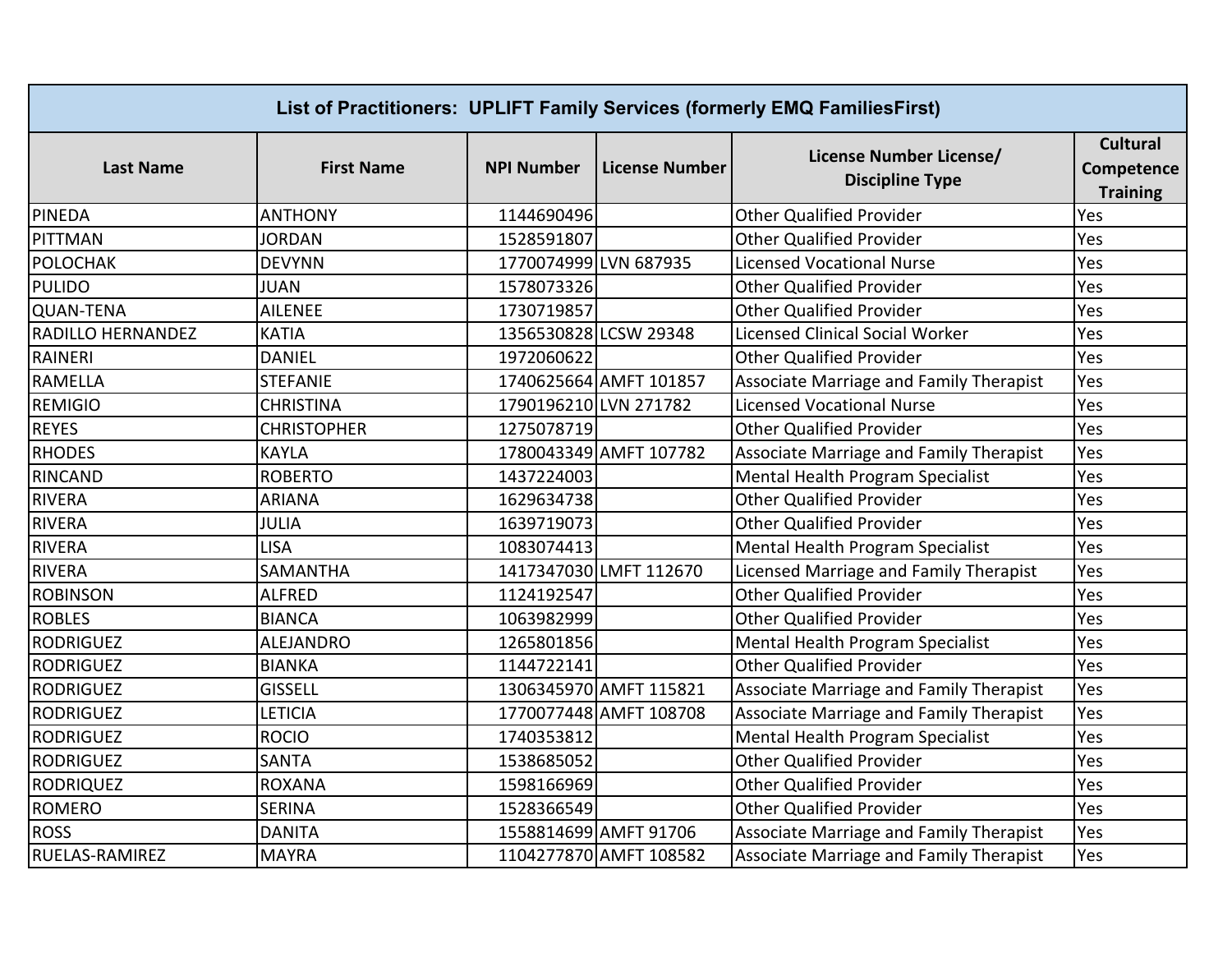| List of Practitioners: UPLIFT Family Services (formerly EMQ FamiliesFirst) | | | | | |
|---|---|---|---|---|---|
| **Last Name** | **First Name** | **NPI Number** | **License Number** | **License Number License/ Discipline Type** | **Cultural Competence Training** |
| PINEDA | ANTHONY | 1144690496 | | Other Qualified Provider | Yes |
| PITTMAN | JORDAN | 1528591807 | | Other Qualified Provider | Yes |
| POLOCHAK | DEVYNN | 1770074999 | LVN 687935 | Licensed Vocational Nurse | Yes |
| PULIDO | JUAN | 1578073326 | | Other Qualified Provider | Yes |
| QUAN-TENA | AILENEE | 1730719857 | | Other Qualified Provider | Yes |
| RADILLO HERNANDEZ | KATIA | 1356530828 | LCSW 29348 | Licensed Clinical Social Worker | Yes |
| RAINERI | DANIEL | 1972060622 | | Other Qualified Provider | Yes |
| RAMELLA | STEFANIE | 1740625664 | AMFT 101857 | Associate Marriage and Family Therapist | Yes |
| REMIGIO | CHRISTINA | 1790196210 | LVN 271782 | Licensed Vocational Nurse | Yes |
| REYES | CHRISTOPHER | 1275078719 | | Other Qualified Provider | Yes |
| RHODES | KAYLA | 1780043349 | AMFT 107782 | Associate Marriage and Family Therapist | Yes |
| RINCAND | ROBERTO | 1437224003 | | Mental Health Program Specialist | Yes |
| RIVERA | ARIANA | 1629634738 | | Other Qualified Provider | Yes |
| RIVERA | JULIA | 1639719073 | | Other Qualified Provider | Yes |
| RIVERA | LISA | 1083074413 | | Mental Health Program Specialist | Yes |
| RIVERA | SAMANTHA | 1417347030 | LMFT 112670 | Licensed Marriage and Family Therapist | Yes |
| ROBINSON | ALFRED | 1124192547 | | Other Qualified Provider | Yes |
| ROBLES | BIANCA | 1063982999 | | Other Qualified Provider | Yes |
| RODRIGUEZ | ALEJANDRO | 1265801856 | | Mental Health Program Specialist | Yes |
| RODRIGUEZ | BIANKA | 1144722141 | | Other Qualified Provider | Yes |
| RODRIGUEZ | GISSELL | 1306345970 | AMFT 115821 | Associate Marriage and Family Therapist | Yes |
| RODRIGUEZ | LETICIA | 1770077448 | AMFT 108708 | Associate Marriage and Family Therapist | Yes |
| RODRIGUEZ | ROCIO | 1740353812 | | Mental Health Program Specialist | Yes |
| RODRIGUEZ | SANTA | 1538685052 | | Other Qualified Provider | Yes |
| RODRIQUEZ | ROXANA | 1598166969 | | Other Qualified Provider | Yes |
| ROMERO | SERINA | 1528366549 | | Other Qualified Provider | Yes |
| ROSS | DANITA | 1558814699 | AMFT 91706 | Associate Marriage and Family Therapist | Yes |
| RUELAS-RAMIREZ | MAYRA | 1104277870 | AMFT 108582 | Associate Marriage and Family Therapist | Yes |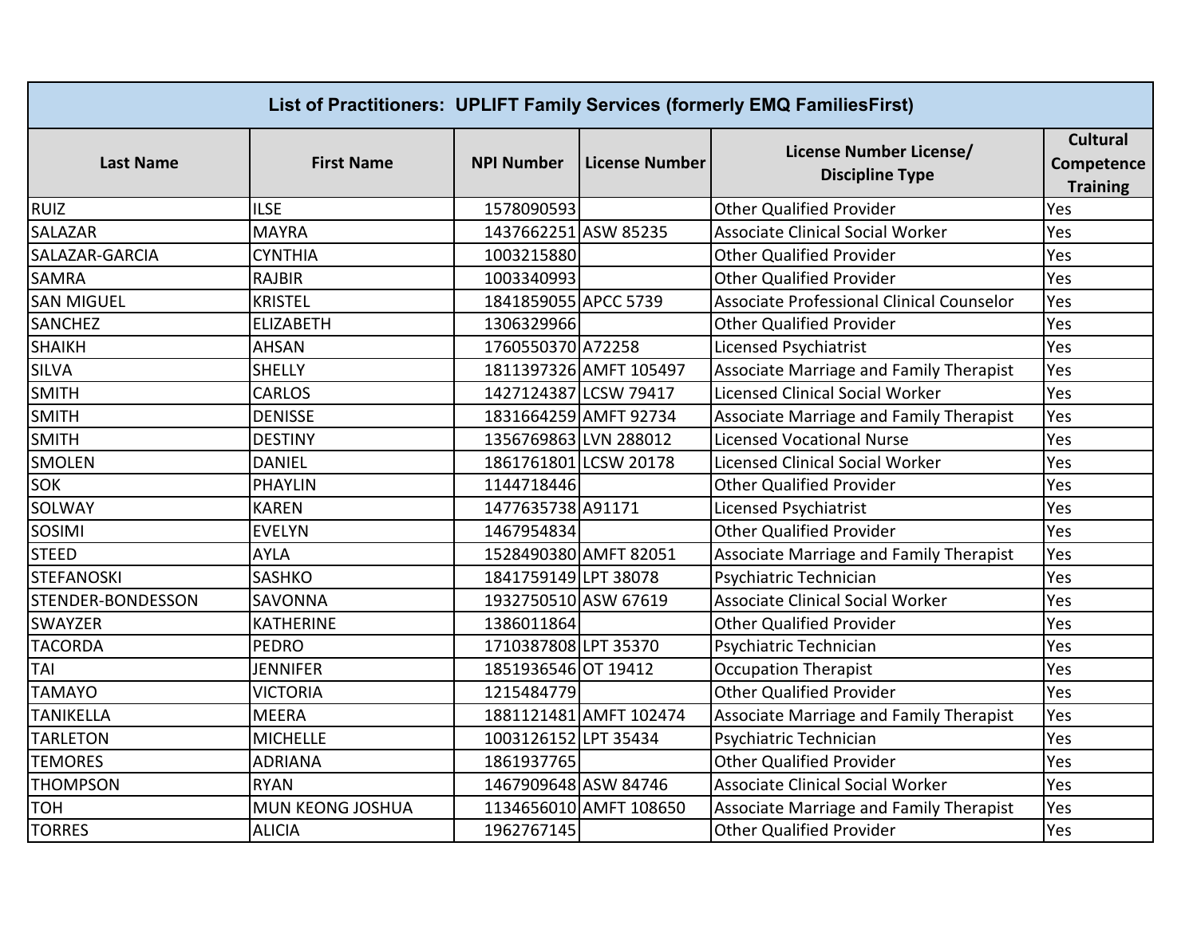| List of Practitioners: UPLIFT Family Services (formerly EMQ FamiliesFirst) | | | | | |
|---|---|---|---|---|---|
| **Last Name** | **First Name** | **NPI Number** | **License Number** | **License Number License/ Discipline Type** | **Cultural Competence Training** |
| RUIZ | ILSE | 1578090593 | | Other Qualified Provider | Yes |
| SALAZAR | MAYRA | 1437662251 | ASW 85235 | Associate Clinical Social Worker | Yes |
| SALAZAR-GARCIA | CYNTHIA | 1003215880 | | Other Qualified Provider | Yes |
| SAMRA | RAJBIR | 1003340993 | | Other Qualified Provider | Yes |
| SAN MIGUEL | KRISTEL | 1841859055 | APCC 5739 | Associate Professional Clinical Counselor | Yes |
| SANCHEZ | ELIZABETH | 1306329966 | | Other Qualified Provider | Yes |
| SHAIKH | AHSAN | 1760550370 | A72258 | Licensed Psychiatrist | Yes |
| SILVA | SHELLY | 1811397326 | AMFT 105497 | Associate Marriage and Family Therapist | Yes |
| SMITH | CARLOS | 1427124387 | LCSW 79417 | Licensed Clinical Social Worker | Yes |
| SMITH | DENISSE | 1831664259 | AMFT 92734 | Associate Marriage and Family Therapist | Yes |
| SMITH | DESTINY | 1356769863 | LVN 288012 | Licensed Vocational Nurse | Yes |
| SMOLEN | DANIEL | 1861761801 | LCSW 20178 | Licensed Clinical Social Worker | Yes |
| SOK | PHAYLIN | 1144718446 | | Other Qualified Provider | Yes |
| SOLWAY | KAREN | 1477635738 | A91171 | Licensed Psychiatrist | Yes |
| SOSIMI | EVELYN | 1467954834 | | Other Qualified Provider | Yes |
| STEED | AYLA | 1528490380 | AMFT 82051 | Associate Marriage and Family Therapist | Yes |
| STEFANOSKI | SASHKO | 1841759149 | LPT 38078 | Psychiatric Technician | Yes |
| STENDER-BONDESSON | SAVONNA | 1932750510 | ASW 67619 | Associate Clinical Social Worker | Yes |
| SWAYZER | KATHERINE | 1386011864 | | Other Qualified Provider | Yes |
| TACORDA | PEDRO | 1710387808 | LPT 35370 | Psychiatric Technician | Yes |
| TAI | JENNIFER | 1851936546 | OT 19412 | Occupation Therapist | Yes |
| TAMAYO | VICTORIA | 1215484779 | | Other Qualified Provider | Yes |
| TANIKELLA | MEERA | 1881121481 | AMFT 102474 | Associate Marriage and Family Therapist | Yes |
| TARLETON | MICHELLE | 1003126152 | LPT 35434 | Psychiatric Technician | Yes |
| TEMORES | ADRIANA | 1861937765 | | Other Qualified Provider | Yes |
| THOMPSON | RYAN | 1467909648 | ASW 84746 | Associate Clinical Social Worker | Yes |
| TOH | MUN KEONG JOSHUA | 1134656010 | AMFT 108650 | Associate Marriage and Family Therapist | Yes |
| TORRES | ALICIA | 1962767145 | | Other Qualified Provider | Yes |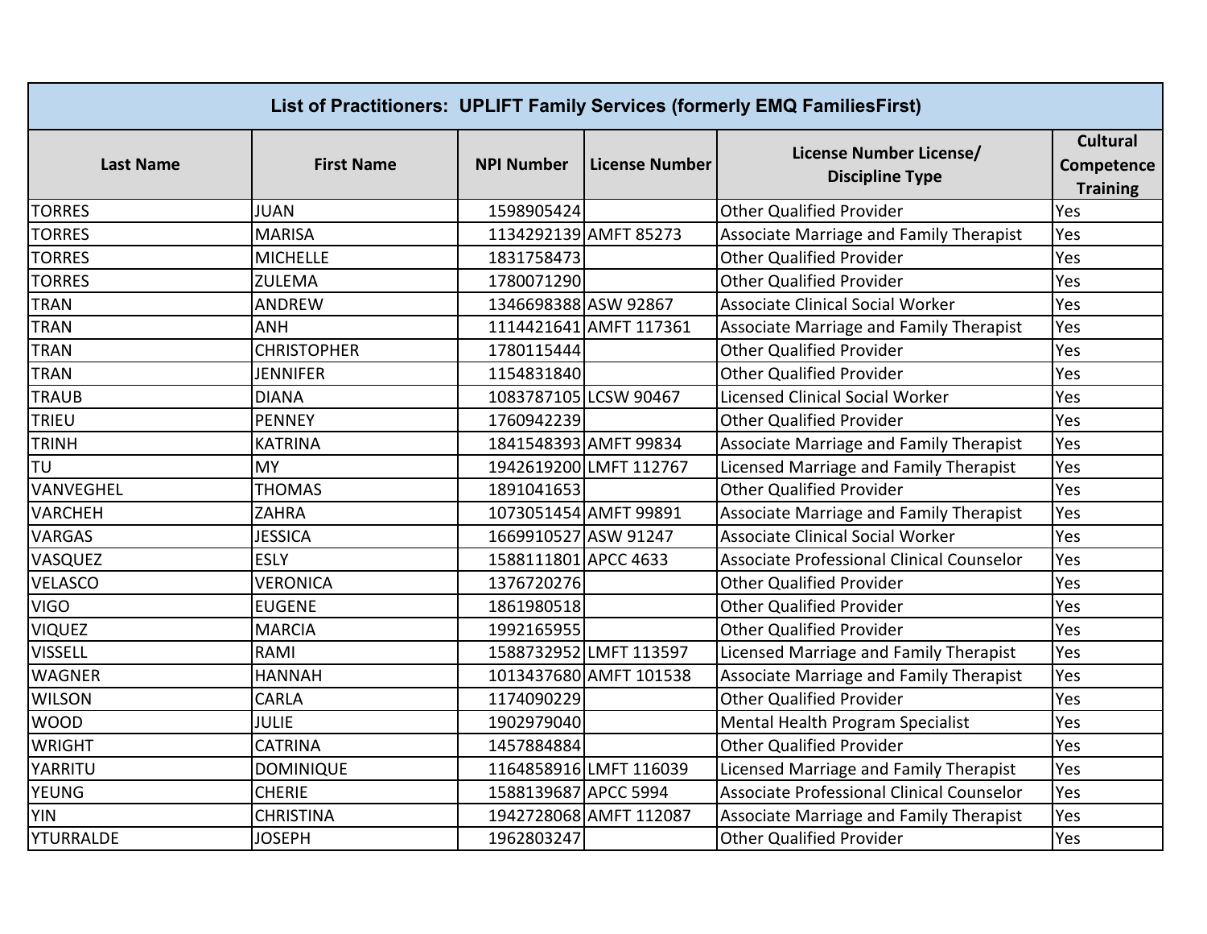| List of Practitioners: UPLIFT Family Services (formerly EMQ FamiliesFirst) | | | | | |
|---|---|---|---|---|---|
| **Last Name** | **First Name** | **NPI Number** | **License Number** | **License Number License/ Discipline Type** | **Cultural Competence Training** |
| TORRES | JUAN | 1598905424 | | Other Qualified Provider | Yes |
| TORRES | MARISA | 1134292139 | AMFT 85273 | Associate Marriage and Family Therapist | Yes |
| TORRES | MICHELLE | 1831758473 | | Other Qualified Provider | Yes |
| TORRES | ZULEMA | 1780071290 | | Other Qualified Provider | Yes |
| TRAN | ANDREW | 1346698388 | ASW 92867 | Associate Clinical Social Worker | Yes |
| TRAN | ANH | 1114421641 | AMFT 117361 | Associate Marriage and Family Therapist | Yes |
| TRAN | CHRISTOPHER | 1780115444 | | Other Qualified Provider | Yes |
| TRAN | JENNIFER | 1154831840 | | Other Qualified Provider | Yes |
| TRAUB | DIANA | 1083787105 | LCSW 90467 | Licensed Clinical Social Worker | Yes |
| TRIEU | PENNEY | 1760942239 | | Other Qualified Provider | Yes |
| TRINH | KATRINA | 1841548393 | AMFT 99834 | Associate Marriage and Family Therapist | Yes |
| TU | MY | 1942619200 | LMFT 112767 | Licensed Marriage and Family Therapist | Yes |
| VANVEGHEL | THOMAS | 1891041653 | | Other Qualified Provider | Yes |
| VARCHEH | ZAHRA | 1073051454 | AMFT 99891 | Associate Marriage and Family Therapist | Yes |
| VARGAS | JESSICA | 1669910527 | ASW 91247 | Associate Clinical Social Worker | Yes |
| VASQUEZ | ESLY | 1588111801 | APCC 4633 | Associate Professional Clinical Counselor | Yes |
| VELASCO | VERONICA | 1376720276 | | Other Qualified Provider | Yes |
| VIGO | EUGENE | 1861980518 | | Other Qualified Provider | Yes |
| VIQUEZ | MARCIA | 1992165955 | | Other Qualified Provider | Yes |
| VISSELL | RAMI | 1588732952 | LMFT 113597 | Licensed Marriage and Family Therapist | Yes |
| WAGNER | HANNAH | 1013437680 | AMFT 101538 | Associate Marriage and Family Therapist | Yes |
| WILSON | CARLA | 1174090229 | | Other Qualified Provider | Yes |
| WOOD | JULIE | 1902979040 | | Mental Health Program Specialist | Yes |
| WRIGHT | CATRINA | 1457884884 | | Other Qualified Provider | Yes |
| YARRITU | DOMINIQUE | 1164858916 | LMFT 116039 | Licensed Marriage and Family Therapist | Yes |
| YEUNG | CHERIE | 1588139687 | APCC 5994 | Associate Professional Clinical Counselor | Yes |
| YIN | CHRISTINA | 1942728068 | AMFT 112087 | Associate Marriage and Family Therapist | Yes |
| YTURRALDE | JOSEPH | 1962803247 | | Other Qualified Provider | Yes |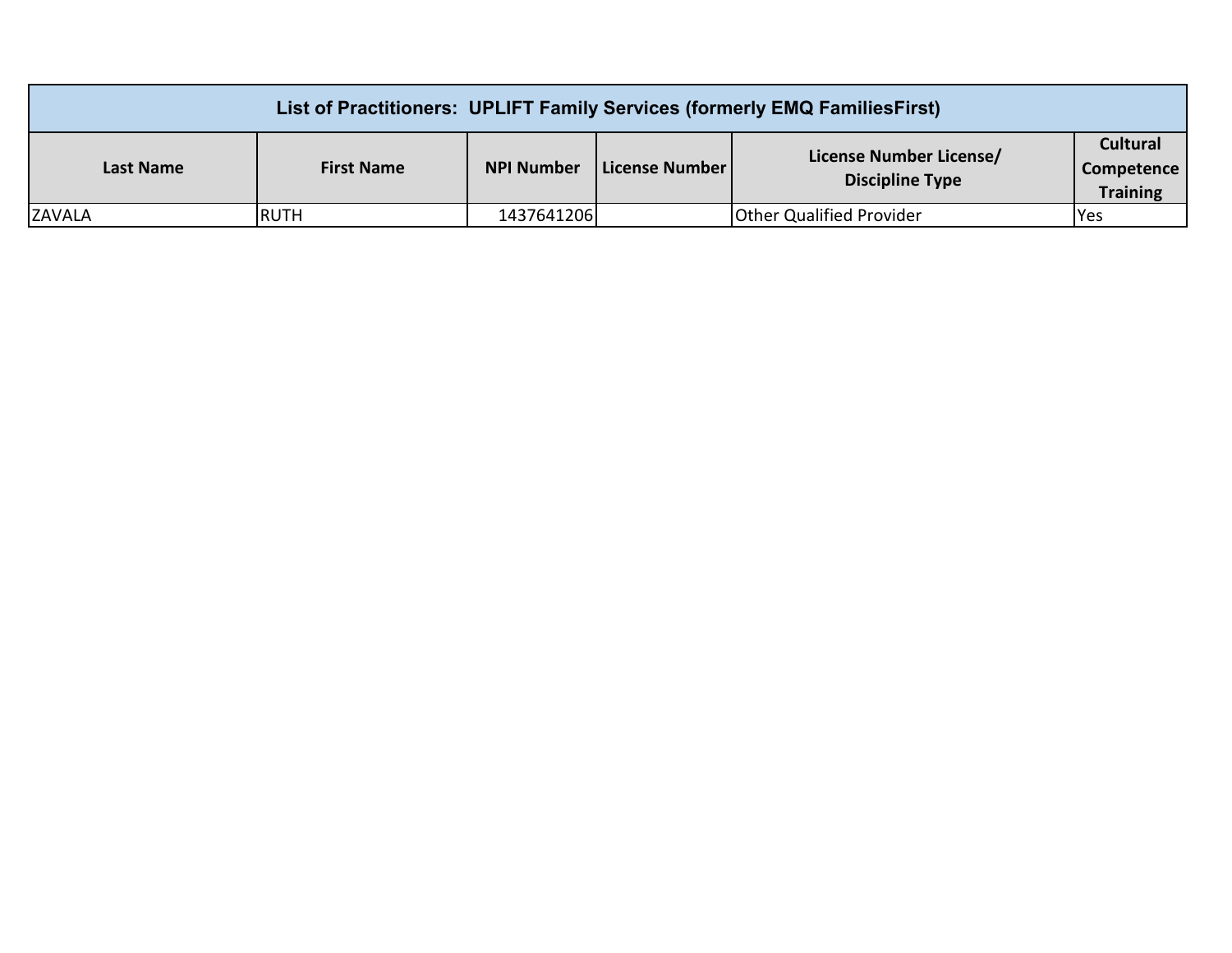| List of Practitioners: UPLIFT Family Services (formerly EMQ FamiliesFirst) | | | | | |
|---|---|---|---|---|---|
| Last Name | First Name | NPI Number | License Number | License Number License/ Discipline Type | Cultural Competence Training |
| ZAVALA | RUTH | 1437641206 | | Other Qualified Provider | Yes |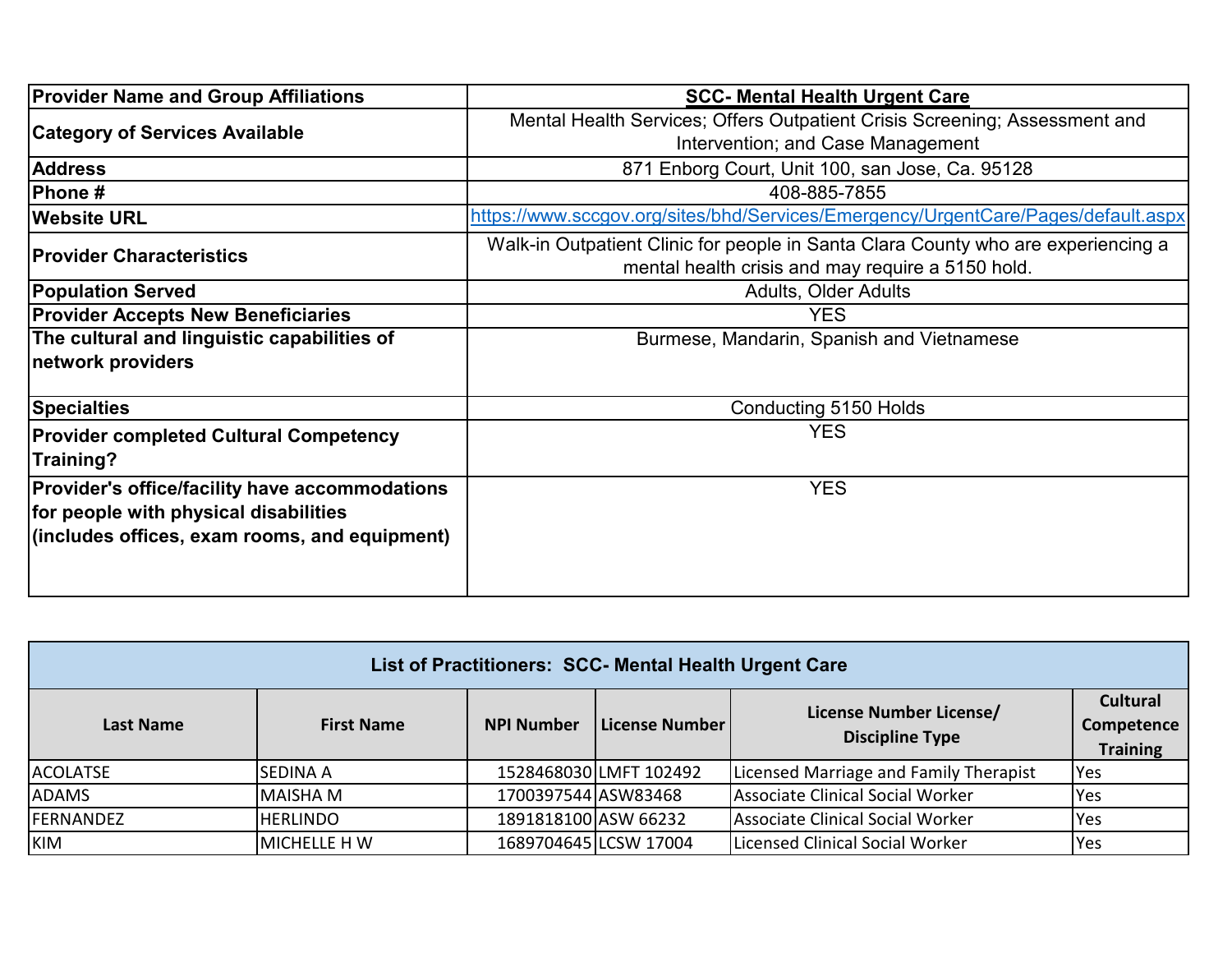| Provider Name and Group Affiliations | **SCC- Mental Health Urgent Care** |
| --- | --- |
| **Category of Services Available** | Mental Health Services; Offers Outpatient Crisis Screening; Assessment and Intervention; and Case Management |
| **Address** | 871 Enborg Court, Unit 100, san Jose, Ca. 95128 |
| **Phone #** | 408-885-7855 |
| **Website URL** | https://www.sccgov.org/sites/bhd/Services/Emergency/UrgentCare/Pages/default.aspx |
| **Provider Characteristics** | Walk-in Outpatient Clinic for people in Santa Clara County who are experiencing a mental health crisis and may require a 5150 hold. |
| **Population Served** | Adults, Older Adults |
| **Provider Accepts New Beneficiaries** | YES |
| **The cultural and linguistic capabilities of network providers** | Burmese, Mandarin, Spanish and Vietnamese |
| **Specialties** | Conducting 5150 Holds |
| **Provider completed Cultural Competency Training?** | YES |
| **Provider's office/facility have accommodations for people with physical disabilities (includes offices, exam rooms, and equipment)** | YES |

**List of Practitioners: SCC- Mental Health Urgent Care**

| Last Name | First Name | NPI Number | License Number | License Number License/ Discipline Type | Cultural Competence Training |
| --- | --- | --- | --- | --- | --- |
| ACOLATSE | SEDINA A | 1528468030 | LMFT 102492 | Licensed Marriage and Family Therapist | Yes |
| ADAMS | MAISHA M | 1700397544 | ASW83468 | Associate Clinical Social Worker | Yes |
| FERNANDEZ | HERLINDO | 1891818100 | ASW 66232 | Associate Clinical Social Worker | Yes |
| KIM | MICHELLE H W | 1689704645 | LCSW 17004 | Licensed Clinical Social Worker | Yes |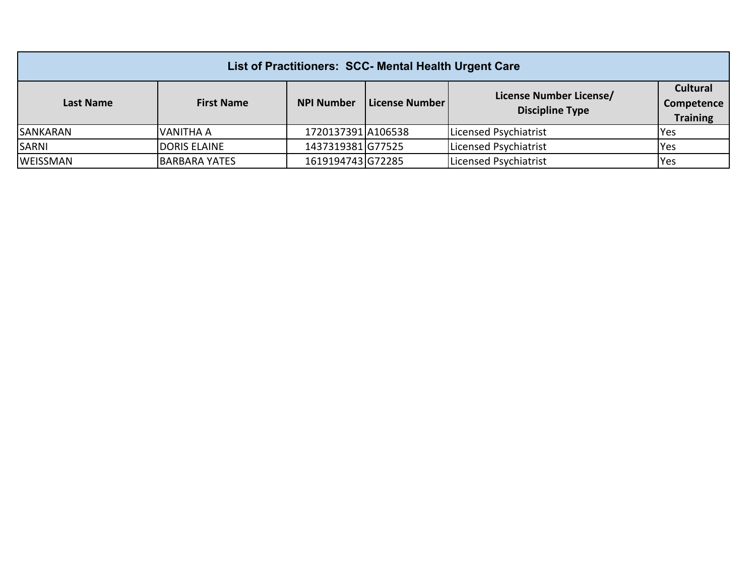| List of Practitioners: SCC- Mental Health Urgent Care | | | | | |
|---|---|---|---|---|---|
| **Last Name** | **First Name** | **NPI Number** | **License Number** | **License Number License/ Discipline Type** | **Cultural Competence Training** |
| SANKARAN | VANITHA A | 1720137391 | A106538 | Licensed Psychiatrist | Yes |
| SARNI | DORIS ELAINE | 1437319381 | G77525 | Licensed Psychiatrist | Yes |
| WEISSMAN | BARBARA YATES | 1619194743 | G72285 | Licensed Psychiatrist | Yes |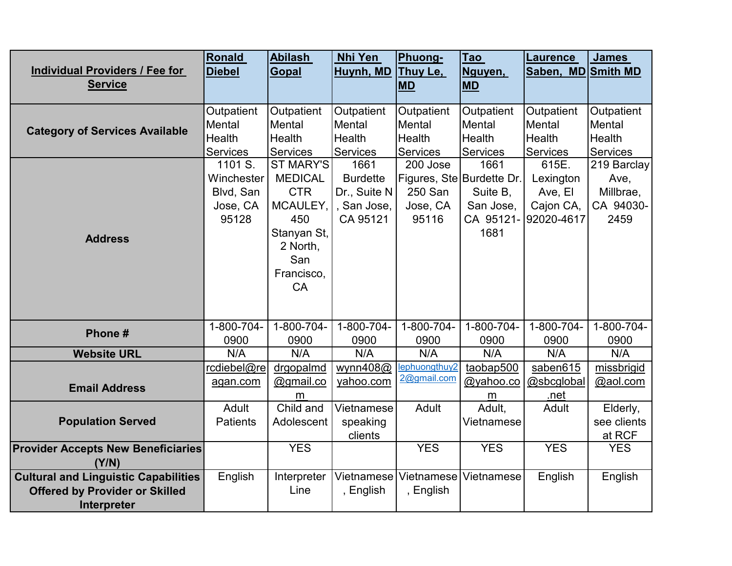| Individual Providers / Fee for Service | Ronald Diebel | Abilash Gopal | Nhi Yen Huynh, MD | Phuong-Thuy Le, MD | Tao Nguyen, MD | Laurence Saben, MD | James Smith MD |
|---|---|---|---|---|---|---|---|
| Category of Services Available | Outpatient Mental Health Services | Outpatient Mental Health Services | Outpatient Mental Health Services | Outpatient Mental Health Services | Outpatient Mental Health Services | Outpatient Mental Health Services | Outpatient Mental Health Services |
| Address | 1101 S. Winchester Blvd, San Jose, CA 95128 | ST MARY'S MEDICAL CTR MCAULEY, 450 Stanyan St, 2 North, San Francisco, CA | 1661 Burdette Dr., Suite N , San Jose, CA 95121 | 200 Jose Figures, Ste 250 San Jose, CA 95116 | 1661 Burdette Dr. Suite B, San Jose, CA 95121-1681 | 615E. Lexington Ave, El Cajon CA, 92020-4617 | 219 Barclay Ave, Millbrae, CA 94030-2459 |
| Phone # | 1-800-704-0900 | 1-800-704-0900 | 1-800-704-0900 | 1-800-704-0900 | 1-800-704-0900 | 1-800-704-0900 | 1-800-704-0900 |
| Website URL | N/A | N/A | N/A | N/A | N/A | N/A | N/A |
| Email Address | rcdiebel@reagan.com | drgopalmd@gmail.com | wynn408@yahoo.com | lephuongthuy22@gmail.com | taobap500@yahoo.com | saben615@sbcglobal.net | missbrigid@aol.com |
| Population Served | Adult Patients | Child and Adolescent | Vietnamese speaking clients | Adult | Adult, Vietnamese | Adult | Elderly, see clients at RCF |
| Provider Accepts New Beneficiaries (Y/N) | | YES | | YES | YES | YES | YES |
| Cultural and Linguistic Capabilities Offered by Provider or Skilled Interpreter | English | Interpreter Line | Vietnamese, English | Vietnamese, English | Vietnamese | English | English |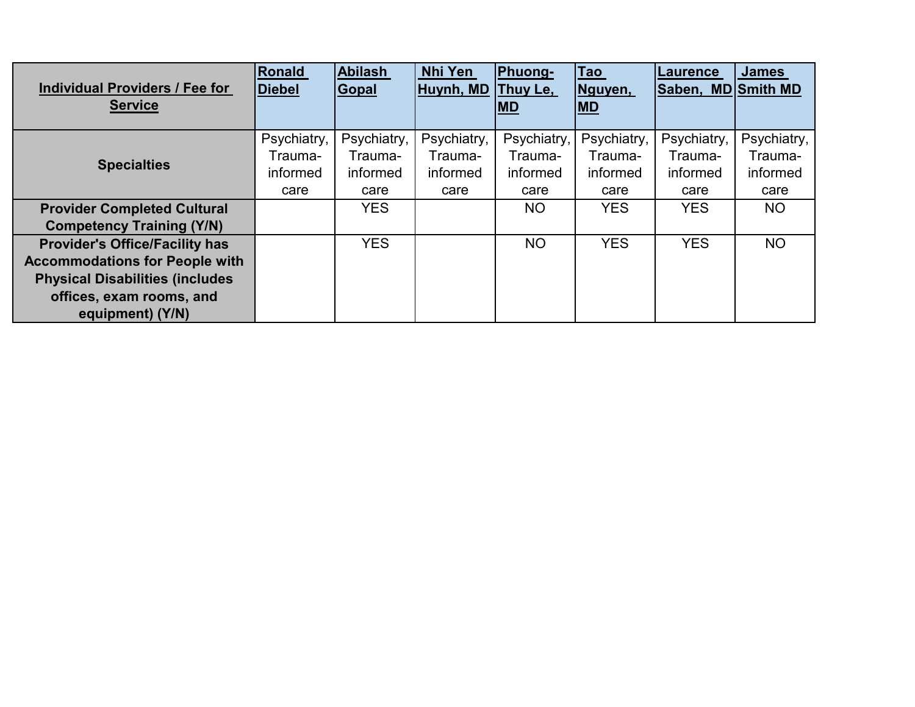| **Individual Providers / Fee for Service** | **Ronald Diebel** | **Abilash Gopal** | **Nhi Yen Huynh, MD** | **Phuong-Thuy Le, MD** | **Tao Nguyen, MD** | **Laurence Saben, MD** | **James Smith MD** |
|---|---|---|---|---|---|---|---|
| **Specialties** | Psychiatry, Trauma-informed care | Psychiatry, Trauma-informed care | Psychiatry, Trauma-informed care | Psychiatry, Trauma-informed care | Psychiatry, Trauma-informed care | Psychiatry, Trauma-informed care | Psychiatry, Trauma-informed care |
| **Provider Completed Cultural Competency Training (Y/N)** | | YES | | NO | YES | YES | NO |
| **Provider's Office/Facility has Accommodations for People with Physical Disabilities (includes offices, exam rooms, and equipment) (Y/N)** | | YES | | NO | YES | YES | NO |